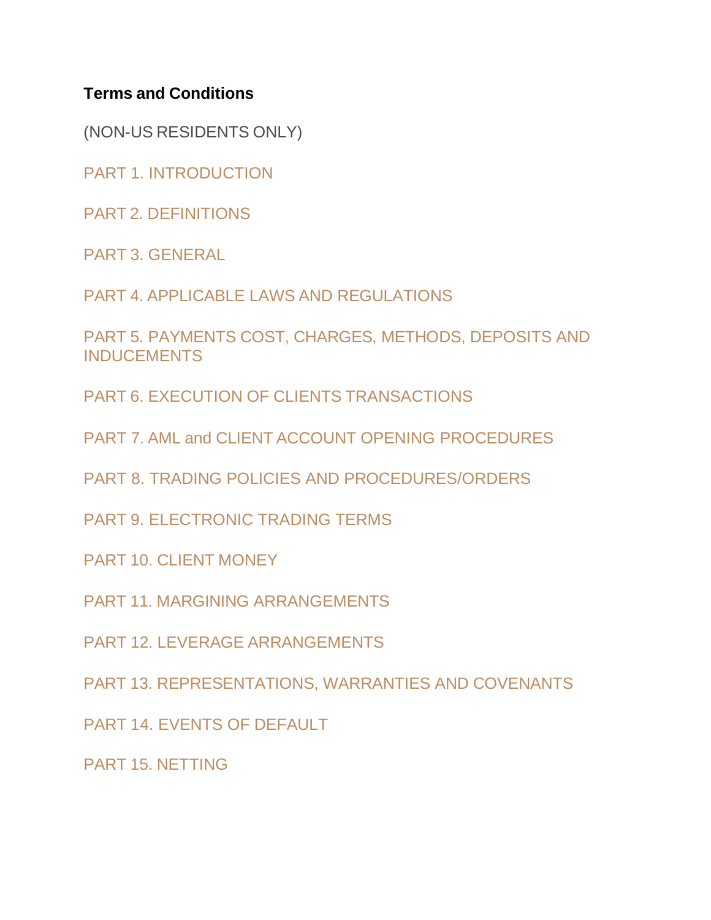**Terms and Conditions**

(NON-US RESIDENTS ONLY)

PART 1. INTRODUCTION

PART 2. DEFINITIONS

PART 3. GENERAL

PART 4. APPLICABLE LAWS AND REGULATIONS

PART 5. PAYMENTS COST, CHARGES, METHODS, DEPOSITS AND INDUCEMENTS

PART 6. EXECUTION OF CLIENTS TRANSACTIONS

PART 7. AML and CLIENT ACCOUNT OPENING PROCEDURES

PART 8. TRADING POLICIES AND PROCEDURES/ORDERS

PART 9. ELECTRONIC TRADING TERMS

PART 10. CLIENT MONEY

PART 11. MARGINING ARRANGEMENTS

PART 12. LEVERAGE ARRANGEMENTS

PART 13. REPRESENTATIONS, WARRANTIES AND COVENANTS

PART 14. EVENTS OF DEFAULT

PART 15. NETTING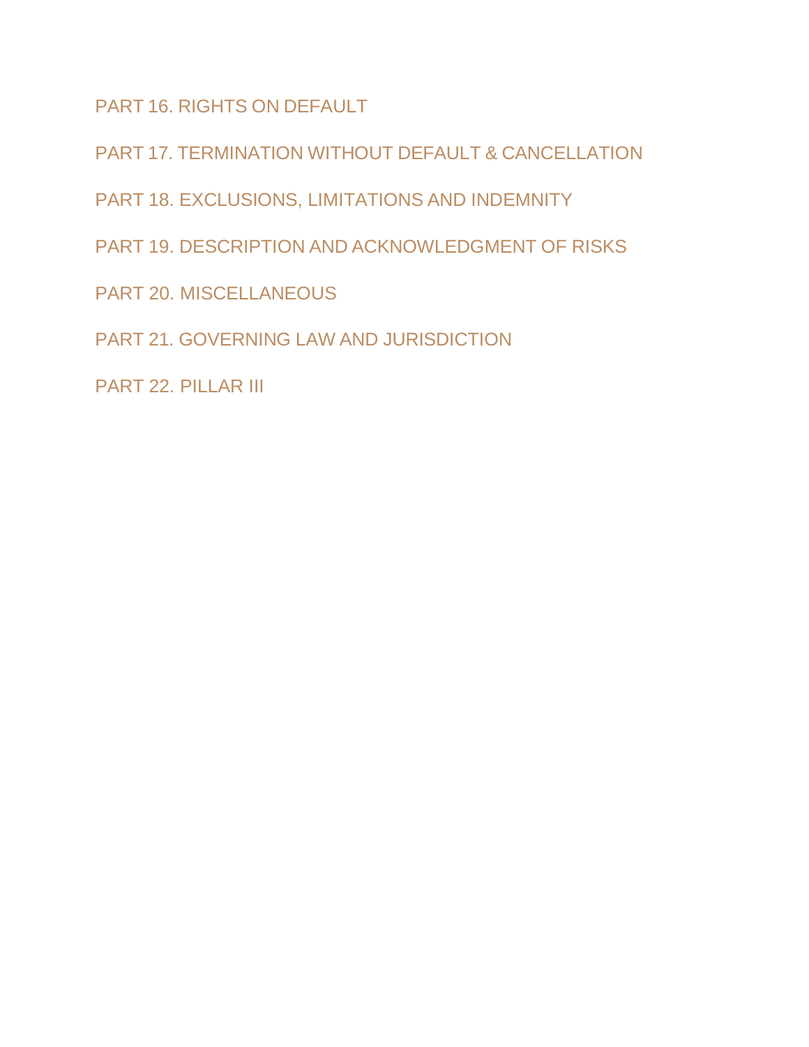PART 16. RIGHTS ON DEFAULT

PART 17. TERMINATION WITHOUT DEFAULT & CANCELLATION

PART 18. EXCLUSIONS, LIMITATIONS AND INDEMNITY

PART 19. DESCRIPTION AND ACKNOWLEDGMENT OF RISKS

PART 20. MISCELLANEOUS

PART 21. GOVERNING LAW AND JURISDICTION

PART 22. PILLAR III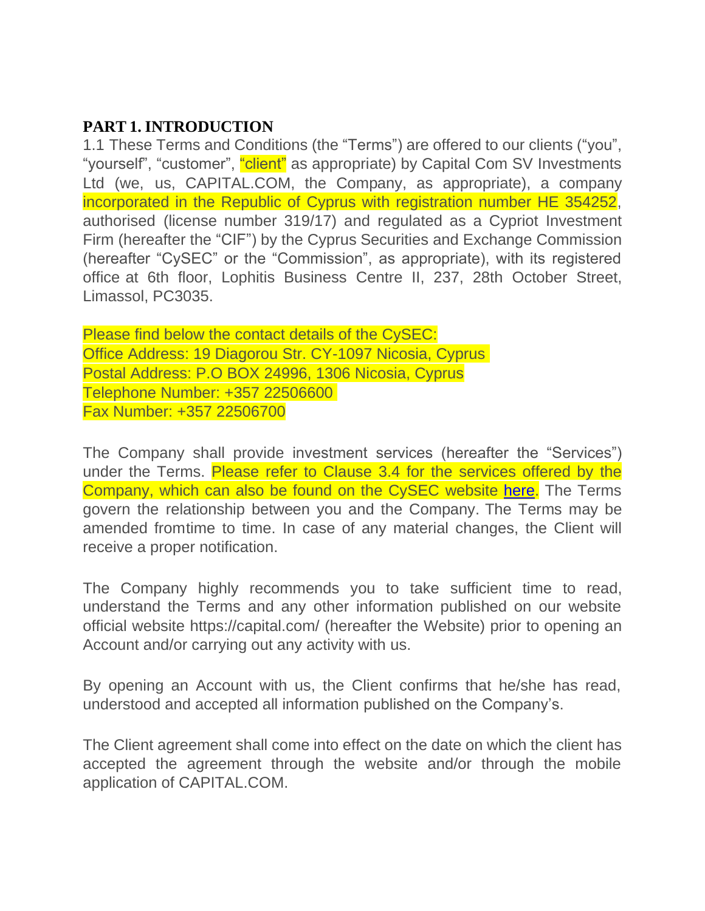## PART 1. INTRODUCTION

1.1 These Terms and Conditions (the "Terms") are offered to our clients ("you", "yourself", "customer", "client" as appropriate) by Capital Com SV Investments Ltd (we, us, CAPITAL.COM, the Company, as appropriate), a company incorporated in the Republic of Cyprus with registration number HE 354252, authorised (license number 319/17) and regulated as a Cypriot Investment Firm (hereafter the "CIF") by the Cyprus Securities and Exchange Commission (hereafter "CySEC" or the "Commission", as appropriate), with its registered office at 6th floor, Lophitis Business Centre II, 237, 28th October Street, Limassol, PC3035.

Please find below the contact details of the CySEC:
Office Address: 19 Diagorou Str. CY-1097 Nicosia, Cyprus
Postal Address: P.O BOX 24996, 1306 Nicosia, Cyprus
Telephone Number: +357 22506600
Fax Number: +357 22506700

The Company shall provide investment services (hereafter the "Services") under the Terms. Please refer to Clause 3.4 for the services offered by the Company, which can also be found on the CySEC website here. The Terms govern the relationship between you and the Company. The Terms may be amended fromtime to time. In case of any material changes, the Client will receive a proper notification.

The Company highly recommends you to take sufficient time to read, understand the Terms and any other information published on our website official website https://capital.com/ (hereafter the Website) prior to opening an Account and/or carrying out any activity with us.

By opening an Account with us, the Client confirms that he/she has read, understood and accepted all information published on the Company's.

The Client agreement shall come into effect on the date on which the client has accepted the agreement through the website and/or through the mobile application of CAPITAL.COM.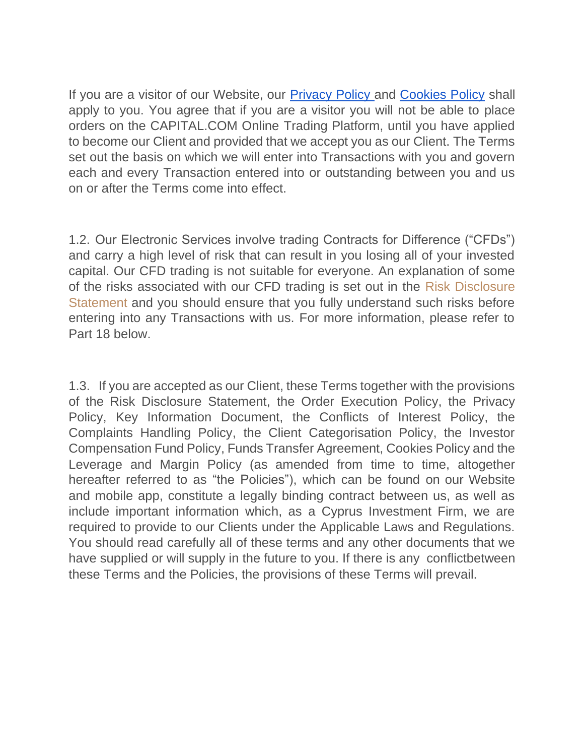If you are a visitor of our Website, our Privacy Policy and Cookies Policy shall apply to you. You agree that if you are a visitor you will not be able to place orders on the CAPITAL.COM Online Trading Platform, until you have applied to become our Client and provided that we accept you as our Client. The Terms set out the basis on which we will enter into Transactions with you and govern each and every Transaction entered into or outstanding between you and us on or after the Terms come into effect.

1.2. Our Electronic Services involve trading Contracts for Difference ("CFDs") and carry a high level of risk that can result in you losing all of your invested capital. Our CFD trading is not suitable for everyone. An explanation of some of the risks associated with our CFD trading is set out in the Risk Disclosure Statement and you should ensure that you fully understand such risks before entering into any Transactions with us. For more information, please refer to Part 18 below.

1.3. If you are accepted as our Client, these Terms together with the provisions of the Risk Disclosure Statement, the Order Execution Policy, the Privacy Policy, Key Information Document, the Conflicts of Interest Policy, the Complaints Handling Policy, the Client Categorisation Policy, the Investor Compensation Fund Policy, Funds Transfer Agreement, Cookies Policy and the Leverage and Margin Policy (as amended from time to time, altogether hereafter referred to as "the Policies"), which can be found on our Website and mobile app, constitute a legally binding contract between us, as well as include important information which, as a Cyprus Investment Firm, we are required to provide to our Clients under the Applicable Laws and Regulations. You should read carefully all of these terms and any other documents that we have supplied or will supply in the future to you. If there is any conflictbetween these Terms and the Policies, the provisions of these Terms will prevail.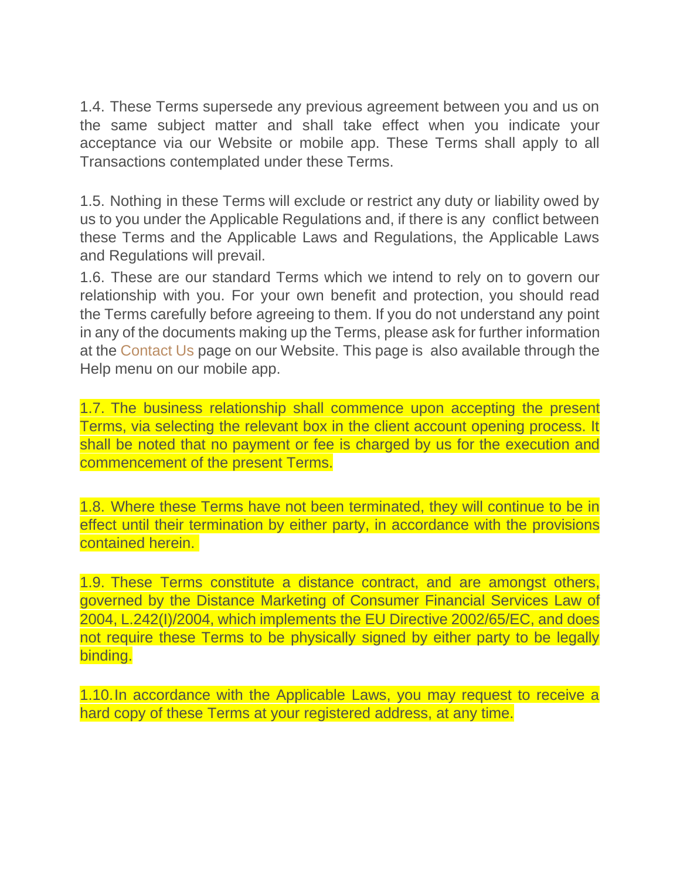1.4. These Terms supersede any previous agreement between you and us on the same subject matter and shall take effect when you indicate your acceptance via our Website or mobile app. These Terms shall apply to all Transactions contemplated under these Terms.

1.5. Nothing in these Terms will exclude or restrict any duty or liability owed by us to you under the Applicable Regulations and, if there is any conflict between these Terms and the Applicable Laws and Regulations, the Applicable Laws and Regulations will prevail.

1.6. These are our standard Terms which we intend to rely on to govern our relationship with you. For your own benefit and protection, you should read the Terms carefully before agreeing to them. If you do not understand any point in any of the documents making up the Terms, please ask for further information at the Contact Us page on our Website. This page is also available through the Help menu on our mobile app.

1.7. The business relationship shall commence upon accepting the present Terms, via selecting the relevant box in the client account opening process. It shall be noted that no payment or fee is charged by us for the execution and commencement of the present Terms.

1.8. Where these Terms have not been terminated, they will continue to be in effect until their termination by either party, in accordance with the provisions contained herein.

1.9. These Terms constitute a distance contract, and are amongst others, governed by the Distance Marketing of Consumer Financial Services Law of 2004, L.242(I)/2004, which implements the EU Directive 2002/65/EC, and does not require these Terms to be physically signed by either party to be legally binding.

1.10. In accordance with the Applicable Laws, you may request to receive a hard copy of these Terms at your registered address, at any time.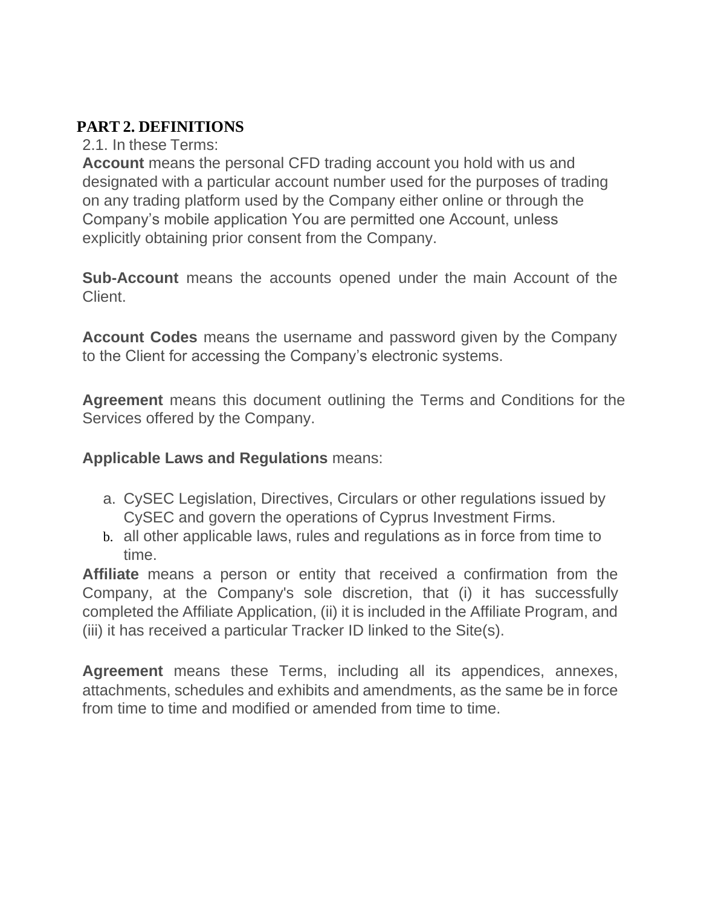## PART 2. DEFINITIONS

2.1. In these Terms:

**Account** means the personal CFD trading account you hold with us and designated with a particular account number used for the purposes of trading on any trading platform used by the Company either online or through the Company's mobile application You are permitted one Account, unless explicitly obtaining prior consent from the Company.

**Sub-Account** means the accounts opened under the main Account of the Client.

**Account Codes** means the username and password given by the Company to the Client for accessing the Company's electronic systems.

**Agreement** means this document outlining the Terms and Conditions for the Services offered by the Company.

**Applicable Laws and Regulations** means:

a. CySEC Legislation, Directives, Circulars or other regulations issued by CySEC and govern the operations of Cyprus Investment Firms.
b. all other applicable laws, rules and regulations as in force from time to time.

**Affiliate** means a person or entity that received a confirmation from the Company, at the Company's sole discretion, that (i) it has successfully completed the Affiliate Application, (ii) it is included in the Affiliate Program, and (iii) it has received a particular Tracker ID linked to the Site(s).

**Agreement** means these Terms, including all its appendices, annexes, attachments, schedules and exhibits and amendments, as the same be in force from time to time and modified or amended from time to time.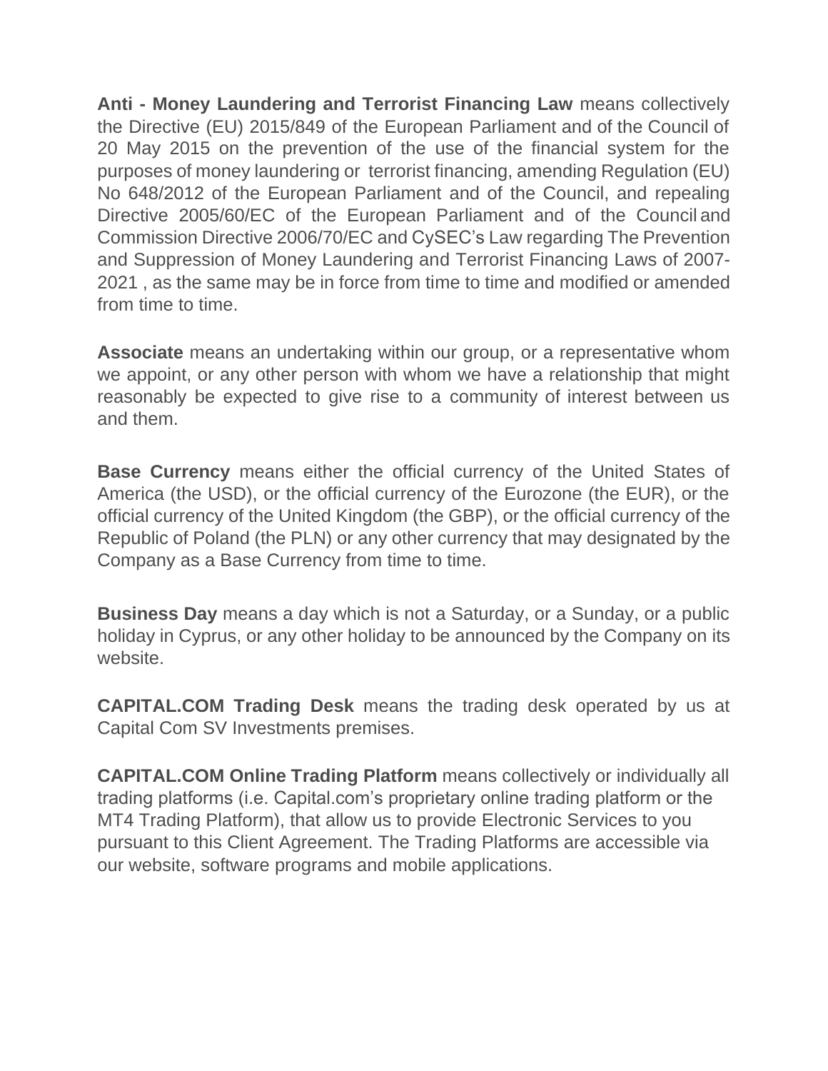**Anti - Money Laundering and Terrorist Financing Law** means collectively the Directive (EU) 2015/849 of the European Parliament and of the Council of 20 May 2015 on the prevention of the use of the financial system for the purposes of money laundering or terrorist financing, amending Regulation (EU) No 648/2012 of the European Parliament and of the Council, and repealing Directive 2005/60/EC of the European Parliament and of the Council and Commission Directive 2006/70/EC and CySEC's Law regarding The Prevention and Suppression of Money Laundering and Terrorist Financing Laws of 2007-2021 , as the same may be in force from time to time and modified or amended from time to time.

**Associate** means an undertaking within our group, or a representative whom we appoint, or any other person with whom we have a relationship that might reasonably be expected to give rise to a community of interest between us and them.

**Base Currency** means either the official currency of the United States of America (the USD), or the official currency of the Eurozone (the EUR), or the official currency of the United Kingdom (the GBP), or the official currency of the Republic of Poland (the PLN) or any other currency that may designated by the Company as a Base Currency from time to time.

**Business Day** means a day which is not a Saturday, or a Sunday, or a public holiday in Cyprus, or any other holiday to be announced by the Company on its website.

**CAPITAL.COM Trading Desk** means the trading desk operated by us at Capital Com SV Investments premises.

**CAPITAL.COM Online Trading Platform** means collectively or individually all trading platforms (i.e. Capital.com's proprietary online trading platform or the MT4 Trading Platform), that allow us to provide Electronic Services to you pursuant to this Client Agreement. The Trading Platforms are accessible via our website, software programs and mobile applications.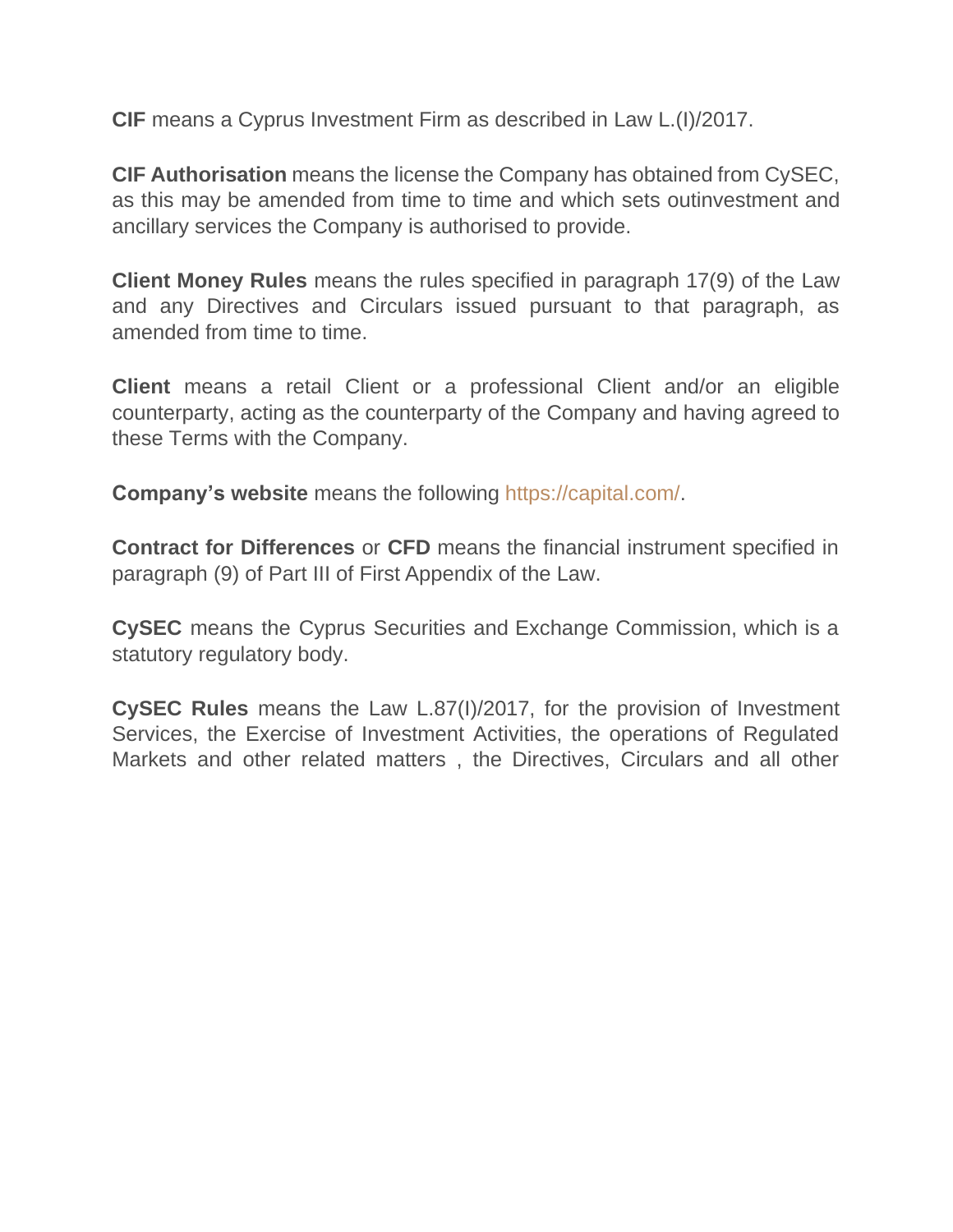**CIF** means a Cyprus Investment Firm as described in Law L.(I)/2017.

**CIF Authorisation** means the license the Company has obtained from CySEC, as this may be amended from time to time and which sets outinvestment and ancillary services the Company is authorised to provide.

**Client Money Rules** means the rules specified in paragraph 17(9) of the Law and any Directives and Circulars issued pursuant to that paragraph, as amended from time to time.

**Client** means a retail Client or a professional Client and/or an eligible counterparty, acting as the counterparty of the Company and having agreed to these Terms with the Company.

**Company's website** means the following https://capital.com/.

**Contract for Differences** or **CFD** means the financial instrument specified in paragraph (9) of Part III of First Appendix of the Law.

**CySEC** means the Cyprus Securities and Exchange Commission, which is a statutory regulatory body.

**CySEC Rules** means the Law L.87(I)/2017, for the provision of Investment Services, the Exercise of Investment Activities, the operations of Regulated Markets and other related matters , the Directives, Circulars and all other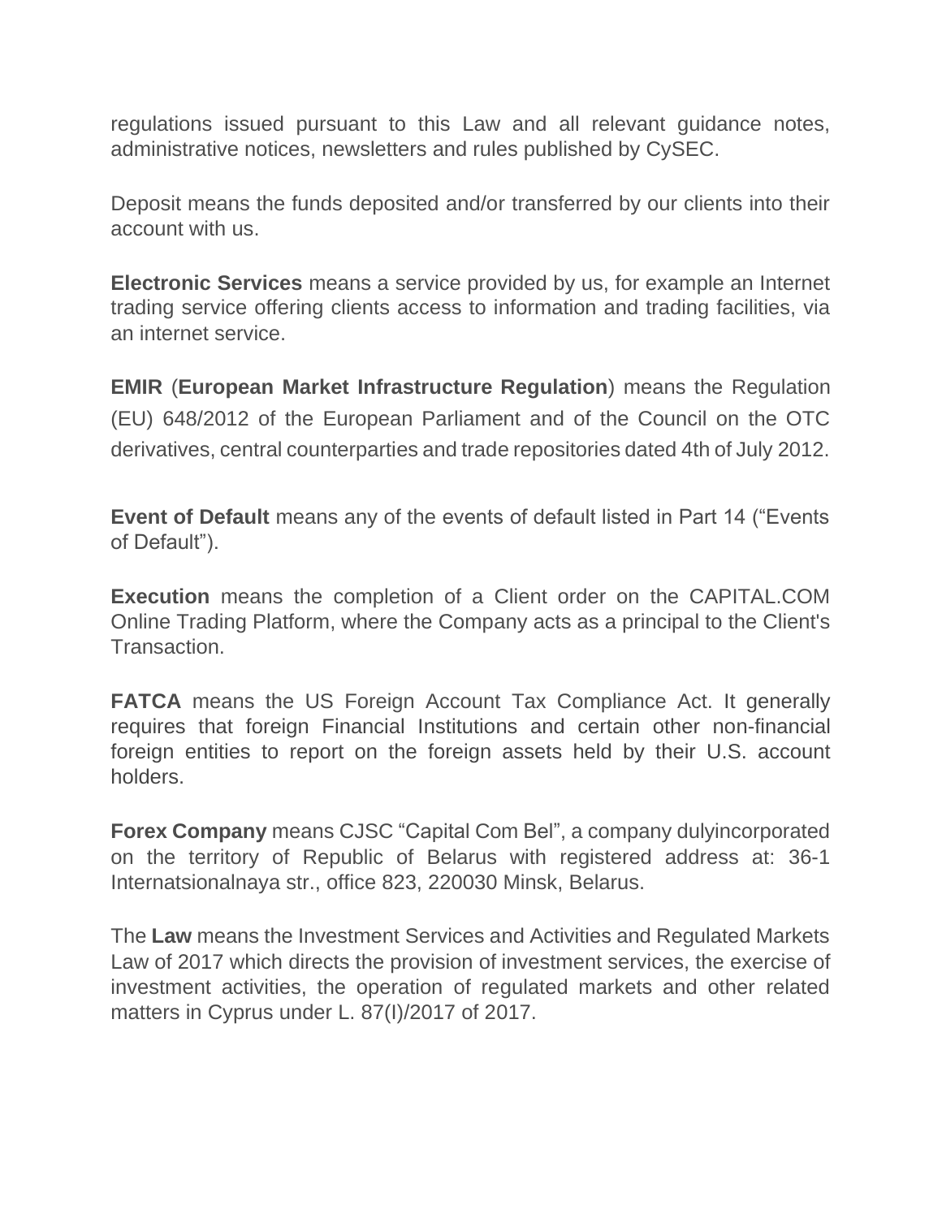regulations issued pursuant to this Law and all relevant guidance notes, administrative notices, newsletters and rules published by CySEC.

Deposit means the funds deposited and/or transferred by our clients into their account with us.

**Electronic Services** means a service provided by us, for example an Internet trading service offering clients access to information and trading facilities, via an internet service.

**EMIR** (**European Market Infrastructure Regulation**) means the Regulation (EU) 648/2012 of the European Parliament and of the Council on the OTC derivatives, central counterparties and trade repositories dated 4th of July 2012.

**Event of Default** means any of the events of default listed in Part 14 ("Events of Default").

**Execution** means the completion of a Client order on the CAPITAL.COM Online Trading Platform, where the Company acts as a principal to the Client's Transaction.

**FATCA** means the US Foreign Account Tax Compliance Act. It generally requires that foreign Financial Institutions and certain other non-financial foreign entities to report on the foreign assets held by their U.S. account holders.

**Forex Company** means CJSC "Capital Com Bel", a company dulyincorporated on the territory of Republic of Belarus with registered address at: 36-1 Internatsionalnaya str., office 823, 220030 Minsk, Belarus.

The **Law** means the Investment Services and Activities and Regulated Markets Law of 2017 which directs the provision of investment services, the exercise of investment activities, the operation of regulated markets and other related matters in Cyprus under L. 87(I)/2017 of 2017.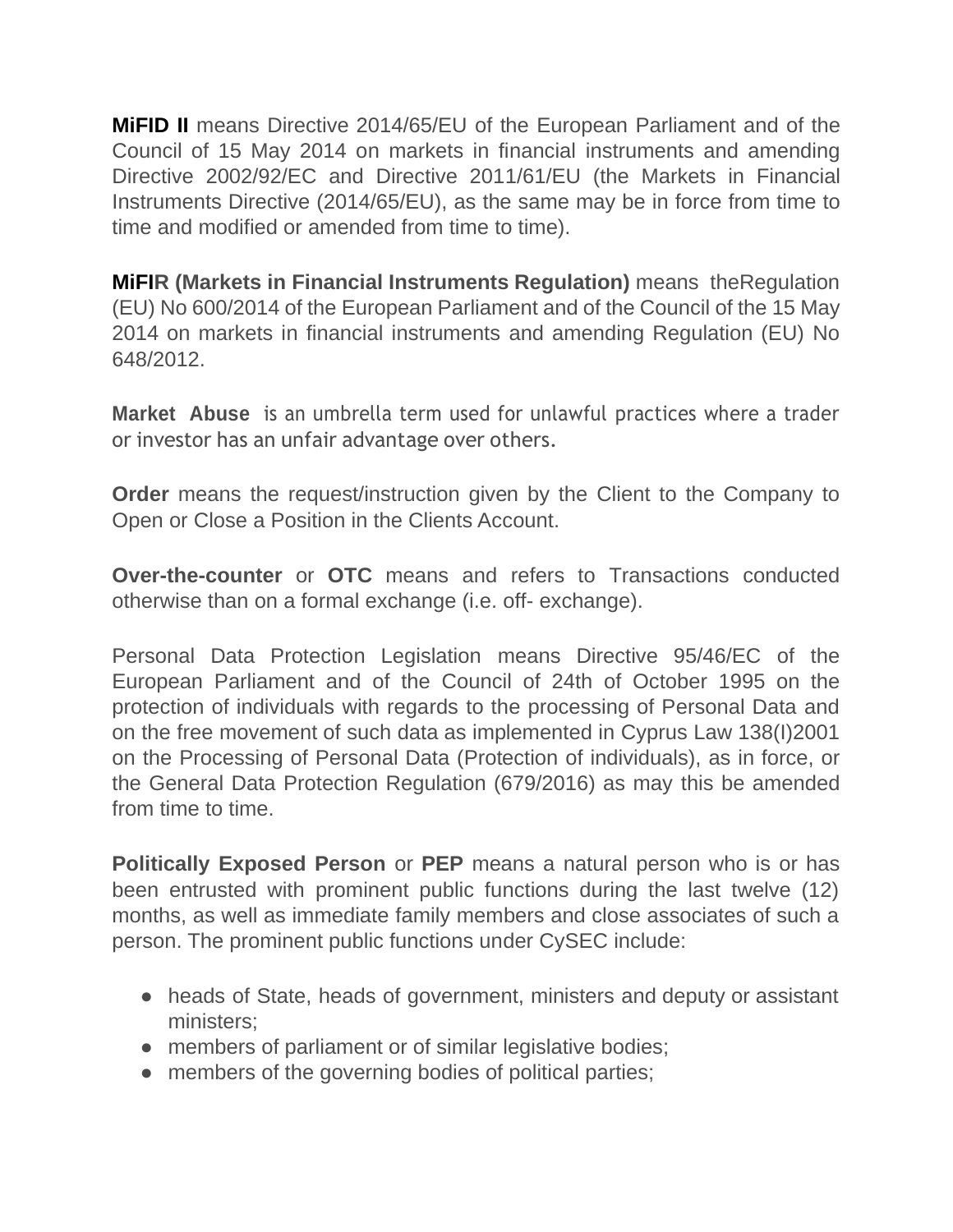**MiFID II** means Directive 2014/65/EU of the European Parliament and of the Council of 15 May 2014 on markets in financial instruments and amending Directive 2002/92/EC and Directive 2011/61/EU (the Markets in Financial Instruments Directive (2014/65/EU), as the same may be in force from time to time and modified or amended from time to time).

**MiFIR (Markets in Financial Instruments Regulation)** means theRegulation (EU) No 600/2014 of the European Parliament and of the Council of the 15 May 2014 on markets in financial instruments and amending Regulation (EU) No 648/2012.

**Market Abuse** is an umbrella term used for unlawful practices where a trader or investor has an unfair advantage over others.

**Order** means the request/instruction given by the Client to the Company to Open or Close a Position in the Clients Account.

**Over-the-counter** or **OTC** means and refers to Transactions conducted otherwise than on a formal exchange (i.e. off- exchange).

Personal Data Protection Legislation means Directive 95/46/EC of the European Parliament and of the Council of 24th of October 1995 on the protection of individuals with regards to the processing of Personal Data and on the free movement of such data as implemented in Cyprus Law 138(I)2001 on the Processing of Personal Data (Protection of individuals), as in force, or the General Data Protection Regulation (679/2016) as may this be amended from time to time.

**Politically Exposed Person** or **PEP** means a natural person who is or has been entrusted with prominent public functions during the last twelve (12) months, as well as immediate family members and close associates of such a person. The prominent public functions under CySEC include:

- heads of State, heads of government, ministers and deputy or assistant ministers;
- members of parliament or of similar legislative bodies;
- members of the governing bodies of political parties;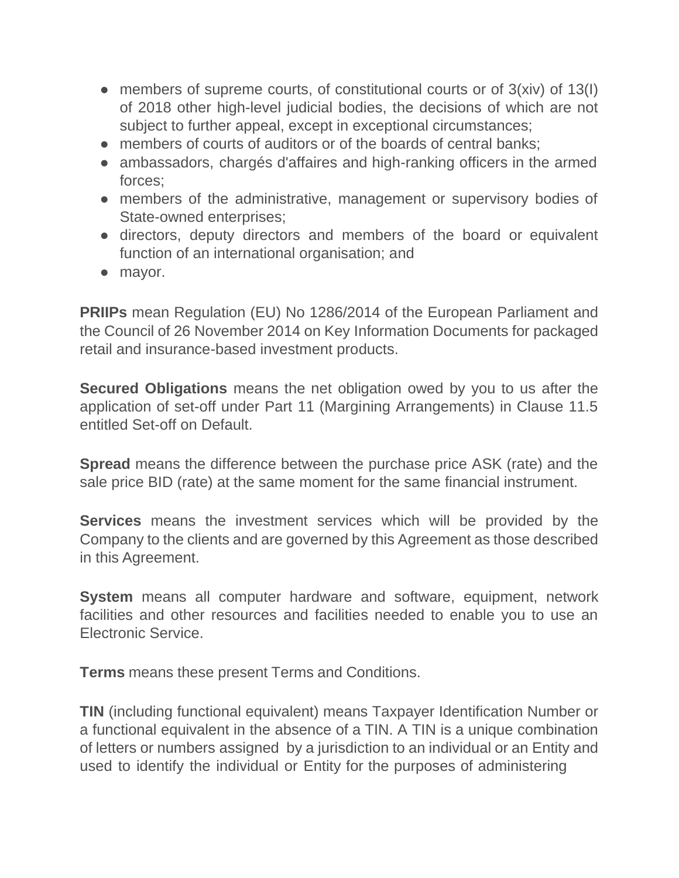- members of supreme courts, of constitutional courts or of 3(xiv) of 13(I) of 2018 other high-level judicial bodies, the decisions of which are not subject to further appeal, except in exceptional circumstances;
- members of courts of auditors or of the boards of central banks;
- ambassadors, chargés d'affaires and high-ranking officers in the armed forces;
- members of the administrative, management or supervisory bodies of State-owned enterprises;
- directors, deputy directors and members of the board or equivalent function of an international organisation; and
- mayor.

**PRIIPs** mean Regulation (EU) No 1286/2014 of the European Parliament and the Council of 26 November 2014 on Key Information Documents for packaged retail and insurance-based investment products.

**Secured Obligations** means the net obligation owed by you to us after the application of set-off under Part 11 (Margining Arrangements) in Clause 11.5 entitled Set-off on Default.

**Spread** means the difference between the purchase price ASK (rate) and the sale price BID (rate) at the same moment for the same financial instrument.

**Services** means the investment services which will be provided by the Company to the clients and are governed by this Agreement as those described in this Agreement.

**System** means all computer hardware and software, equipment, network facilities and other resources and facilities needed to enable you to use an Electronic Service.

**Terms** means these present Terms and Conditions.

**TIN** (including functional equivalent) means Taxpayer Identification Number or a functional equivalent in the absence of a TIN. A TIN is a unique combination of letters or numbers assigned by a jurisdiction to an individual or an Entity and used to identify the individual or Entity for the purposes of administering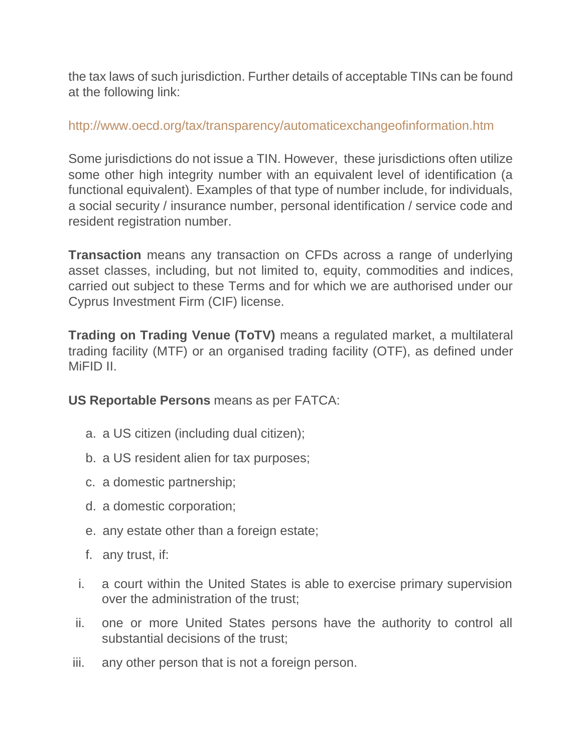the tax laws of such jurisdiction. Further details of acceptable TINs can be found at the following link:

http://www.oecd.org/tax/transparency/automaticexchangeofinformation.htm

Some jurisdictions do not issue a TIN. However, these jurisdictions often utilize some other high integrity number with an equivalent level of identification (a functional equivalent). Examples of that type of number include, for individuals, a social security / insurance number, personal identification / service code and resident registration number.

**Transaction** means any transaction on CFDs across a range of underlying asset classes, including, but not limited to, equity, commodities and indices, carried out subject to these Terms and for which we are authorised under our Cyprus Investment Firm (CIF) license.

**Trading on Trading Venue (ToTV)** means a regulated market, a multilateral trading facility (MTF) or an organised trading facility (OTF), as defined under MiFID II.

**US Reportable Persons** means as per FATCA:

a. a US citizen (including dual citizen);

b. a US resident alien for tax purposes;

c. a domestic partnership;

d. a domestic corporation;

e. any estate other than a foreign estate;

f. any trust, if:

i. a court within the United States is able to exercise primary supervision over the administration of the trust;

ii. one or more United States persons have the authority to control all substantial decisions of the trust;

iii. any other person that is not a foreign person.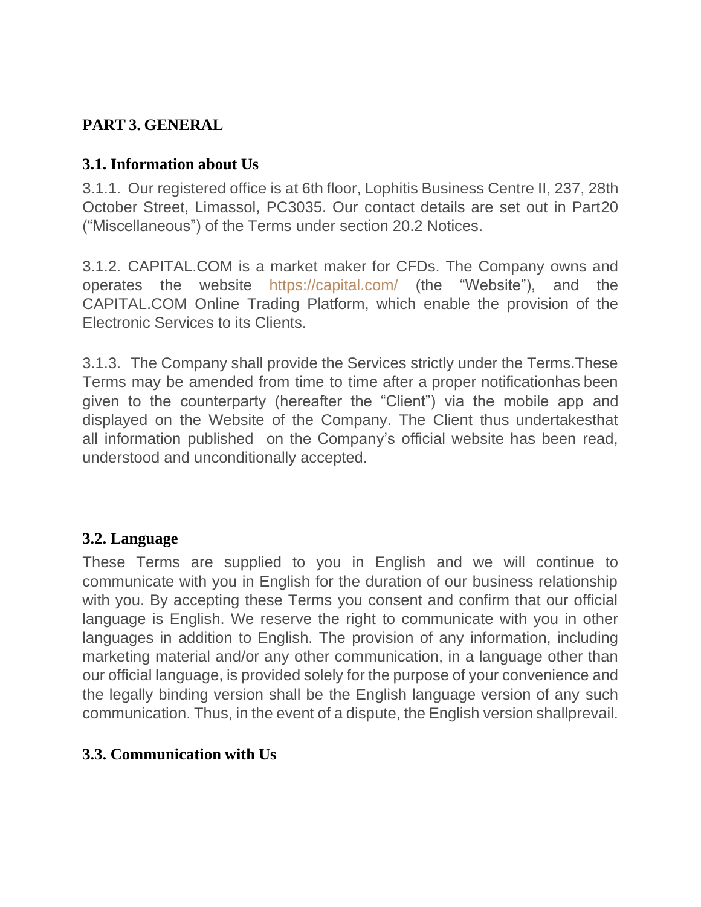## PART 3. GENERAL

### 3.1. Information about Us

3.1.1. Our registered office is at 6th floor, Lophitis Business Centre II, 237, 28th October Street, Limassol, PC3035. Our contact details are set out in Part20 ("Miscellaneous") of the Terms under section 20.2 Notices.

3.1.2. CAPITAL.COM is a market maker for CFDs. The Company owns and operates the website https://capital.com/ (the "Website"), and the CAPITAL.COM Online Trading Platform, which enable the provision of the Electronic Services to its Clients.

3.1.3. The Company shall provide the Services strictly under the Terms.These Terms may be amended from time to time after a proper notificationhas been given to the counterparty (hereafter the "Client") via the mobile app and displayed on the Website of the Company. The Client thus undertakesthat all information published on the Company's official website has been read, understood and unconditionally accepted.

### 3.2. Language

These Terms are supplied to you in English and we will continue to communicate with you in English for the duration of our business relationship with you. By accepting these Terms you consent and confirm that our official language is English. We reserve the right to communicate with you in other languages in addition to English. The provision of any information, including marketing material and/or any other communication, in a language other than our official language, is provided solely for the purpose of your convenience and the legally binding version shall be the English language version of any such communication. Thus, in the event of a dispute, the English version shallprevail.

### 3.3. Communication with Us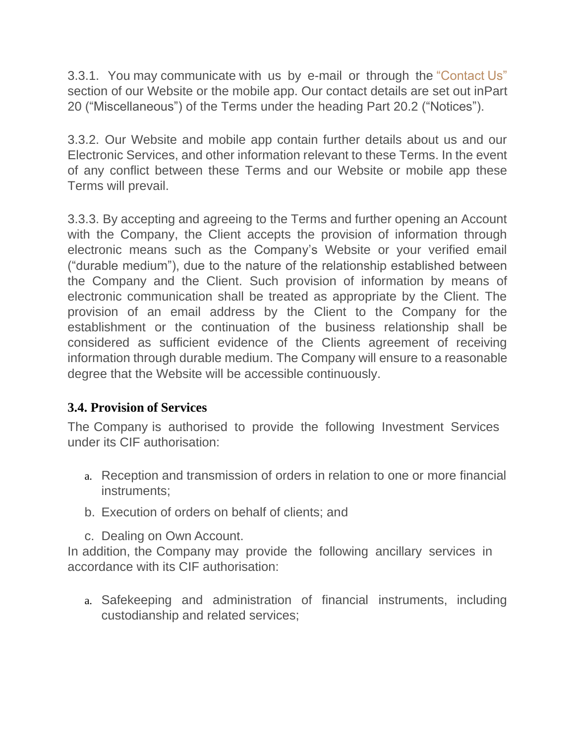3.3.1. You may communicate with us by e-mail or through the "Contact Us" section of our Website or the mobile app. Our contact details are set out inPart 20 ("Miscellaneous") of the Terms under the heading Part 20.2 ("Notices").

3.3.2. Our Website and mobile app contain further details about us and our Electronic Services, and other information relevant to these Terms. In the event of any conflict between these Terms and our Website or mobile app these Terms will prevail.

3.3.3. By accepting and agreeing to the Terms and further opening an Account with the Company, the Client accepts the provision of information through electronic means such as the Company's Website or your verified email ("durable medium"), due to the nature of the relationship established between the Company and the Client. Such provision of information by means of electronic communication shall be treated as appropriate by the Client. The provision of an email address by the Client to the Company for the establishment or the continuation of the business relationship shall be considered as sufficient evidence of the Clients agreement of receiving information through durable medium. The Company will ensure to a reasonable degree that the Website will be accessible continuously.

### 3.4. Provision of Services

The Company is authorised to provide the following Investment Services under its CIF authorisation:

a. Reception and transmission of orders in relation to one or more financial instruments;
b. Execution of orders on behalf of clients; and
c. Dealing on Own Account.

In addition, the Company may provide the following ancillary services in accordance with its CIF authorisation:

a. Safekeeping and administration of financial instruments, including custodianship and related services;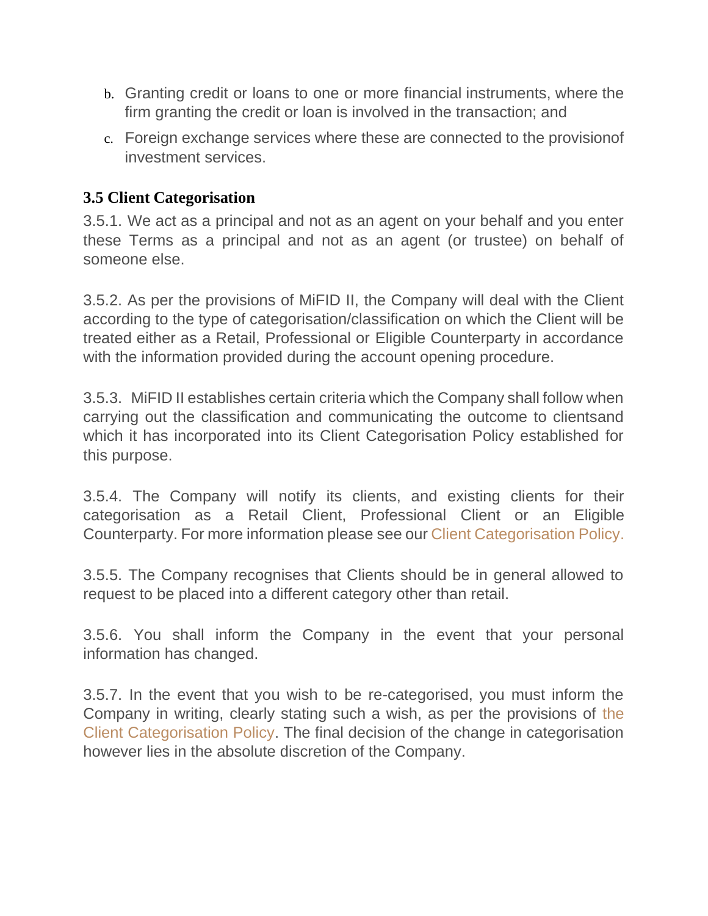b. Granting credit or loans to one or more financial instruments, where the firm granting the credit or loan is involved in the transaction; and

c. Foreign exchange services where these are connected to the provisionof investment services.

### 3.5 Client Categorisation

3.5.1. We act as a principal and not as an agent on your behalf and you enter these Terms as a principal and not as an agent (or trustee) on behalf of someone else.

3.5.2. As per the provisions of MiFID II, the Company will deal with the Client according to the type of categorisation/classification on which the Client will be treated either as a Retail, Professional or Eligible Counterparty in accordance with the information provided during the account opening procedure.

3.5.3. MiFID II establishes certain criteria which the Company shall follow when carrying out the classification and communicating the outcome to clientsand which it has incorporated into its Client Categorisation Policy established for this purpose.

3.5.4. The Company will notify its clients, and existing clients for their categorisation as a Retail Client, Professional Client or an Eligible Counterparty. For more information please see our Client Categorisation Policy.

3.5.5. The Company recognises that Clients should be in general allowed to request to be placed into a different category other than retail.

3.5.6. You shall inform the Company in the event that your personal information has changed.

3.5.7. In the event that you wish to be re-categorised, you must inform the Company in writing, clearly stating such a wish, as per the provisions of the Client Categorisation Policy. The final decision of the change in categorisation however lies in the absolute discretion of the Company.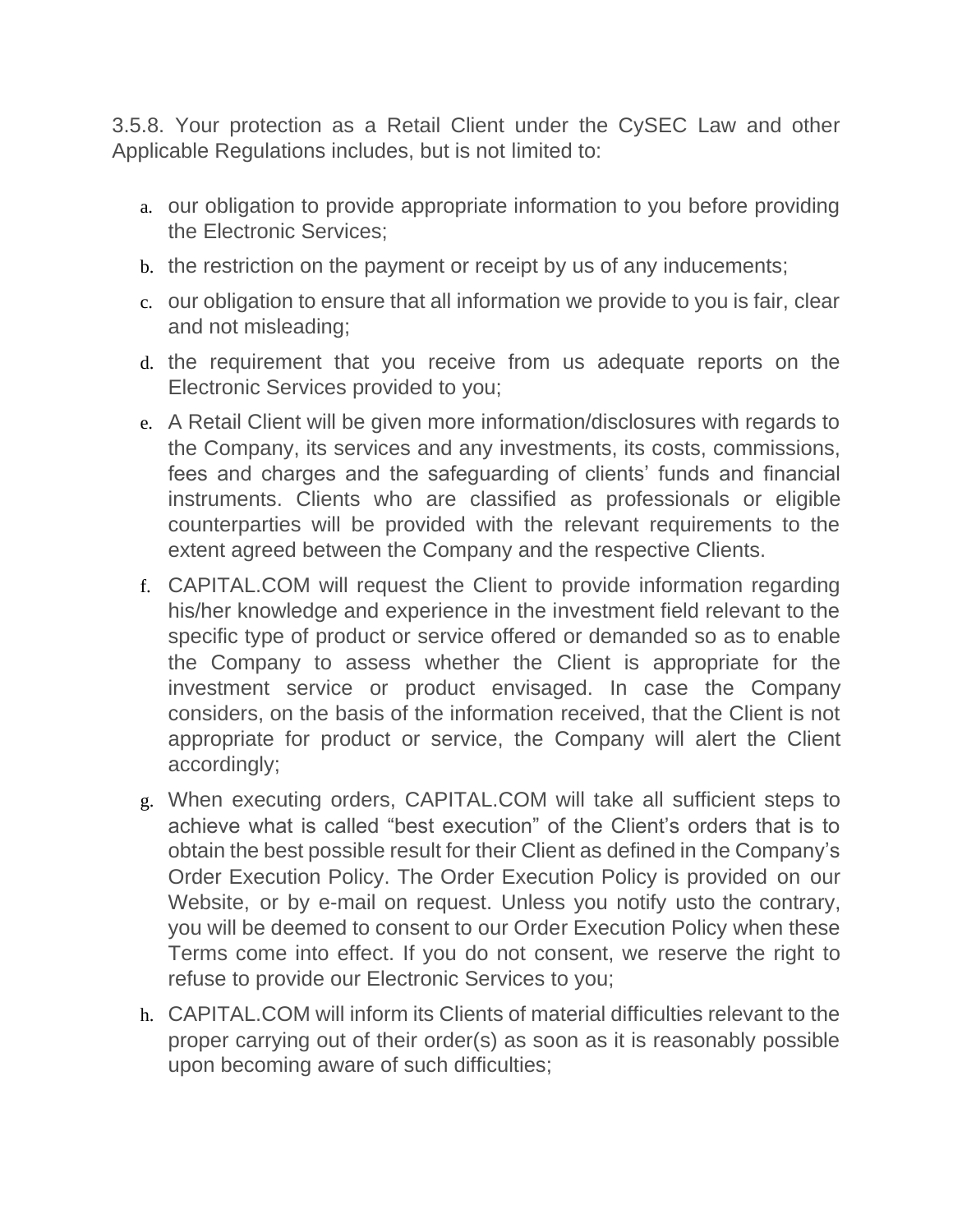3.5.8. Your protection as a Retail Client under the CySEC Law and other Applicable Regulations includes, but is not limited to:

a. our obligation to provide appropriate information to you before providing the Electronic Services;
b. the restriction on the payment or receipt by us of any inducements;
c. our obligation to ensure that all information we provide to you is fair, clear and not misleading;
d. the requirement that you receive from us adequate reports on the Electronic Services provided to you;
e. A Retail Client will be given more information/disclosures with regards to the Company, its services and any investments, its costs, commissions, fees and charges and the safeguarding of clients' funds and financial instruments. Clients who are classified as professionals or eligible counterparties will be provided with the relevant requirements to the extent agreed between the Company and the respective Clients.
f. CAPITAL.COM will request the Client to provide information regarding his/her knowledge and experience in the investment field relevant to the specific type of product or service offered or demanded so as to enable the Company to assess whether the Client is appropriate for the investment service or product envisaged. In case the Company considers, on the basis of the information received, that the Client is not appropriate for product or service, the Company will alert the Client accordingly;
g. When executing orders, CAPITAL.COM will take all sufficient steps to achieve what is called "best execution" of the Client's orders that is to obtain the best possible result for their Client as defined in the Company's Order Execution Policy. The Order Execution Policy is provided on our Website, or by e-mail on request. Unless you notify usto the contrary, you will be deemed to consent to our Order Execution Policy when these Terms come into effect. If you do not consent, we reserve the right to refuse to provide our Electronic Services to you;
h. CAPITAL.COM will inform its Clients of material difficulties relevant to the proper carrying out of their order(s) as soon as it is reasonably possible upon becoming aware of such difficulties;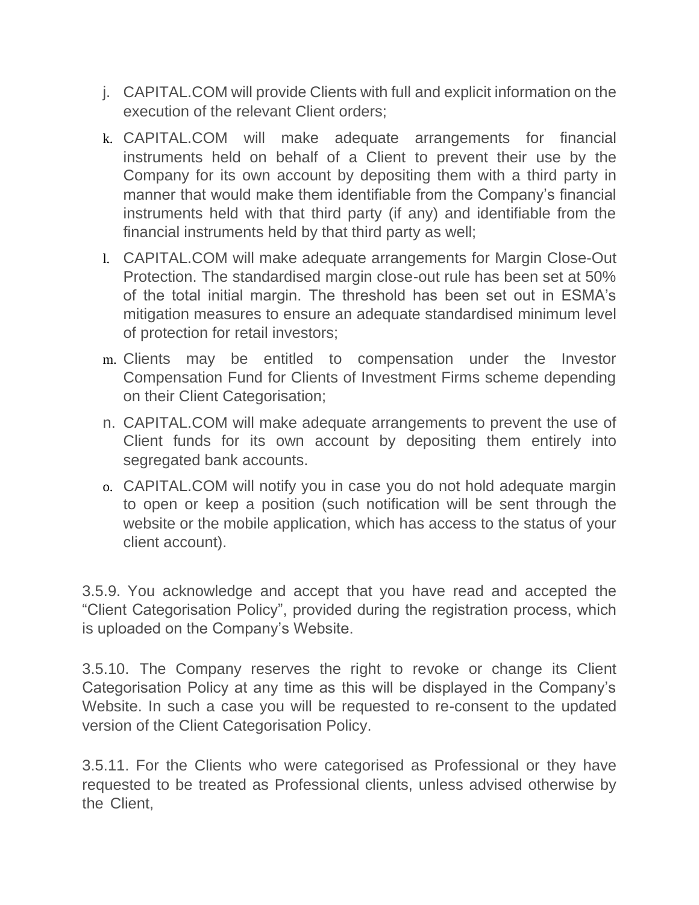j. CAPITAL.COM will provide Clients with full and explicit information on the execution of the relevant Client orders;

k. CAPITAL.COM will make adequate arrangements for financial instruments held on behalf of a Client to prevent their use by the Company for its own account by depositing them with a third party in manner that would make them identifiable from the Company's financial instruments held with that third party (if any) and identifiable from the financial instruments held by that third party as well;

l. CAPITAL.COM will make adequate arrangements for Margin Close-Out Protection. The standardised margin close-out rule has been set at 50% of the total initial margin. The threshold has been set out in ESMA's mitigation measures to ensure an adequate standardised minimum level of protection for retail investors;

m. Clients may be entitled to compensation under the Investor Compensation Fund for Clients of Investment Firms scheme depending on their Client Categorisation;

n. CAPITAL.COM will make adequate arrangements to prevent the use of Client funds for its own account by depositing them entirely into segregated bank accounts.

o. CAPITAL.COM will notify you in case you do not hold adequate margin to open or keep a position (such notification will be sent through the website or the mobile application, which has access to the status of your client account).

3.5.9. You acknowledge and accept that you have read and accepted the "Client Categorisation Policy", provided during the registration process, which is uploaded on the Company's Website.

3.5.10. The Company reserves the right to revoke or change its Client Categorisation Policy at any time as this will be displayed in the Company's Website. In such a case you will be requested to re-consent to the updated version of the Client Categorisation Policy.

3.5.11. For the Clients who were categorised as Professional or they have requested to be treated as Professional clients, unless advised otherwise by the Client,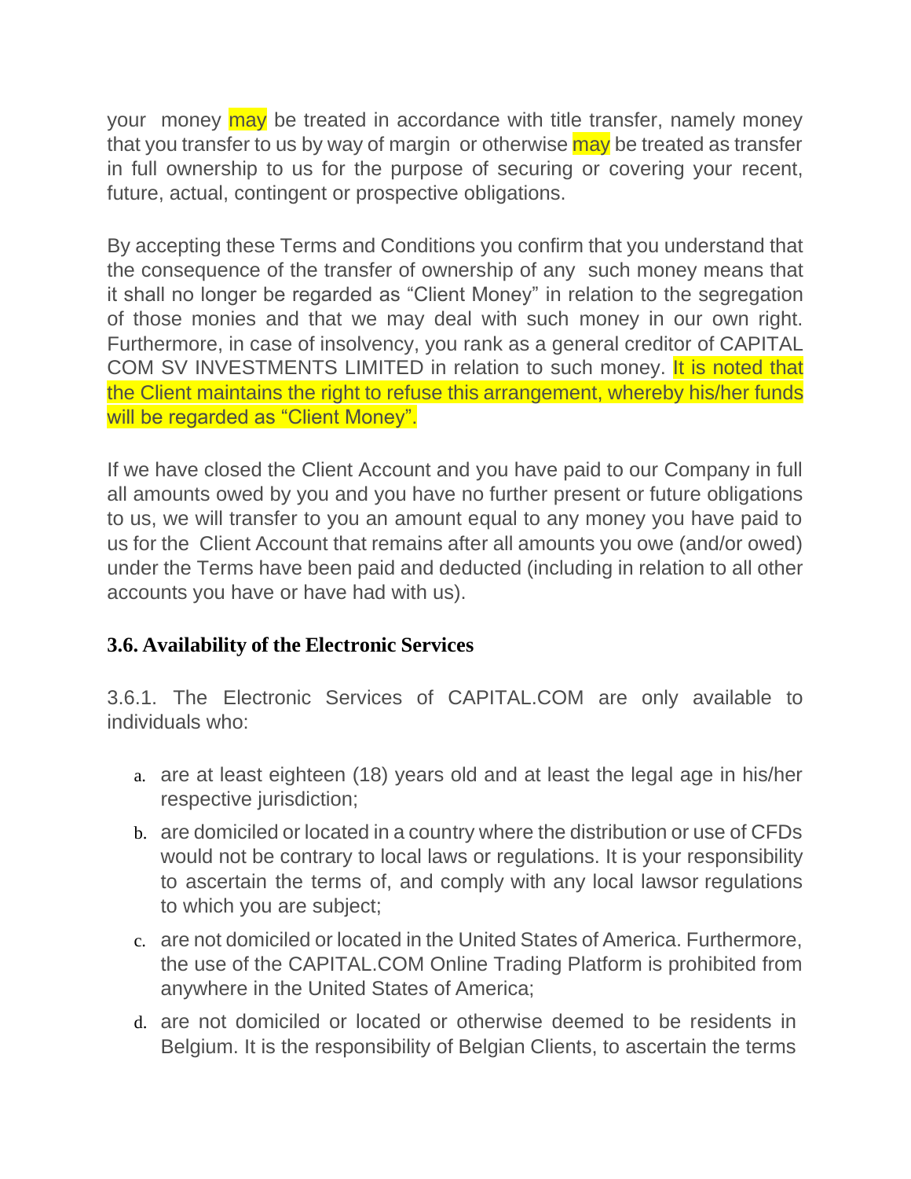your money may be treated in accordance with title transfer, namely money that you transfer to us by way of margin or otherwise may be treated as transfer in full ownership to us for the purpose of securing or covering your recent, future, actual, contingent or prospective obligations.

By accepting these Terms and Conditions you confirm that you understand that the consequence of the transfer of ownership of any such money means that it shall no longer be regarded as "Client Money" in relation to the segregation of those monies and that we may deal with such money in our own right. Furthermore, in case of insolvency, you rank as a general creditor of CAPITAL COM SV INVESTMENTS LIMITED in relation to such money. It is noted that the Client maintains the right to refuse this arrangement, whereby his/her funds will be regarded as "Client Money".

If we have closed the Client Account and you have paid to our Company in full all amounts owed by you and you have no further present or future obligations to us, we will transfer to you an amount equal to any money you have paid to us for the Client Account that remains after all amounts you owe (and/or owed) under the Terms have been paid and deducted (including in relation to all other accounts you have or have had with us).

### 3.6. Availability of the Electronic Services

3.6.1. The Electronic Services of CAPITAL.COM are only available to individuals who:

a. are at least eighteen (18) years old and at least the legal age in his/her respective jurisdiction;

b. are domiciled or located in a country where the distribution or use of CFDs would not be contrary to local laws or regulations. It is your responsibility to ascertain the terms of, and comply with any local lawsor regulations to which you are subject;

c. are not domiciled or located in the United States of America. Furthermore, the use of the CAPITAL.COM Online Trading Platform is prohibited from anywhere in the United States of America;

d. are not domiciled or located or otherwise deemed to be residents in Belgium. It is the responsibility of Belgian Clients, to ascertain the terms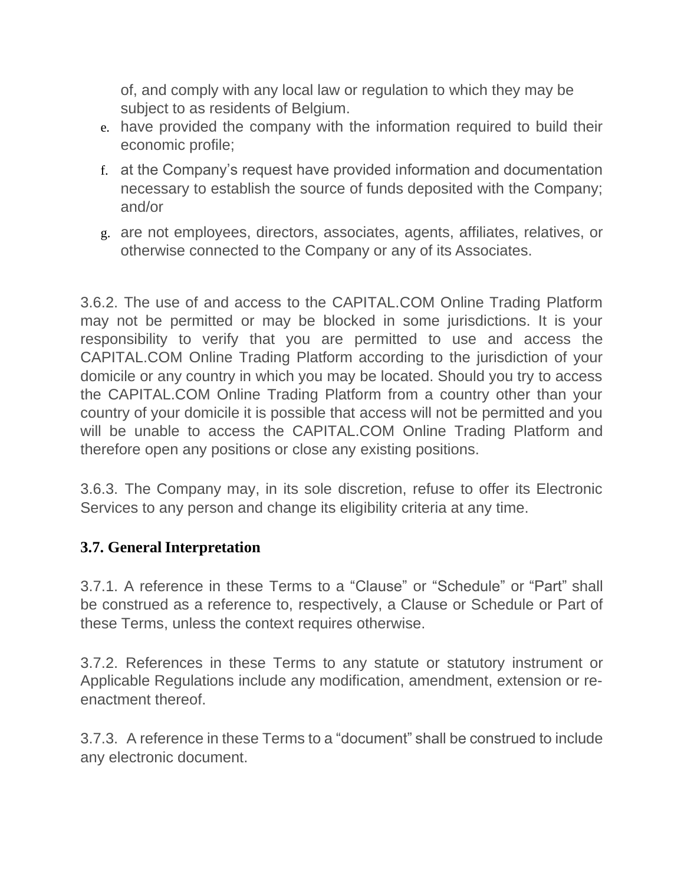of, and comply with any local law or regulation to which they may be subject to as residents of Belgium.

e. have provided the company with the information required to build their economic profile;

f. at the Company's request have provided information and documentation necessary to establish the source of funds deposited with the Company; and/or

g. are not employees, directors, associates, agents, affiliates, relatives, or otherwise connected to the Company or any of its Associates.

3.6.2. The use of and access to the CAPITAL.COM Online Trading Platform may not be permitted or may be blocked in some jurisdictions. It is your responsibility to verify that you are permitted to use and access the CAPITAL.COM Online Trading Platform according to the jurisdiction of your domicile or any country in which you may be located. Should you try to access the CAPITAL.COM Online Trading Platform from a country other than your country of your domicile it is possible that access will not be permitted and you will be unable to access the CAPITAL.COM Online Trading Platform and therefore open any positions or close any existing positions.

3.6.3. The Company may, in its sole discretion, refuse to offer its Electronic Services to any person and change its eligibility criteria at any time.

### 3.7. General Interpretation

3.7.1. A reference in these Terms to a "Clause" or "Schedule" or "Part" shall be construed as a reference to, respectively, a Clause or Schedule or Part of these Terms, unless the context requires otherwise.

3.7.2. References in these Terms to any statute or statutory instrument or Applicable Regulations include any modification, amendment, extension or re-enactment thereof.

3.7.3. A reference in these Terms to a "document" shall be construed to include any electronic document.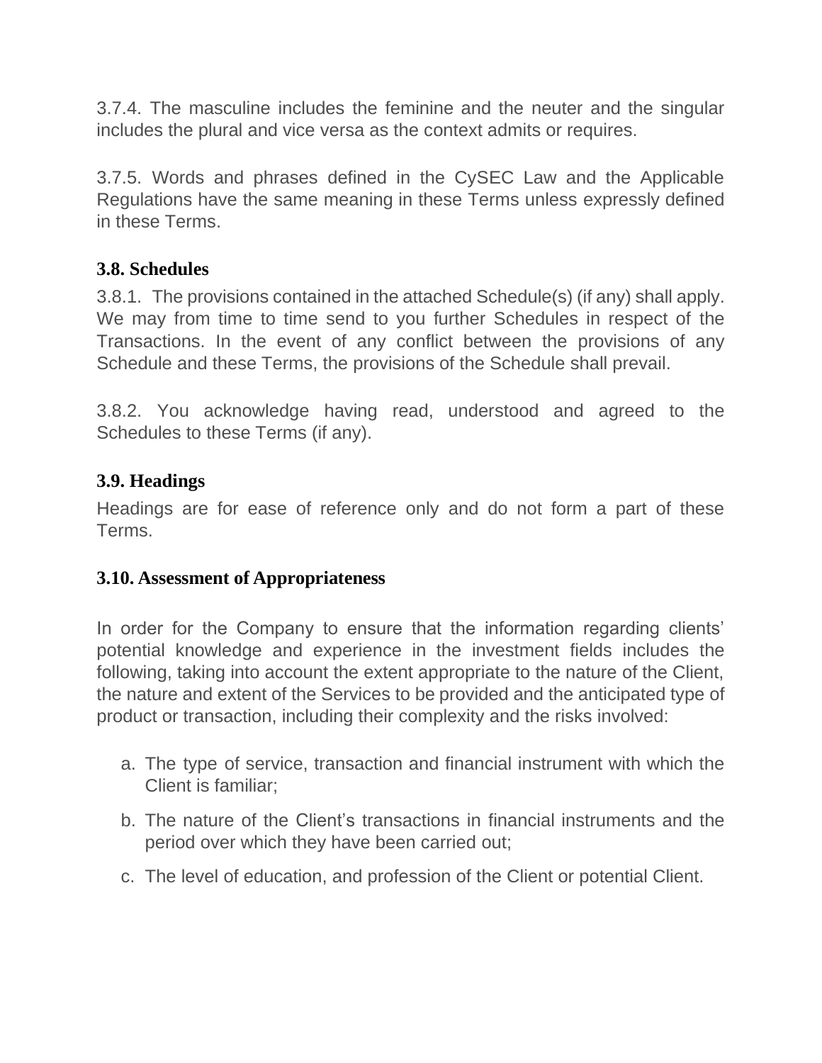3.7.4. The masculine includes the feminine and the neuter and the singular includes the plural and vice versa as the context admits or requires.

3.7.5. Words and phrases defined in the CySEC Law and the Applicable Regulations have the same meaning in these Terms unless expressly defined in these Terms.

### 3.8. Schedules

3.8.1. The provisions contained in the attached Schedule(s) (if any) shall apply. We may from time to time send to you further Schedules in respect of the Transactions. In the event of any conflict between the provisions of any Schedule and these Terms, the provisions of the Schedule shall prevail.

3.8.2. You acknowledge having read, understood and agreed to the Schedules to these Terms (if any).

### 3.9. Headings

Headings are for ease of reference only and do not form a part of these Terms.

### 3.10. Assessment of Appropriateness

In order for the Company to ensure that the information regarding clients' potential knowledge and experience in the investment fields includes the following, taking into account the extent appropriate to the nature of the Client, the nature and extent of the Services to be provided and the anticipated type of product or transaction, including their complexity and the risks involved:

a. The type of service, transaction and financial instrument with which the Client is familiar;

b. The nature of the Client's transactions in financial instruments and the period over which they have been carried out;

c. The level of education, and profession of the Client or potential Client.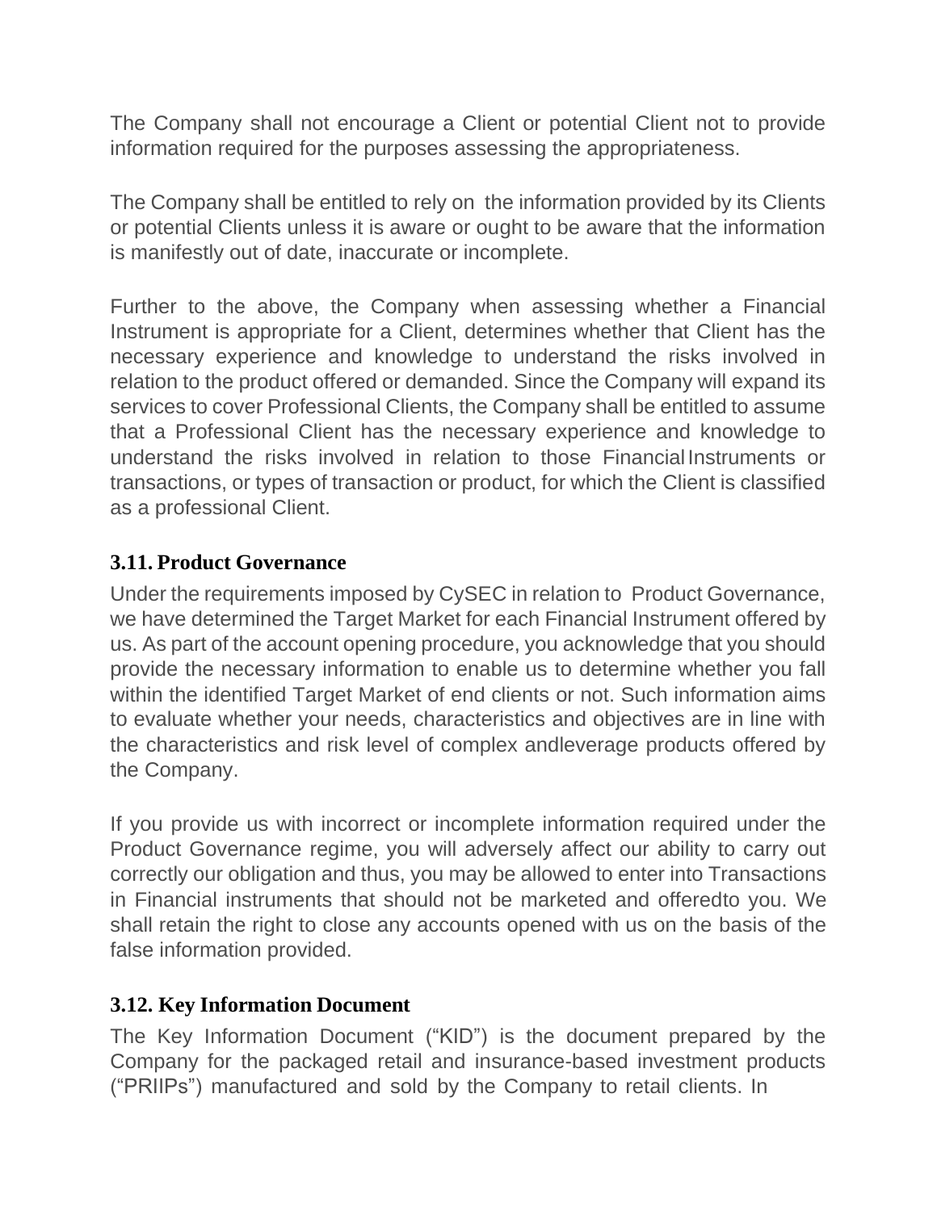The Company shall not encourage a Client or potential Client not to provide information required for the purposes assessing the appropriateness.

The Company shall be entitled to rely on the information provided by its Clients or potential Clients unless it is aware or ought to be aware that the information is manifestly out of date, inaccurate or incomplete.

Further to the above, the Company when assessing whether a Financial Instrument is appropriate for a Client, determines whether that Client has the necessary experience and knowledge to understand the risks involved in relation to the product offered or demanded. Since the Company will expand its services to cover Professional Clients, the Company shall be entitled to assume that a Professional Client has the necessary experience and knowledge to understand the risks involved in relation to those Financial Instruments or transactions, or types of transaction or product, for which the Client is classified as a professional Client.

### 3.11. Product Governance

Under the requirements imposed by CySEC in relation to Product Governance, we have determined the Target Market for each Financial Instrument offered by us. As part of the account opening procedure, you acknowledge that you should provide the necessary information to enable us to determine whether you fall within the identified Target Market of end clients or not. Such information aims to evaluate whether your needs, characteristics and objectives are in line with the characteristics and risk level of complex andleverage products offered by the Company.

If you provide us with incorrect or incomplete information required under the Product Governance regime, you will adversely affect our ability to carry out correctly our obligation and thus, you may be allowed to enter into Transactions in Financial instruments that should not be marketed and offeredto you. We shall retain the right to close any accounts opened with us on the basis of the false information provided.

### 3.12. Key Information Document

The Key Information Document ("KID") is the document prepared by the Company for the packaged retail and insurance-based investment products ("PRIIPs") manufactured and sold by the Company to retail clients. In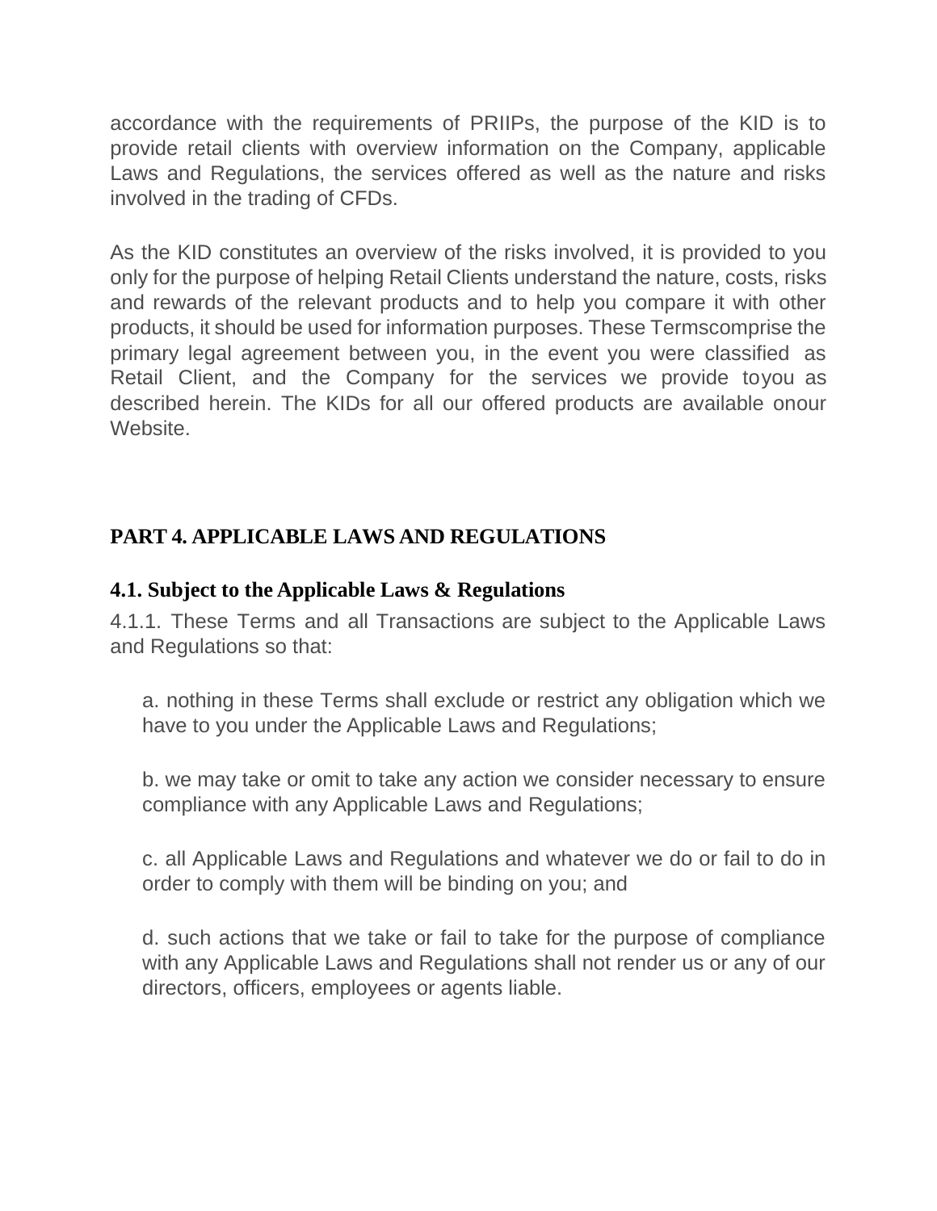accordance with the requirements of PRIIPs, the purpose of the KID is to provide retail clients with overview information on the Company, applicable Laws and Regulations, the services offered as well as the nature and risks involved in the trading of CFDs.

As the KID constitutes an overview of the risks involved, it is provided to you only for the purpose of helping Retail Clients understand the nature, costs, risks and rewards of the relevant products and to help you compare it with other products, it should be used for information purposes. These Termscomprise the primary legal agreement between you, in the event you were classified as Retail Client, and the Company for the services we provide toyou as described herein. The KIDs for all our offered products are available onour Website.

## PART 4. APPLICABLE LAWS AND REGULATIONS

### 4.1. Subject to the Applicable Laws & Regulations

4.1.1. These Terms and all Transactions are subject to the Applicable Laws and Regulations so that:

a. nothing in these Terms shall exclude or restrict any obligation which we have to you under the Applicable Laws and Regulations;

b. we may take or omit to take any action we consider necessary to ensure compliance with any Applicable Laws and Regulations;

c. all Applicable Laws and Regulations and whatever we do or fail to do in order to comply with them will be binding on you; and

d. such actions that we take or fail to take for the purpose of compliance with any Applicable Laws and Regulations shall not render us or any of our directors, officers, employees or agents liable.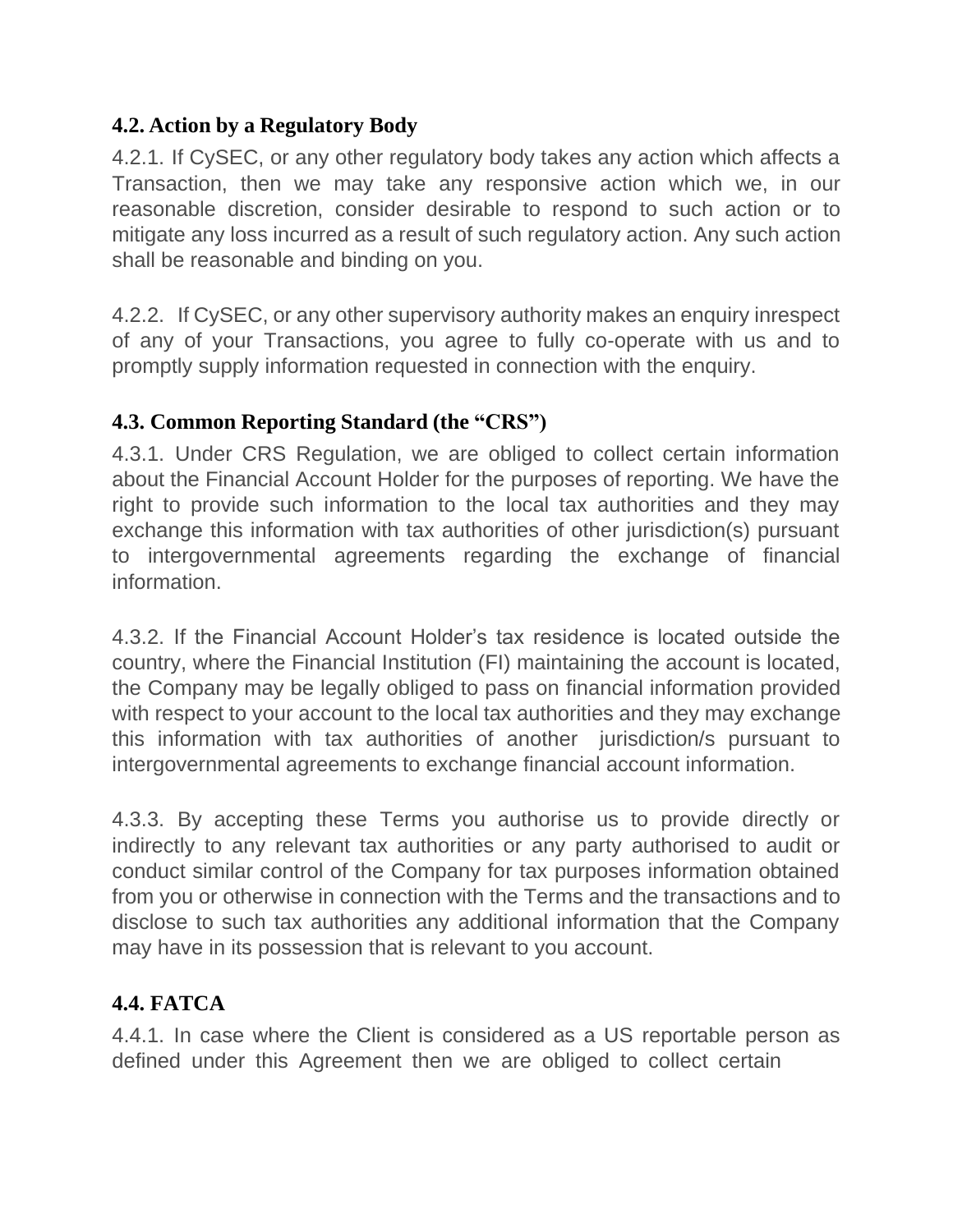### 4.2. Action by a Regulatory Body

4.2.1. If CySEC, or any other regulatory body takes any action which affects a Transaction, then we may take any responsive action which we, in our reasonable discretion, consider desirable to respond to such action or to mitigate any loss incurred as a result of such regulatory action. Any such action shall be reasonable and binding on you.

4.2.2. If CySEC, or any other supervisory authority makes an enquiry inrespect of any of your Transactions, you agree to fully co-operate with us and to promptly supply information requested in connection with the enquiry.

### 4.3. Common Reporting Standard (the "CRS")

4.3.1. Under CRS Regulation, we are obliged to collect certain information about the Financial Account Holder for the purposes of reporting. We have the right to provide such information to the local tax authorities and they may exchange this information with tax authorities of other jurisdiction(s) pursuant to intergovernmental agreements regarding the exchange of financial information.

4.3.2. If the Financial Account Holder's tax residence is located outside the country, where the Financial Institution (FI) maintaining the account is located, the Company may be legally obliged to pass on financial information provided with respect to your account to the local tax authorities and they may exchange this information with tax authorities of another jurisdiction/s pursuant to intergovernmental agreements to exchange financial account information.

4.3.3. By accepting these Terms you authorise us to provide directly or indirectly to any relevant tax authorities or any party authorised to audit or conduct similar control of the Company for tax purposes information obtained from you or otherwise in connection with the Terms and the transactions and to disclose to such tax authorities any additional information that the Company may have in its possession that is relevant to you account.

### 4.4. FATCA

4.4.1. In case where the Client is considered as a US reportable person as defined under this Agreement then we are obliged to collect certain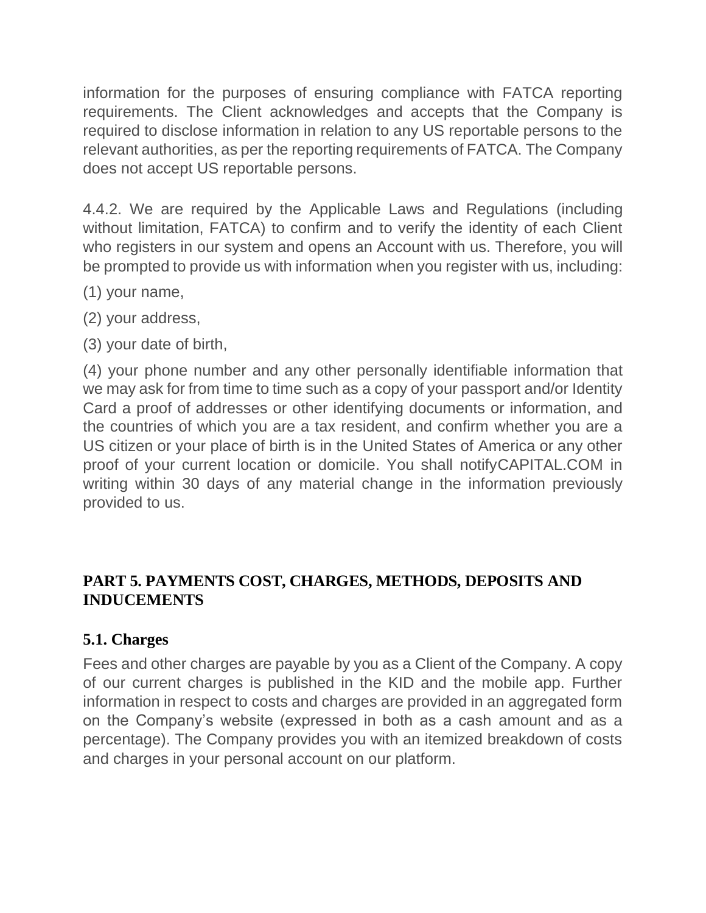information for the purposes of ensuring compliance with FATCA reporting requirements. The Client acknowledges and accepts that the Company is required to disclose information in relation to any US reportable persons to the relevant authorities, as per the reporting requirements of FATCA. The Company does not accept US reportable persons.

4.4.2. We are required by the Applicable Laws and Regulations (including without limitation, FATCA) to confirm and to verify the identity of each Client who registers in our system and opens an Account with us. Therefore, you will be prompted to provide us with information when you register with us, including:

(1) your name,

(2) your address,

(3) your date of birth,

(4) your phone number and any other personally identifiable information that we may ask for from time to time such as a copy of your passport and/or Identity Card a proof of addresses or other identifying documents or information, and the countries of which you are a tax resident, and confirm whether you are a US citizen or your place of birth is in the United States of America or any other proof of your current location or domicile. You shall notifyCAPITAL.COM in writing within 30 days of any material change in the information previously provided to us.

## PART 5. PAYMENTS COST, CHARGES, METHODS, DEPOSITS AND INDUCEMENTS

### 5.1. Charges

Fees and other charges are payable by you as a Client of the Company. A copy of our current charges is published in the KID and the mobile app. Further information in respect to costs and charges are provided in an aggregated form on the Company's website (expressed in both as a cash amount and as a percentage). The Company provides you with an itemized breakdown of costs and charges in your personal account on our platform.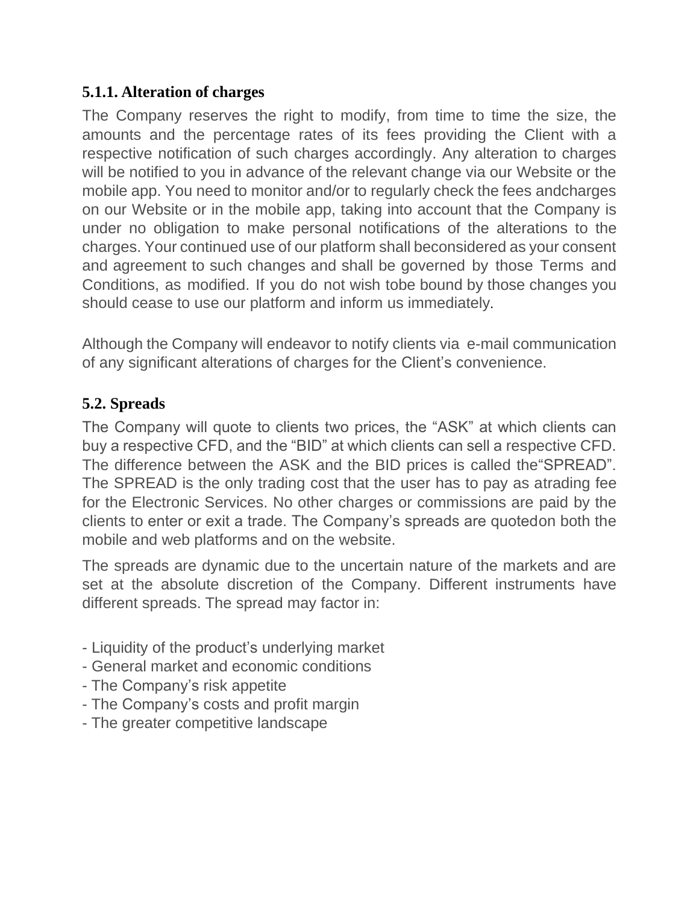### 5.1.1. Alteration of charges

The Company reserves the right to modify, from time to time the size, the amounts and the percentage rates of its fees providing the Client with a respective notification of such charges accordingly. Any alteration to charges will be notified to you in advance of the relevant change via our Website or the mobile app. You need to monitor and/or to regularly check the fees andcharges on our Website or in the mobile app, taking into account that the Company is under no obligation to make personal notifications of the alterations to the charges. Your continued use of our platform shall beconsidered as your consent and agreement to such changes and shall be governed by those Terms and Conditions, as modified. If you do not wish tobe bound by those changes you should cease to use our platform and inform us immediately.

Although the Company will endeavor to notify clients via e-mail communication of any significant alterations of charges for the Client's convenience.

### 5.2. Spreads

The Company will quote to clients two prices, the "ASK" at which clients can buy a respective CFD, and the "BID" at which clients can sell a respective CFD. The difference between the ASK and the BID prices is called the"SPREAD". The SPREAD is the only trading cost that the user has to pay as atrading fee for the Electronic Services. No other charges or commissions are paid by the clients to enter or exit a trade. The Company's spreads are quotedon both the mobile and web platforms and on the website.

The spreads are dynamic due to the uncertain nature of the markets and are set at the absolute discretion of the Company. Different instruments have different spreads. The spread may factor in:

- Liquidity of the product's underlying market
- General market and economic conditions
- The Company's risk appetite
- The Company's costs and profit margin
- The greater competitive landscape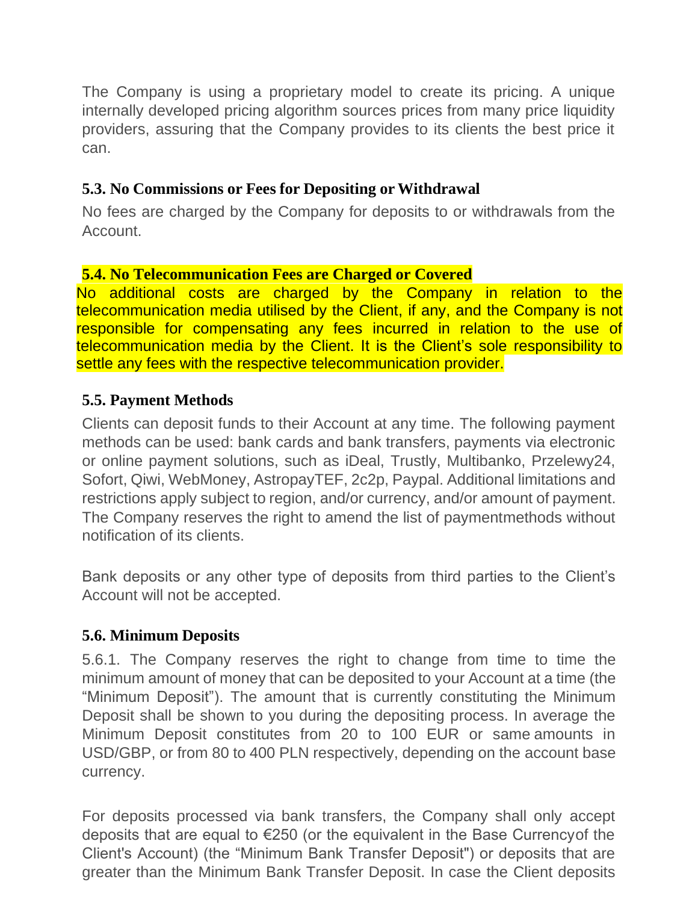The Company is using a proprietary model to create its pricing. A unique internally developed pricing algorithm sources prices from many price liquidity providers, assuring that the Company provides to its clients the best price it can.

### 5.3. No Commissions or Fees for Depositing or Withdrawal

No fees are charged by the Company for deposits to or withdrawals from the Account.

### 5.4. No Telecommunication Fees are Charged or Covered

No additional costs are charged by the Company in relation to the telecommunication media utilised by the Client, if any, and the Company is not responsible for compensating any fees incurred in relation to the use of telecommunication media by the Client. It is the Client's sole responsibility to settle any fees with the respective telecommunication provider.

### 5.5. Payment Methods

Clients can deposit funds to their Account at any time. The following payment methods can be used: bank cards and bank transfers, payments via electronic or online payment solutions, such as iDeal, Trustly, Multibanko, Przelewy24, Sofort, Qiwi, WebMoney, AstropayTEF, 2c2p, Paypal. Additional limitations and restrictions apply subject to region, and/or currency, and/or amount of payment. The Company reserves the right to amend the list of paymentmethods without notification of its clients.

Bank deposits or any other type of deposits from third parties to the Client's Account will not be accepted.

### 5.6. Minimum Deposits

5.6.1. The Company reserves the right to change from time to time the minimum amount of money that can be deposited to your Account at a time (the "Minimum Deposit"). The amount that is currently constituting the Minimum Deposit shall be shown to you during the depositing process. In average the Minimum Deposit constitutes from 20 to 100 EUR or same amounts in USD/GBP, or from 80 to 400 PLN respectively, depending on the account base currency.

For deposits processed via bank transfers, the Company shall only accept deposits that are equal to €250 (or the equivalent in the Base Currencyof the Client's Account) (the "Minimum Bank Transfer Deposit") or deposits that are greater than the Minimum Bank Transfer Deposit. In case the Client deposits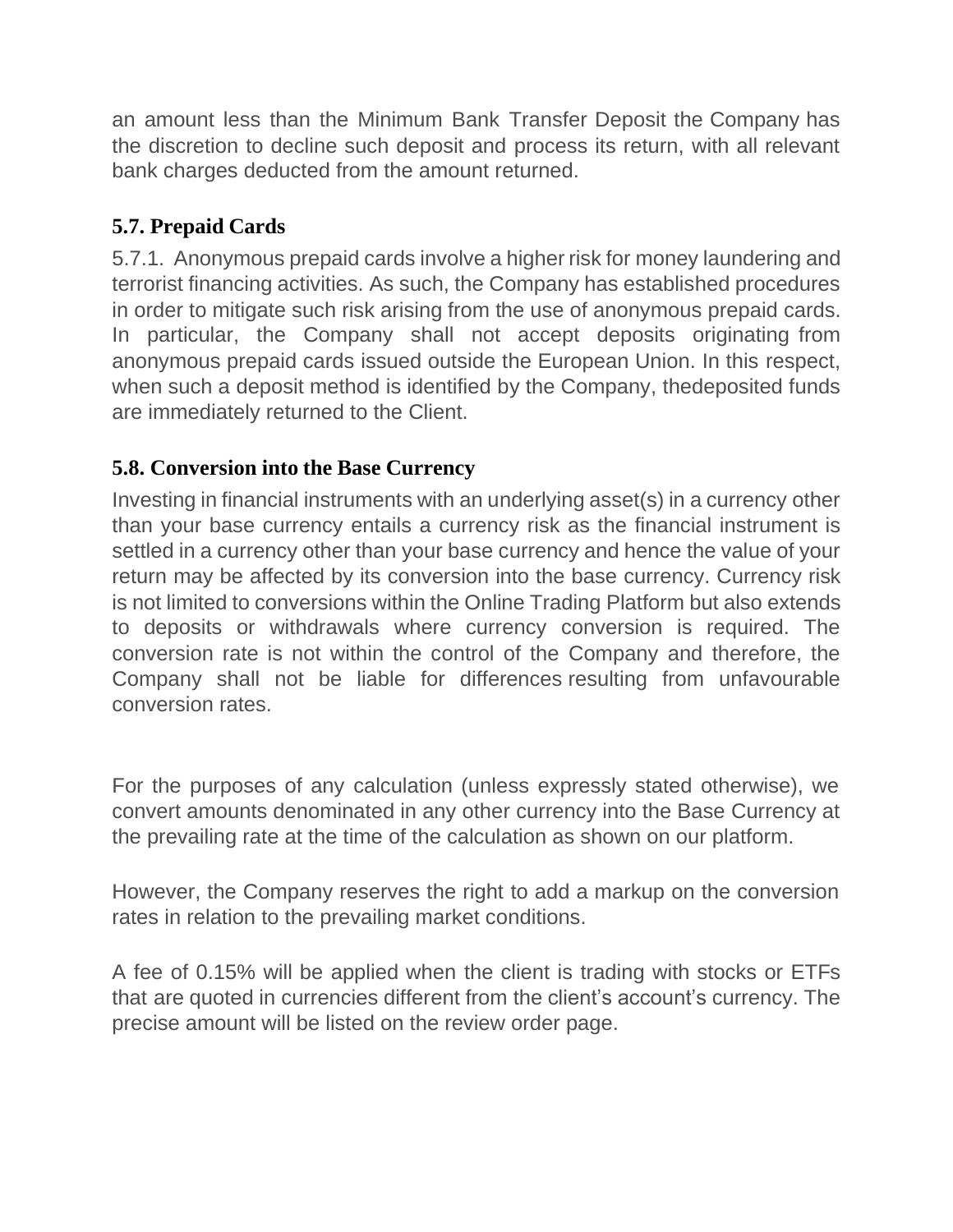an amount less than the Minimum Bank Transfer Deposit the Company has the discretion to decline such deposit and process its return, with all relevant bank charges deducted from the amount returned.

### 5.7. Prepaid Cards

5.7.1. Anonymous prepaid cards involve a higher risk for money laundering and terrorist financing activities. As such, the Company has established procedures in order to mitigate such risk arising from the use of anonymous prepaid cards. In particular, the Company shall not accept deposits originating from anonymous prepaid cards issued outside the European Union. In this respect, when such a deposit method is identified by the Company, thedeposited funds are immediately returned to the Client.

### 5.8. Conversion into the Base Currency

Investing in financial instruments with an underlying asset(s) in a currency other than your base currency entails a currency risk as the financial instrument is settled in a currency other than your base currency and hence the value of your return may be affected by its conversion into the base currency. Currency risk is not limited to conversions within the Online Trading Platform but also extends to deposits or withdrawals where currency conversion is required. The conversion rate is not within the control of the Company and therefore, the Company shall not be liable for differences resulting from unfavourable conversion rates.

For the purposes of any calculation (unless expressly stated otherwise), we convert amounts denominated in any other currency into the Base Currency at the prevailing rate at the time of the calculation as shown on our platform.

However, the Company reserves the right to add a markup on the conversion rates in relation to the prevailing market conditions.

A fee of 0.15% will be applied when the client is trading with stocks or ETFs that are quoted in currencies different from the client's account's currency. The precise amount will be listed on the review order page.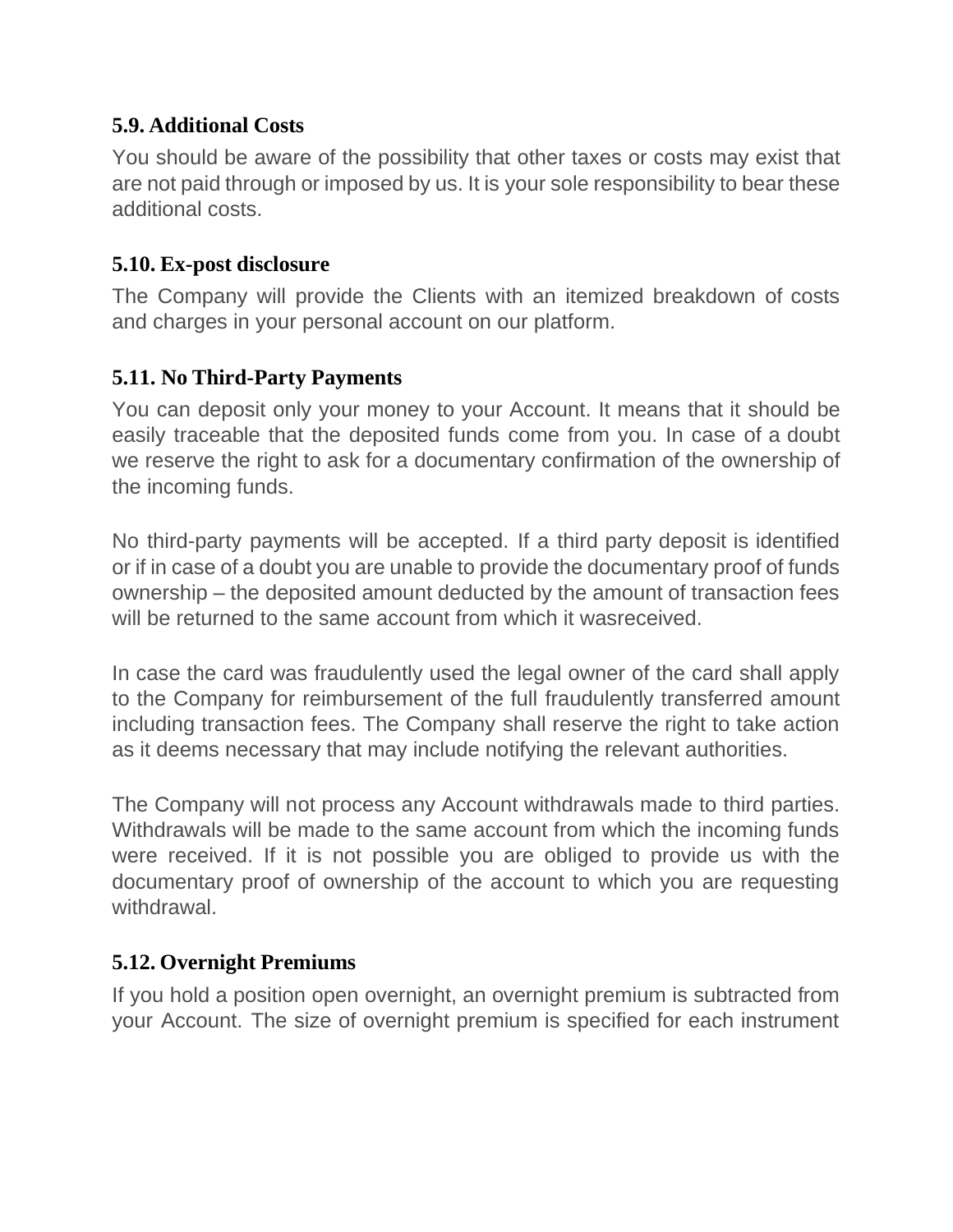### 5.9. Additional Costs

You should be aware of the possibility that other taxes or costs may exist that are not paid through or imposed by us. It is your sole responsibility to bear these additional costs.

### 5.10. Ex-post disclosure

The Company will provide the Clients with an itemized breakdown of costs and charges in your personal account on our platform.

### 5.11. No Third-Party Payments

You can deposit only your money to your Account. It means that it should be easily traceable that the deposited funds come from you. In case of a doubt we reserve the right to ask for a documentary confirmation of the ownership of the incoming funds.

No third-party payments will be accepted. If a third party deposit is identified or if in case of a doubt you are unable to provide the documentary proof of funds ownership – the deposited amount deducted by the amount of transaction fees will be returned to the same account from which it wasreceived.

In case the card was fraudulently used the legal owner of the card shall apply to the Company for reimbursement of the full fraudulently transferred amount including transaction fees. The Company shall reserve the right to take action as it deems necessary that may include notifying the relevant authorities.

The Company will not process any Account withdrawals made to third parties. Withdrawals will be made to the same account from which the incoming funds were received. If it is not possible you are obliged to provide us with the documentary proof of ownership of the account to which you are requesting withdrawal.

### 5.12. Overnight Premiums

If you hold a position open overnight, an overnight premium is subtracted from your Account. The size of overnight premium is specified for each instrument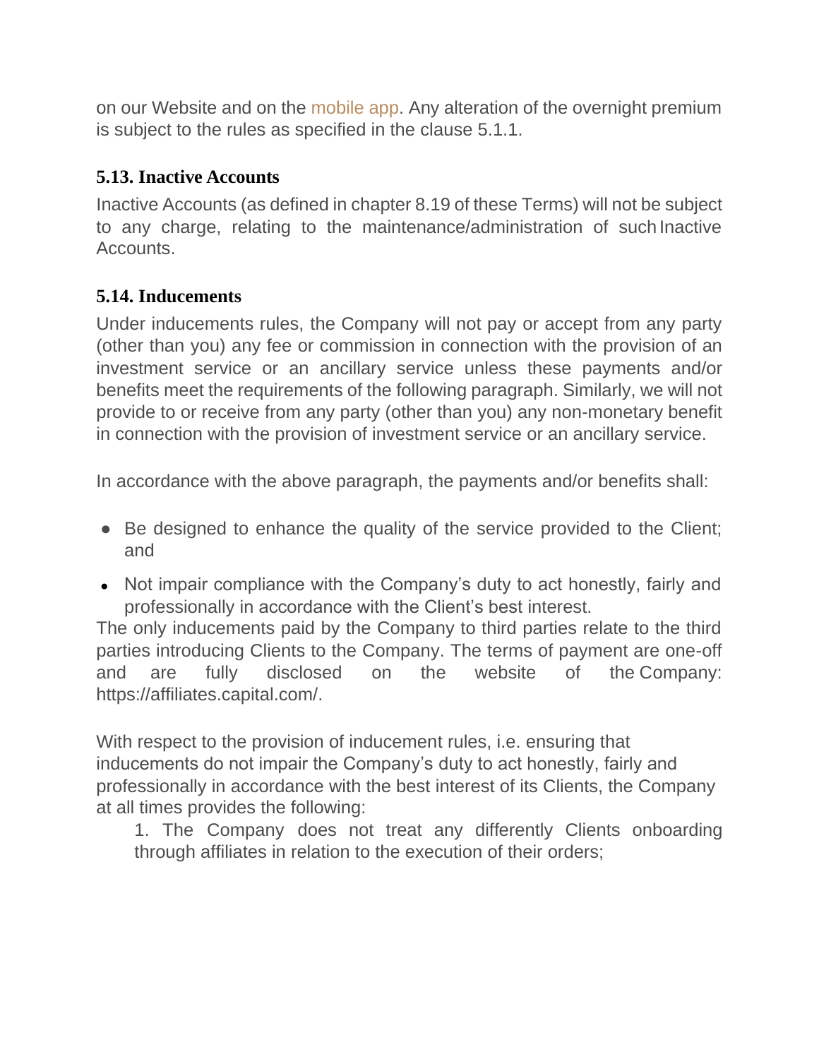on our Website and on the mobile app. Any alteration of the overnight premium is subject to the rules as specified in the clause 5.1.1.

### 5.13. Inactive Accounts

Inactive Accounts (as defined in chapter 8.19 of these Terms) will not be subject to any charge, relating to the maintenance/administration of such Inactive Accounts.

### 5.14. Inducements

Under inducements rules, the Company will not pay or accept from any party (other than you) any fee or commission in connection with the provision of an investment service or an ancillary service unless these payments and/or benefits meet the requirements of the following paragraph. Similarly, we will not provide to or receive from any party (other than you) any non-monetary benefit in connection with the provision of investment service or an ancillary service.

In accordance with the above paragraph, the payments and/or benefits shall:

- Be designed to enhance the quality of the service provided to the Client; and
- Not impair compliance with the Company's duty to act honestly, fairly and professionally in accordance with the Client's best interest.

The only inducements paid by the Company to third parties relate to the third parties introducing Clients to the Company. The terms of payment are one-off and are fully disclosed on the website of the Company: https://affiliates.capital.com/.

With respect to the provision of inducement rules, i.e. ensuring that inducements do not impair the Company's duty to act honestly, fairly and professionally in accordance with the best interest of its Clients, the Company at all times provides the following:

1. The Company does not treat any differently Clients onboarding through affiliates in relation to the execution of their orders;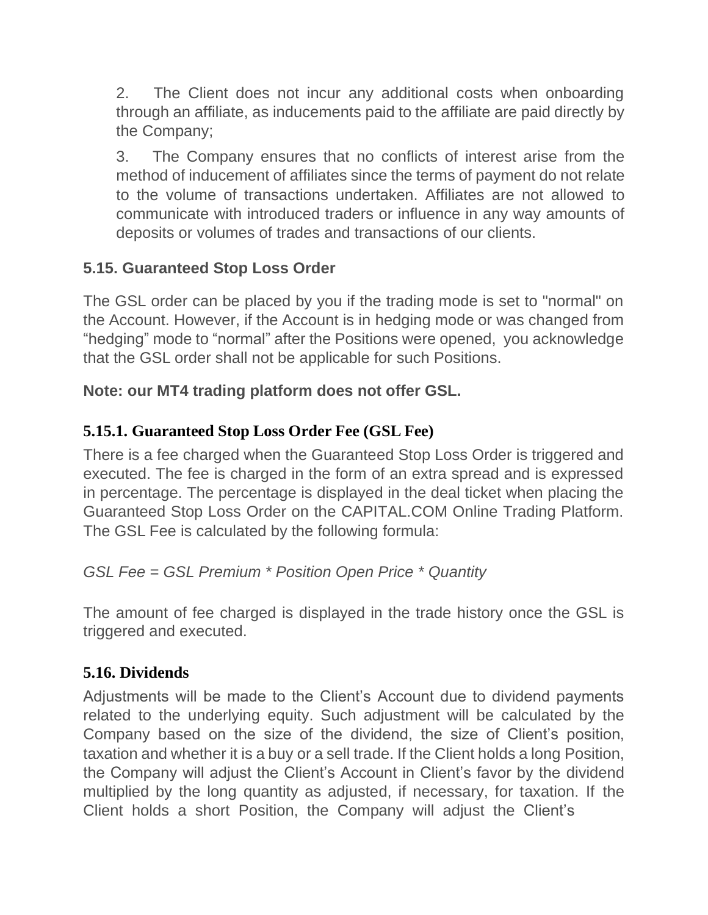2. The Client does not incur any additional costs when onboarding through an affiliate, as inducements paid to the affiliate are paid directly by the Company;

3. The Company ensures that no conflicts of interest arise from the method of inducement of affiliates since the terms of payment do not relate to the volume of transactions undertaken. Affiliates are not allowed to communicate with introduced traders or influence in any way amounts of deposits or volumes of trades and transactions of our clients.

### 5.15. Guaranteed Stop Loss Order

The GSL order can be placed by you if the trading mode is set to "normal" on the Account. However, if the Account is in hedging mode or was changed from “hedging” mode to “normal” after the Positions were opened, you acknowledge that the GSL order shall not be applicable for such Positions.

**Note: our MT4 trading platform does not offer GSL.**

#### 5.15.1. Guaranteed Stop Loss Order Fee (GSL Fee)

There is a fee charged when the Guaranteed Stop Loss Order is triggered and executed. The fee is charged in the form of an extra spread and is expressed in percentage. The percentage is displayed in the deal ticket when placing the Guaranteed Stop Loss Order on the CAPITAL.COM Online Trading Platform. The GSL Fee is calculated by the following formula:

*GSL Fee = GSL Premium * Position Open Price * Quantity*

The amount of fee charged is displayed in the trade history once the GSL is triggered and executed.

### 5.16. Dividends

Adjustments will be made to the Client’s Account due to dividend payments related to the underlying equity. Such adjustment will be calculated by the Company based on the size of the dividend, the size of Client’s position, taxation and whether it is a buy or a sell trade. If the Client holds a long Position, the Company will adjust the Client’s Account in Client’s favor by the dividend multiplied by the long quantity as adjusted, if necessary, for taxation. If the Client holds a short Position, the Company will adjust the Client’s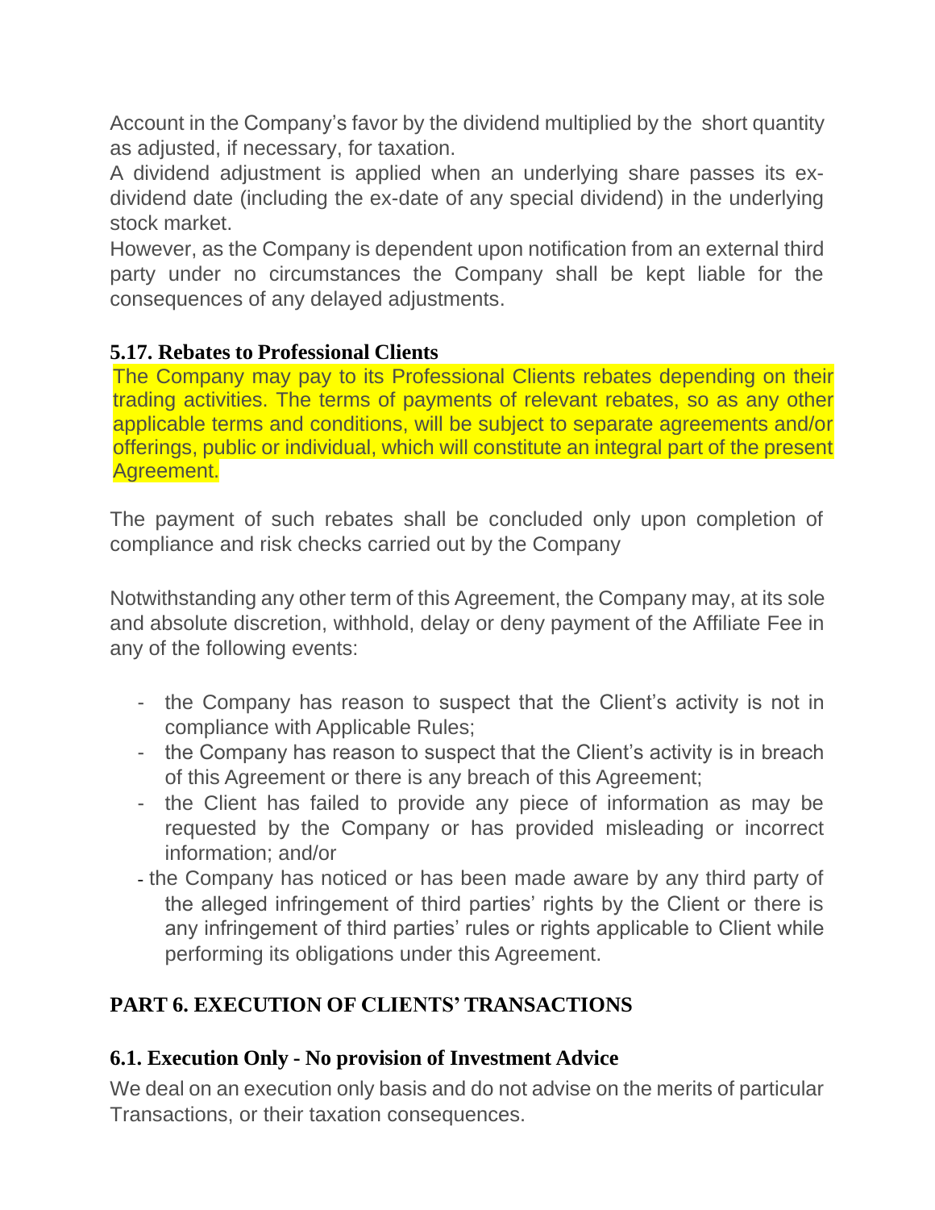Account in the Company's favor by the dividend multiplied by the short quantity as adjusted, if necessary, for taxation.

A dividend adjustment is applied when an underlying share passes its ex-dividend date (including the ex-date of any special dividend) in the underlying stock market.

However, as the Company is dependent upon notification from an external third party under no circumstances the Company shall be kept liable for the consequences of any delayed adjustments.

### 5.17. Rebates to Professional Clients

The Company may pay to its Professional Clients rebates depending on their trading activities. The terms of payments of relevant rebates, so as any other applicable terms and conditions, will be subject to separate agreements and/or offerings, public or individual, which will constitute an integral part of the present Agreement.

The payment of such rebates shall be concluded only upon completion of compliance and risk checks carried out by the Company

Notwithstanding any other term of this Agreement, the Company may, at its sole and absolute discretion, withhold, delay or deny payment of the Affiliate Fee in any of the following events:

- the Company has reason to suspect that the Client's activity is not in compliance with Applicable Rules;
- the Company has reason to suspect that the Client's activity is in breach of this Agreement or there is any breach of this Agreement;
- the Client has failed to provide any piece of information as may be requested by the Company or has provided misleading or incorrect information; and/or
- the Company has noticed or has been made aware by any third party of the alleged infringement of third parties' rights by the Client or there is any infringement of third parties' rules or rights applicable to Client while performing its obligations under this Agreement.

## PART 6. EXECUTION OF CLIENTS' TRANSACTIONS

### 6.1. Execution Only - No provision of Investment Advice

We deal on an execution only basis and do not advise on the merits of particular Transactions, or their taxation consequences.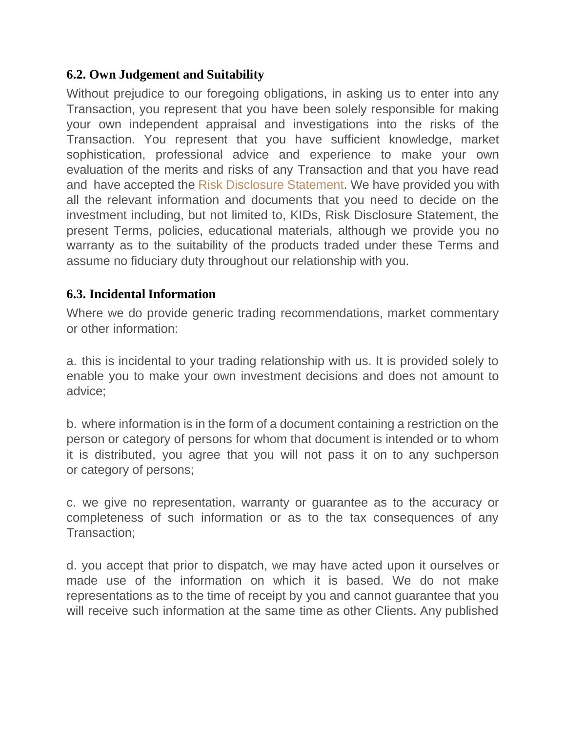### 6.2. Own Judgement and Suitability

Without prejudice to our foregoing obligations, in asking us to enter into any Transaction, you represent that you have been solely responsible for making your own independent appraisal and investigations into the risks of the Transaction. You represent that you have sufficient knowledge, market sophistication, professional advice and experience to make your own evaluation of the merits and risks of any Transaction and that you have read and have accepted the Risk Disclosure Statement. We have provided you with all the relevant information and documents that you need to decide on the investment including, but not limited to, KIDs, Risk Disclosure Statement, the present Terms, policies, educational materials, although we provide you no warranty as to the suitability of the products traded under these Terms and assume no fiduciary duty throughout our relationship with you.

### 6.3. Incidental Information

Where we do provide generic trading recommendations, market commentary or other information:

a. this is incidental to your trading relationship with us. It is provided solely to enable you to make your own investment decisions and does not amount to advice;

b. where information is in the form of a document containing a restriction on the person or category of persons for whom that document is intended or to whom it is distributed, you agree that you will not pass it on to any suchperson or category of persons;

c. we give no representation, warranty or guarantee as to the accuracy or completeness of such information or as to the tax consequences of any Transaction;

d. you accept that prior to dispatch, we may have acted upon it ourselves or made use of the information on which it is based. We do not make representations as to the time of receipt by you and cannot guarantee that you will receive such information at the same time as other Clients. Any published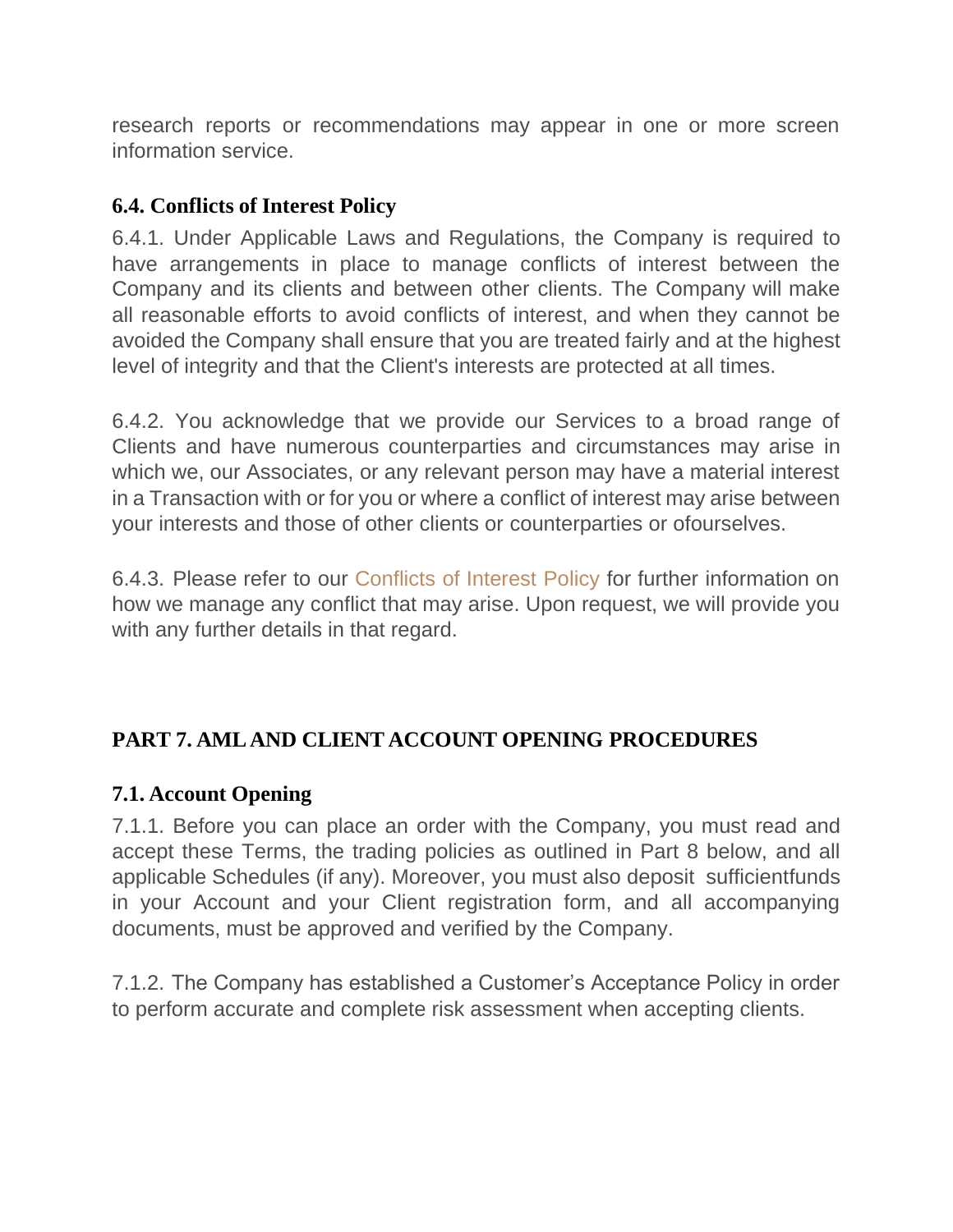research reports or recommendations may appear in one or more screen information service.

### 6.4. Conflicts of Interest Policy

6.4.1. Under Applicable Laws and Regulations, the Company is required to have arrangements in place to manage conflicts of interest between the Company and its clients and between other clients. The Company will make all reasonable efforts to avoid conflicts of interest, and when they cannot be avoided the Company shall ensure that you are treated fairly and at the highest level of integrity and that the Client's interests are protected at all times.

6.4.2. You acknowledge that we provide our Services to a broad range of Clients and have numerous counterparties and circumstances may arise in which we, our Associates, or any relevant person may have a material interest in a Transaction with or for you or where a conflict of interest may arise between your interests and those of other clients or counterparties or ofourselves.

6.4.3. Please refer to our Conflicts of Interest Policy for further information on how we manage any conflict that may arise. Upon request, we will provide you with any further details in that regard.

## PART 7. AML AND CLIENT ACCOUNT OPENING PROCEDURES

### 7.1. Account Opening

7.1.1. Before you can place an order with the Company, you must read and accept these Terms, the trading policies as outlined in Part 8 below, and all applicable Schedules (if any). Moreover, you must also deposit sufficientfunds in your Account and your Client registration form, and all accompanying documents, must be approved and verified by the Company.

7.1.2. The Company has established a Customer's Acceptance Policy in order to perform accurate and complete risk assessment when accepting clients.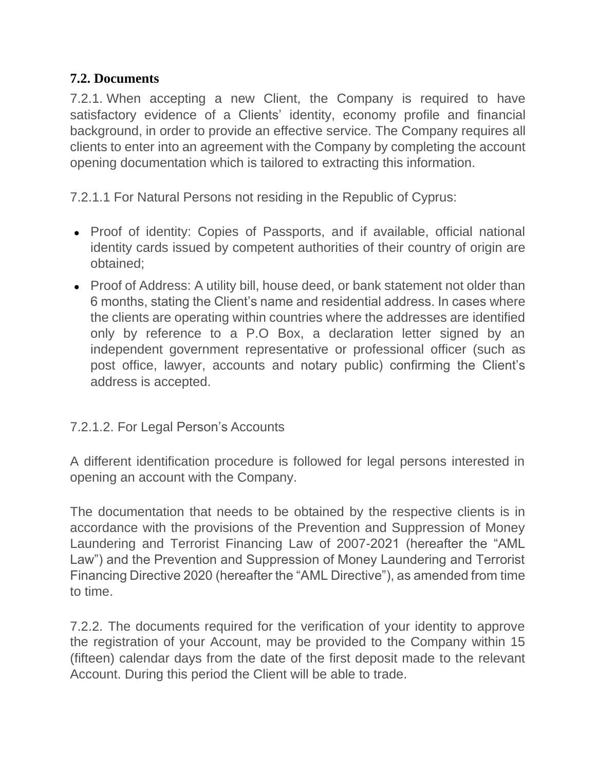### 7.2. Documents

7.2.1. When accepting a new Client, the Company is required to have satisfactory evidence of a Clients' identity, economy profile and financial background, in order to provide an effective service. The Company requires all clients to enter into an agreement with the Company by completing the account opening documentation which is tailored to extracting this information.

7.2.1.1 For Natural Persons not residing in the Republic of Cyprus:

- Proof of identity: Copies of Passports, and if available, official national identity cards issued by competent authorities of their country of origin are obtained;
- Proof of Address: A utility bill, house deed, or bank statement not older than 6 months, stating the Client's name and residential address. In cases where the clients are operating within countries where the addresses are identified only by reference to a P.O Box, a declaration letter signed by an independent government representative or professional officer (such as post office, lawyer, accounts and notary public) confirming the Client's address is accepted.

7.2.1.2. For Legal Person's Accounts

A different identification procedure is followed for legal persons interested in opening an account with the Company.

The documentation that needs to be obtained by the respective clients is in accordance with the provisions of the Prevention and Suppression of Money Laundering and Terrorist Financing Law of 2007-2021 (hereafter the "AML Law") and the Prevention and Suppression of Money Laundering and Terrorist Financing Directive 2020 (hereafter the "AML Directive"), as amended from time to time.

7.2.2. The documents required for the verification of your identity to approve the registration of your Account, may be provided to the Company within 15 (fifteen) calendar days from the date of the first deposit made to the relevant Account. During this period the Client will be able to trade.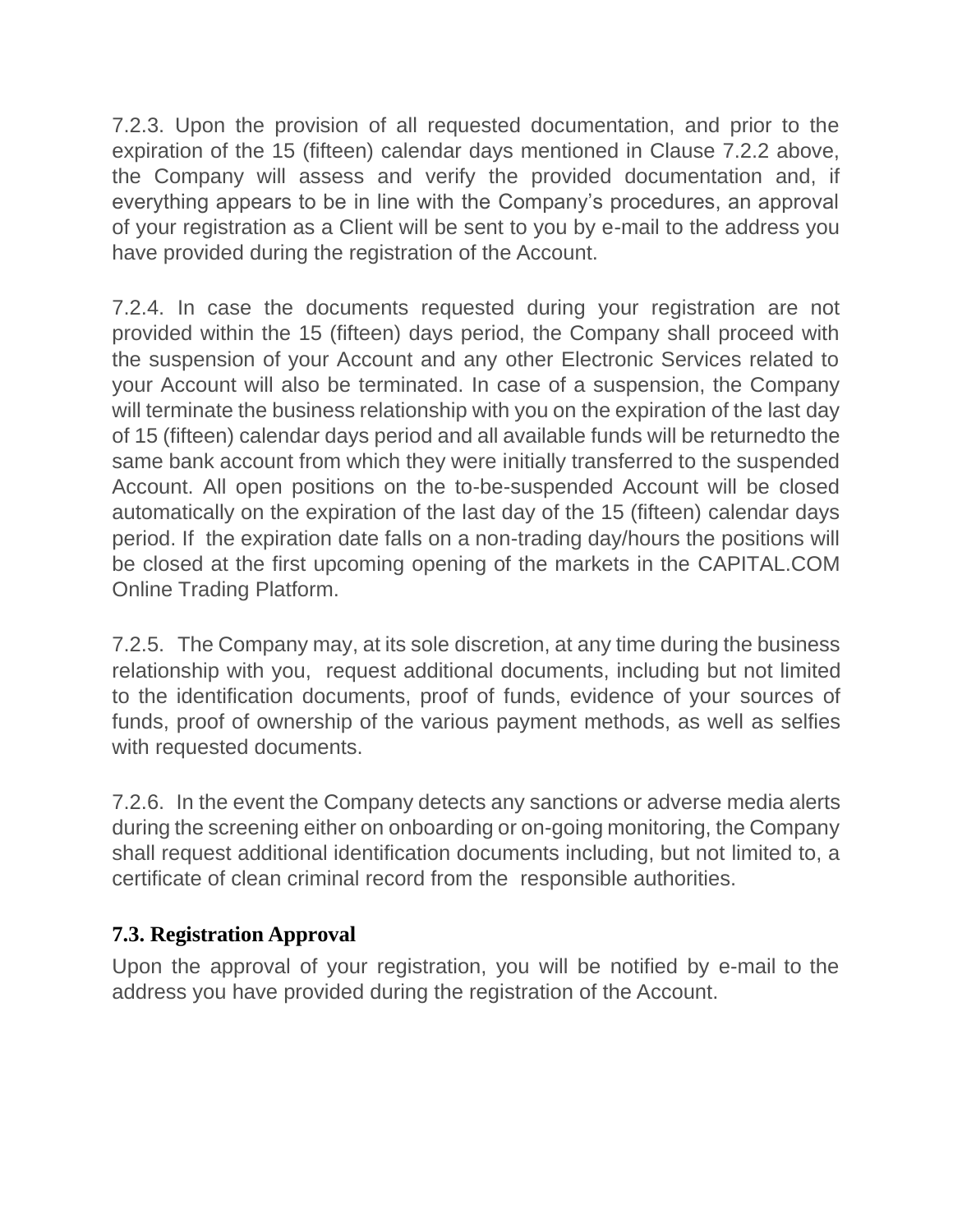7.2.3. Upon the provision of all requested documentation, and prior to the expiration of the 15 (fifteen) calendar days mentioned in Clause 7.2.2 above, the Company will assess and verify the provided documentation and, if everything appears to be in line with the Company's procedures, an approval of your registration as a Client will be sent to you by e-mail to the address you have provided during the registration of the Account.

7.2.4. In case the documents requested during your registration are not provided within the 15 (fifteen) days period, the Company shall proceed with the suspension of your Account and any other Electronic Services related to your Account will also be terminated. In case of a suspension, the Company will terminate the business relationship with you on the expiration of the last day of 15 (fifteen) calendar days period and all available funds will be returnedto the same bank account from which they were initially transferred to the suspended Account. All open positions on the to-be-suspended Account will be closed automatically on the expiration of the last day of the 15 (fifteen) calendar days period. If the expiration date falls on a non-trading day/hours the positions will be closed at the first upcoming opening of the markets in the CAPITAL.COM Online Trading Platform.

7.2.5. The Company may, at its sole discretion, at any time during the business relationship with you, request additional documents, including but not limited to the identification documents, proof of funds, evidence of your sources of funds, proof of ownership of the various payment methods, as well as selfies with requested documents.

7.2.6. In the event the Company detects any sanctions or adverse media alerts during the screening either on onboarding or on-going monitoring, the Company shall request additional identification documents including, but not limited to, a certificate of clean criminal record from the responsible authorities.

### 7.3. Registration Approval

Upon the approval of your registration, you will be notified by e-mail to the address you have provided during the registration of the Account.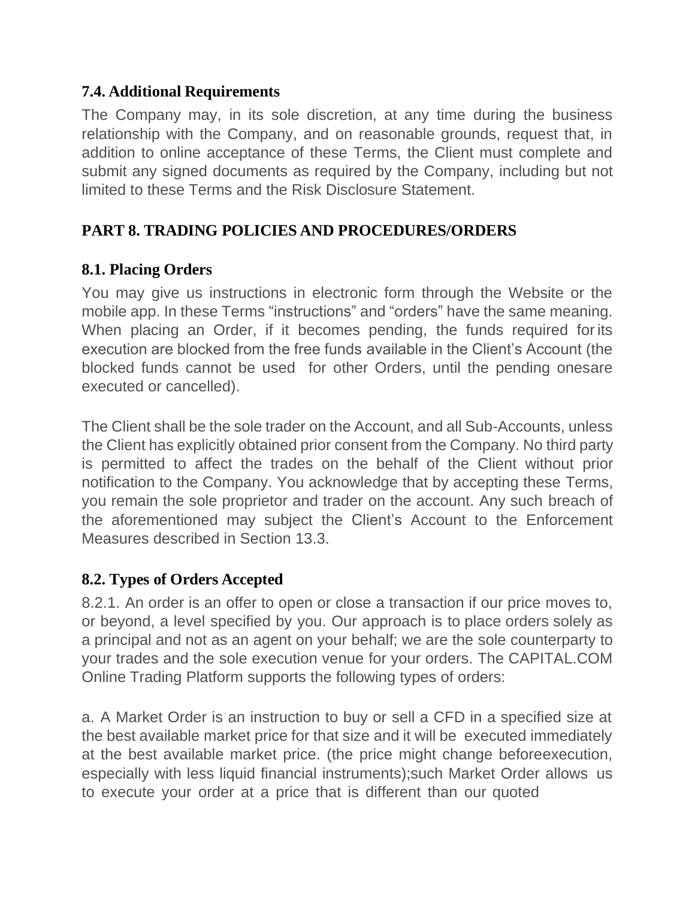### 7.4. Additional Requirements

The Company may, in its sole discretion, at any time during the business relationship with the Company, and on reasonable grounds, request that, in addition to online acceptance of these Terms, the Client must complete and submit any signed documents as required by the Company, including but not limited to these Terms and the Risk Disclosure Statement.

## PART 8. TRADING POLICIES AND PROCEDURES/ORDERS

### 8.1. Placing Orders

You may give us instructions in electronic form through the Website or the mobile app. In these Terms "instructions" and "orders" have the same meaning. When placing an Order, if it becomes pending, the funds required for its execution are blocked from the free funds available in the Client's Account (the blocked funds cannot be used for other Orders, until the pending onesare executed or cancelled).

The Client shall be the sole trader on the Account, and all Sub-Accounts, unless the Client has explicitly obtained prior consent from the Company. No third party is permitted to affect the trades on the behalf of the Client without prior notification to the Company. You acknowledge that by accepting these Terms, you remain the sole proprietor and trader on the account. Any such breach of the aforementioned may subject the Client's Account to the Enforcement Measures described in Section 13.3.

### 8.2. Types of Orders Accepted

8.2.1. An order is an offer to open or close a transaction if our price moves to, or beyond, a level specified by you. Our approach is to place orders solely as a principal and not as an agent on your behalf; we are the sole counterparty to your trades and the sole execution venue for your orders. The CAPITAL.COM Online Trading Platform supports the following types of orders:

a. A Market Order is an instruction to buy or sell a CFD in a specified size at the best available market price for that size and it will be executed immediately at the best available market price. (the price might change beforeexecution, especially with less liquid financial instruments);such Market Order allows us to execute your order at a price that is different than our quoted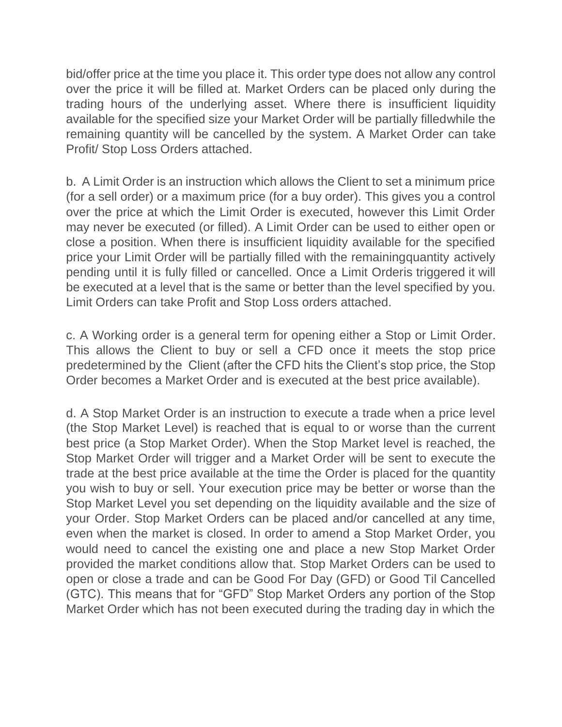bid/offer price at the time you place it. This order type does not allow any control over the price it will be filled at. Market Orders can be placed only during the trading hours of the underlying asset. Where there is insufficient liquidity available for the specified size your Market Order will be partially filledwhile the remaining quantity will be cancelled by the system. A Market Order can take Profit/ Stop Loss Orders attached.

b. A Limit Order is an instruction which allows the Client to set a minimum price (for a sell order) or a maximum price (for a buy order). This gives you a control over the price at which the Limit Order is executed, however this Limit Order may never be executed (or filled). A Limit Order can be used to either open or close a position. When there is insufficient liquidity available for the specified price your Limit Order will be partially filled with the remainingquantity actively pending until it is fully filled or cancelled. Once a Limit Orderis triggered it will be executed at a level that is the same or better than the level specified by you. Limit Orders can take Profit and Stop Loss orders attached.

c. A Working order is a general term for opening either a Stop or Limit Order. This allows the Client to buy or sell a CFD once it meets the stop price predetermined by the Client (after the CFD hits the Client's stop price, the Stop Order becomes a Market Order and is executed at the best price available).

d. A Stop Market Order is an instruction to execute a trade when a price level (the Stop Market Level) is reached that is equal to or worse than the current best price (a Stop Market Order). When the Stop Market level is reached, the Stop Market Order will trigger and a Market Order will be sent to execute the trade at the best price available at the time the Order is placed for the quantity you wish to buy or sell. Your execution price may be better or worse than the Stop Market Level you set depending on the liquidity available and the size of your Order. Stop Market Orders can be placed and/or cancelled at any time, even when the market is closed. In order to amend a Stop Market Order, you would need to cancel the existing one and place a new Stop Market Order provided the market conditions allow that. Stop Market Orders can be used to open or close a trade and can be Good For Day (GFD) or Good Til Cancelled (GTC). This means that for "GFD" Stop Market Orders any portion of the Stop Market Order which has not been executed during the trading day in which the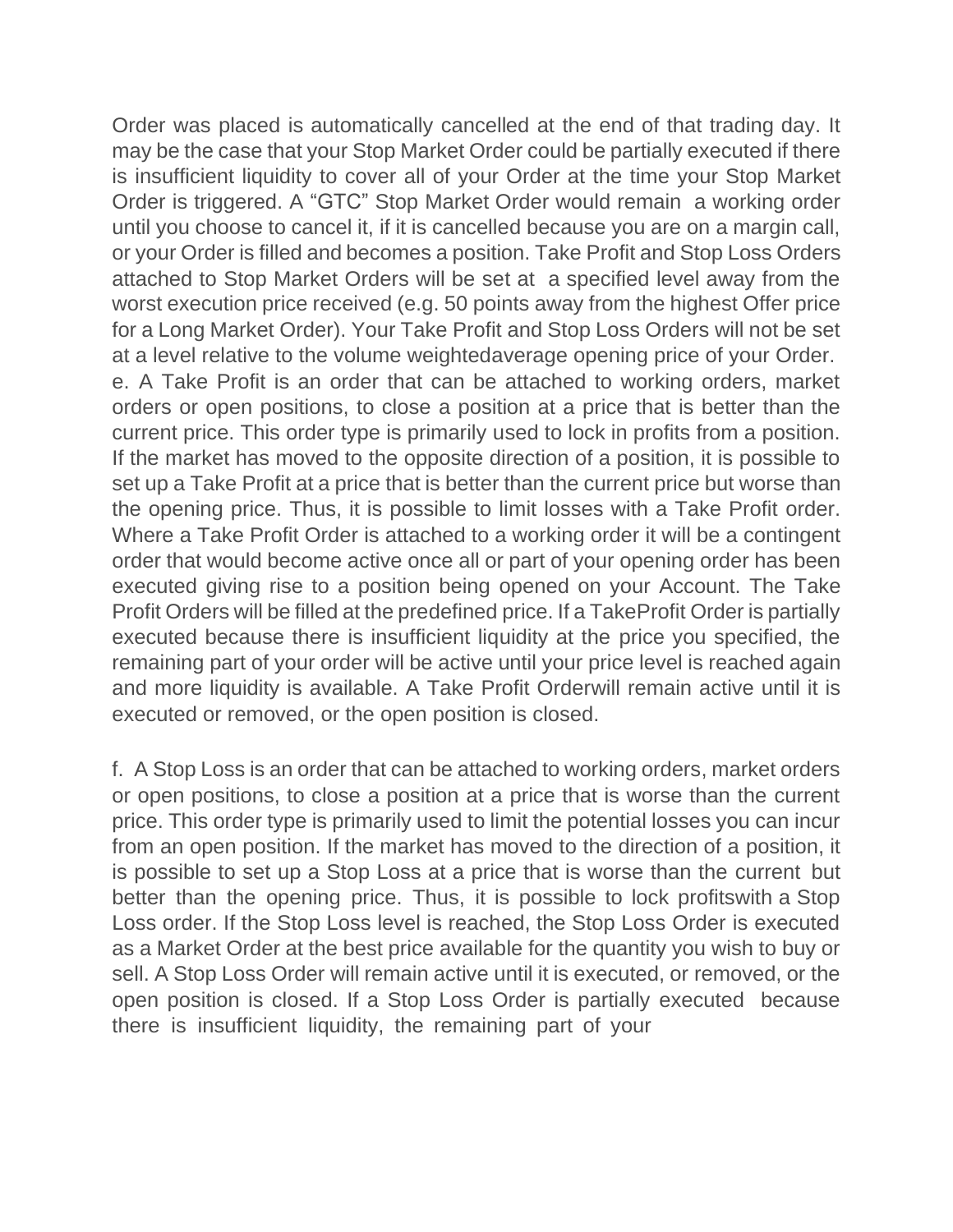Order was placed is automatically cancelled at the end of that trading day. It may be the case that your Stop Market Order could be partially executed if there is insufficient liquidity to cover all of your Order at the time your Stop Market Order is triggered. A “GTC” Stop Market Order would remain a working order until you choose to cancel it, if it is cancelled because you are on a margin call, or your Order is filled and becomes a position. Take Profit and Stop Loss Orders attached to Stop Market Orders will be set at a specified level away from the worst execution price received (e.g. 50 points away from the highest Offer price for a Long Market Order). Your Take Profit and Stop Loss Orders will not be set at a level relative to the volume weightedaverage opening price of your Order.

e. A Take Profit is an order that can be attached to working orders, market orders or open positions, to close a position at a price that is better than the current price. This order type is primarily used to lock in profits from a position. If the market has moved to the opposite direction of a position, it is possible to set up a Take Profit at a price that is better than the current price but worse than the opening price. Thus, it is possible to limit losses with a Take Profit order. Where a Take Profit Order is attached to a working order it will be a contingent order that would become active once all or part of your opening order has been executed giving rise to a position being opened on your Account. The Take Profit Orders will be filled at the predefined price. If a TakeProfit Order is partially executed because there is insufficient liquidity at the price you specified, the remaining part of your order will be active until your price level is reached again and more liquidity is available. A Take Profit Orderwill remain active until it is executed or removed, or the open position is closed.

f. A Stop Loss is an order that can be attached to working orders, market orders or open positions, to close a position at a price that is worse than the current price. This order type is primarily used to limit the potential losses you can incur from an open position. If the market has moved to the direction of a position, it is possible to set up a Stop Loss at a price that is worse than the current but better than the opening price. Thus, it is possible to lock profitswith a Stop Loss order. If the Stop Loss level is reached, the Stop Loss Order is executed as a Market Order at the best price available for the quantity you wish to buy or sell. A Stop Loss Order will remain active until it is executed, or removed, or the open position is closed. If a Stop Loss Order is partially executed because there is insufficient liquidity, the remaining part of your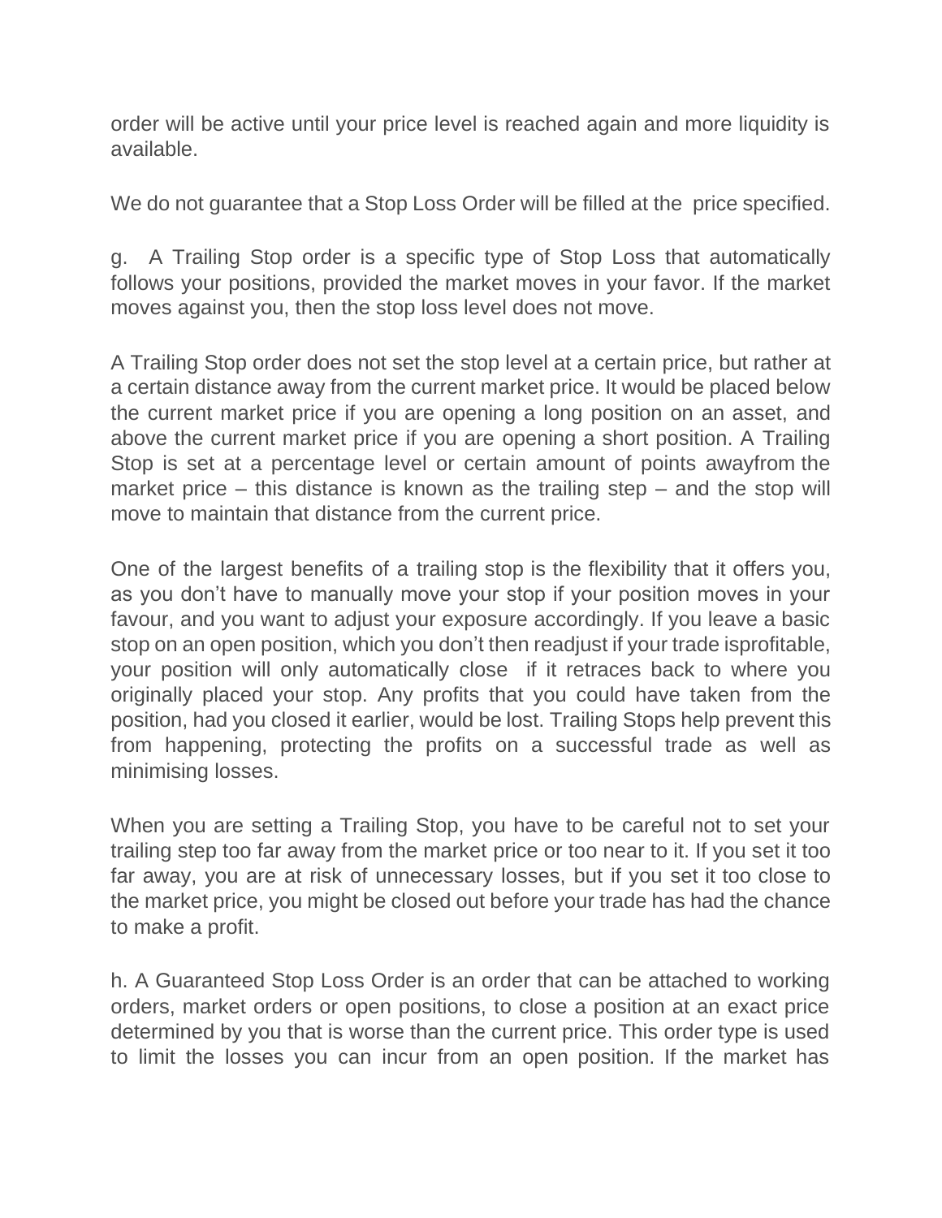order will be active until your price level is reached again and more liquidity is available.

We do not guarantee that a Stop Loss Order will be filled at the price specified.

g. A Trailing Stop order is a specific type of Stop Loss that automatically follows your positions, provided the market moves in your favor. If the market moves against you, then the stop loss level does not move.

A Trailing Stop order does not set the stop level at a certain price, but rather at a certain distance away from the current market price. It would be placed below the current market price if you are opening a long position on an asset, and above the current market price if you are opening a short position. A Trailing Stop is set at a percentage level or certain amount of points awayfrom the market price – this distance is known as the trailing step – and the stop will move to maintain that distance from the current price.

One of the largest benefits of a trailing stop is the flexibility that it offers you, as you don't have to manually move your stop if your position moves in your favour, and you want to adjust your exposure accordingly. If you leave a basic stop on an open position, which you don't then readjust if your trade isprofitable, your position will only automatically close if it retraces back to where you originally placed your stop. Any profits that you could have taken from the position, had you closed it earlier, would be lost. Trailing Stops help prevent this from happening, protecting the profits on a successful trade as well as minimising losses.

When you are setting a Trailing Stop, you have to be careful not to set your trailing step too far away from the market price or too near to it. If you set it too far away, you are at risk of unnecessary losses, but if you set it too close to the market price, you might be closed out before your trade has had the chance to make a profit.

h. A Guaranteed Stop Loss Order is an order that can be attached to working orders, market orders or open positions, to close a position at an exact price determined by you that is worse than the current price. This order type is used to limit the losses you can incur from an open position. If the market has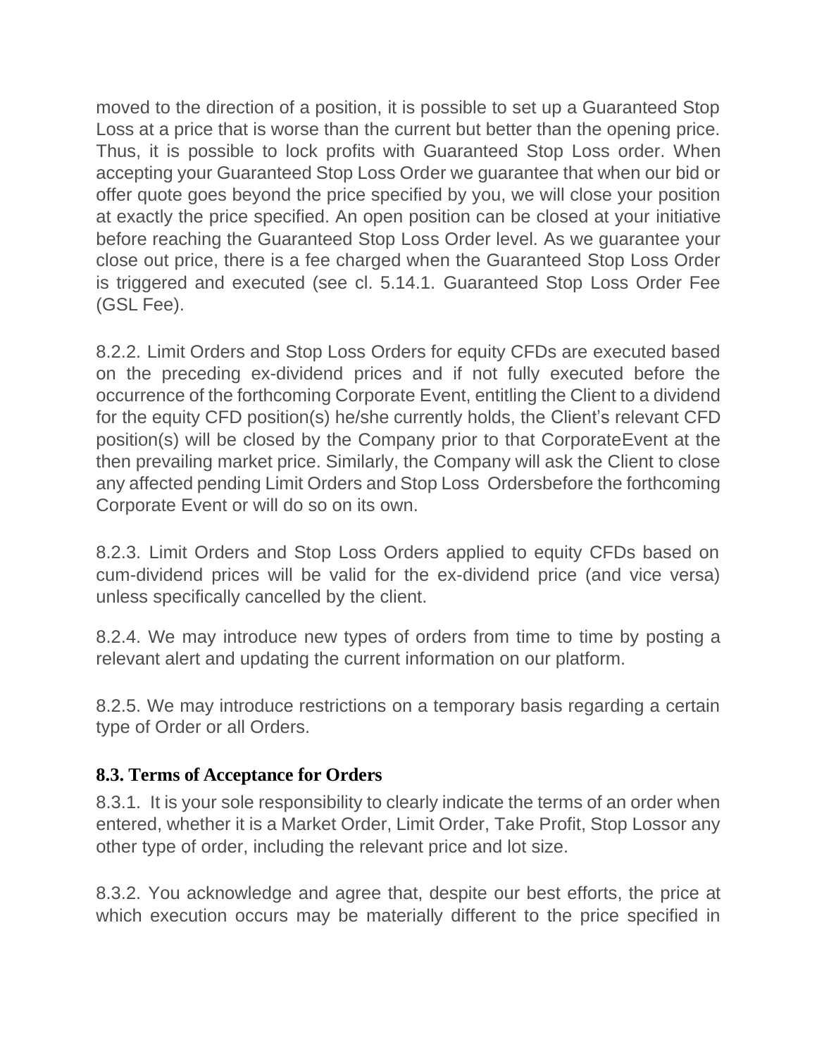moved to the direction of a position, it is possible to set up a Guaranteed Stop Loss at a price that is worse than the current but better than the opening price. Thus, it is possible to lock profits with Guaranteed Stop Loss order. When accepting your Guaranteed Stop Loss Order we guarantee that when our bid or offer quote goes beyond the price specified by you, we will close your position at exactly the price specified. An open position can be closed at your initiative before reaching the Guaranteed Stop Loss Order level. As we guarantee your close out price, there is a fee charged when the Guaranteed Stop Loss Order is triggered and executed (see cl. 5.14.1. Guaranteed Stop Loss Order Fee (GSL Fee).

8.2.2. Limit Orders and Stop Loss Orders for equity CFDs are executed based on the preceding ex-dividend prices and if not fully executed before the occurrence of the forthcoming Corporate Event, entitling the Client to a dividend for the equity CFD position(s) he/she currently holds, the Client's relevant CFD position(s) will be closed by the Company prior to that CorporateEvent at the then prevailing market price. Similarly, the Company will ask the Client to close any affected pending Limit Orders and Stop Loss Ordersbefore the forthcoming Corporate Event or will do so on its own.

8.2.3. Limit Orders and Stop Loss Orders applied to equity CFDs based on cum-dividend prices will be valid for the ex-dividend price (and vice versa) unless specifically cancelled by the client.

8.2.4. We may introduce new types of orders from time to time by posting a relevant alert and updating the current information on our platform.

8.2.5. We may introduce restrictions on a temporary basis regarding a certain type of Order or all Orders.

### 8.3. Terms of Acceptance for Orders

8.3.1. It is your sole responsibility to clearly indicate the terms of an order when entered, whether it is a Market Order, Limit Order, Take Profit, Stop Lossor any other type of order, including the relevant price and lot size.

8.3.2. You acknowledge and agree that, despite our best efforts, the price at which execution occurs may be materially different to the price specified in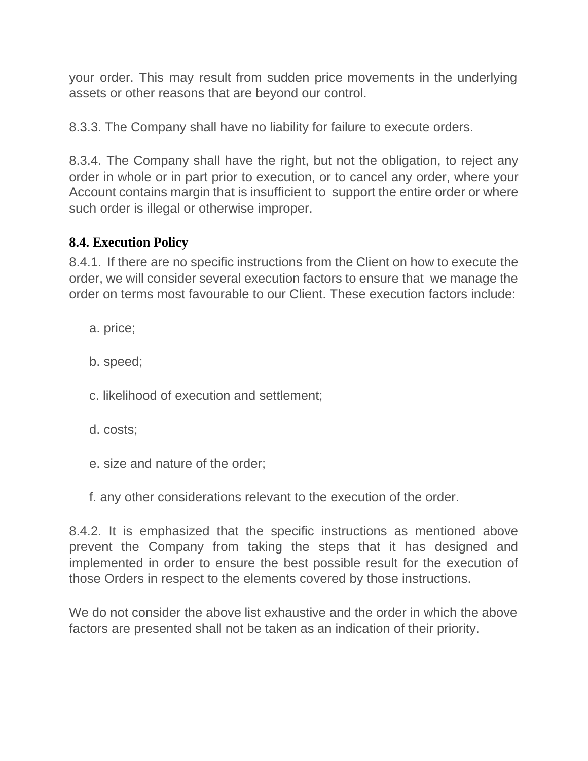your order. This may result from sudden price movements in the underlying assets or other reasons that are beyond our control.

8.3.3. The Company shall have no liability for failure to execute orders.

8.3.4. The Company shall have the right, but not the obligation, to reject any order in whole or in part prior to execution, or to cancel any order, where your Account contains margin that is insufficient to support the entire order or where such order is illegal or otherwise improper.

**8.4. Execution Policy**

8.4.1. If there are no specific instructions from the Client on how to execute the order, we will consider several execution factors to ensure that we manage the order on terms most favourable to our Client. These execution factors include:

a. price;

b. speed;

c. likelihood of execution and settlement;

d. costs;

e. size and nature of the order;

f. any other considerations relevant to the execution of the order.

8.4.2. It is emphasized that the specific instructions as mentioned above prevent the Company from taking the steps that it has designed and implemented in order to ensure the best possible result for the execution of those Orders in respect to the elements covered by those instructions.

We do not consider the above list exhaustive and the order in which the above factors are presented shall not be taken as an indication of their priority.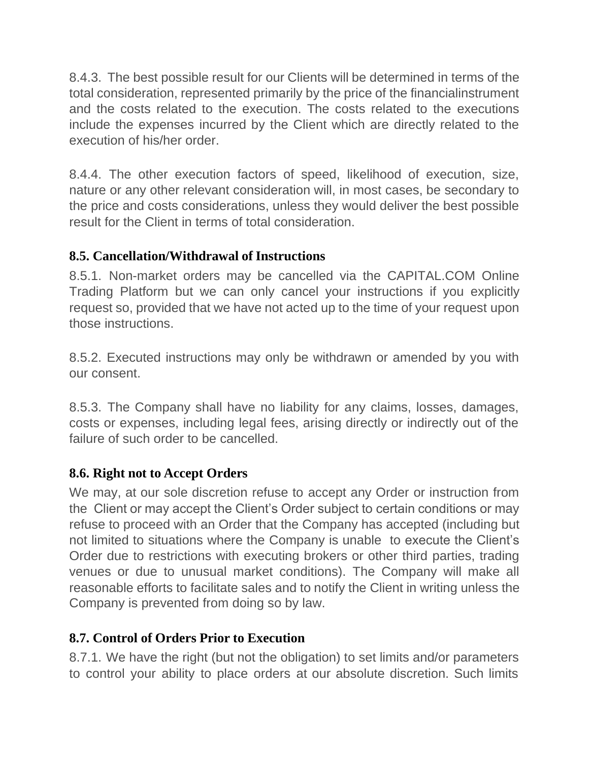8.4.3. The best possible result for our Clients will be determined in terms of the total consideration, represented primarily by the price of the financialinstrument and the costs related to the execution. The costs related to the executions include the expenses incurred by the Client which are directly related to the execution of his/her order.

8.4.4. The other execution factors of speed, likelihood of execution, size, nature or any other relevant consideration will, in most cases, be secondary to the price and costs considerations, unless they would deliver the best possible result for the Client in terms of total consideration.

### 8.5. Cancellation/Withdrawal of Instructions

8.5.1. Non-market orders may be cancelled via the CAPITAL.COM Online Trading Platform but we can only cancel your instructions if you explicitly request so, provided that we have not acted up to the time of your request upon those instructions.

8.5.2. Executed instructions may only be withdrawn or amended by you with our consent.

8.5.3. The Company shall have no liability for any claims, losses, damages, costs or expenses, including legal fees, arising directly or indirectly out of the failure of such order to be cancelled.

### 8.6. Right not to Accept Orders

We may, at our sole discretion refuse to accept any Order or instruction from the Client or may accept the Client's Order subject to certain conditions or may refuse to proceed with an Order that the Company has accepted (including but not limited to situations where the Company is unable to execute the Client's Order due to restrictions with executing brokers or other third parties, trading venues or due to unusual market conditions). The Company will make all reasonable efforts to facilitate sales and to notify the Client in writing unless the Company is prevented from doing so by law.

### 8.7. Control of Orders Prior to Execution

8.7.1. We have the right (but not the obligation) to set limits and/or parameters to control your ability to place orders at our absolute discretion. Such limits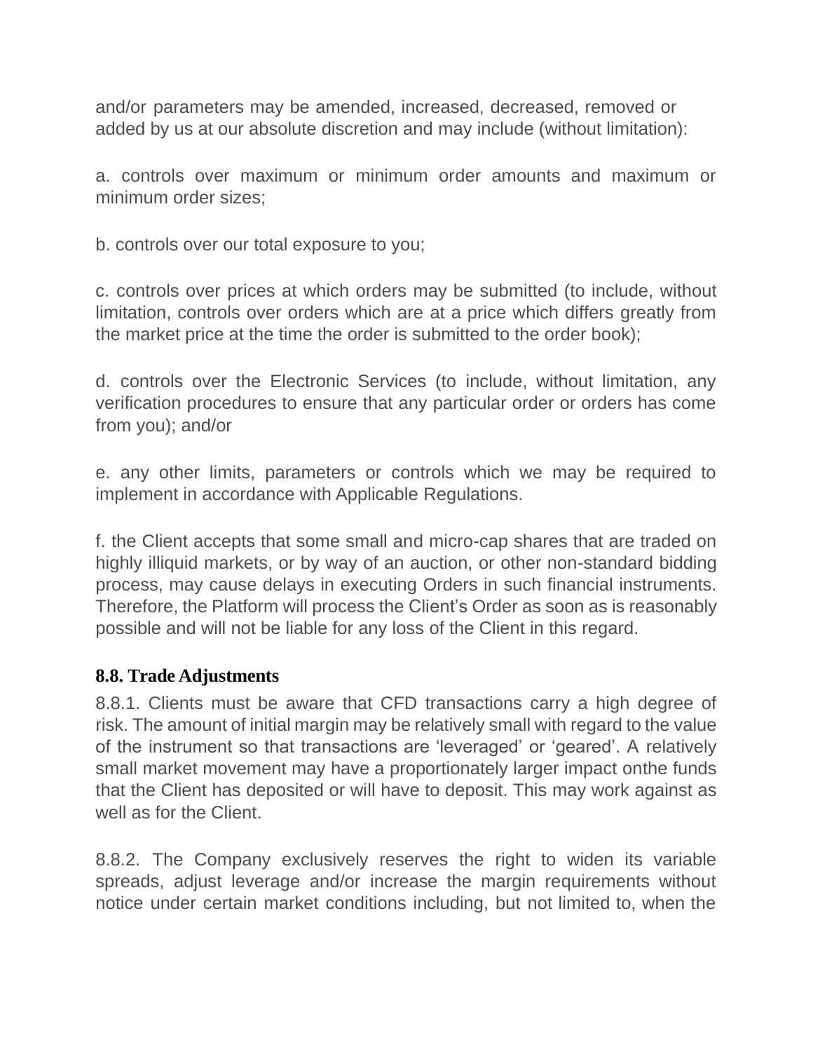and/or parameters may be amended, increased, decreased, removed or added by us at our absolute discretion and may include (without limitation):

a. controls over maximum or minimum order amounts and maximum or minimum order sizes;

b. controls over our total exposure to you;

c. controls over prices at which orders may be submitted (to include, without limitation, controls over orders which are at a price which differs greatly from the market price at the time the order is submitted to the order book);

d. controls over the Electronic Services (to include, without limitation, any verification procedures to ensure that any particular order or orders has come from you); and/or

e. any other limits, parameters or controls which we may be required to implement in accordance with Applicable Regulations.

f. the Client accepts that some small and micro-cap shares that are traded on highly illiquid markets, or by way of an auction, or other non-standard bidding process, may cause delays in executing Orders in such financial instruments. Therefore, the Platform will process the Client's Order as soon as is reasonably possible and will not be liable for any loss of the Client in this regard.

### 8.8. Trade Adjustments

8.8.1. Clients must be aware that CFD transactions carry a high degree of risk. The amount of initial margin may be relatively small with regard to the value of the instrument so that transactions are 'leveraged' or 'geared'. A relatively small market movement may have a proportionately larger impact onthe funds that the Client has deposited or will have to deposit. This may work against as well as for the Client.

8.8.2. The Company exclusively reserves the right to widen its variable spreads, adjust leverage and/or increase the margin requirements without notice under certain market conditions including, but not limited to, when the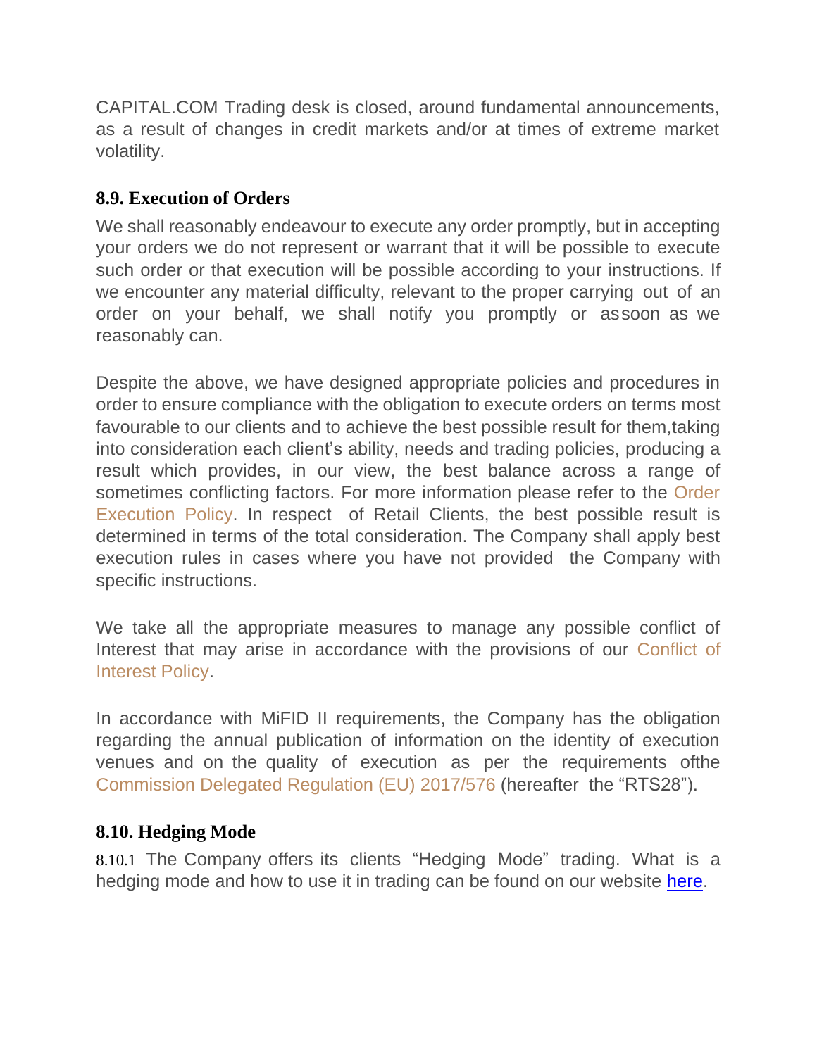CAPITAL.COM Trading desk is closed, around fundamental announcements, as a result of changes in credit markets and/or at times of extreme market volatility.

### 8.9. Execution of Orders

We shall reasonably endeavour to execute any order promptly, but in accepting your orders we do not represent or warrant that it will be possible to execute such order or that execution will be possible according to your instructions. If we encounter any material difficulty, relevant to the proper carrying out of an order on your behalf, we shall notify you promptly or assoon as we reasonably can.

Despite the above, we have designed appropriate policies and procedures in order to ensure compliance with the obligation to execute orders on terms most favourable to our clients and to achieve the best possible result for them,taking into consideration each client's ability, needs and trading policies, producing a result which provides, in our view, the best balance across a range of sometimes conflicting factors. For more information please refer to the Order Execution Policy. In respect of Retail Clients, the best possible result is determined in terms of the total consideration. The Company shall apply best execution rules in cases where you have not provided the Company with specific instructions.

We take all the appropriate measures to manage any possible conflict of Interest that may arise in accordance with the provisions of our Conflict of Interest Policy.

In accordance with MiFID II requirements, the Company has the obligation regarding the annual publication of information on the identity of execution venues and on the quality of execution as per the requirements ofthe Commission Delegated Regulation (EU) 2017/576 (hereafter the "RTS28").

### 8.10. Hedging Mode

8.10.1 The Company offers its clients "Hedging Mode" trading. What is a hedging mode and how to use it in trading can be found on our website here.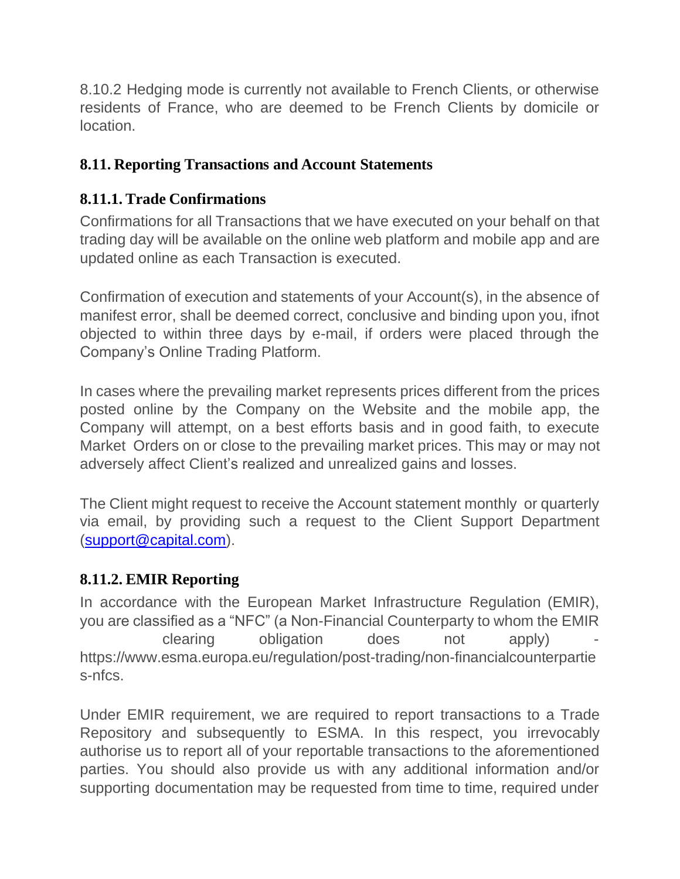8.10.2 Hedging mode is currently not available to French Clients, or otherwise residents of France, who are deemed to be French Clients by domicile or location.

### 8.11. Reporting Transactions and Account Statements

#### 8.11.1. Trade Confirmations

Confirmations for all Transactions that we have executed on your behalf on that trading day will be available on the online web platform and mobile app and are updated online as each Transaction is executed.

Confirmation of execution and statements of your Account(s), in the absence of manifest error, shall be deemed correct, conclusive and binding upon you, ifnot objected to within three days by e-mail, if orders were placed through the Company's Online Trading Platform.

In cases where the prevailing market represents prices different from the prices posted online by the Company on the Website and the mobile app, the Company will attempt, on a best efforts basis and in good faith, to execute Market Orders on or close to the prevailing market prices. This may or may not adversely affect Client's realized and unrealized gains and losses.

The Client might request to receive the Account statement monthly or quarterly via email, by providing such a request to the Client Support Department (support@capital.com).

#### 8.11.2. EMIR Reporting

In accordance with the European Market Infrastructure Regulation (EMIR), you are classified as a "NFC" (a Non-Financial Counterparty to whom the EMIR clearing obligation does not apply) - https://www.esma.europa.eu/regulation/post-trading/non-financialcounterparties-nfcs.

Under EMIR requirement, we are required to report transactions to a Trade Repository and subsequently to ESMA. In this respect, you irrevocably authorise us to report all of your reportable transactions to the aforementioned parties. You should also provide us with any additional information and/or supporting documentation may be requested from time to time, required under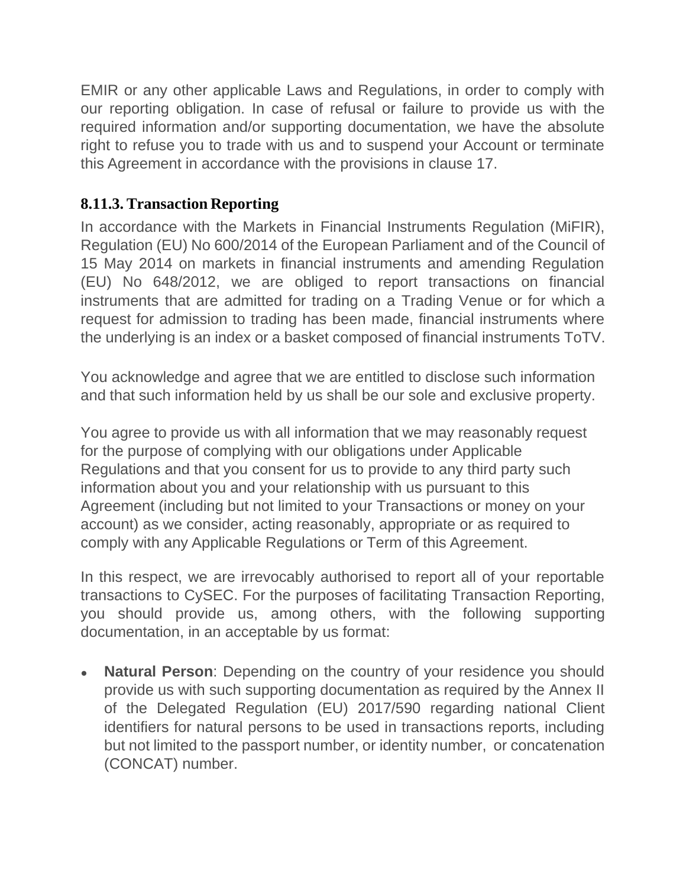EMIR or any other applicable Laws and Regulations, in order to comply with our reporting obligation. In case of refusal or failure to provide us with the required information and/or supporting documentation, we have the absolute right to refuse you to trade with us and to suspend your Account or terminate this Agreement in accordance with the provisions in clause 17.

### 8.11.3. Transaction Reporting

In accordance with the Markets in Financial Instruments Regulation (MiFIR), Regulation (EU) No 600/2014 of the European Parliament and of the Council of 15 May 2014 on markets in financial instruments and amending Regulation (EU) No 648/2012, we are obliged to report transactions on financial instruments that are admitted for trading on a Trading Venue or for which a request for admission to trading has been made, financial instruments where the underlying is an index or a basket composed of financial instruments ToTV.

You acknowledge and agree that we are entitled to disclose such information and that such information held by us shall be our sole and exclusive property.

You agree to provide us with all information that we may reasonably request for the purpose of complying with our obligations under Applicable Regulations and that you consent for us to provide to any third party such information about you and your relationship with us pursuant to this Agreement (including but not limited to your Transactions or money on your account) as we consider, acting reasonably, appropriate or as required to comply with any Applicable Regulations or Term of this Agreement.

In this respect, we are irrevocably authorised to report all of your reportable transactions to CySEC. For the purposes of facilitating Transaction Reporting, you should provide us, among others, with the following supporting documentation, in an acceptable by us format:

- **Natural Person**: Depending on the country of your residence you should provide us with such supporting documentation as required by the Annex II of the Delegated Regulation (EU) 2017/590 regarding national Client identifiers for natural persons to be used in transactions reports, including but not limited to the passport number, or identity number, or concatenation (CONCAT) number.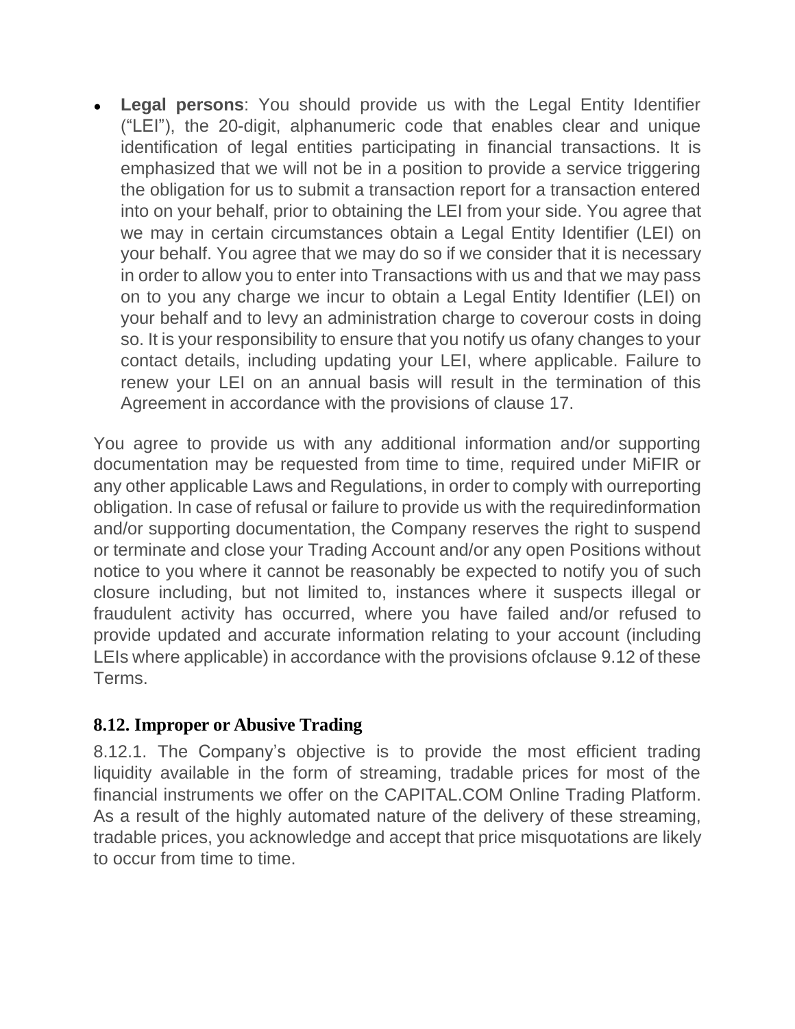- **Legal persons**: You should provide us with the Legal Entity Identifier ("LEI"), the 20-digit, alphanumeric code that enables clear and unique identification of legal entities participating in financial transactions. It is emphasized that we will not be in a position to provide a service triggering the obligation for us to submit a transaction report for a transaction entered into on your behalf, prior to obtaining the LEI from your side. You agree that we may in certain circumstances obtain a Legal Entity Identifier (LEI) on your behalf. You agree that we may do so if we consider that it is necessary in order to allow you to enter into Transactions with us and that we may pass on to you any charge we incur to obtain a Legal Entity Identifier (LEI) on your behalf and to levy an administration charge to coverour costs in doing so. It is your responsibility to ensure that you notify us ofany changes to your contact details, including updating your LEI, where applicable. Failure to renew your LEI on an annual basis will result in the termination of this Agreement in accordance with the provisions of clause 17.

You agree to provide us with any additional information and/or supporting documentation may be requested from time to time, required under MiFIR or any other applicable Laws and Regulations, in order to comply with ourreporting obligation. In case of refusal or failure to provide us with the requiredinformation and/or supporting documentation, the Company reserves the right to suspend or terminate and close your Trading Account and/or any open Positions without notice to you where it cannot be reasonably be expected to notify you of such closure including, but not limited to, instances where it suspects illegal or fraudulent activity has occurred, where you have failed and/or refused to provide updated and accurate information relating to your account (including LEIs where applicable) in accordance with the provisions ofclause 9.12 of these Terms.

### 8.12. Improper or Abusive Trading

8.12.1. The Company's objective is to provide the most efficient trading liquidity available in the form of streaming, tradable prices for most of the financial instruments we offer on the CAPITAL.COM Online Trading Platform. As a result of the highly automated nature of the delivery of these streaming, tradable prices, you acknowledge and accept that price misquotations are likely to occur from time to time.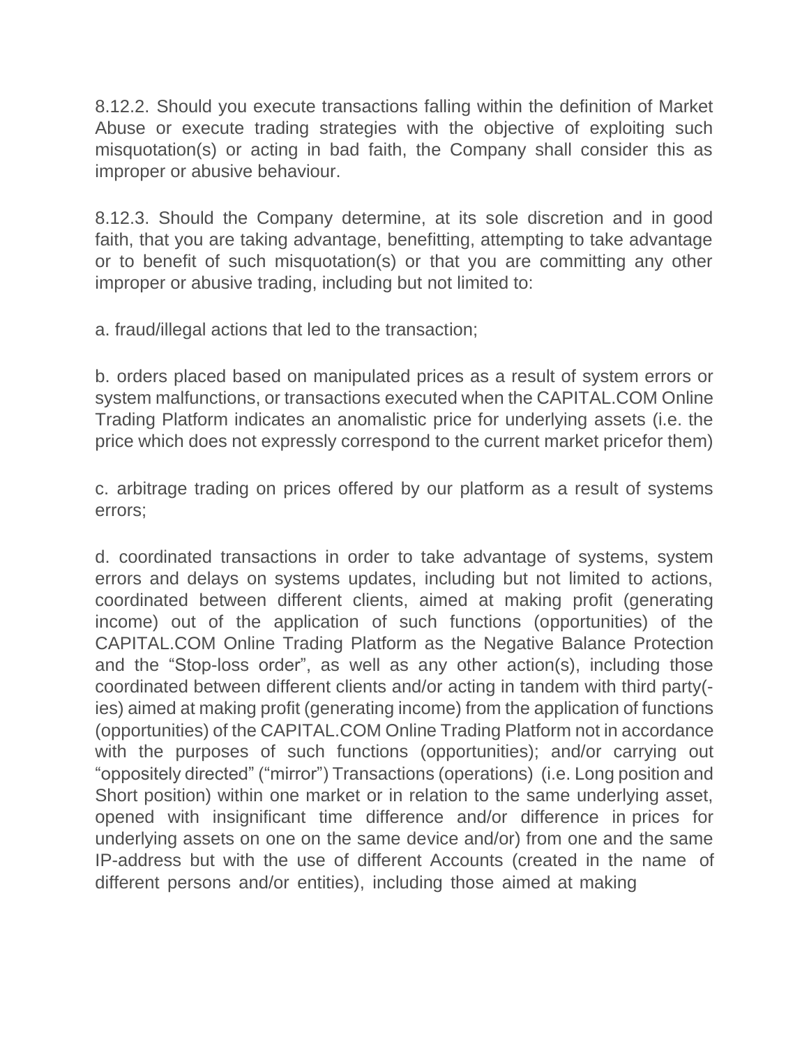8.12.2. Should you execute transactions falling within the definition of Market Abuse or execute trading strategies with the objective of exploiting such misquotation(s) or acting in bad faith, the Company shall consider this as improper or abusive behaviour.

8.12.3. Should the Company determine, at its sole discretion and in good faith, that you are taking advantage, benefitting, attempting to take advantage or to benefit of such misquotation(s) or that you are committing any other improper or abusive trading, including but not limited to:

a. fraud/illegal actions that led to the transaction;

b. orders placed based on manipulated prices as a result of system errors or system malfunctions, or transactions executed when the CAPITAL.COM Online Trading Platform indicates an anomalistic price for underlying assets (i.e. the price which does not expressly correspond to the current market pricefor them)

c. arbitrage trading on prices offered by our platform as a result of systems errors;

d. coordinated transactions in order to take advantage of systems, system errors and delays on systems updates, including but not limited to actions, coordinated between different clients, aimed at making profit (generating income) out of the application of such functions (opportunities) of the CAPITAL.COM Online Trading Platform as the Negative Balance Protection and the "Stop-loss order", as well as any other action(s), including those coordinated between different clients and/or acting in tandem with third party(-ies) aimed at making profit (generating income) from the application of functions (opportunities) of the CAPITAL.COM Online Trading Platform not in accordance with the purposes of such functions (opportunities); and/or carrying out "oppositely directed" ("mirror") Transactions (operations) (i.e. Long position and Short position) within one market or in relation to the same underlying asset, opened with insignificant time difference and/or difference in prices for underlying assets on one on the same device and/or) from one and the same IP-address but with the use of different Accounts (created in the name of different persons and/or entities), including those aimed at making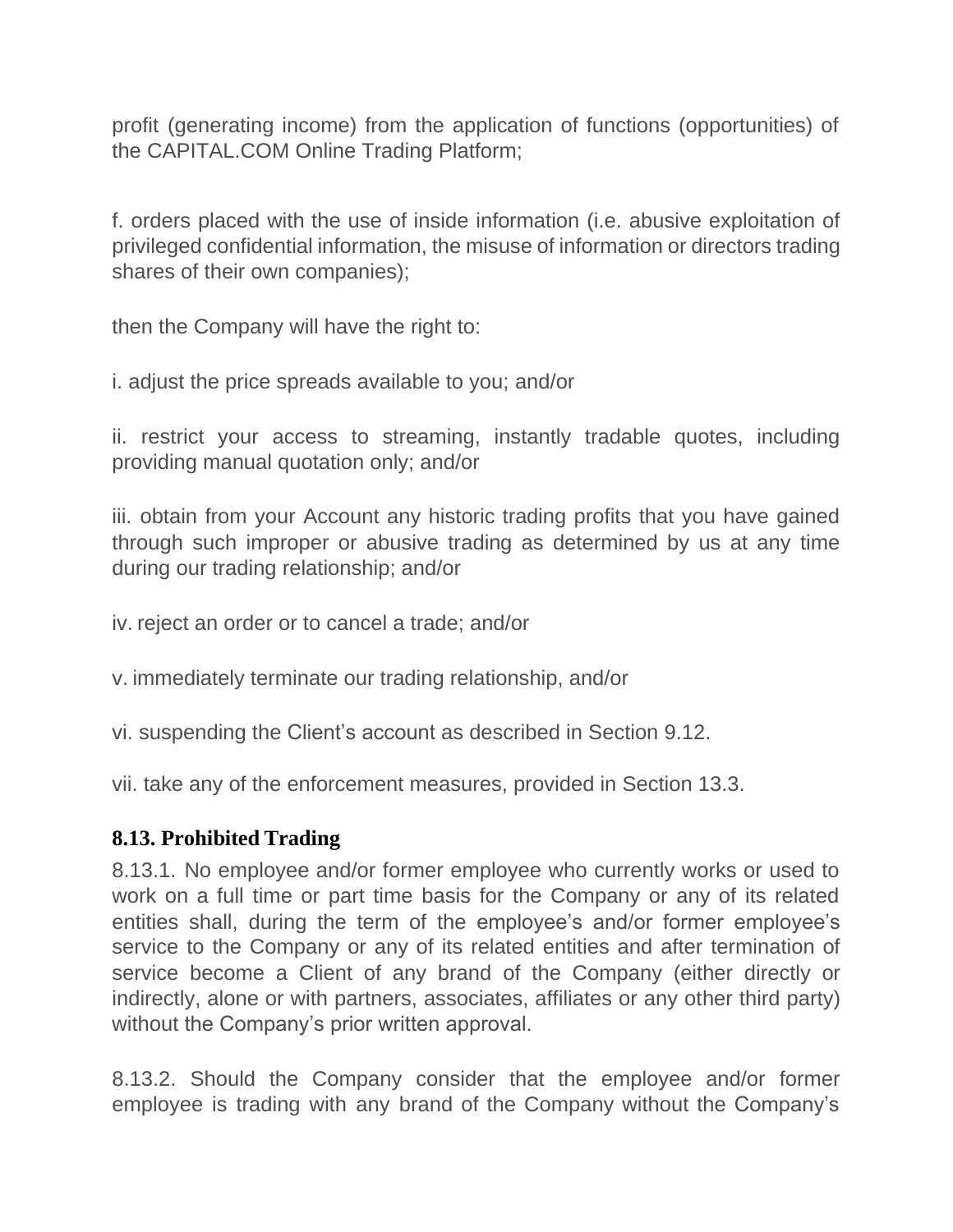profit (generating income) from the application of functions (opportunities) of the CAPITAL.COM Online Trading Platform;

f. orders placed with the use of inside information (i.e. abusive exploitation of privileged confidential information, the misuse of information or directors trading shares of their own companies);

then the Company will have the right to:

i. adjust the price spreads available to you; and/or

ii. restrict your access to streaming, instantly tradable quotes, including providing manual quotation only; and/or

iii. obtain from your Account any historic trading profits that you have gained through such improper or abusive trading as determined by us at any time during our trading relationship; and/or

iv. reject an order or to cancel a trade; and/or

v. immediately terminate our trading relationship, and/or

vi. suspending the Client's account as described in Section 9.12.

vii. take any of the enforcement measures, provided in Section 13.3.

### 8.13. Prohibited Trading

8.13.1. No employee and/or former employee who currently works or used to work on a full time or part time basis for the Company or any of its related entities shall, during the term of the employee's and/or former employee's service to the Company or any of its related entities and after termination of service become a Client of any brand of the Company (either directly or indirectly, alone or with partners, associates, affiliates or any other third party) without the Company's prior written approval.

8.13.2. Should the Company consider that the employee and/or former employee is trading with any brand of the Company without the Company's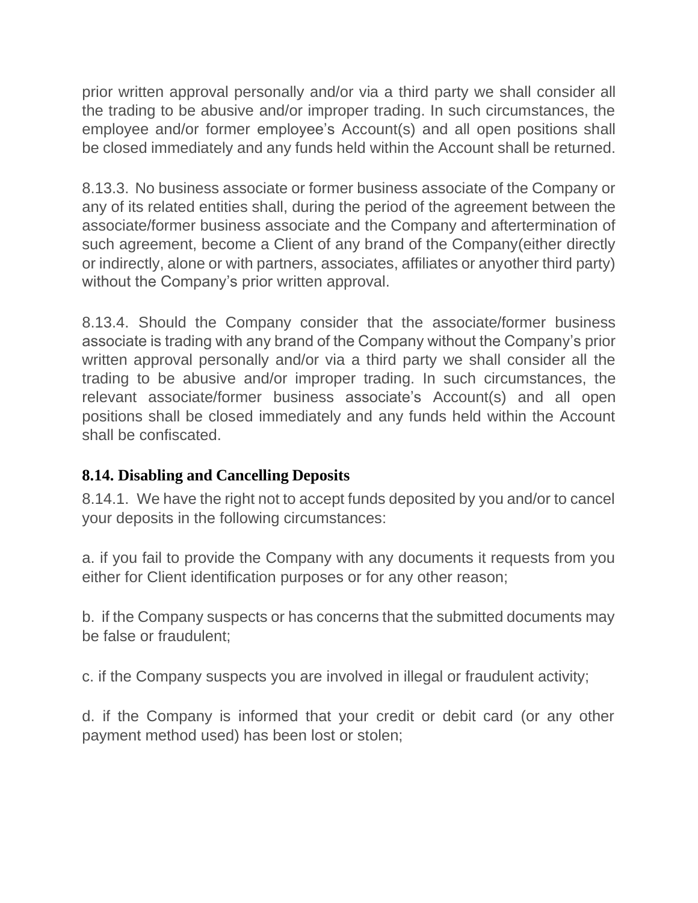prior written approval personally and/or via a third party we shall consider all the trading to be abusive and/or improper trading. In such circumstances, the employee and/or former employee's Account(s) and all open positions shall be closed immediately and any funds held within the Account shall be returned.

8.13.3. No business associate or former business associate of the Company or any of its related entities shall, during the period of the agreement between the associate/former business associate and the Company and aftertermination of such agreement, become a Client of any brand of the Company(either directly or indirectly, alone or with partners, associates, affiliates or anyother third party) without the Company's prior written approval.

8.13.4. Should the Company consider that the associate/former business associate is trading with any brand of the Company without the Company's prior written approval personally and/or via a third party we shall consider all the trading to be abusive and/or improper trading. In such circumstances, the relevant associate/former business associate's Account(s) and all open positions shall be closed immediately and any funds held within the Account shall be confiscated.

### 8.14. Disabling and Cancelling Deposits

8.14.1. We have the right not to accept funds deposited by you and/or to cancel your deposits in the following circumstances:

a. if you fail to provide the Company with any documents it requests from you either for Client identification purposes or for any other reason;

b. if the Company suspects or has concerns that the submitted documents may be false or fraudulent;

c. if the Company suspects you are involved in illegal or fraudulent activity;

d. if the Company is informed that your credit or debit card (or any other payment method used) has been lost or stolen;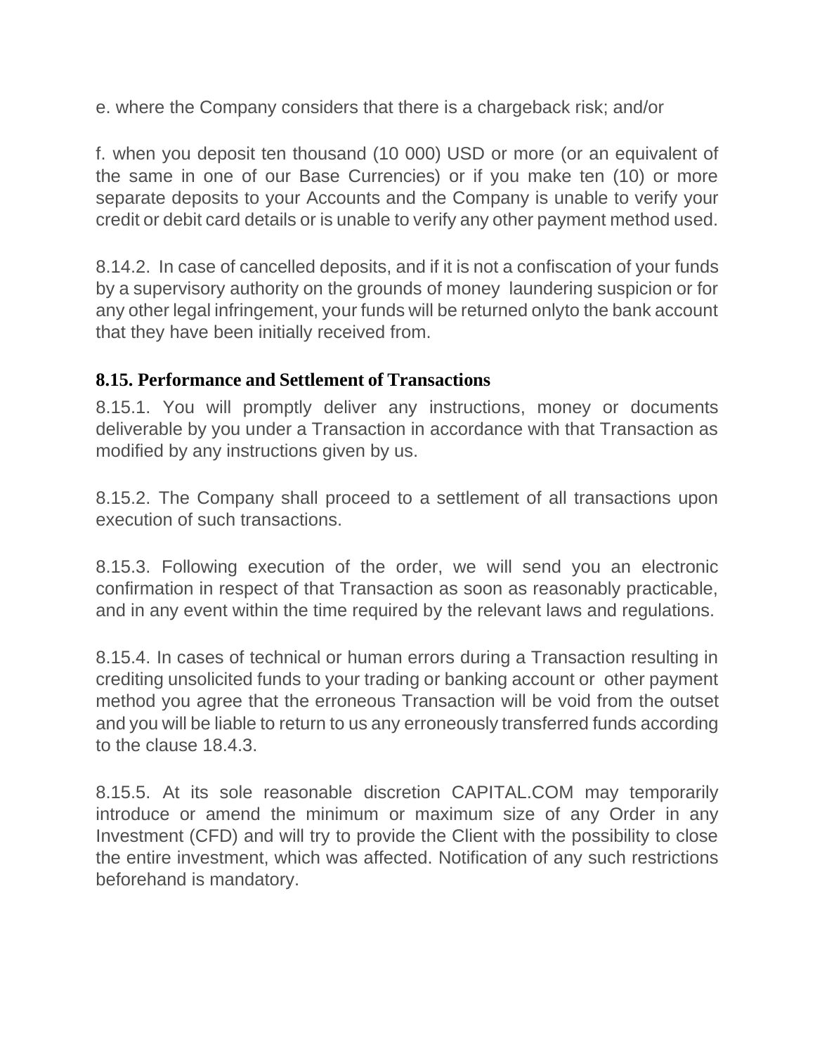e. where the Company considers that there is a chargeback risk; and/or

f. when you deposit ten thousand (10 000) USD or more (or an equivalent of the same in one of our Base Currencies) or if you make ten (10) or more separate deposits to your Accounts and the Company is unable to verify your credit or debit card details or is unable to verify any other payment method used.

8.14.2. In case of cancelled deposits, and if it is not a confiscation of your funds by a supervisory authority on the grounds of money laundering suspicion or for any other legal infringement, your funds will be returned onlyto the bank account that they have been initially received from.

**8.15. Performance and Settlement of Transactions**

8.15.1. You will promptly deliver any instructions, money or documents deliverable by you under a Transaction in accordance with that Transaction as modified by any instructions given by us.

8.15.2. The Company shall proceed to a settlement of all transactions upon execution of such transactions.

8.15.3. Following execution of the order, we will send you an electronic confirmation in respect of that Transaction as soon as reasonably practicable, and in any event within the time required by the relevant laws and regulations.

8.15.4. In cases of technical or human errors during a Transaction resulting in crediting unsolicited funds to your trading or banking account or other payment method you agree that the erroneous Transaction will be void from the outset and you will be liable to return to us any erroneously transferred funds according to the clause 18.4.3.

8.15.5. At its sole reasonable discretion CAPITAL.COM may temporarily introduce or amend the minimum or maximum size of any Order in any Investment (CFD) and will try to provide the Client with the possibility to close the entire investment, which was affected. Notification of any such restrictions beforehand is mandatory.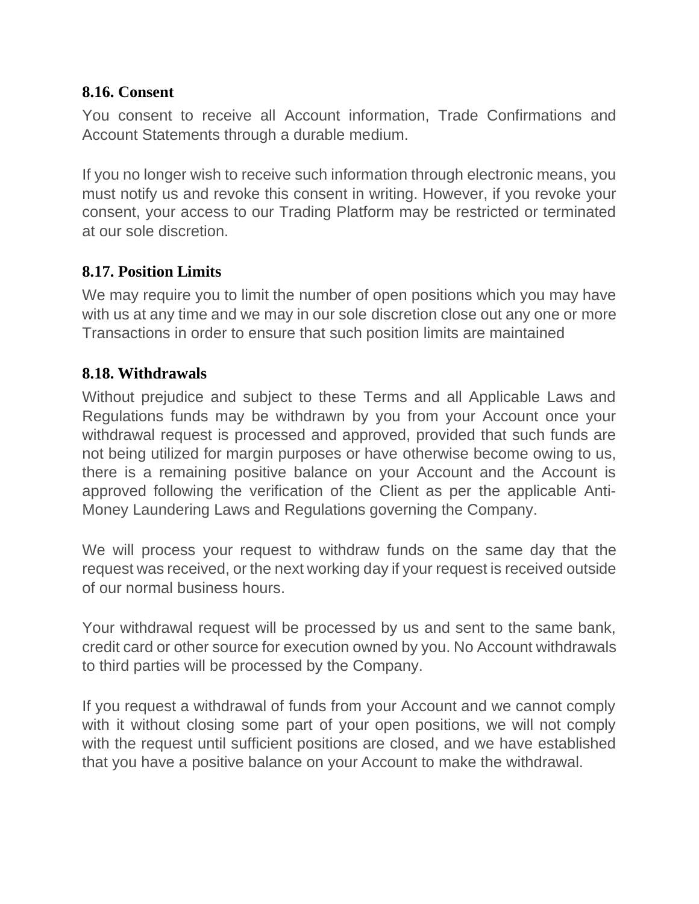### 8.16. Consent

You consent to receive all Account information, Trade Confirmations and Account Statements through a durable medium.

If you no longer wish to receive such information through electronic means, you must notify us and revoke this consent in writing. However, if you revoke your consent, your access to our Trading Platform may be restricted or terminated at our sole discretion.

### 8.17. Position Limits

We may require you to limit the number of open positions which you may have with us at any time and we may in our sole discretion close out any one or more Transactions in order to ensure that such position limits are maintained

### 8.18. Withdrawals

Without prejudice and subject to these Terms and all Applicable Laws and Regulations funds may be withdrawn by you from your Account once your withdrawal request is processed and approved, provided that such funds are not being utilized for margin purposes or have otherwise become owing to us, there is a remaining positive balance on your Account and the Account is approved following the verification of the Client as per the applicable Anti-Money Laundering Laws and Regulations governing the Company.

We will process your request to withdraw funds on the same day that the request was received, or the next working day if your request is received outside of our normal business hours.

Your withdrawal request will be processed by us and sent to the same bank, credit card or other source for execution owned by you. No Account withdrawals to third parties will be processed by the Company.

If you request a withdrawal of funds from your Account and we cannot comply with it without closing some part of your open positions, we will not comply with the request until sufficient positions are closed, and we have established that you have a positive balance on your Account to make the withdrawal.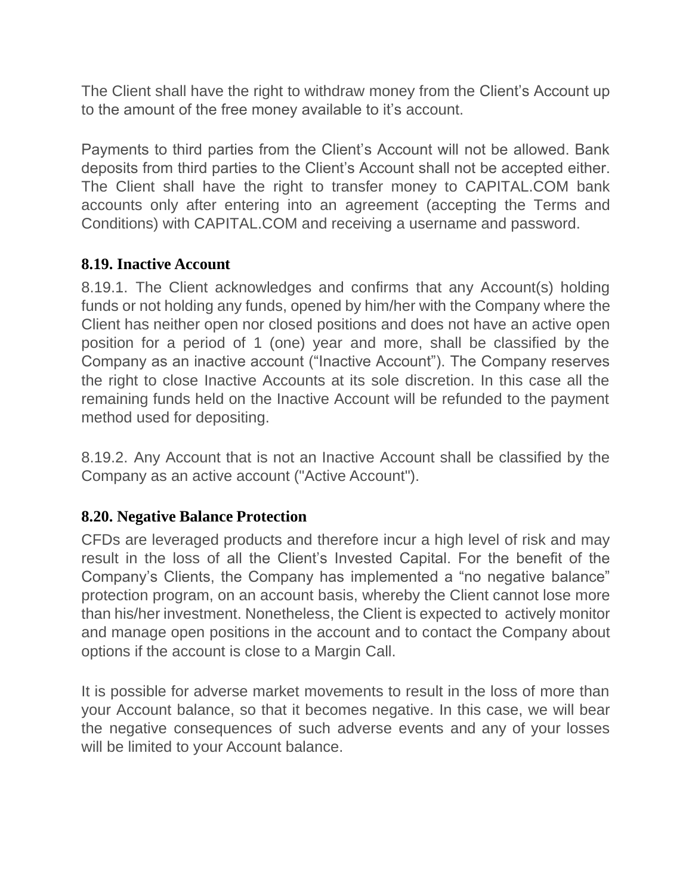The Client shall have the right to withdraw money from the Client's Account up to the amount of the free money available to it's account.

Payments to third parties from the Client's Account will not be allowed. Bank deposits from third parties to the Client's Account shall not be accepted either. The Client shall have the right to transfer money to CAPITAL.COM bank accounts only after entering into an agreement (accepting the Terms and Conditions) with CAPITAL.COM and receiving a username and password.

### 8.19. Inactive Account

8.19.1. The Client acknowledges and confirms that any Account(s) holding funds or not holding any funds, opened by him/her with the Company where the Client has neither open nor closed positions and does not have an active open position for a period of 1 (one) year and more, shall be classified by the Company as an inactive account ("Inactive Account"). The Company reserves the right to close Inactive Accounts at its sole discretion. In this case all the remaining funds held on the Inactive Account will be refunded to the payment method used for depositing.

8.19.2. Any Account that is not an Inactive Account shall be classified by the Company as an active account ("Active Account").

### 8.20. Negative Balance Protection

CFDs are leveraged products and therefore incur a high level of risk and may result in the loss of all the Client's Invested Capital. For the benefit of the Company's Clients, the Company has implemented a "no negative balance" protection program, on an account basis, whereby the Client cannot lose more than his/her investment. Nonetheless, the Client is expected to actively monitor and manage open positions in the account and to contact the Company about options if the account is close to a Margin Call.

It is possible for adverse market movements to result in the loss of more than your Account balance, so that it becomes negative. In this case, we will bear the negative consequences of such adverse events and any of your losses will be limited to your Account balance.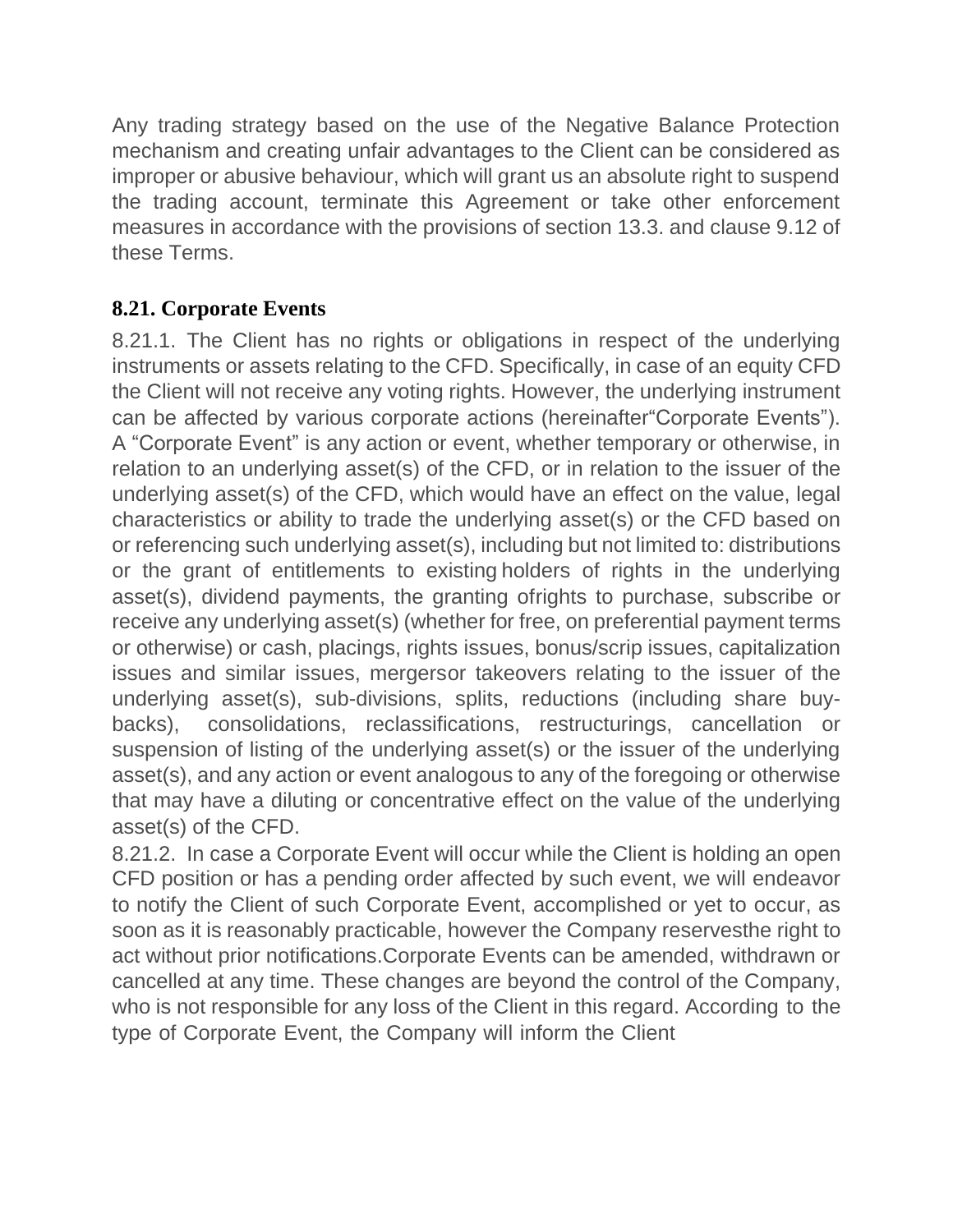Any trading strategy based on the use of the Negative Balance Protection mechanism and creating unfair advantages to the Client can be considered as improper or abusive behaviour, which will grant us an absolute right to suspend the trading account, terminate this Agreement or take other enforcement measures in accordance with the provisions of section 13.3. and clause 9.12 of these Terms.

### 8.21. Corporate Events

8.21.1. The Client has no rights or obligations in respect of the underlying instruments or assets relating to the CFD. Specifically, in case of an equity CFD the Client will not receive any voting rights. However, the underlying instrument can be affected by various corporate actions (hereinafter"Corporate Events"). A "Corporate Event" is any action or event, whether temporary or otherwise, in relation to an underlying asset(s) of the CFD, or in relation to the issuer of the underlying asset(s) of the CFD, which would have an effect on the value, legal characteristics or ability to trade the underlying asset(s) or the CFD based on or referencing such underlying asset(s), including but not limited to: distributions or the grant of entitlements to existing holders of rights in the underlying asset(s), dividend payments, the granting ofrights to purchase, subscribe or receive any underlying asset(s) (whether for free, on preferential payment terms or otherwise) or cash, placings, rights issues, bonus/scrip issues, capitalization issues and similar issues, mergersor takeovers relating to the issuer of the underlying asset(s), sub-divisions, splits, reductions (including share buy-backs), consolidations, reclassifications, restructurings, cancellation or suspension of listing of the underlying asset(s) or the issuer of the underlying asset(s), and any action or event analogous to any of the foregoing or otherwise that may have a diluting or concentrative effect on the value of the underlying asset(s) of the CFD.

8.21.2. In case a Corporate Event will occur while the Client is holding an open CFD position or has a pending order affected by such event, we will endeavor to notify the Client of such Corporate Event, accomplished or yet to occur, as soon as it is reasonably practicable, however the Company reservesthe right to act without prior notifications.Corporate Events can be amended, withdrawn or cancelled at any time. These changes are beyond the control of the Company, who is not responsible for any loss of the Client in this regard. According to the type of Corporate Event, the Company will inform the Client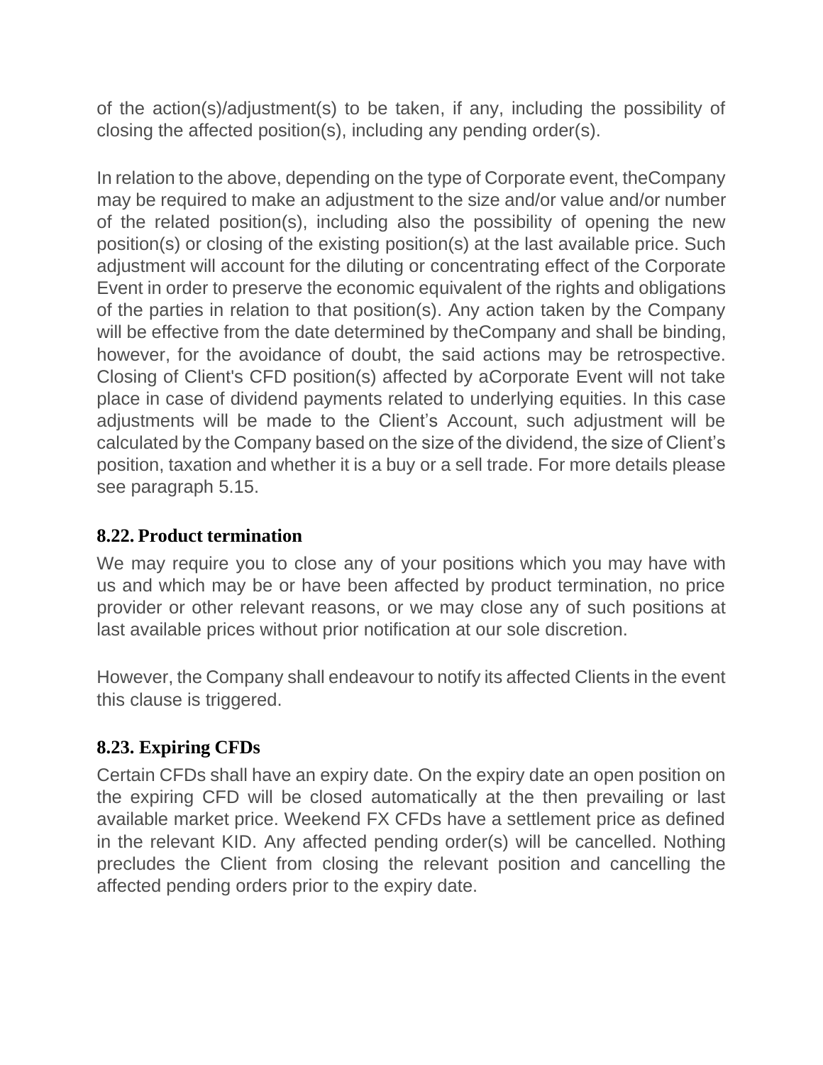of the action(s)/adjustment(s) to be taken, if any, including the possibility of closing the affected position(s), including any pending order(s).

In relation to the above, depending on the type of Corporate event, theCompany may be required to make an adjustment to the size and/or value and/or number of the related position(s), including also the possibility of opening the new position(s) or closing of the existing position(s) at the last available price. Such adjustment will account for the diluting or concentrating effect of the Corporate Event in order to preserve the economic equivalent of the rights and obligations of the parties in relation to that position(s). Any action taken by the Company will be effective from the date determined by theCompany and shall be binding, however, for the avoidance of doubt, the said actions may be retrospective. Closing of Client's CFD position(s) affected by aCorporate Event will not take place in case of dividend payments related to underlying equities. In this case adjustments will be made to the Client's Account, such adjustment will be calculated by the Company based on the size of the dividend, the size of Client's position, taxation and whether it is a buy or a sell trade. For more details please see paragraph 5.15.

### 8.22. Product termination

We may require you to close any of your positions which you may have with us and which may be or have been affected by product termination, no price provider or other relevant reasons, or we may close any of such positions at last available prices without prior notification at our sole discretion.

However, the Company shall endeavour to notify its affected Clients in the event this clause is triggered.

### 8.23. Expiring CFDs

Certain CFDs shall have an expiry date. On the expiry date an open position on the expiring CFD will be closed automatically at the then prevailing or last available market price. Weekend FX CFDs have a settlement price as defined in the relevant KID. Any affected pending order(s) will be cancelled. Nothing precludes the Client from closing the relevant position and cancelling the affected pending orders prior to the expiry date.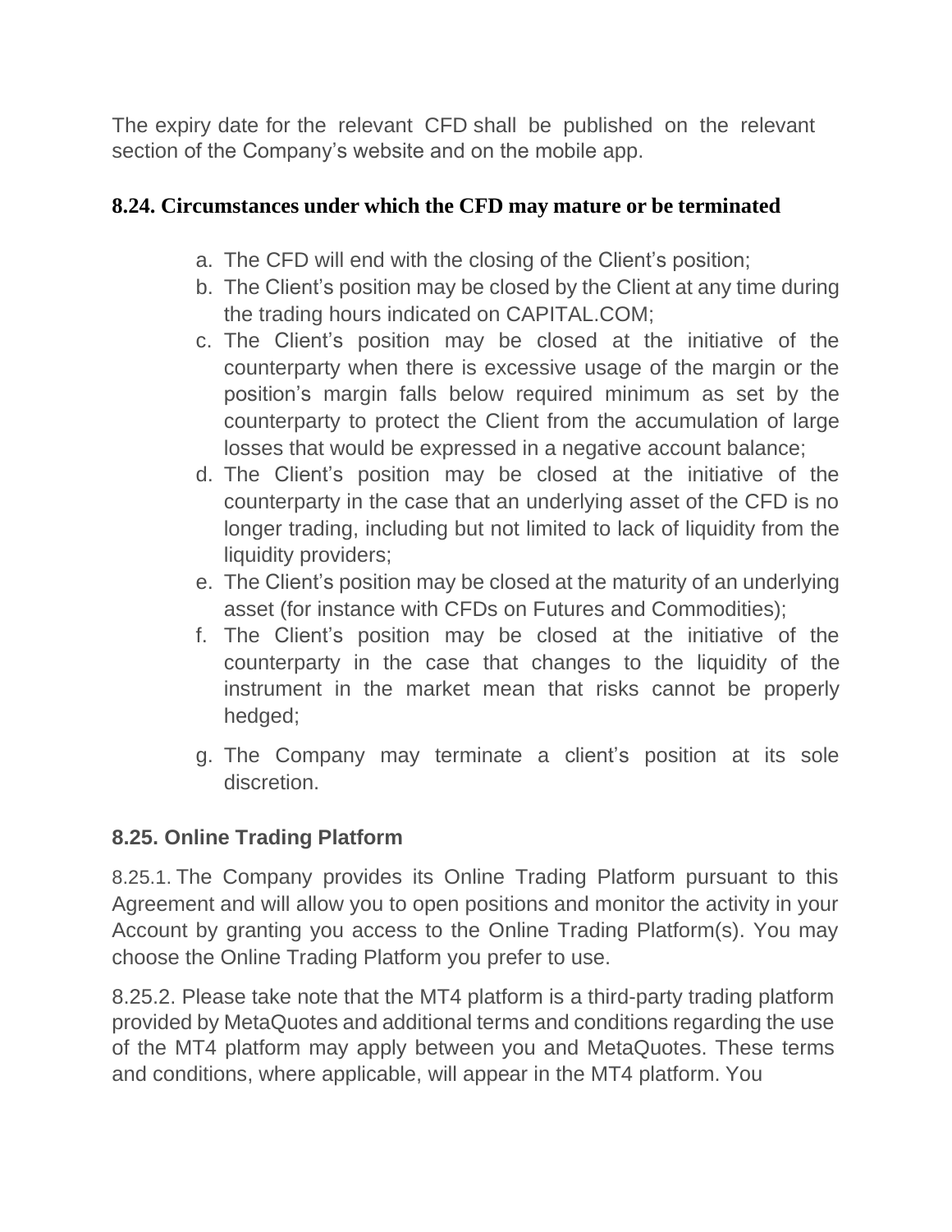The expiry date for the relevant CFD shall be published on the relevant section of the Company's website and on the mobile app.

### 8.24. Circumstances under which the CFD may mature or be terminated

a. The CFD will end with the closing of the Client's position;
b. The Client's position may be closed by the Client at any time during the trading hours indicated on CAPITAL.COM;
c. The Client's position may be closed at the initiative of the counterparty when there is excessive usage of the margin or the position's margin falls below required minimum as set by the counterparty to protect the Client from the accumulation of large losses that would be expressed in a negative account balance;
d. The Client's position may be closed at the initiative of the counterparty in the case that an underlying asset of the CFD is no longer trading, including but not limited to lack of liquidity from the liquidity providers;
e. The Client's position may be closed at the maturity of an underlying asset (for instance with CFDs on Futures and Commodities);
f. The Client's position may be closed at the initiative of the counterparty in the case that changes to the liquidity of the instrument in the market mean that risks cannot be properly hedged;
g. The Company may terminate a client's position at its sole discretion.

### 8.25. Online Trading Platform

8.25.1. The Company provides its Online Trading Platform pursuant to this Agreement and will allow you to open positions and monitor the activity in your Account by granting you access to the Online Trading Platform(s). You may choose the Online Trading Platform you prefer to use.

8.25.2. Please take note that the MT4 platform is a third-party trading platform provided by MetaQuotes and additional terms and conditions regarding the use of the MT4 platform may apply between you and MetaQuotes. These terms and conditions, where applicable, will appear in the MT4 platform. You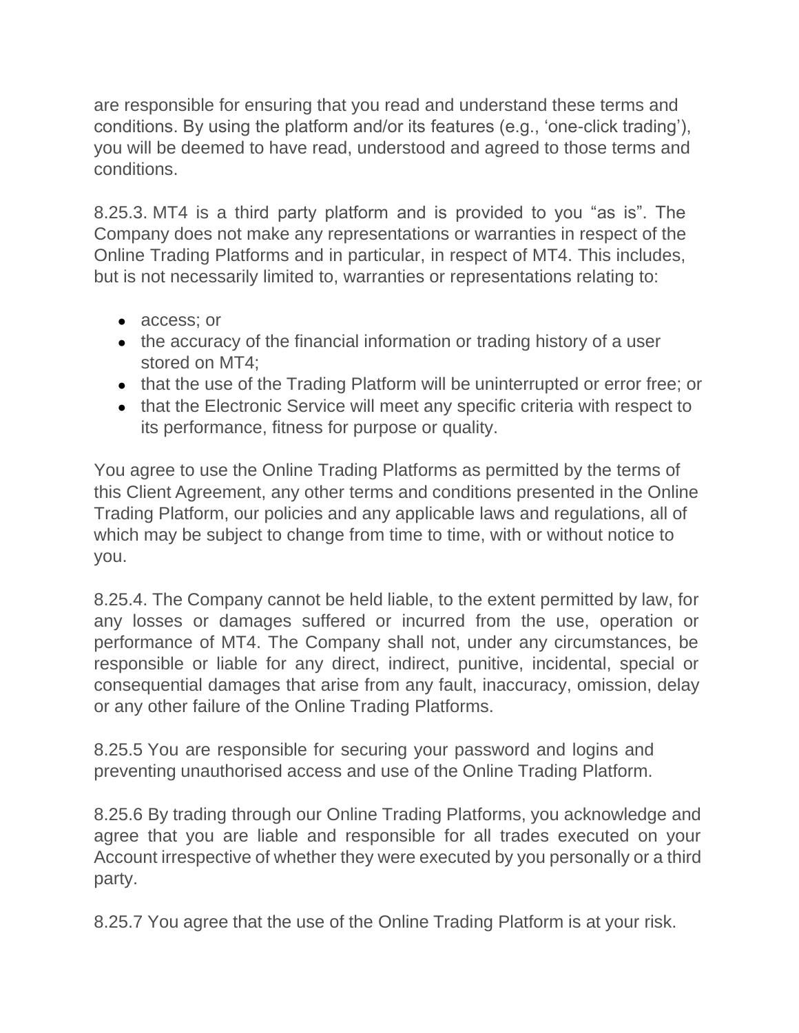are responsible for ensuring that you read and understand these terms and conditions. By using the platform and/or its features (e.g., 'one-click trading'), you will be deemed to have read, understood and agreed to those terms and conditions.

8.25.3. MT4 is a third party platform and is provided to you "as is". The Company does not make any representations or warranties in respect of the Online Trading Platforms and in particular, in respect of MT4. This includes, but is not necessarily limited to, warranties or representations relating to:

- access; or
- the accuracy of the financial information or trading history of a user stored on MT4;
- that the use of the Trading Platform will be uninterrupted or error free; or
- that the Electronic Service will meet any specific criteria with respect to its performance, fitness for purpose or quality.

You agree to use the Online Trading Platforms as permitted by the terms of this Client Agreement, any other terms and conditions presented in the Online Trading Platform, our policies and any applicable laws and regulations, all of which may be subject to change from time to time, with or without notice to you.

8.25.4. The Company cannot be held liable, to the extent permitted by law, for any losses or damages suffered or incurred from the use, operation or performance of MT4. The Company shall not, under any circumstances, be responsible or liable for any direct, indirect, punitive, incidental, special or consequential damages that arise from any fault, inaccuracy, omission, delay or any other failure of the Online Trading Platforms.

8.25.5 You are responsible for securing your password and logins and preventing unauthorised access and use of the Online Trading Platform.

8.25.6 By trading through our Online Trading Platforms, you acknowledge and agree that you are liable and responsible for all trades executed on your Account irrespective of whether they were executed by you personally or a third party.

8.25.7 You agree that the use of the Online Trading Platform is at your risk.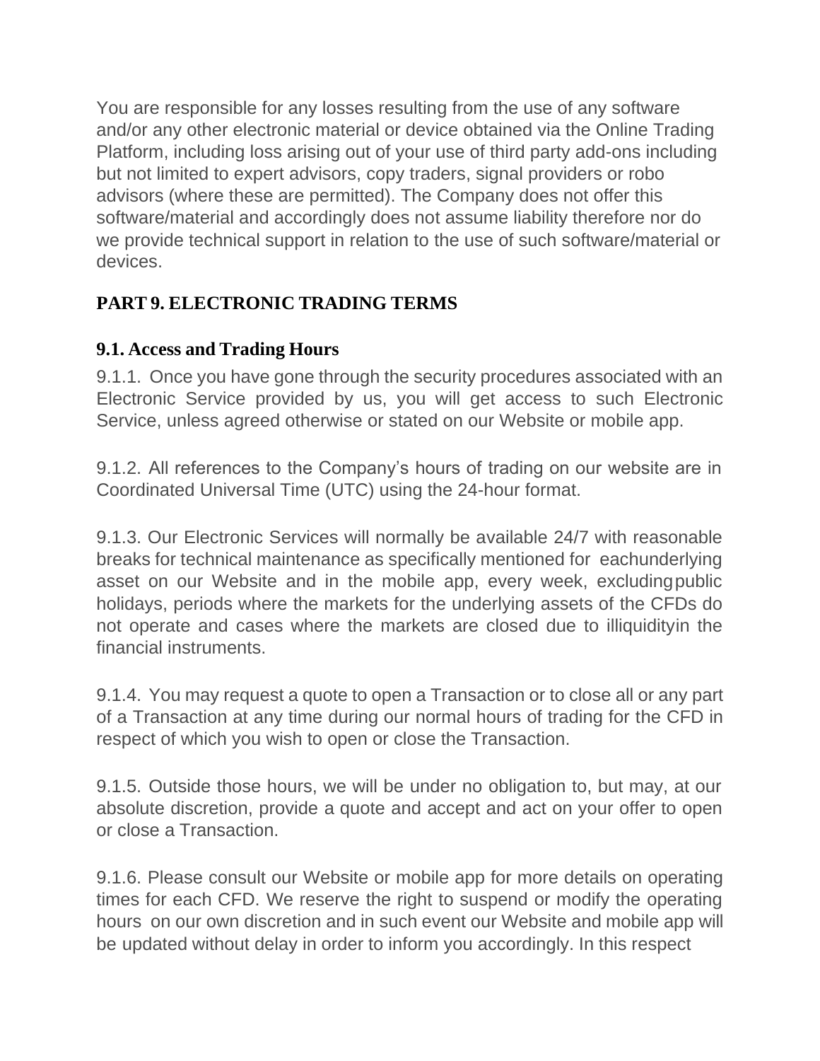You are responsible for any losses resulting from the use of any software and/or any other electronic material or device obtained via the Online Trading Platform, including loss arising out of your use of third party add-ons including but not limited to expert advisors, copy traders, signal providers or robo advisors (where these are permitted). The Company does not offer this software/material and accordingly does not assume liability therefore nor do we provide technical support in relation to the use of such software/material or devices.

## PART 9. ELECTRONIC TRADING TERMS

### 9.1. Access and Trading Hours

9.1.1. Once you have gone through the security procedures associated with an Electronic Service provided by us, you will get access to such Electronic Service, unless agreed otherwise or stated on our Website or mobile app.

9.1.2. All references to the Company's hours of trading on our website are in Coordinated Universal Time (UTC) using the 24-hour format.

9.1.3. Our Electronic Services will normally be available 24/7 with reasonable breaks for technical maintenance as specifically mentioned for eachunderlying asset on our Website and in the mobile app, every week, excludingpublic holidays, periods where the markets for the underlying assets of the CFDs do not operate and cases where the markets are closed due to illiquidityin the financial instruments.

9.1.4. You may request a quote to open a Transaction or to close all or any part of a Transaction at any time during our normal hours of trading for the CFD in respect of which you wish to open or close the Transaction.

9.1.5. Outside those hours, we will be under no obligation to, but may, at our absolute discretion, provide a quote and accept and act on your offer to open or close a Transaction.

9.1.6. Please consult our Website or mobile app for more details on operating times for each CFD. We reserve the right to suspend or modify the operating hours on our own discretion and in such event our Website and mobile app will be updated without delay in order to inform you accordingly. In this respect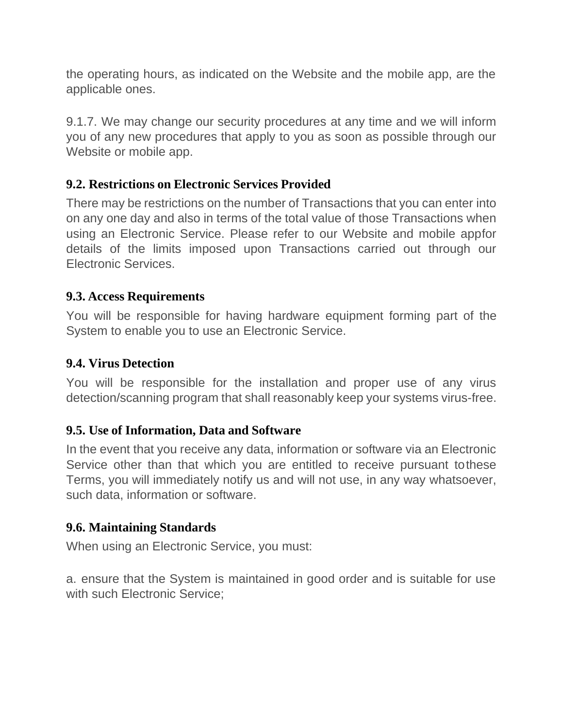the operating hours, as indicated on the Website and the mobile app, are the applicable ones.

9.1.7. We may change our security procedures at any time and we will inform you of any new procedures that apply to you as soon as possible through our Website or mobile app.

### 9.2. Restrictions on Electronic Services Provided

There may be restrictions on the number of Transactions that you can enter into on any one day and also in terms of the total value of those Transactions when using an Electronic Service. Please refer to our Website and mobile appfor details of the limits imposed upon Transactions carried out through our Electronic Services.

### 9.3. Access Requirements

You will be responsible for having hardware equipment forming part of the System to enable you to use an Electronic Service.

### 9.4. Virus Detection

You will be responsible for the installation and proper use of any virus detection/scanning program that shall reasonably keep your systems virus-free.

### 9.5. Use of Information, Data and Software

In the event that you receive any data, information or software via an Electronic Service other than that which you are entitled to receive pursuant tothese Terms, you will immediately notify us and will not use, in any way whatsoever, such data, information or software.

### 9.6. Maintaining Standards

When using an Electronic Service, you must:

a. ensure that the System is maintained in good order and is suitable for use with such Electronic Service;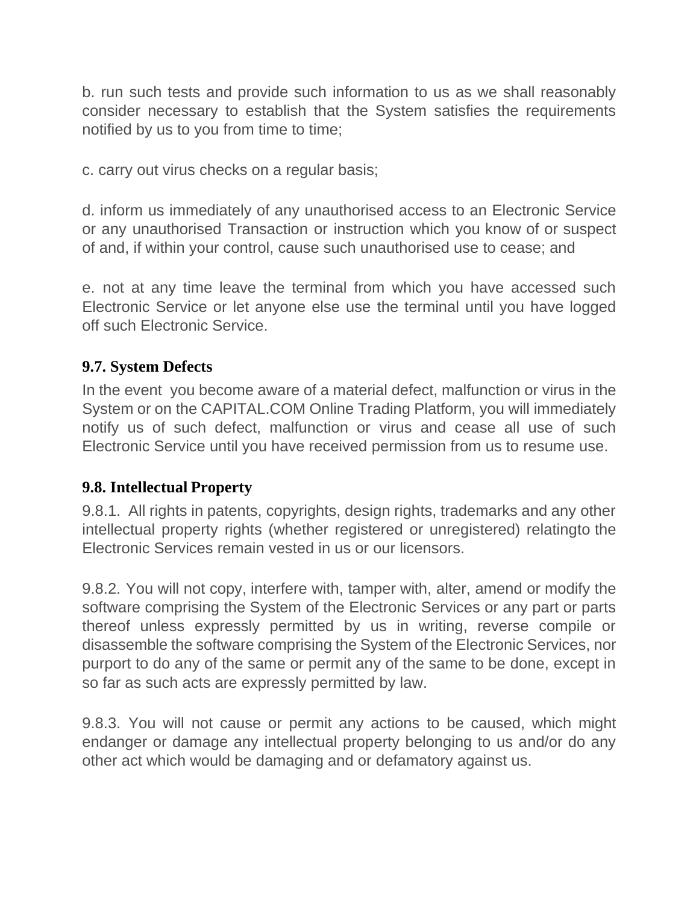b. run such tests and provide such information to us as we shall reasonably consider necessary to establish that the System satisfies the requirements notified by us to you from time to time;

c. carry out virus checks on a regular basis;

d. inform us immediately of any unauthorised access to an Electronic Service or any unauthorised Transaction or instruction which you know of or suspect of and, if within your control, cause such unauthorised use to cease; and

e. not at any time leave the terminal from which you have accessed such Electronic Service or let anyone else use the terminal until you have logged off such Electronic Service.

### 9.7. System Defects

In the event you become aware of a material defect, malfunction or virus in the System or on the CAPITAL.COM Online Trading Platform, you will immediately notify us of such defect, malfunction or virus and cease all use of such Electronic Service until you have received permission from us to resume use.

### 9.8. Intellectual Property

9.8.1. All rights in patents, copyrights, design rights, trademarks and any other intellectual property rights (whether registered or unregistered) relatingto the Electronic Services remain vested in us or our licensors.

9.8.2. You will not copy, interfere with, tamper with, alter, amend or modify the software comprising the System of the Electronic Services or any part or parts thereof unless expressly permitted by us in writing, reverse compile or disassemble the software comprising the System of the Electronic Services, nor purport to do any of the same or permit any of the same to be done, except in so far as such acts are expressly permitted by law.

9.8.3. You will not cause or permit any actions to be caused, which might endanger or damage any intellectual property belonging to us and/or do any other act which would be damaging and or defamatory against us.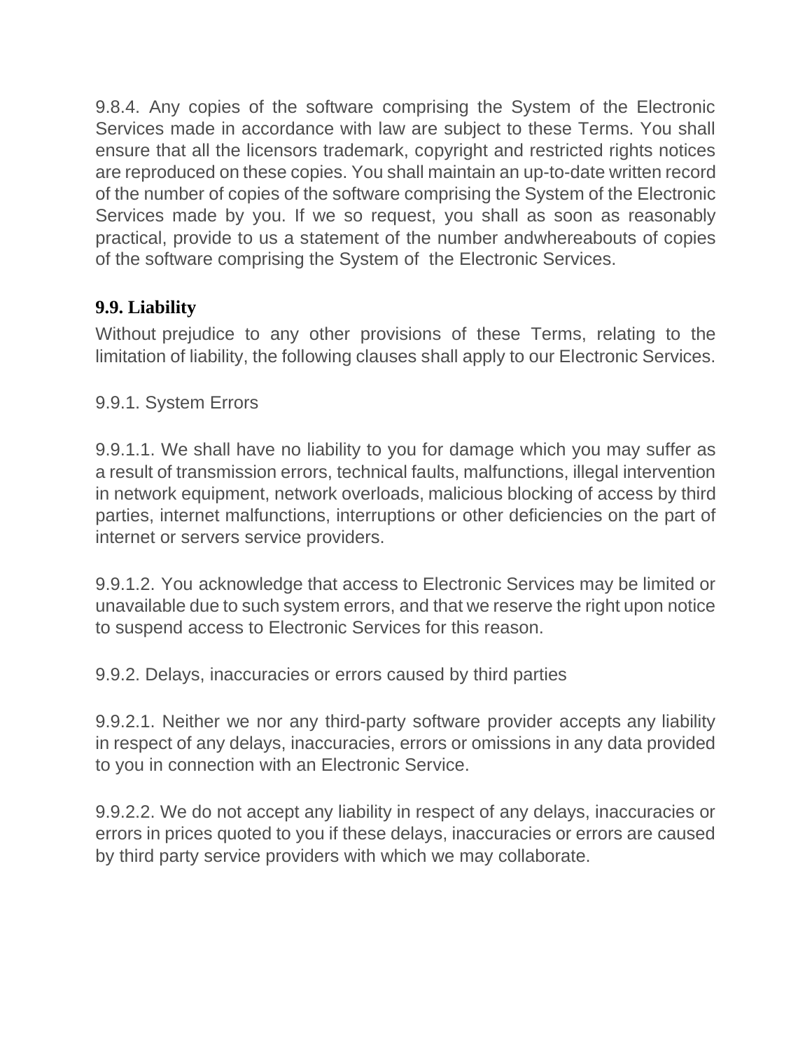9.8.4. Any copies of the software comprising the System of the Electronic Services made in accordance with law are subject to these Terms. You shall ensure that all the licensors trademark, copyright and restricted rights notices are reproduced on these copies. You shall maintain an up-to-date written record of the number of copies of the software comprising the System of the Electronic Services made by you. If we so request, you shall as soon as reasonably practical, provide to us a statement of the number andwhereabouts of copies of the software comprising the System of the Electronic Services.

### 9.9. Liability

Without prejudice to any other provisions of these Terms, relating to the limitation of liability, the following clauses shall apply to our Electronic Services.

9.9.1. System Errors

9.9.1.1. We shall have no liability to you for damage which you may suffer as a result of transmission errors, technical faults, malfunctions, illegal intervention in network equipment, network overloads, malicious blocking of access by third parties, internet malfunctions, interruptions or other deficiencies on the part of internet or servers service providers.

9.9.1.2. You acknowledge that access to Electronic Services may be limited or unavailable due to such system errors, and that we reserve the right upon notice to suspend access to Electronic Services for this reason.

9.9.2. Delays, inaccuracies or errors caused by third parties

9.9.2.1. Neither we nor any third-party software provider accepts any liability in respect of any delays, inaccuracies, errors or omissions in any data provided to you in connection with an Electronic Service.

9.9.2.2. We do not accept any liability in respect of any delays, inaccuracies or errors in prices quoted to you if these delays, inaccuracies or errors are caused by third party service providers with which we may collaborate.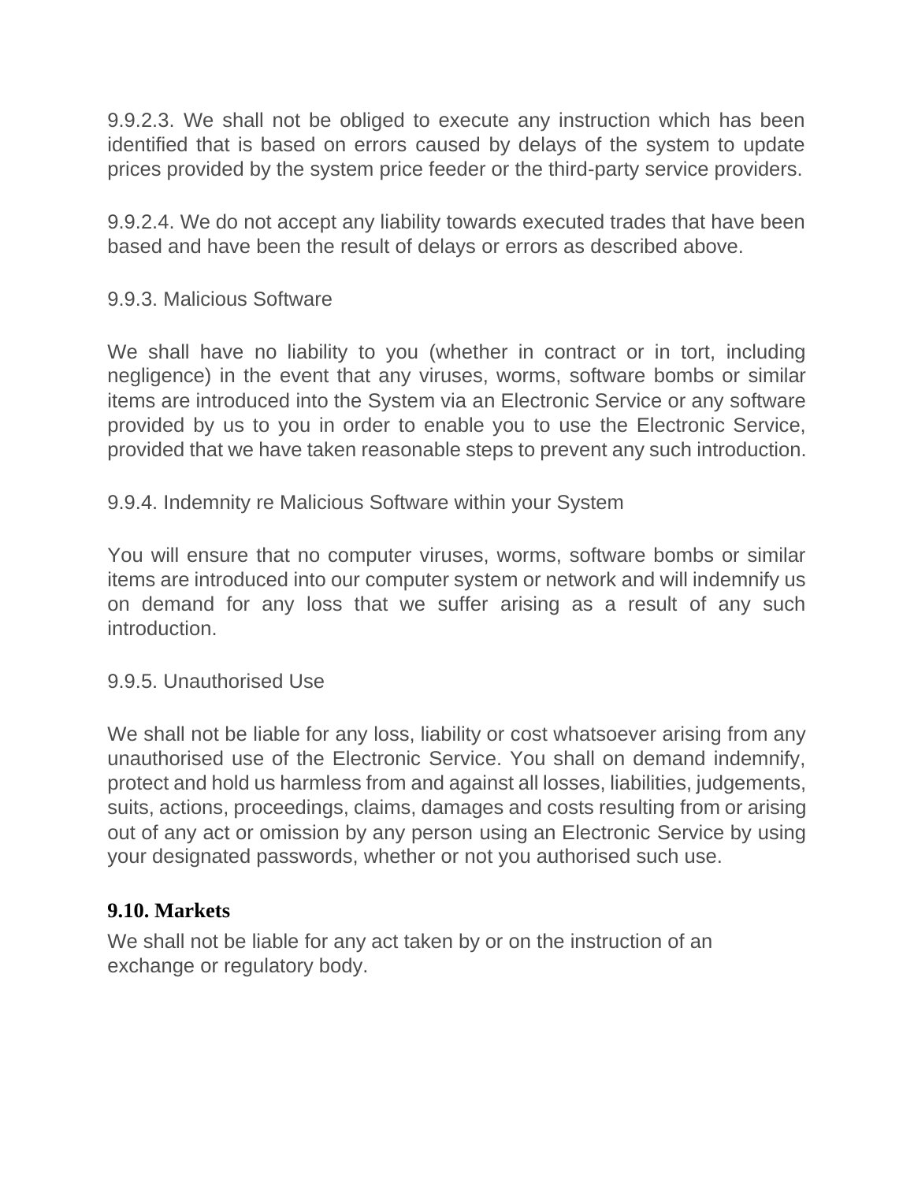9.9.2.3. We shall not be obliged to execute any instruction which has been identified that is based on errors caused by delays of the system to update prices provided by the system price feeder or the third-party service providers.

9.9.2.4. We do not accept any liability towards executed trades that have been based and have been the result of delays or errors as described above.

9.9.3. Malicious Software

We shall have no liability to you (whether in contract or in tort, including negligence) in the event that any viruses, worms, software bombs or similar items are introduced into the System via an Electronic Service or any software provided by us to you in order to enable you to use the Electronic Service, provided that we have taken reasonable steps to prevent any such introduction.

9.9.4. Indemnity re Malicious Software within your System

You will ensure that no computer viruses, worms, software bombs or similar items are introduced into our computer system or network and will indemnify us on demand for any loss that we suffer arising as a result of any such introduction.

9.9.5. Unauthorised Use

We shall not be liable for any loss, liability or cost whatsoever arising from any unauthorised use of the Electronic Service. You shall on demand indemnify, protect and hold us harmless from and against all losses, liabilities, judgements, suits, actions, proceedings, claims, damages and costs resulting from or arising out of any act or omission by any person using an Electronic Service by using your designated passwords, whether or not you authorised such use.

### 9.10. Markets

We shall not be liable for any act taken by or on the instruction of an exchange or regulatory body.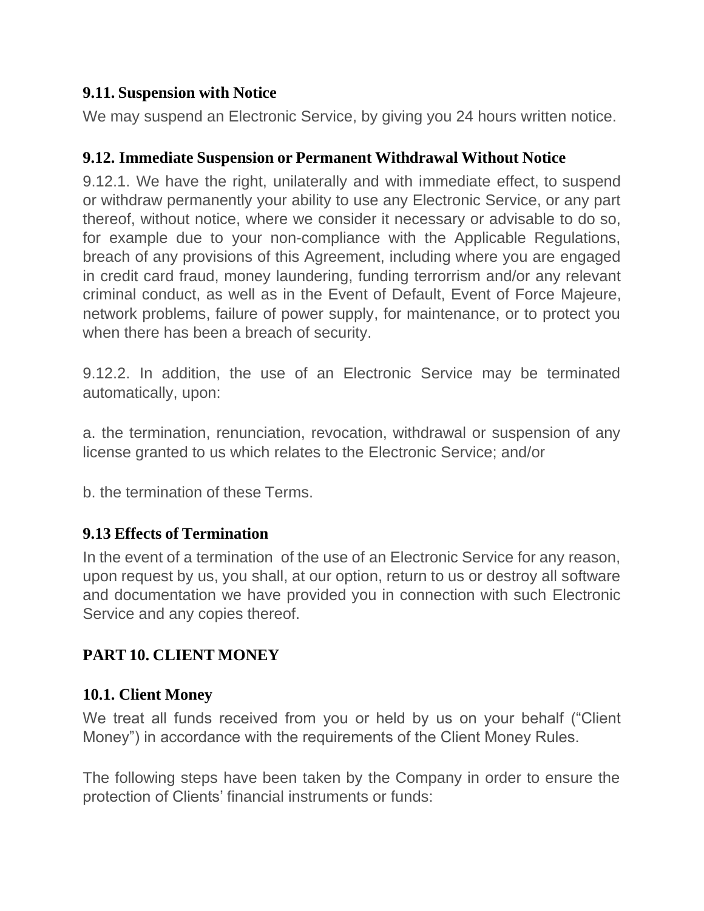### 9.11. Suspension with Notice

We may suspend an Electronic Service, by giving you 24 hours written notice.

### 9.12. Immediate Suspension or Permanent Withdrawal Without Notice

9.12.1. We have the right, unilaterally and with immediate effect, to suspend or withdraw permanently your ability to use any Electronic Service, or any part thereof, without notice, where we consider it necessary or advisable to do so, for example due to your non-compliance with the Applicable Regulations, breach of any provisions of this Agreement, including where you are engaged in credit card fraud, money laundering, funding terrorrism and/or any relevant criminal conduct, as well as in the Event of Default, Event of Force Majeure, network problems, failure of power supply, for maintenance, or to protect you when there has been a breach of security.

9.12.2. In addition, the use of an Electronic Service may be terminated automatically, upon:

a. the termination, renunciation, revocation, withdrawal or suspension of any license granted to us which relates to the Electronic Service; and/or

b. the termination of these Terms.

### 9.13 Effects of Termination

In the event of a termination of the use of an Electronic Service for any reason, upon request by us, you shall, at our option, return to us or destroy all software and documentation we have provided you in connection with such Electronic Service and any copies thereof.

## PART 10. CLIENT MONEY

### 10.1. Client Money

We treat all funds received from you or held by us on your behalf (“Client Money”) in accordance with the requirements of the Client Money Rules.

The following steps have been taken by the Company in order to ensure the protection of Clients’ financial instruments or funds: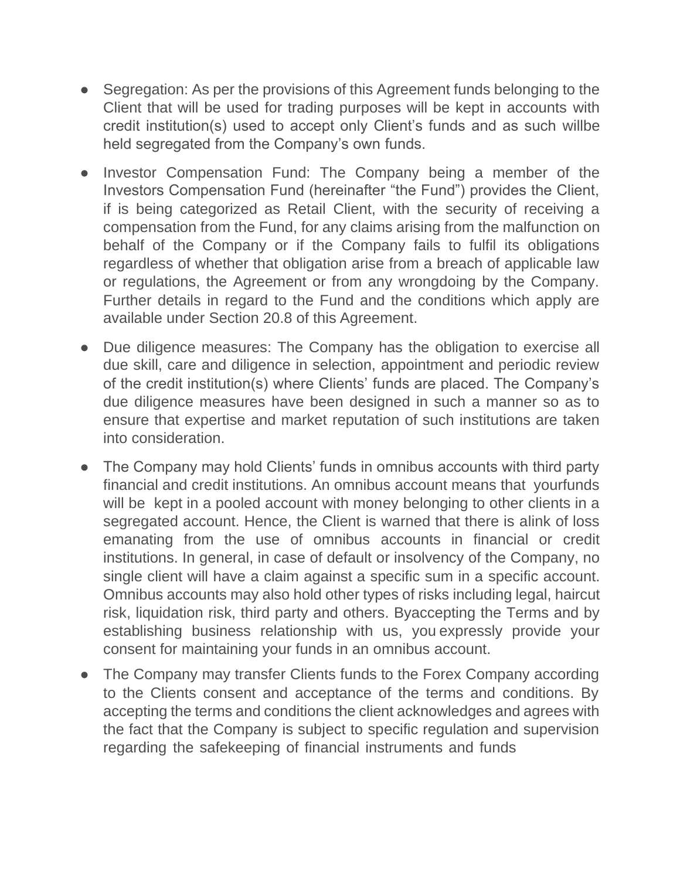- Segregation: As per the provisions of this Agreement funds belonging to the Client that will be used for trading purposes will be kept in accounts with credit institution(s) used to accept only Client's funds and as such willbe held segregated from the Company's own funds.
- Investor Compensation Fund: The Company being a member of the Investors Compensation Fund (hereinafter "the Fund") provides the Client, if is being categorized as Retail Client, with the security of receiving a compensation from the Fund, for any claims arising from the malfunction on behalf of the Company or if the Company fails to fulfil its obligations regardless of whether that obligation arise from a breach of applicable law or regulations, the Agreement or from any wrongdoing by the Company. Further details in regard to the Fund and the conditions which apply are available under Section 20.8 of this Agreement.
- Due diligence measures: The Company has the obligation to exercise all due skill, care and diligence in selection, appointment and periodic review of the credit institution(s) where Clients' funds are placed. The Company's due diligence measures have been designed in such a manner so as to ensure that expertise and market reputation of such institutions are taken into consideration.
- The Company may hold Clients' funds in omnibus accounts with third party financial and credit institutions. An omnibus account means that yourfunds will be kept in a pooled account with money belonging to other clients in a segregated account. Hence, the Client is warned that there is alink of loss emanating from the use of omnibus accounts in financial or credit institutions. In general, in case of default or insolvency of the Company, no single client will have a claim against a specific sum in a specific account. Omnibus accounts may also hold other types of risks including legal, haircut risk, liquidation risk, third party and others. Byaccepting the Terms and by establishing business relationship with us, you expressly provide your consent for maintaining your funds in an omnibus account.
- The Company may transfer Clients funds to the Forex Company according to the Clients consent and acceptance of the terms and conditions. By accepting the terms and conditions the client acknowledges and agrees with the fact that the Company is subject to specific regulation and supervision regarding the safekeeping of financial instruments and funds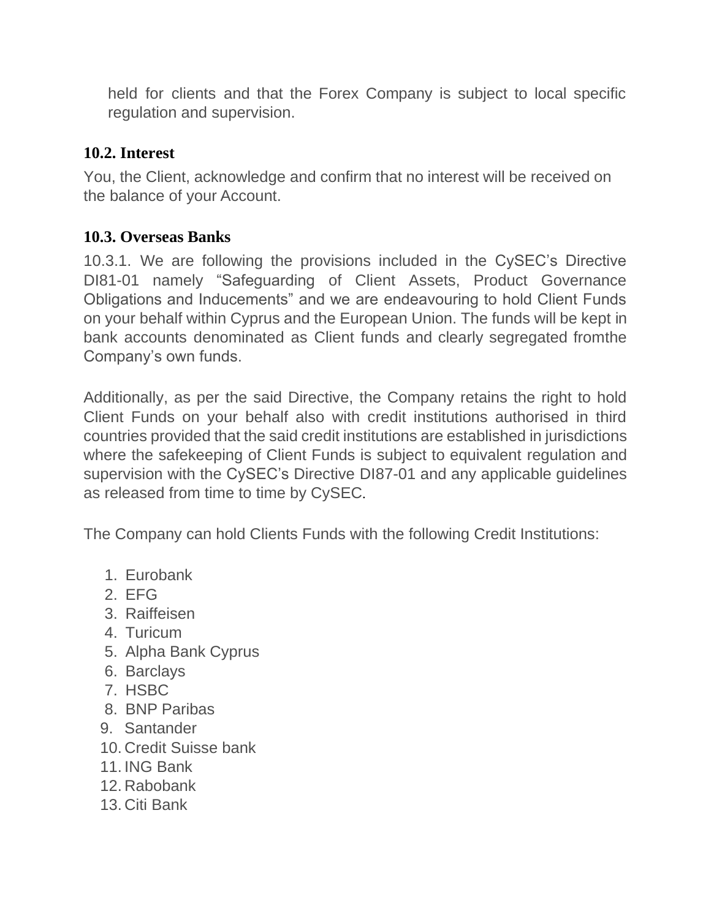held for clients and that the Forex Company is subject to local specific regulation and supervision.

### 10.2. Interest

You, the Client, acknowledge and confirm that no interest will be received on the balance of your Account.

### 10.3. Overseas Banks

10.3.1. We are following the provisions included in the CySEC's Directive DI81-01 namely "Safeguarding of Client Assets, Product Governance Obligations and Inducements" and we are endeavouring to hold Client Funds on your behalf within Cyprus and the European Union. The funds will be kept in bank accounts denominated as Client funds and clearly segregated fromthe Company's own funds.

Additionally, as per the said Directive, the Company retains the right to hold Client Funds on your behalf also with credit institutions authorised in third countries provided that the said credit institutions are established in jurisdictions where the safekeeping of Client Funds is subject to equivalent regulation and supervision with the CySEC's Directive DI87-01 and any applicable guidelines as released from time to time by CySEC.

The Company can hold Clients Funds with the following Credit Institutions:

1. Eurobank
2. EFG
3. Raiffeisen
4. Turicum
5. Alpha Bank Cyprus
6. Barclays
7. HSBC
8. BNP Paribas
9. Santander
10. Credit Suisse bank
11. ING Bank
12. Rabobank
13. Citi Bank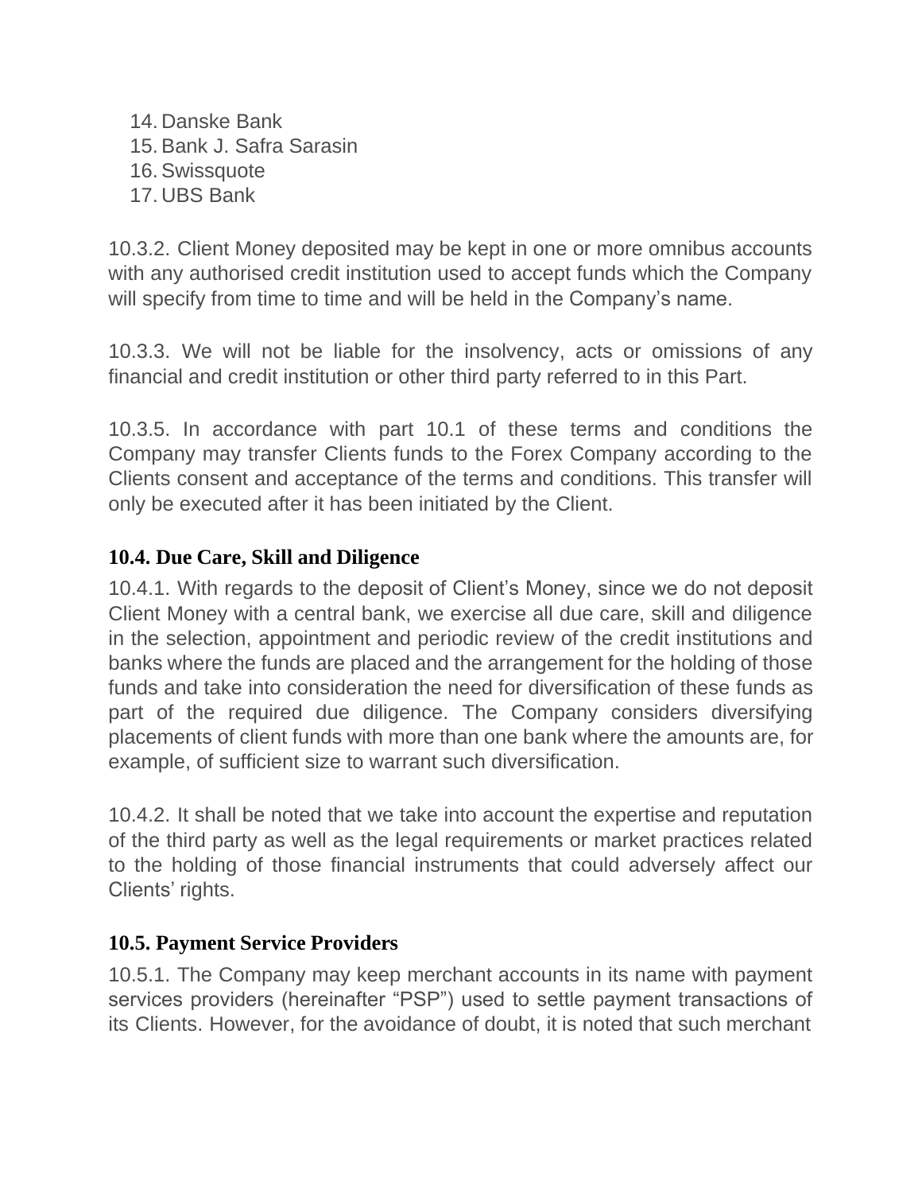14. Danske Bank
15. Bank J. Safra Sarasin
16. Swissquote
17. UBS Bank

10.3.2. Client Money deposited may be kept in one or more omnibus accounts with any authorised credit institution used to accept funds which the Company will specify from time to time and will be held in the Company's name.

10.3.3. We will not be liable for the insolvency, acts or omissions of any financial and credit institution or other third party referred to in this Part.

10.3.5. In accordance with part 10.1 of these terms and conditions the Company may transfer Clients funds to the Forex Company according to the Clients consent and acceptance of the terms and conditions. This transfer will only be executed after it has been initiated by the Client.

### 10.4. Due Care, Skill and Diligence

10.4.1. With regards to the deposit of Client's Money, since we do not deposit Client Money with a central bank, we exercise all due care, skill and diligence in the selection, appointment and periodic review of the credit institutions and banks where the funds are placed and the arrangement for the holding of those funds and take into consideration the need for diversification of these funds as part of the required due diligence. The Company considers diversifying placements of client funds with more than one bank where the amounts are, for example, of sufficient size to warrant such diversification.

10.4.2. It shall be noted that we take into account the expertise and reputation of the third party as well as the legal requirements or market practices related to the holding of those financial instruments that could adversely affect our Clients' rights.

### 10.5. Payment Service Providers

10.5.1. The Company may keep merchant accounts in its name with payment services providers (hereinafter "PSP") used to settle payment transactions of its Clients. However, for the avoidance of doubt, it is noted that such merchant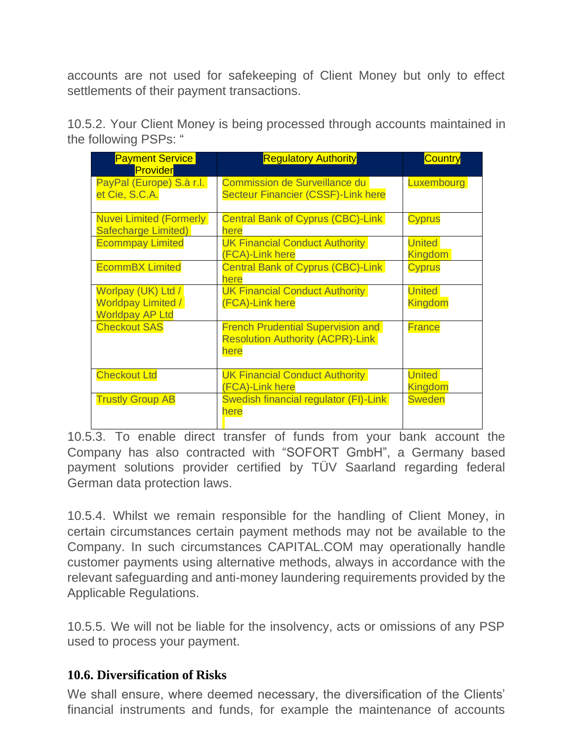accounts are not used for safekeeping of Client Money but only to effect settlements of their payment transactions.

10.5.2. Your Client Money is being processed through accounts maintained in the following PSPs: "

| Payment Service Provider | Regulatory Authority | Country |
|---|---|---|
| PayPal (Europe) S.à r.l. et Cie, S.C.A. | Commission de Surveillance du Secteur Financier (CSSF)-Link here | Luxembourg |
| Nuvei Limited (Formerly Safecharge Limited) | Central Bank of Cyprus (CBC)-Link here | Cyprus |
| Ecommpay Limited | UK Financial Conduct Authority (FCA)-Link here | United Kingdom |
| EcommBX Limited | Central Bank of Cyprus (CBC)-Link here | Cyprus |
| Worlpay (UK) Ltd / Worldpay Limited / Worldpay AP Ltd | UK Financial Conduct Authority (FCA)-Link here | United Kingdom |
| Checkout SAS | French Prudential Supervision and Resolution Authority (ACPR)-Link here | France |
| Checkout Ltd | UK Financial Conduct Authority (FCA)-Link here | United Kingdom |
| Trustly Group AB | Swedish financial regulator (FI)-Link here | Sweden |

10.5.3. To enable direct transfer of funds from your bank account the Company has also contracted with "SOFORT GmbH", a Germany based payment solutions provider certified by TÜV Saarland regarding federal German data protection laws.

10.5.4. Whilst we remain responsible for the handling of Client Money, in certain circumstances certain payment methods may not be available to the Company. In such circumstances CAPITAL.COM may operationally handle customer payments using alternative methods, always in accordance with the relevant safeguarding and anti-money laundering requirements provided by the Applicable Regulations.

10.5.5. We will not be liable for the insolvency, acts or omissions of any PSP used to process your payment.

### 10.6. Diversification of Risks

We shall ensure, where deemed necessary, the diversification of the Clients' financial instruments and funds, for example the maintenance of accounts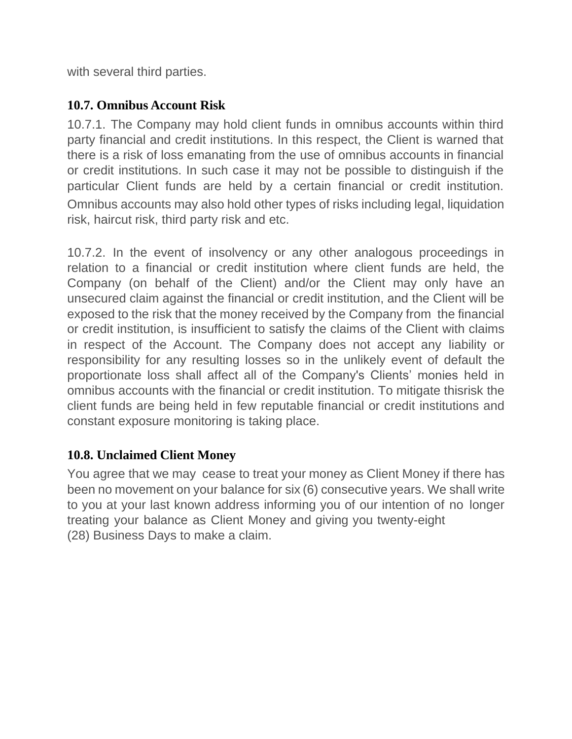with several third parties.

### 10.7. Omnibus Account Risk

10.7.1. The Company may hold client funds in omnibus accounts within third party financial and credit institutions. In this respect, the Client is warned that there is a risk of loss emanating from the use of omnibus accounts in financial or credit institutions. In such case it may not be possible to distinguish if the particular Client funds are held by a certain financial or credit institution. Omnibus accounts may also hold other types of risks including legal, liquidation risk, haircut risk, third party risk and etc.

10.7.2. In the event of insolvency or any other analogous proceedings in relation to a financial or credit institution where client funds are held, the Company (on behalf of the Client) and/or the Client may only have an unsecured claim against the financial or credit institution, and the Client will be exposed to the risk that the money received by the Company from the financial or credit institution, is insufficient to satisfy the claims of the Client with claims in respect of the Account. The Company does not accept any liability or responsibility for any resulting losses so in the unlikely event of default the proportionate loss shall affect all of the Company's Clients' monies held in omnibus accounts with the financial or credit institution. To mitigate thisrisk the client funds are being held in few reputable financial or credit institutions and constant exposure monitoring is taking place.

### 10.8. Unclaimed Client Money

You agree that we may cease to treat your money as Client Money if there has been no movement on your balance for six (6) consecutive years. We shall write to you at your last known address informing you of our intention of no longer treating your balance as Client Money and giving you twenty-eight (28) Business Days to make a claim.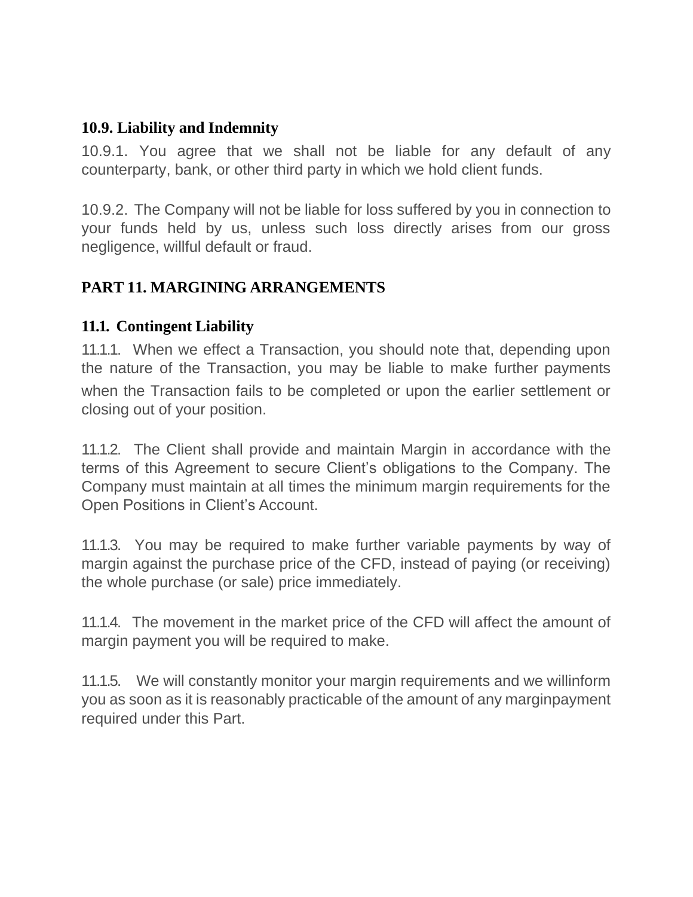### 10.9. Liability and Indemnity

10.9.1. You agree that we shall not be liable for any default of any counterparty, bank, or other third party in which we hold client funds.

10.9.2. The Company will not be liable for loss suffered by you in connection to your funds held by us, unless such loss directly arises from our gross negligence, willful default or fraud.

## PART 11. MARGINING ARRANGEMENTS

### 11.1. Contingent Liability

11.1.1. When we effect a Transaction, you should note that, depending upon the nature of the Transaction, you may be liable to make further payments when the Transaction fails to be completed or upon the earlier settlement or closing out of your position.

11.1.2. The Client shall provide and maintain Margin in accordance with the terms of this Agreement to secure Client's obligations to the Company. The Company must maintain at all times the minimum margin requirements for the Open Positions in Client's Account.

11.1.3. You may be required to make further variable payments by way of margin against the purchase price of the CFD, instead of paying (or receiving) the whole purchase (or sale) price immediately.

11.1.4. The movement in the market price of the CFD will affect the amount of margin payment you will be required to make.

11.1.5. We will constantly monitor your margin requirements and we willinform you as soon as it is reasonably practicable of the amount of any marginpayment required under this Part.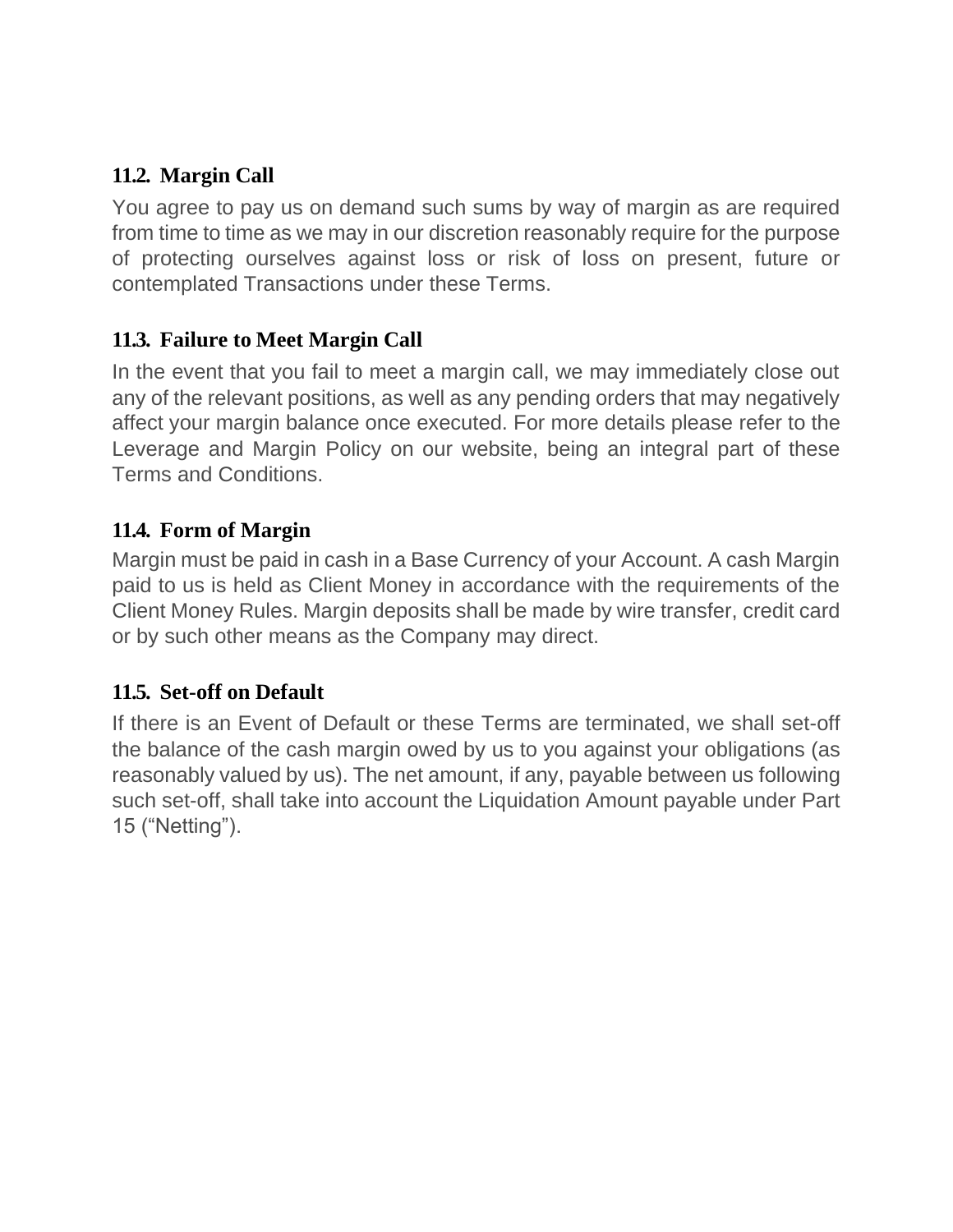### 11.2. Margin Call

You agree to pay us on demand such sums by way of margin as are required from time to time as we may in our discretion reasonably require for the purpose of protecting ourselves against loss or risk of loss on present, future or contemplated Transactions under these Terms.

### 11.3. Failure to Meet Margin Call

In the event that you fail to meet a margin call, we may immediately close out any of the relevant positions, as well as any pending orders that may negatively affect your margin balance once executed. For more details please refer to the Leverage and Margin Policy on our website, being an integral part of these Terms and Conditions.

### 11.4. Form of Margin

Margin must be paid in cash in a Base Currency of your Account. A cash Margin paid to us is held as Client Money in accordance with the requirements of the Client Money Rules. Margin deposits shall be made by wire transfer, credit card or by such other means as the Company may direct.

### 11.5. Set-off on Default

If there is an Event of Default or these Terms are terminated, we shall set-off the balance of the cash margin owed by us to you against your obligations (as reasonably valued by us). The net amount, if any, payable between us following such set-off, shall take into account the Liquidation Amount payable under Part 15 ("Netting").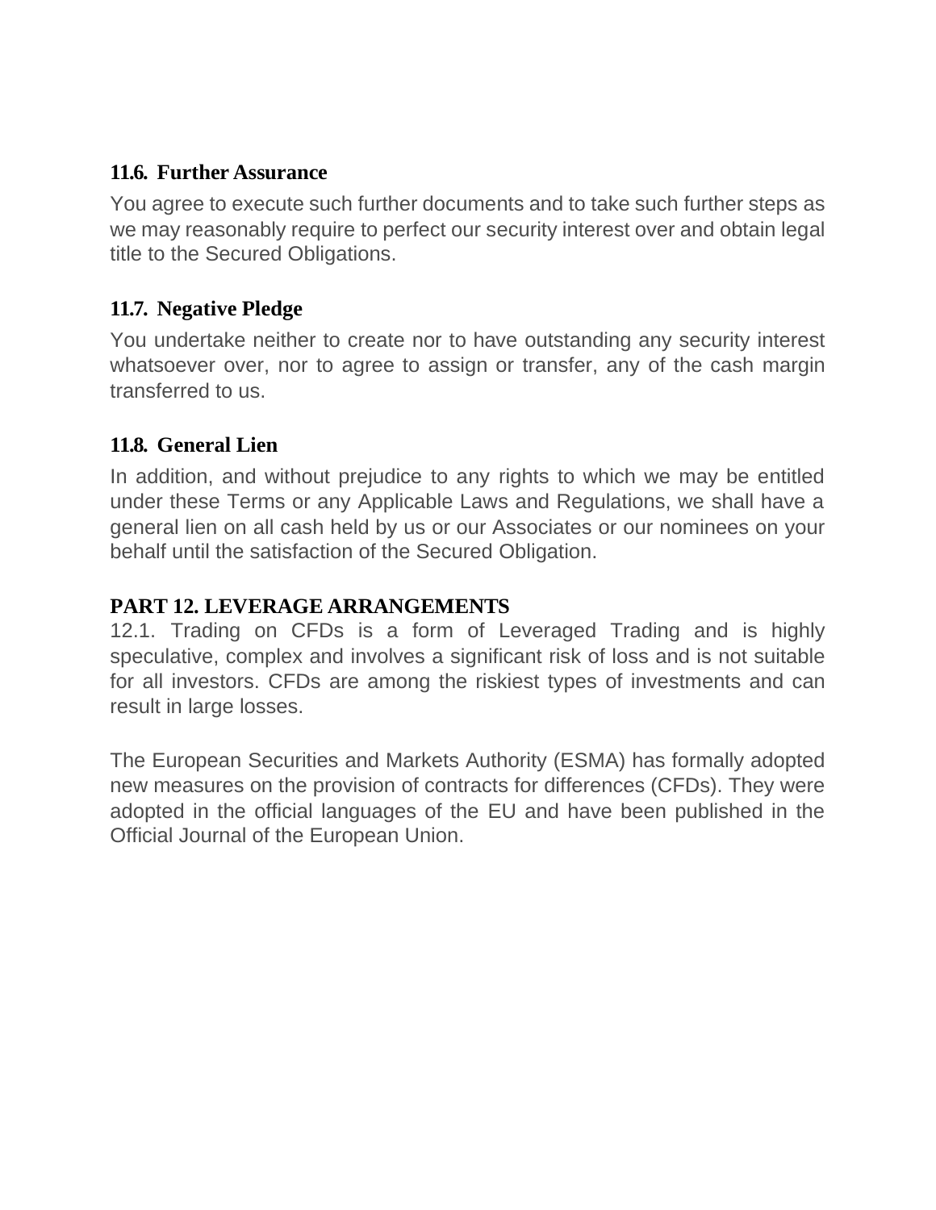### 11.6. Further Assurance

You agree to execute such further documents and to take such further steps as we may reasonably require to perfect our security interest over and obtain legal title to the Secured Obligations.

### 11.7. Negative Pledge

You undertake neither to create nor to have outstanding any security interest whatsoever over, nor to agree to assign or transfer, any of the cash margin transferred to us.

### 11.8. General Lien

In addition, and without prejudice to any rights to which we may be entitled under these Terms or any Applicable Laws and Regulations, we shall have a general lien on all cash held by us or our Associates or our nominees on your behalf until the satisfaction of the Secured Obligation.

## PART 12. LEVERAGE ARRANGEMENTS

12.1. Trading on CFDs is a form of Leveraged Trading and is highly speculative, complex and involves a significant risk of loss and is not suitable for all investors. CFDs are among the riskiest types of investments and can result in large losses.

The European Securities and Markets Authority (ESMA) has formally adopted new measures on the provision of contracts for differences (CFDs). They were adopted in the official languages of the EU and have been published in the Official Journal of the European Union.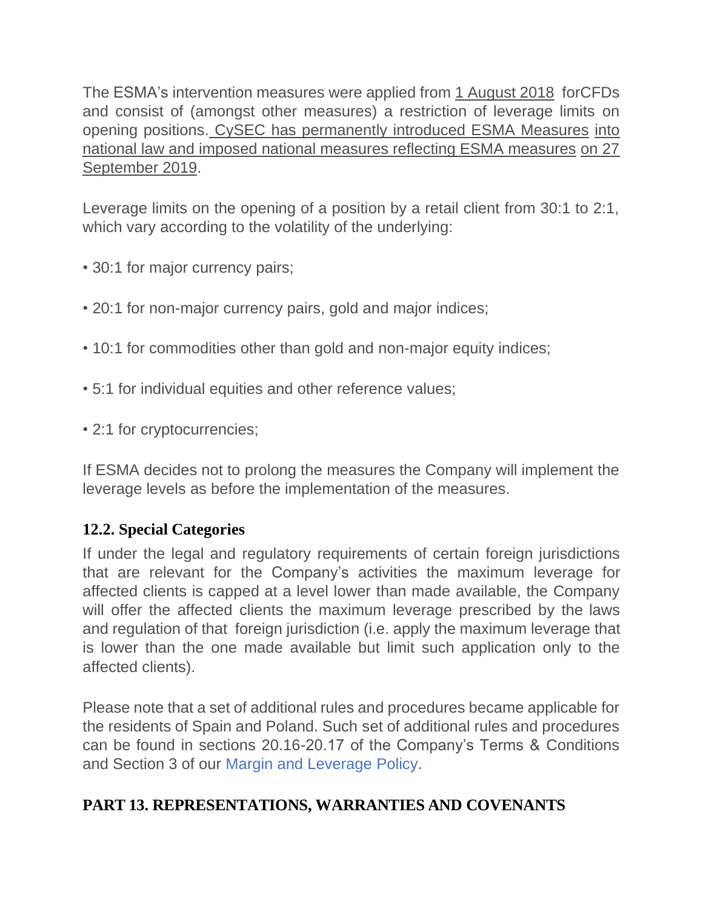The ESMA's intervention measures were applied from 1 August 2018 forCFDs and consist of (amongst other measures) a restriction of leverage limits on opening positions. CySEC has permanently introduced ESMA Measures into national law and imposed national measures reflecting ESMA measures on 27 September 2019.

Leverage limits on the opening of a position by a retail client from 30:1 to 2:1, which vary according to the volatility of the underlying:

- 30:1 for major currency pairs;
- 20:1 for non-major currency pairs, gold and major indices;
- 10:1 for commodities other than gold and non-major equity indices;
- 5:1 for individual equities and other reference values;
- 2:1 for cryptocurrencies;

If ESMA decides not to prolong the measures the Company will implement the leverage levels as before the implementation of the measures.

### 12.2. Special Categories

If under the legal and regulatory requirements of certain foreign jurisdictions that are relevant for the Company's activities the maximum leverage for affected clients is capped at a level lower than made available, the Company will offer the affected clients the maximum leverage prescribed by the laws and regulation of that foreign jurisdiction (i.e. apply the maximum leverage that is lower than the one made available but limit such application only to the affected clients).

Please note that a set of additional rules and procedures became applicable for the residents of Spain and Poland. Such set of additional rules and procedures can be found in sections 20.16-20.17 of the Company's Terms & Conditions and Section 3 of our Margin and Leverage Policy.

## PART 13. REPRESENTATIONS, WARRANTIES AND COVENANTS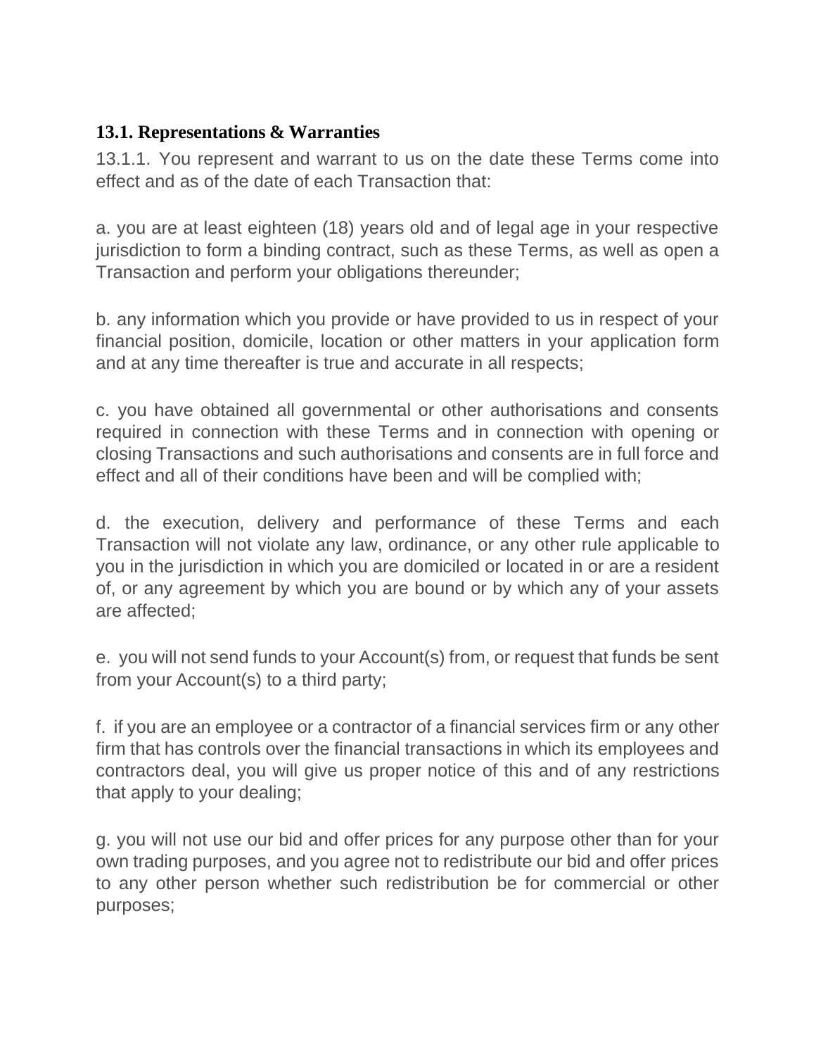### 13.1. Representations & Warranties

13.1.1. You represent and warrant to us on the date these Terms come into effect and as of the date of each Transaction that:

a. you are at least eighteen (18) years old and of legal age in your respective jurisdiction to form a binding contract, such as these Terms, as well as open a Transaction and perform your obligations thereunder;

b. any information which you provide or have provided to us in respect of your financial position, domicile, location or other matters in your application form and at any time thereafter is true and accurate in all respects;

c. you have obtained all governmental or other authorisations and consents required in connection with these Terms and in connection with opening or closing Transactions and such authorisations and consents are in full force and effect and all of their conditions have been and will be complied with;

d. the execution, delivery and performance of these Terms and each Transaction will not violate any law, ordinance, or any other rule applicable to you in the jurisdiction in which you are domiciled or located in or are a resident of, or any agreement by which you are bound or by which any of your assets are affected;

e. you will not send funds to your Account(s) from, or request that funds be sent from your Account(s) to a third party;

f. if you are an employee or a contractor of a financial services firm or any other firm that has controls over the financial transactions in which its employees and contractors deal, you will give us proper notice of this and of any restrictions that apply to your dealing;

g. you will not use our bid and offer prices for any purpose other than for your own trading purposes, and you agree not to redistribute our bid and offer prices to any other person whether such redistribution be for commercial or other purposes;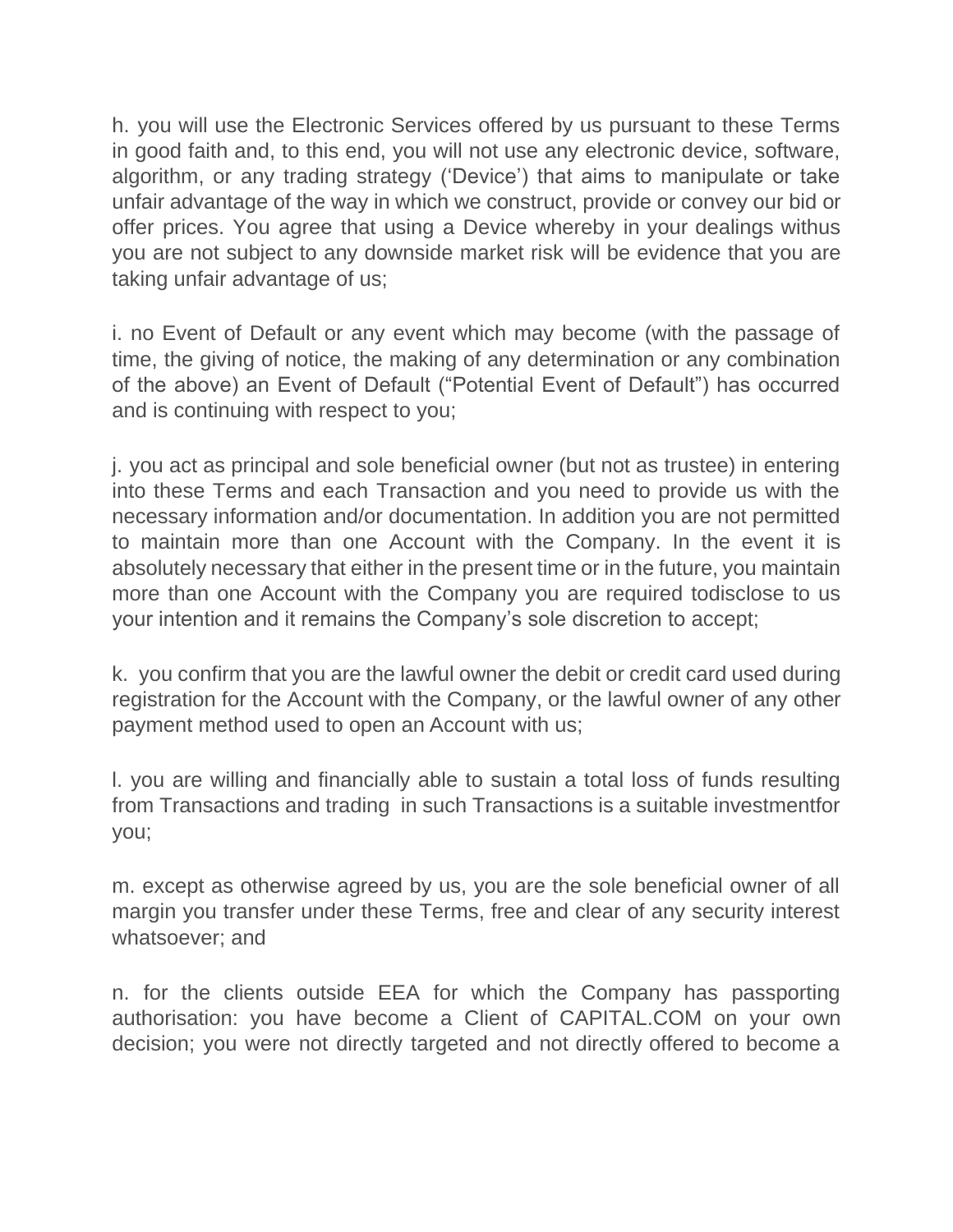h. you will use the Electronic Services offered by us pursuant to these Terms in good faith and, to this end, you will not use any electronic device, software, algorithm, or any trading strategy ('Device') that aims to manipulate or take unfair advantage of the way in which we construct, provide or convey our bid or offer prices. You agree that using a Device whereby in your dealings withus you are not subject to any downside market risk will be evidence that you are taking unfair advantage of us;

i. no Event of Default or any event which may become (with the passage of time, the giving of notice, the making of any determination or any combination of the above) an Event of Default ("Potential Event of Default") has occurred and is continuing with respect to you;

j. you act as principal and sole beneficial owner (but not as trustee) in entering into these Terms and each Transaction and you need to provide us with the necessary information and/or documentation. In addition you are not permitted to maintain more than one Account with the Company. In the event it is absolutely necessary that either in the present time or in the future, you maintain more than one Account with the Company you are required todisclose to us your intention and it remains the Company's sole discretion to accept;

k. you confirm that you are the lawful owner the debit or credit card used during registration for the Account with the Company, or the lawful owner of any other payment method used to open an Account with us;

l. you are willing and financially able to sustain a total loss of funds resulting from Transactions and trading in such Transactions is a suitable investmentfor you;

m. except as otherwise agreed by us, you are the sole beneficial owner of all margin you transfer under these Terms, free and clear of any security interest whatsoever; and

n. for the clients outside EEA for which the Company has passporting authorisation: you have become a Client of CAPITAL.COM on your own decision; you were not directly targeted and not directly offered to become a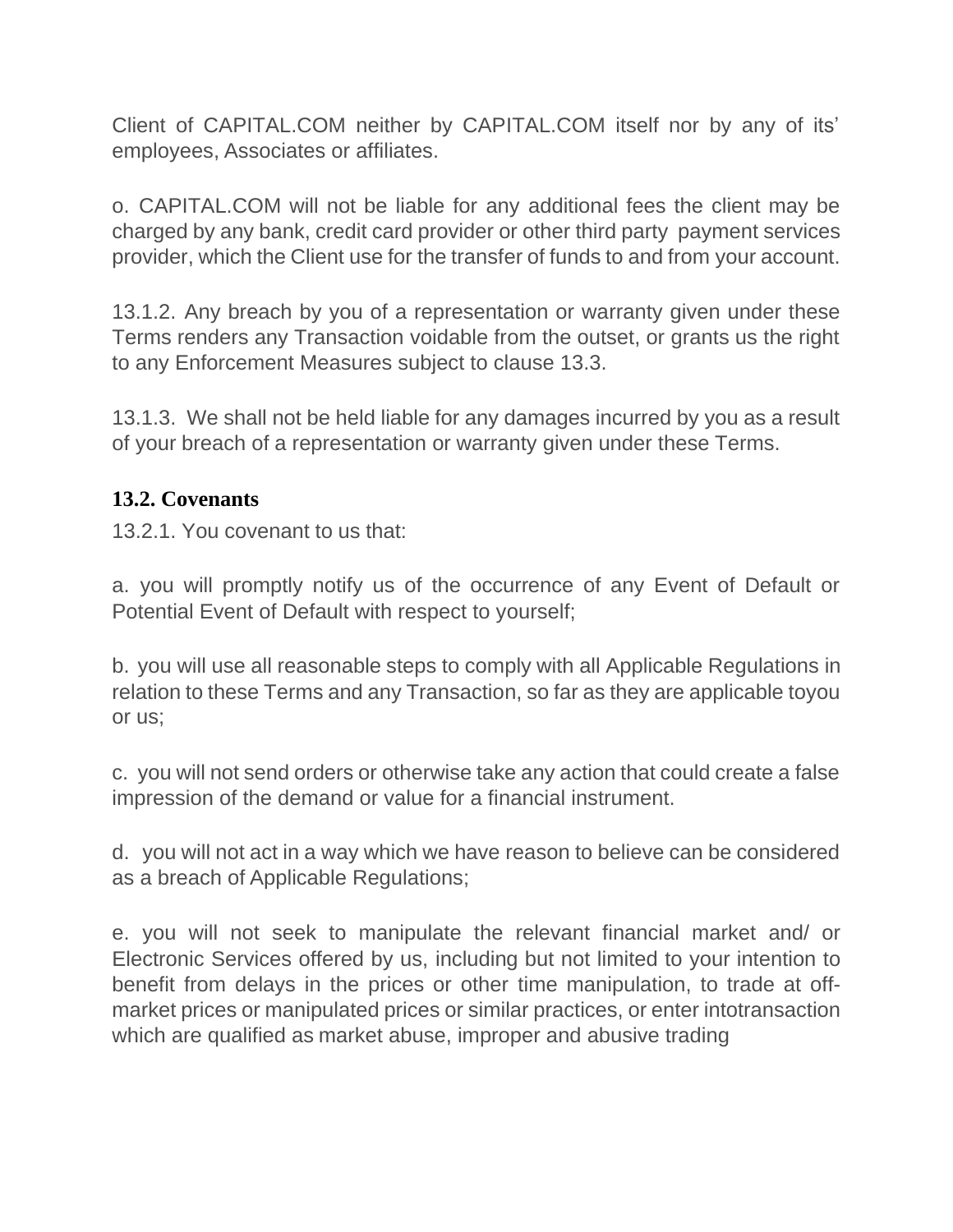Client of CAPITAL.COM neither by CAPITAL.COM itself nor by any of its' employees, Associates or affiliates.

o. CAPITAL.COM will not be liable for any additional fees the client may be charged by any bank, credit card provider or other third party payment services provider, which the Client use for the transfer of funds to and from your account.

13.1.2. Any breach by you of a representation or warranty given under these Terms renders any Transaction voidable from the outset, or grants us the right to any Enforcement Measures subject to clause 13.3.

13.1.3. We shall not be held liable for any damages incurred by you as a result of your breach of a representation or warranty given under these Terms.

### 13.2. Covenants

13.2.1. You covenant to us that:

a. you will promptly notify us of the occurrence of any Event of Default or Potential Event of Default with respect to yourself;

b. you will use all reasonable steps to comply with all Applicable Regulations in relation to these Terms and any Transaction, so far as they are applicable toyou or us;

c. you will not send orders or otherwise take any action that could create a false impression of the demand or value for a financial instrument.

d. you will not act in a way which we have reason to believe can be considered as a breach of Applicable Regulations;

e. you will not seek to manipulate the relevant financial market and/ or Electronic Services offered by us, including but not limited to your intention to benefit from delays in the prices or other time manipulation, to trade at off-market prices or manipulated prices or similar practices, or enter intotransaction which are qualified as market abuse, improper and abusive trading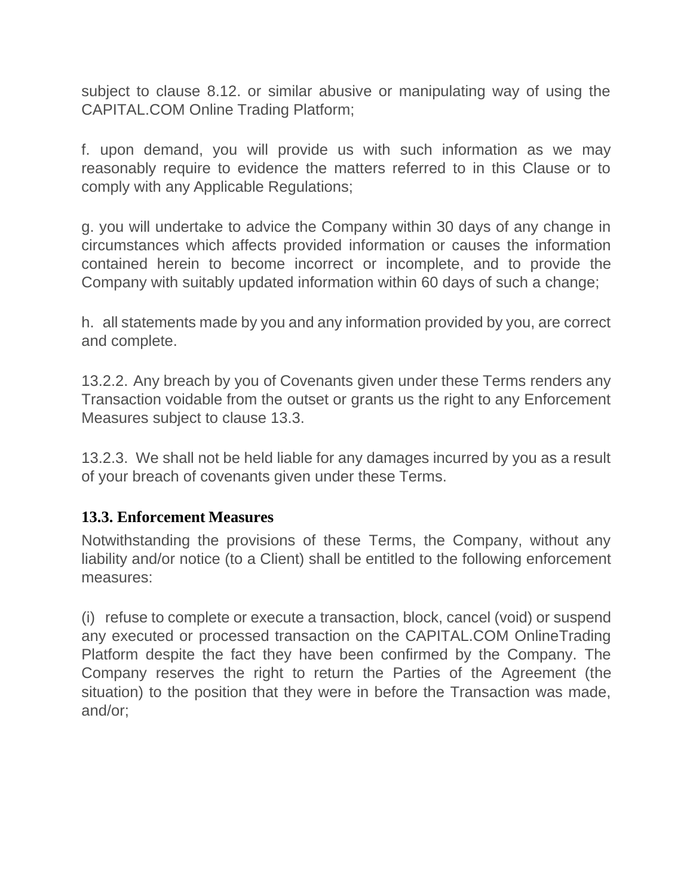subject to clause 8.12. or similar abusive or manipulating way of using the CAPITAL.COM Online Trading Platform;

f. upon demand, you will provide us with such information as we may reasonably require to evidence the matters referred to in this Clause or to comply with any Applicable Regulations;

g. you will undertake to advice the Company within 30 days of any change in circumstances which affects provided information or causes the information contained herein to become incorrect or incomplete, and to provide the Company with suitably updated information within 60 days of such a change;

h. all statements made by you and any information provided by you, are correct and complete.

13.2.2. Any breach by you of Covenants given under these Terms renders any Transaction voidable from the outset or grants us the right to any Enforcement Measures subject to clause 13.3.

13.2.3. We shall not be held liable for any damages incurred by you as a result of your breach of covenants given under these Terms.

### 13.3. Enforcement Measures

Notwithstanding the provisions of these Terms, the Company, without any liability and/or notice (to a Client) shall be entitled to the following enforcement measures:

(i) refuse to complete or execute a transaction, block, cancel (void) or suspend any executed or processed transaction on the CAPITAL.COM OnlineTrading Platform despite the fact they have been confirmed by the Company. The Company reserves the right to return the Parties of the Agreement (the situation) to the position that they were in before the Transaction was made, and/or;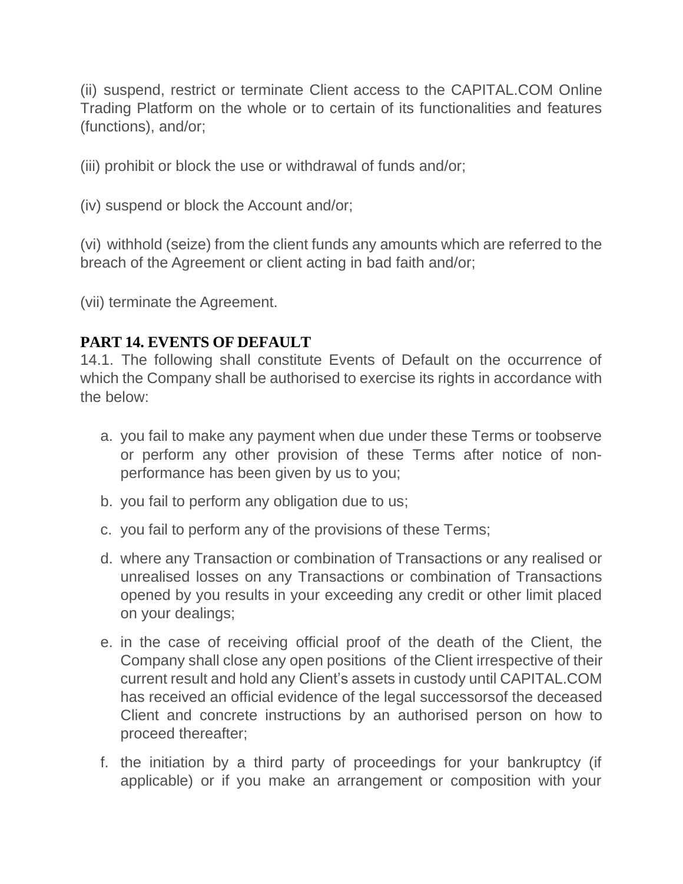(ii) suspend, restrict or terminate Client access to the CAPITAL.COM Online Trading Platform on the whole or to certain of its functionalities and features (functions), and/or;

(iii) prohibit or block the use or withdrawal of funds and/or;

(iv) suspend or block the Account and/or;

(vi) withhold (seize) from the client funds any amounts which are referred to the breach of the Agreement or client acting in bad faith and/or;

(vii) terminate the Agreement.

**PART 14. EVENTS OF DEFAULT**

14.1. The following shall constitute Events of Default on the occurrence of which the Company shall be authorised to exercise its rights in accordance with the below:

a. you fail to make any payment when due under these Terms or toobserve or perform any other provision of these Terms after notice of non-performance has been given by us to you;
b. you fail to perform any obligation due to us;
c. you fail to perform any of the provisions of these Terms;
d. where any Transaction or combination of Transactions or any realised or unrealised losses on any Transactions or combination of Transactions opened by you results in your exceeding any credit or other limit placed on your dealings;
e. in the case of receiving official proof of the death of the Client, the Company shall close any open positions of the Client irrespective of their current result and hold any Client's assets in custody until CAPITAL.COM has received an official evidence of the legal successorsof the deceased Client and concrete instructions by an authorised person on how to proceed thereafter;
f. the initiation by a third party of proceedings for your bankruptcy (if applicable) or if you make an arrangement or composition with your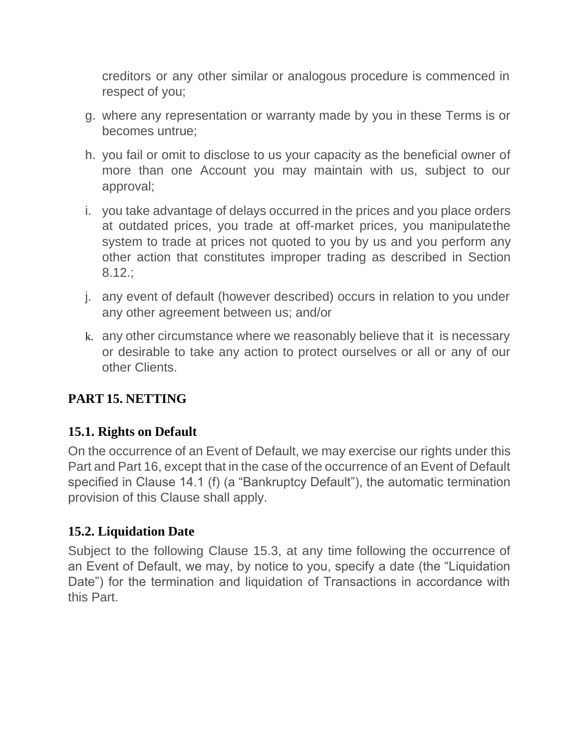creditors or any other similar or analogous procedure is commenced in respect of you;

g. where any representation or warranty made by you in these Terms is or becomes untrue;

h. you fail or omit to disclose to us your capacity as the beneficial owner of more than one Account you may maintain with us, subject to our approval;

i. you take advantage of delays occurred in the prices and you place orders at outdated prices, you trade at off-market prices, you manipulatethe system to trade at prices not quoted to you by us and you perform any other action that constitutes improper trading as described in Section 8.12.;

j. any event of default (however described) occurs in relation to you under any other agreement between us; and/or

k. any other circumstance where we reasonably believe that it is necessary or desirable to take any action to protect ourselves or all or any of our other Clients.

## PART 15. NETTING

### 15.1. Rights on Default

On the occurrence of an Event of Default, we may exercise our rights under this Part and Part 16, except that in the case of the occurrence of an Event of Default specified in Clause 14.1 (f) (a "Bankruptcy Default"), the automatic termination provision of this Clause shall apply.

### 15.2. Liquidation Date

Subject to the following Clause 15.3, at any time following the occurrence of an Event of Default, we may, by notice to you, specify a date (the "Liquidation Date") for the termination and liquidation of Transactions in accordance with this Part.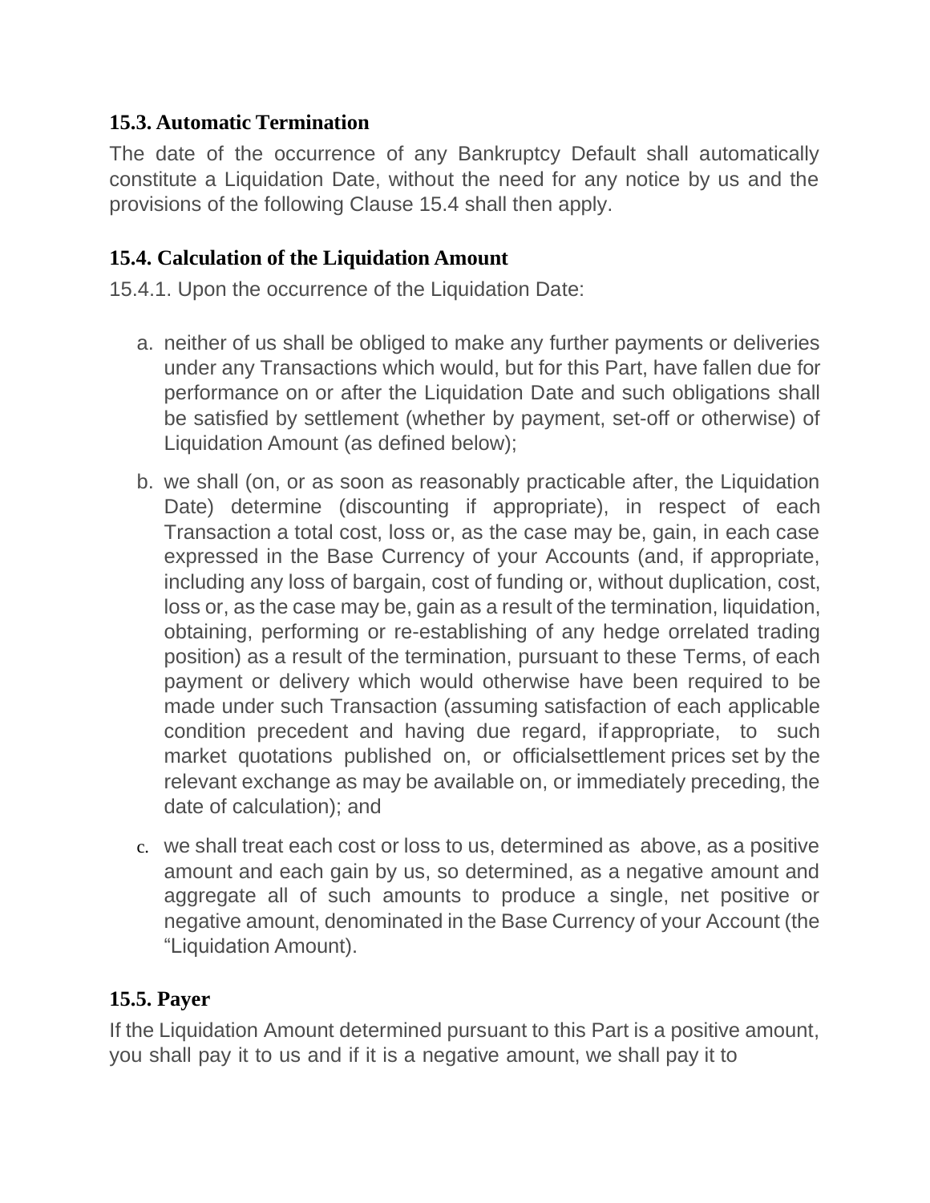### 15.3. Automatic Termination

The date of the occurrence of any Bankruptcy Default shall automatically constitute a Liquidation Date, without the need for any notice by us and the provisions of the following Clause 15.4 shall then apply.

### 15.4. Calculation of the Liquidation Amount

15.4.1. Upon the occurrence of the Liquidation Date:

a. neither of us shall be obliged to make any further payments or deliveries under any Transactions which would, but for this Part, have fallen due for performance on or after the Liquidation Date and such obligations shall be satisfied by settlement (whether by payment, set-off or otherwise) of Liquidation Amount (as defined below);

b. we shall (on, or as soon as reasonably practicable after, the Liquidation Date) determine (discounting if appropriate), in respect of each Transaction a total cost, loss or, as the case may be, gain, in each case expressed in the Base Currency of your Accounts (and, if appropriate, including any loss of bargain, cost of funding or, without duplication, cost, loss or, as the case may be, gain as a result of the termination, liquidation, obtaining, performing or re-establishing of any hedge orrelated trading position) as a result of the termination, pursuant to these Terms, of each payment or delivery which would otherwise have been required to be made under such Transaction (assuming satisfaction of each applicable condition precedent and having due regard, if appropriate, to such market quotations published on, or officialsettlement prices set by the relevant exchange as may be available on, or immediately preceding, the date of calculation); and

c. we shall treat each cost or loss to us, determined as above, as a positive amount and each gain by us, so determined, as a negative amount and aggregate all of such amounts to produce a single, net positive or negative amount, denominated in the Base Currency of your Account (the “Liquidation Amount).

### 15.5. Payer

If the Liquidation Amount determined pursuant to this Part is a positive amount, you shall pay it to us and if it is a negative amount, we shall pay it to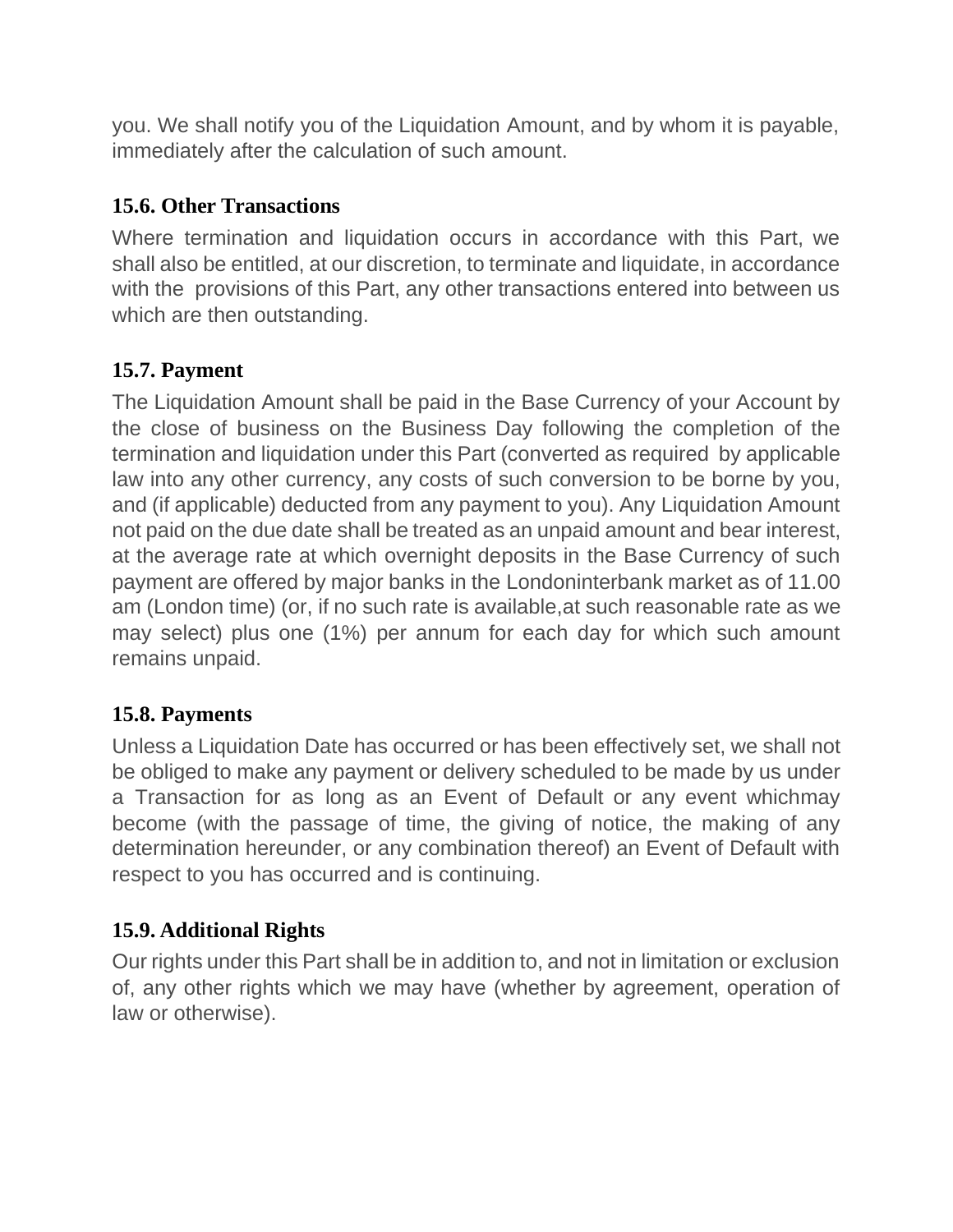you. We shall notify you of the Liquidation Amount, and by whom it is payable, immediately after the calculation of such amount.

### 15.6. Other Transactions

Where termination and liquidation occurs in accordance with this Part, we shall also be entitled, at our discretion, to terminate and liquidate, in accordance with the provisions of this Part, any other transactions entered into between us which are then outstanding.

### 15.7. Payment

The Liquidation Amount shall be paid in the Base Currency of your Account by the close of business on the Business Day following the completion of the termination and liquidation under this Part (converted as required by applicable law into any other currency, any costs of such conversion to be borne by you, and (if applicable) deducted from any payment to you). Any Liquidation Amount not paid on the due date shall be treated as an unpaid amount and bear interest, at the average rate at which overnight deposits in the Base Currency of such payment are offered by major banks in the Londoninterbank market as of 11.00 am (London time) (or, if no such rate is available,at such reasonable rate as we may select) plus one (1%) per annum for each day for which such amount remains unpaid.

### 15.8. Payments

Unless a Liquidation Date has occurred or has been effectively set, we shall not be obliged to make any payment or delivery scheduled to be made by us under a Transaction for as long as an Event of Default or any event whichmay become (with the passage of time, the giving of notice, the making of any determination hereunder, or any combination thereof) an Event of Default with respect to you has occurred and is continuing.

### 15.9. Additional Rights

Our rights under this Part shall be in addition to, and not in limitation or exclusion of, any other rights which we may have (whether by agreement, operation of law or otherwise).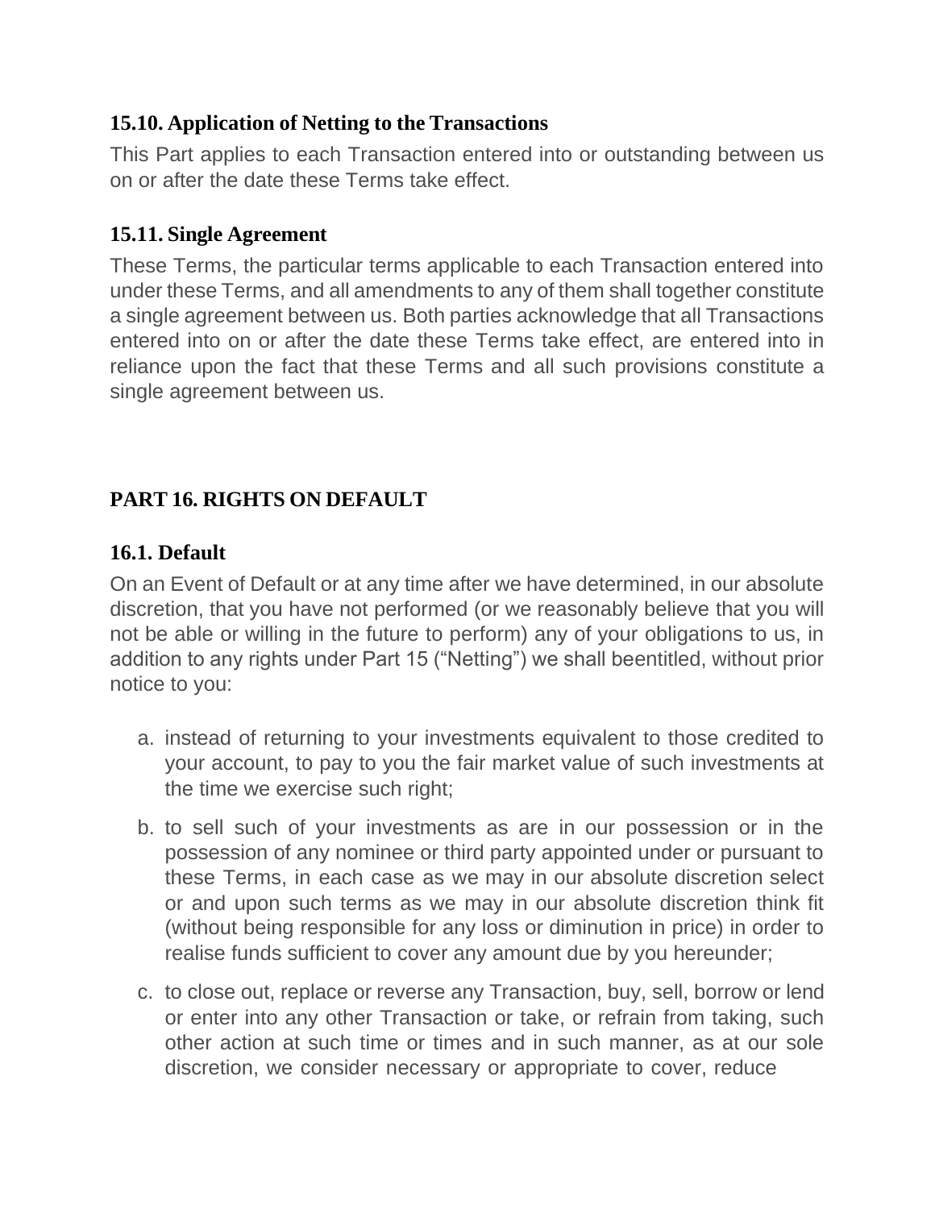### 15.10. Application of Netting to the Transactions

This Part applies to each Transaction entered into or outstanding between us on or after the date these Terms take effect.

### 15.11. Single Agreement

These Terms, the particular terms applicable to each Transaction entered into under these Terms, and all amendments to any of them shall together constitute a single agreement between us. Both parties acknowledge that all Transactions entered into on or after the date these Terms take effect, are entered into in reliance upon the fact that these Terms and all such provisions constitute a single agreement between us.

## PART 16. RIGHTS ON DEFAULT

### 16.1. Default

On an Event of Default or at any time after we have determined, in our absolute discretion, that you have not performed (or we reasonably believe that you will not be able or willing in the future to perform) any of your obligations to us, in addition to any rights under Part 15 ("Netting") we shall beentitled, without prior notice to you:

a. instead of returning to your investments equivalent to those credited to your account, to pay to you the fair market value of such investments at the time we exercise such right;

b. to sell such of your investments as are in our possession or in the possession of any nominee or third party appointed under or pursuant to these Terms, in each case as we may in our absolute discretion select or and upon such terms as we may in our absolute discretion think fit (without being responsible for any loss or diminution in price) in order to realise funds sufficient to cover any amount due by you hereunder;

c. to close out, replace or reverse any Transaction, buy, sell, borrow or lend or enter into any other Transaction or take, or refrain from taking, such other action at such time or times and in such manner, as at our sole discretion, we consider necessary or appropriate to cover, reduce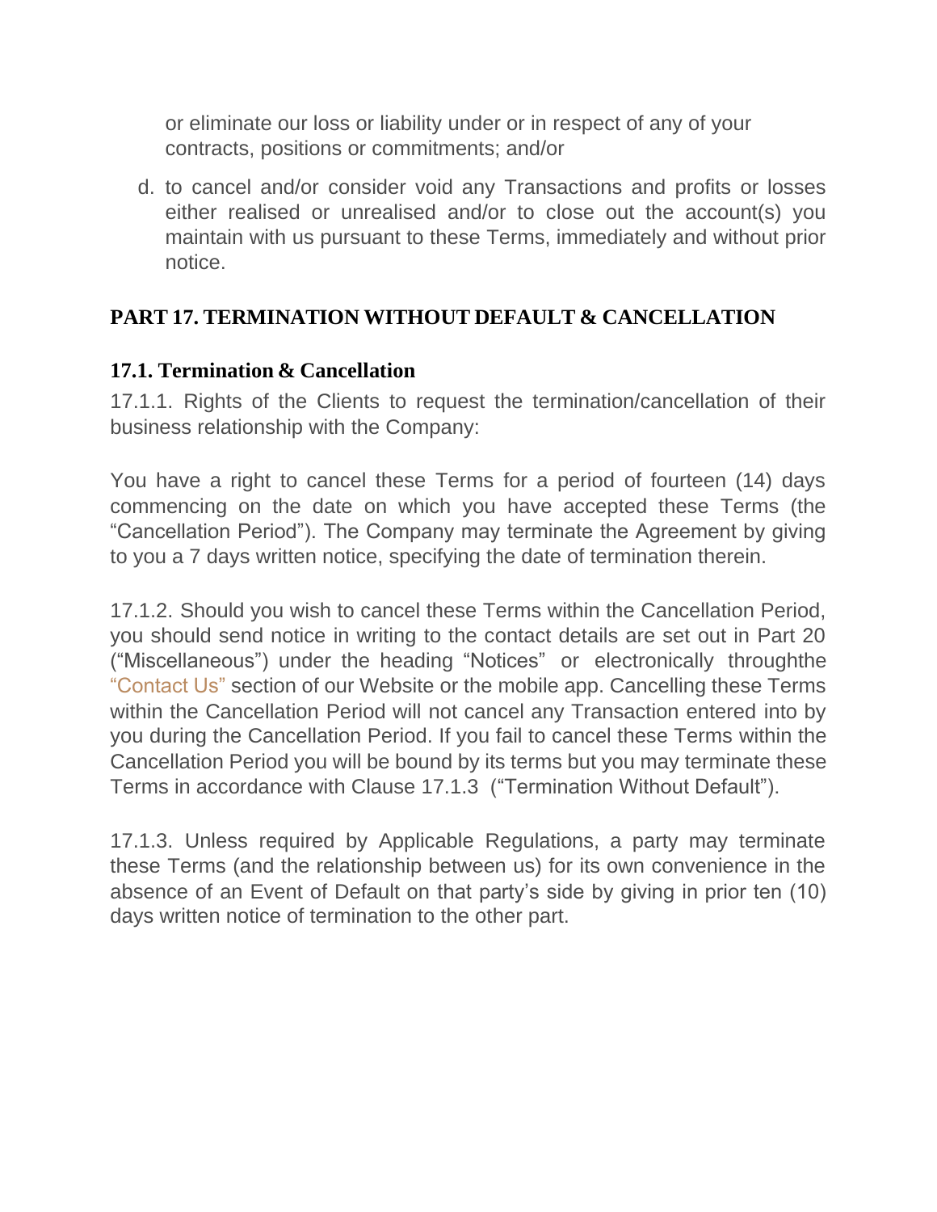or eliminate our loss or liability under or in respect of any of your contracts, positions or commitments; and/or

d. to cancel and/or consider void any Transactions and profits or losses either realised or unrealised and/or to close out the account(s) you maintain with us pursuant to these Terms, immediately and without prior notice.

## PART 17. TERMINATION WITHOUT DEFAULT & CANCELLATION

### 17.1. Termination & Cancellation

17.1.1. Rights of the Clients to request the termination/cancellation of their business relationship with the Company:

You have a right to cancel these Terms for a period of fourteen (14) days commencing on the date on which you have accepted these Terms (the "Cancellation Period"). The Company may terminate the Agreement by giving to you a 7 days written notice, specifying the date of termination therein.

17.1.2. Should you wish to cancel these Terms within the Cancellation Period, you should send notice in writing to the contact details are set out in Part 20 ("Miscellaneous") under the heading "Notices" or electronically throughthe "Contact Us" section of our Website or the mobile app. Cancelling these Terms within the Cancellation Period will not cancel any Transaction entered into by you during the Cancellation Period. If you fail to cancel these Terms within the Cancellation Period you will be bound by its terms but you may terminate these Terms in accordance with Clause 17.1.3 ("Termination Without Default").

17.1.3. Unless required by Applicable Regulations, a party may terminate these Terms (and the relationship between us) for its own convenience in the absence of an Event of Default on that party's side by giving in prior ten (10) days written notice of termination to the other part.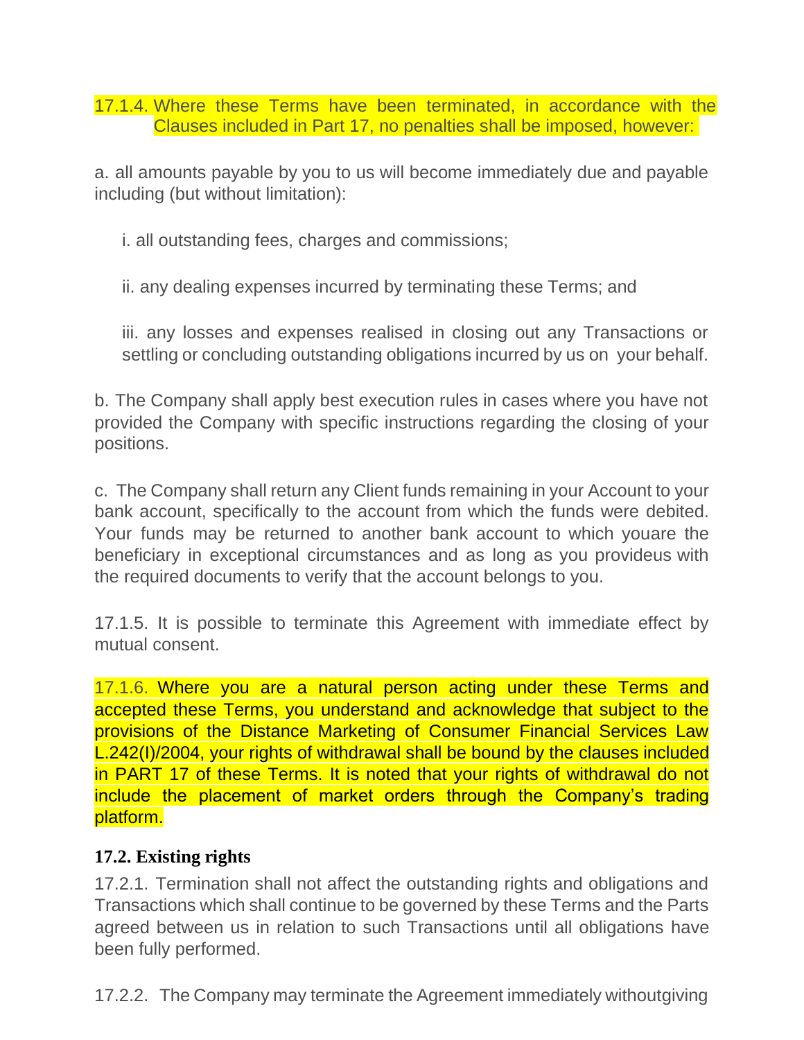17.1.4. Where these Terms have been terminated, in accordance with the Clauses included in Part 17, no penalties shall be imposed, however:

a. all amounts payable by you to us will become immediately due and payable including (but without limitation):

i. all outstanding fees, charges and commissions;

ii. any dealing expenses incurred by terminating these Terms; and

iii. any losses and expenses realised in closing out any Transactions or settling or concluding outstanding obligations incurred by us on your behalf.

b. The Company shall apply best execution rules in cases where you have not provided the Company with specific instructions regarding the closing of your positions.

c. The Company shall return any Client funds remaining in your Account to your bank account, specifically to the account from which the funds were debited. Your funds may be returned to another bank account to which youare the beneficiary in exceptional circumstances and as long as you provideus with the required documents to verify that the account belongs to you.

17.1.5. It is possible to terminate this Agreement with immediate effect by mutual consent.

17.1.6. Where you are a natural person acting under these Terms and accepted these Terms, you understand and acknowledge that subject to the provisions of the Distance Marketing of Consumer Financial Services Law L.242(I)/2004, your rights of withdrawal shall be bound by the clauses included in PART 17 of these Terms. It is noted that your rights of withdrawal do not include the placement of market orders through the Company's trading platform.

**17.2. Existing rights**

17.2.1. Termination shall not affect the outstanding rights and obligations and Transactions which shall continue to be governed by these Terms and the Parts agreed between us in relation to such Transactions until all obligations have been fully performed.

17.2.2. The Company may terminate the Agreement immediately withoutgiving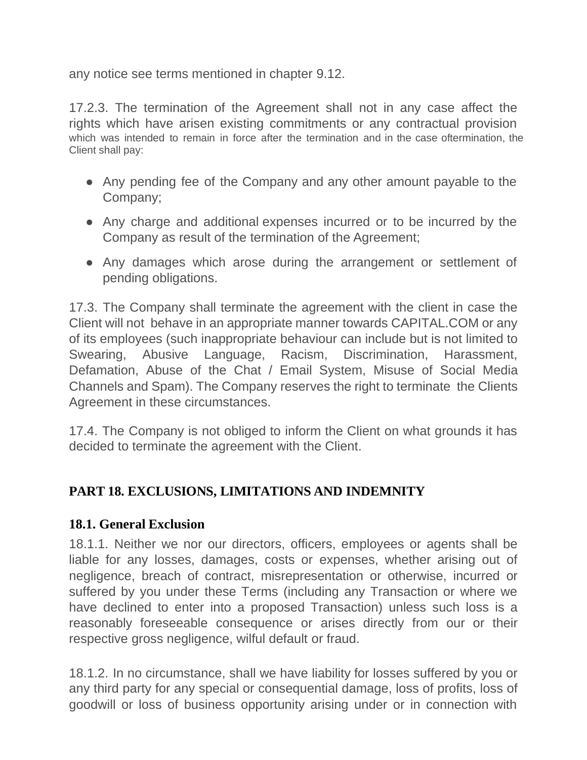any notice see terms mentioned in chapter 9.12.

17.2.3. The termination of the Agreement shall not in any case affect the rights which have arisen existing commitments or any contractual provision which was intended to remain in force after the termination and in the case oftermination, the Client shall pay:

- Any pending fee of the Company and any other amount payable to the Company;
- Any charge and additional expenses incurred or to be incurred by the Company as result of the termination of the Agreement;
- Any damages which arose during the arrangement or settlement of pending obligations.

17.3. The Company shall terminate the agreement with the client in case the Client will not behave in an appropriate manner towards CAPITAL.COM or any of its employees (such inappropriate behaviour can include but is not limited to Swearing, Abusive Language, Racism, Discrimination, Harassment, Defamation, Abuse of the Chat / Email System, Misuse of Social Media Channels and Spam). The Company reserves the right to terminate the Clients Agreement in these circumstances.

17.4. The Company is not obliged to inform the Client on what grounds it has decided to terminate the agreement with the Client.

## PART 18. EXCLUSIONS, LIMITATIONS AND INDEMNITY

### 18.1. General Exclusion

18.1.1. Neither we nor our directors, officers, employees or agents shall be liable for any losses, damages, costs or expenses, whether arising out of negligence, breach of contract, misrepresentation or otherwise, incurred or suffered by you under these Terms (including any Transaction or where we have declined to enter into a proposed Transaction) unless such loss is a reasonably foreseeable consequence or arises directly from our or their respective gross negligence, wilful default or fraud.

18.1.2. In no circumstance, shall we have liability for losses suffered by you or any third party for any special or consequential damage, loss of profits, loss of goodwill or loss of business opportunity arising under or in connection with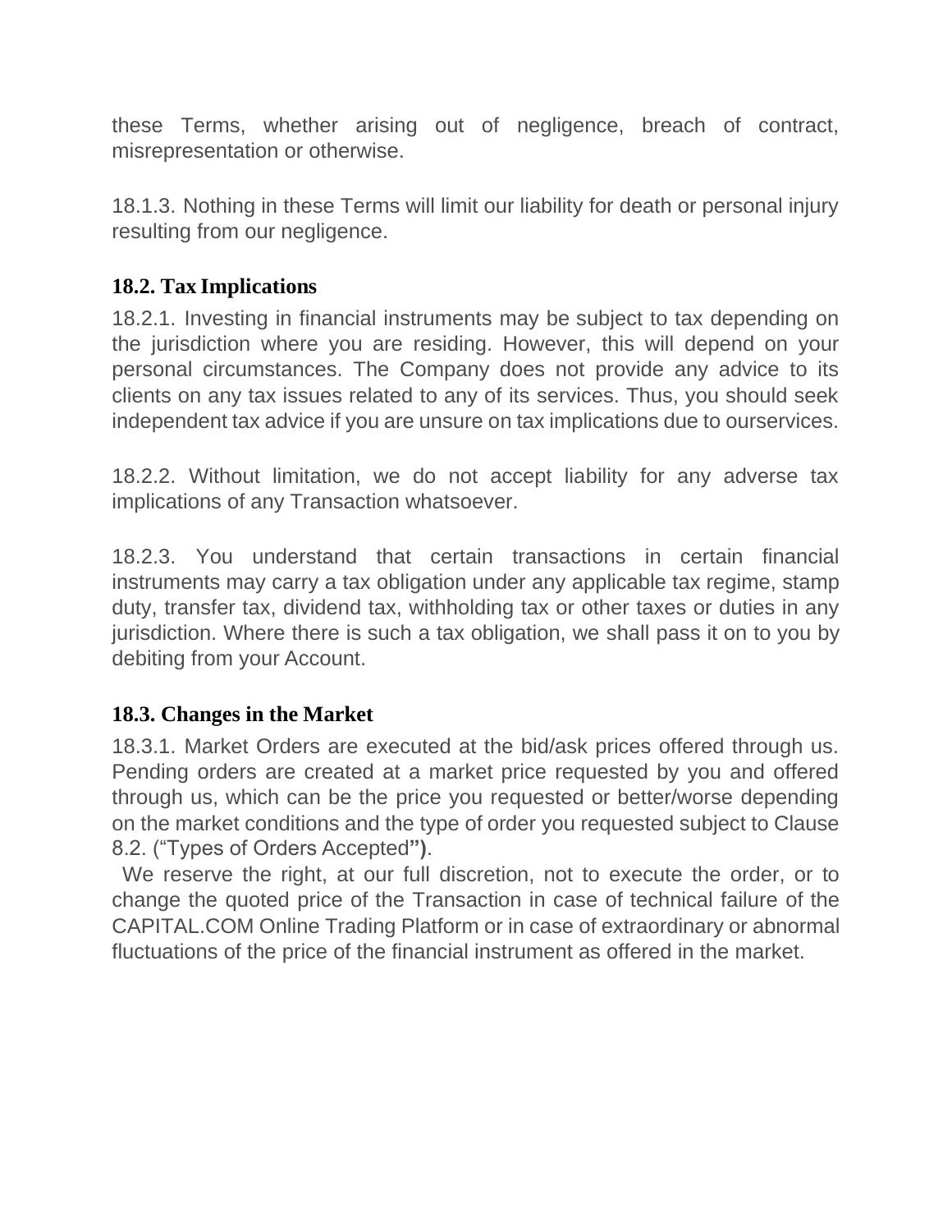these Terms, whether arising out of negligence, breach of contract, misrepresentation or otherwise.

18.1.3. Nothing in these Terms will limit our liability for death or personal injury resulting from our negligence.

### 18.2. Tax Implications

18.2.1. Investing in financial instruments may be subject to tax depending on the jurisdiction where you are residing. However, this will depend on your personal circumstances. The Company does not provide any advice to its clients on any tax issues related to any of its services. Thus, you should seek independent tax advice if you are unsure on tax implications due to ourservices.

18.2.2. Without limitation, we do not accept liability for any adverse tax implications of any Transaction whatsoever.

18.2.3. You understand that certain transactions in certain financial instruments may carry a tax obligation under any applicable tax regime, stamp duty, transfer tax, dividend tax, withholding tax or other taxes or duties in any jurisdiction. Where there is such a tax obligation, we shall pass it on to you by debiting from your Account.

### 18.3. Changes in the Market

18.3.1. Market Orders are executed at the bid/ask prices offered through us. Pending orders are created at a market price requested by you and offered through us, which can be the price you requested or better/worse depending on the market conditions and the type of order you requested subject to Clause 8.2. ("Types of Orders Accepted**")**.

We reserve the right, at our full discretion, not to execute the order, or to change the quoted price of the Transaction in case of technical failure of the CAPITAL.COM Online Trading Platform or in case of extraordinary or abnormal fluctuations of the price of the financial instrument as offered in the market.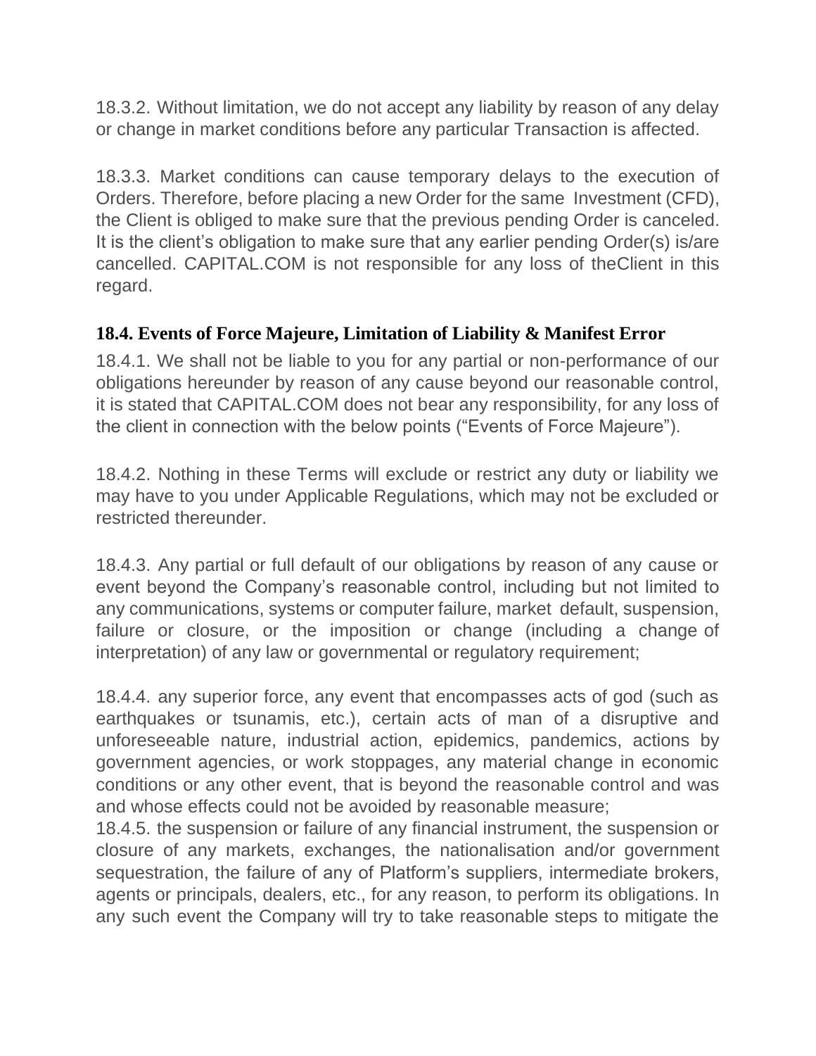18.3.2. Without limitation, we do not accept any liability by reason of any delay or change in market conditions before any particular Transaction is affected.

18.3.3. Market conditions can cause temporary delays to the execution of Orders. Therefore, before placing a new Order for the same Investment (CFD), the Client is obliged to make sure that the previous pending Order is canceled. It is the client's obligation to make sure that any earlier pending Order(s) is/are cancelled. CAPITAL.COM is not responsible for any loss of theClient in this regard.

**18.4. Events of Force Majeure, Limitation of Liability & Manifest Error**

18.4.1. We shall not be liable to you for any partial or non-performance of our obligations hereunder by reason of any cause beyond our reasonable control, it is stated that CAPITAL.COM does not bear any responsibility, for any loss of the client in connection with the below points ("Events of Force Majeure").

18.4.2. Nothing in these Terms will exclude or restrict any duty or liability we may have to you under Applicable Regulations, which may not be excluded or restricted thereunder.

18.4.3. Any partial or full default of our obligations by reason of any cause or event beyond the Company's reasonable control, including but not limited to any communications, systems or computer failure, market default, suspension, failure or closure, or the imposition or change (including a change of interpretation) of any law or governmental or regulatory requirement;

18.4.4. any superior force, any event that encompasses acts of god (such as earthquakes or tsunamis, etc.), certain acts of man of a disruptive and unforeseeable nature, industrial action, epidemics, pandemics, actions by government agencies, or work stoppages, any material change in economic conditions or any other event, that is beyond the reasonable control and was and whose effects could not be avoided by reasonable measure;

18.4.5. the suspension or failure of any financial instrument, the suspension or closure of any markets, exchanges, the nationalisation and/or government sequestration, the failure of any of Platform's suppliers, intermediate brokers, agents or principals, dealers, etc., for any reason, to perform its obligations. In any such event the Company will try to take reasonable steps to mitigate the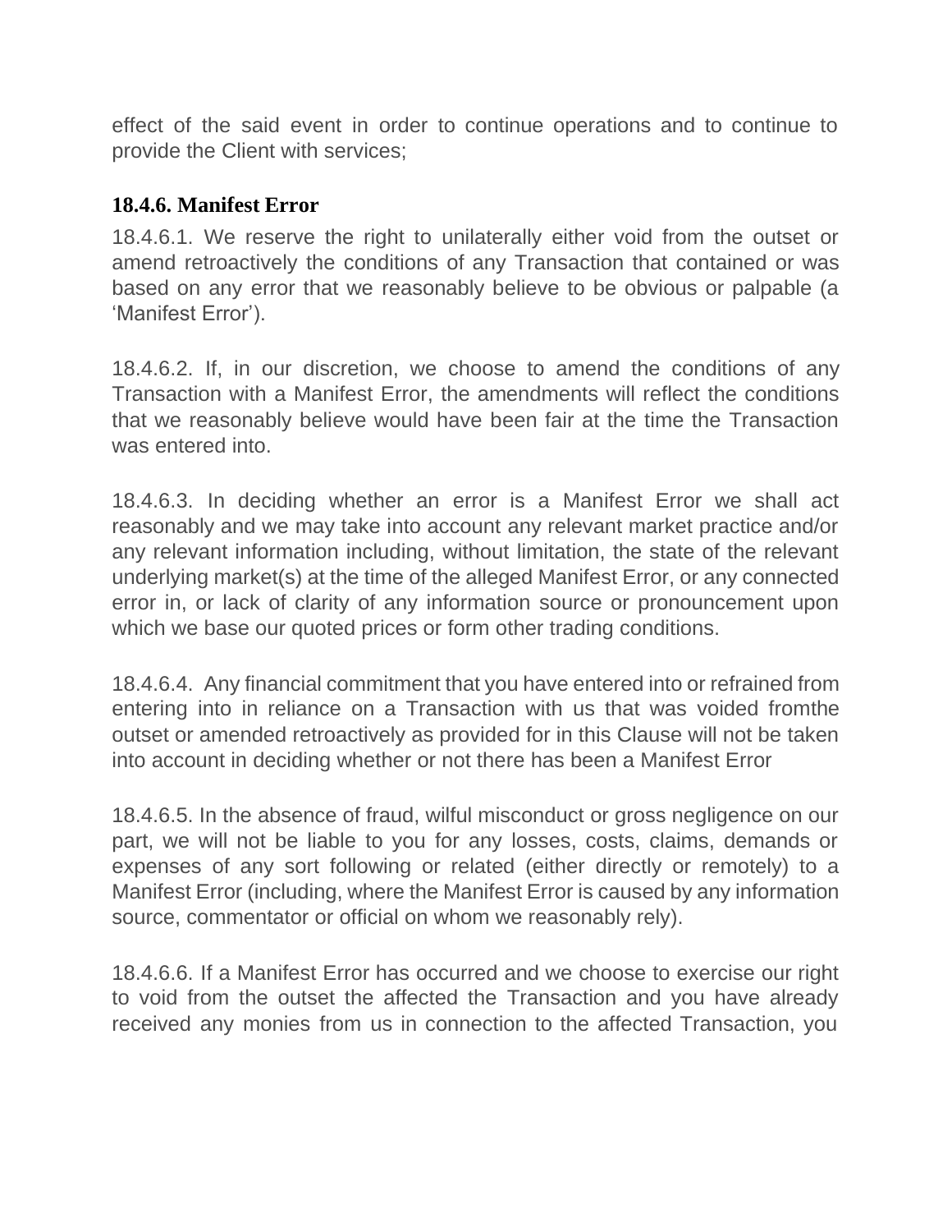effect of the said event in order to continue operations and to continue to provide the Client with services;

### 18.4.6. Manifest Error

18.4.6.1. We reserve the right to unilaterally either void from the outset or amend retroactively the conditions of any Transaction that contained or was based on any error that we reasonably believe to be obvious or palpable (a 'Manifest Error').

18.4.6.2. If, in our discretion, we choose to amend the conditions of any Transaction with a Manifest Error, the amendments will reflect the conditions that we reasonably believe would have been fair at the time the Transaction was entered into.

18.4.6.3. In deciding whether an error is a Manifest Error we shall act reasonably and we may take into account any relevant market practice and/or any relevant information including, without limitation, the state of the relevant underlying market(s) at the time of the alleged Manifest Error, or any connected error in, or lack of clarity of any information source or pronouncement upon which we base our quoted prices or form other trading conditions.

18.4.6.4. Any financial commitment that you have entered into or refrained from entering into in reliance on a Transaction with us that was voided fromthe outset or amended retroactively as provided for in this Clause will not be taken into account in deciding whether or not there has been a Manifest Error

18.4.6.5. In the absence of fraud, wilful misconduct or gross negligence on our part, we will not be liable to you for any losses, costs, claims, demands or expenses of any sort following or related (either directly or remotely) to a Manifest Error (including, where the Manifest Error is caused by any information source, commentator or official on whom we reasonably rely).

18.4.6.6. If a Manifest Error has occurred and we choose to exercise our right to void from the outset the affected the Transaction and you have already received any monies from us in connection to the affected Transaction, you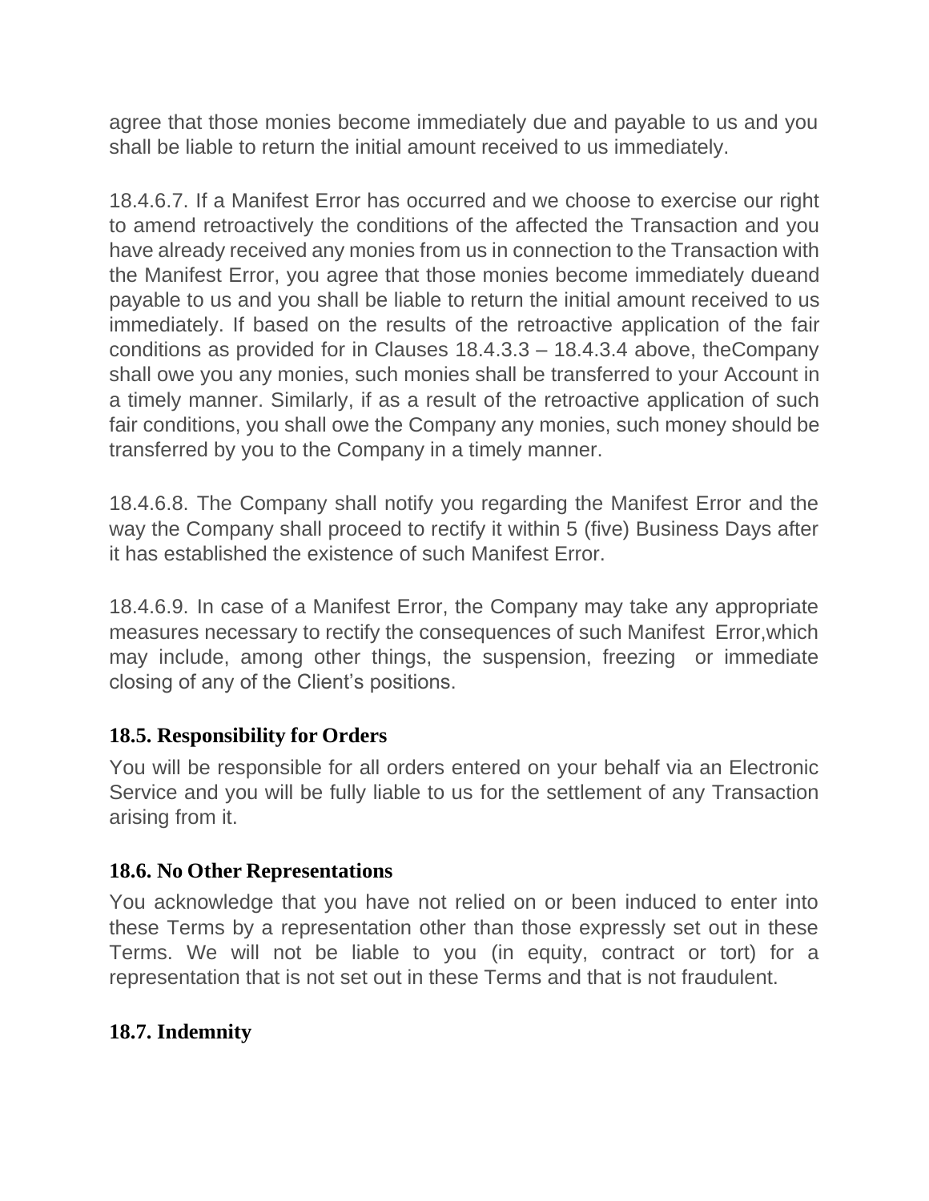agree that those monies become immediately due and payable to us and you shall be liable to return the initial amount received to us immediately.

18.4.6.7. If a Manifest Error has occurred and we choose to exercise our right to amend retroactively the conditions of the affected the Transaction and you have already received any monies from us in connection to the Transaction with the Manifest Error, you agree that those monies become immediately dueand payable to us and you shall be liable to return the initial amount received to us immediately. If based on the results of the retroactive application of the fair conditions as provided for in Clauses 18.4.3.3 – 18.4.3.4 above, theCompany shall owe you any monies, such monies shall be transferred to your Account in a timely manner. Similarly, if as a result of the retroactive application of such fair conditions, you shall owe the Company any monies, such money should be transferred by you to the Company in a timely manner.

18.4.6.8. The Company shall notify you regarding the Manifest Error and the way the Company shall proceed to rectify it within 5 (five) Business Days after it has established the existence of such Manifest Error.

18.4.6.9. In case of a Manifest Error, the Company may take any appropriate measures necessary to rectify the consequences of such Manifest Error,which may include, among other things, the suspension, freezing or immediate closing of any of the Client's positions.

### 18.5. Responsibility for Orders

You will be responsible for all orders entered on your behalf via an Electronic Service and you will be fully liable to us for the settlement of any Transaction arising from it.

### 18.6. No Other Representations

You acknowledge that you have not relied on or been induced to enter into these Terms by a representation other than those expressly set out in these Terms. We will not be liable to you (in equity, contract or tort) for a representation that is not set out in these Terms and that is not fraudulent.

### 18.7. Indemnity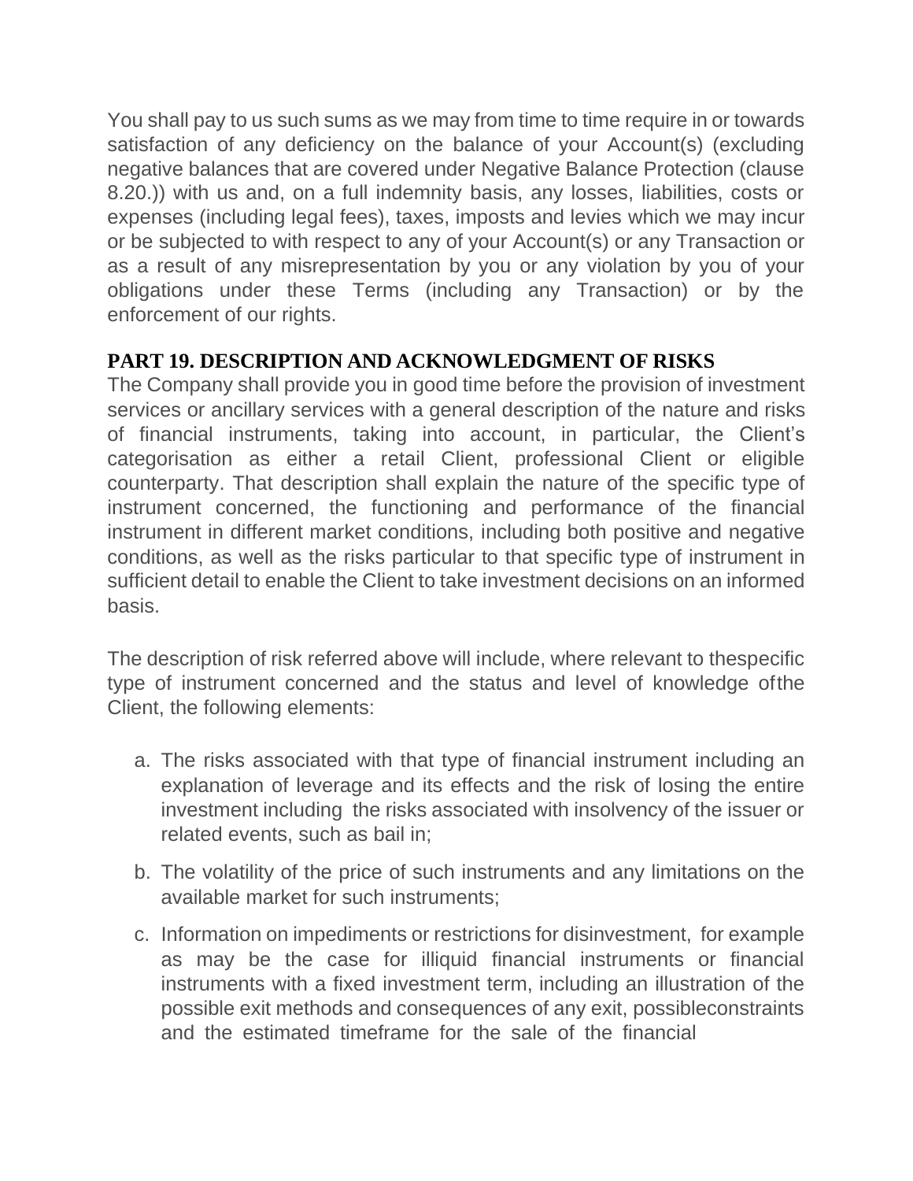You shall pay to us such sums as we may from time to time require in or towards satisfaction of any deficiency on the balance of your Account(s) (excluding negative balances that are covered under Negative Balance Protection (clause 8.20.)) with us and, on a full indemnity basis, any losses, liabilities, costs or expenses (including legal fees), taxes, imposts and levies which we may incur or be subjected to with respect to any of your Account(s) or any Transaction or as a result of any misrepresentation by you or any violation by you of your obligations under these Terms (including any Transaction) or by the enforcement of our rights.

## PART 19. DESCRIPTION AND ACKNOWLEDGMENT OF RISKS

The Company shall provide you in good time before the provision of investment services or ancillary services with a general description of the nature and risks of financial instruments, taking into account, in particular, the Client's categorisation as either a retail Client, professional Client or eligible counterparty. That description shall explain the nature of the specific type of instrument concerned, the functioning and performance of the financial instrument in different market conditions, including both positive and negative conditions, as well as the risks particular to that specific type of instrument in sufficient detail to enable the Client to take investment decisions on an informed basis.

The description of risk referred above will include, where relevant to thespecific type of instrument concerned and the status and level of knowledge ofthe Client, the following elements:

a. The risks associated with that type of financial instrument including an explanation of leverage and its effects and the risk of losing the entire investment including the risks associated with insolvency of the issuer or related events, such as bail in;

b. The volatility of the price of such instruments and any limitations on the available market for such instruments;

c. Information on impediments or restrictions for disinvestment, for example as may be the case for illiquid financial instruments or financial instruments with a fixed investment term, including an illustration of the possible exit methods and consequences of any exit, possibleconstraints and the estimated timeframe for the sale of the financial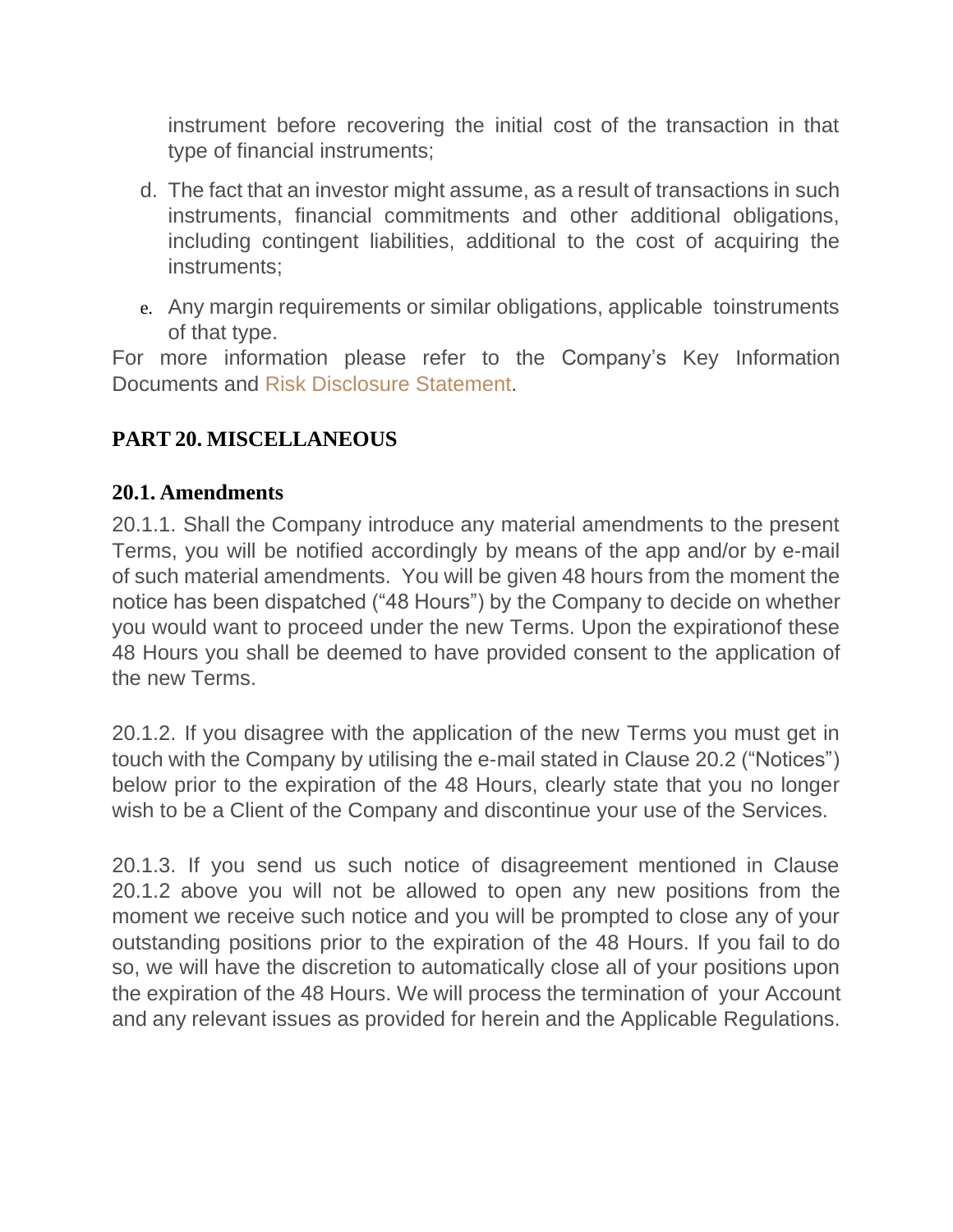instrument before recovering the initial cost of the transaction in that type of financial instruments;

d. The fact that an investor might assume, as a result of transactions in such instruments, financial commitments and other additional obligations, including contingent liabilities, additional to the cost of acquiring the instruments;

e. Any margin requirements or similar obligations, applicable toinstruments of that type.

For more information please refer to the Company's Key Information Documents and Risk Disclosure Statement.

## PART 20. MISCELLANEOUS

### 20.1. Amendments

20.1.1. Shall the Company introduce any material amendments to the present Terms, you will be notified accordingly by means of the app and/or by e-mail of such material amendments. You will be given 48 hours from the moment the notice has been dispatched ("48 Hours") by the Company to decide on whether you would want to proceed under the new Terms. Upon the expirationof these 48 Hours you shall be deemed to have provided consent to the application of the new Terms.

20.1.2. If you disagree with the application of the new Terms you must get in touch with the Company by utilising the e-mail stated in Clause 20.2 ("Notices") below prior to the expiration of the 48 Hours, clearly state that you no longer wish to be a Client of the Company and discontinue your use of the Services.

20.1.3. If you send us such notice of disagreement mentioned in Clause 20.1.2 above you will not be allowed to open any new positions from the moment we receive such notice and you will be prompted to close any of your outstanding positions prior to the expiration of the 48 Hours. If you fail to do so, we will have the discretion to automatically close all of your positions upon the expiration of the 48 Hours. We will process the termination of your Account and any relevant issues as provided for herein and the Applicable Regulations.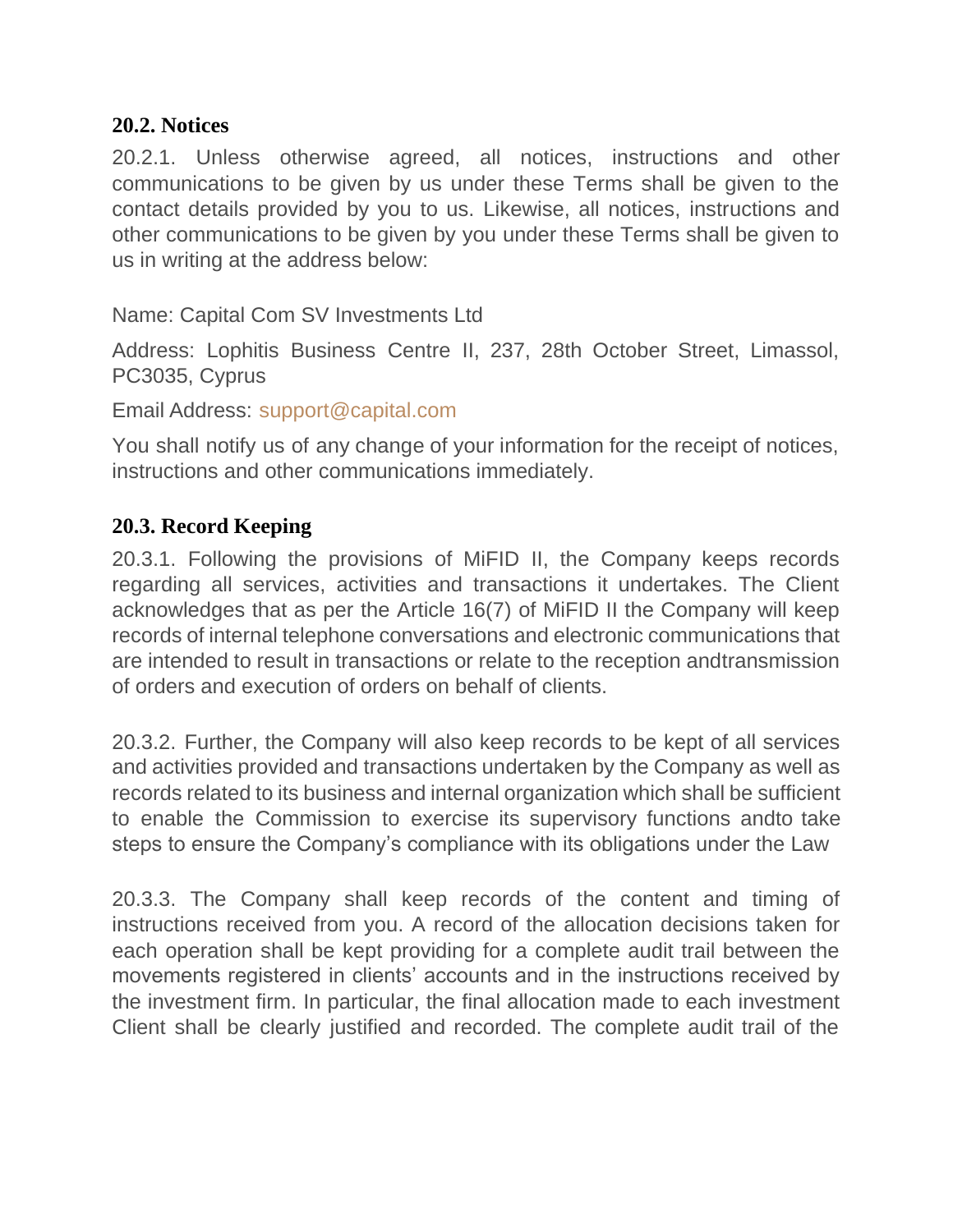### 20.2. Notices

20.2.1. Unless otherwise agreed, all notices, instructions and other communications to be given by us under these Terms shall be given to the contact details provided by you to us. Likewise, all notices, instructions and other communications to be given by you under these Terms shall be given to us in writing at the address below:

Name: Capital Com SV Investments Ltd

Address: Lophitis Business Centre II, 237, 28th October Street, Limassol, PC3035, Cyprus

Email Address: support@capital.com

You shall notify us of any change of your information for the receipt of notices, instructions and other communications immediately.

### 20.3. Record Keeping

20.3.1. Following the provisions of MiFID II, the Company keeps records regarding all services, activities and transactions it undertakes. The Client acknowledges that as per the Article 16(7) of MiFID II the Company will keep records of internal telephone conversations and electronic communications that are intended to result in transactions or relate to the reception andtransmission of orders and execution of orders on behalf of clients.

20.3.2. Further, the Company will also keep records to be kept of all services and activities provided and transactions undertaken by the Company as well as records related to its business and internal organization which shall be sufficient to enable the Commission to exercise its supervisory functions andto take steps to ensure the Company's compliance with its obligations under the Law

20.3.3. The Company shall keep records of the content and timing of instructions received from you. A record of the allocation decisions taken for each operation shall be kept providing for a complete audit trail between the movements registered in clients' accounts and in the instructions received by the investment firm. In particular, the final allocation made to each investment Client shall be clearly justified and recorded. The complete audit trail of the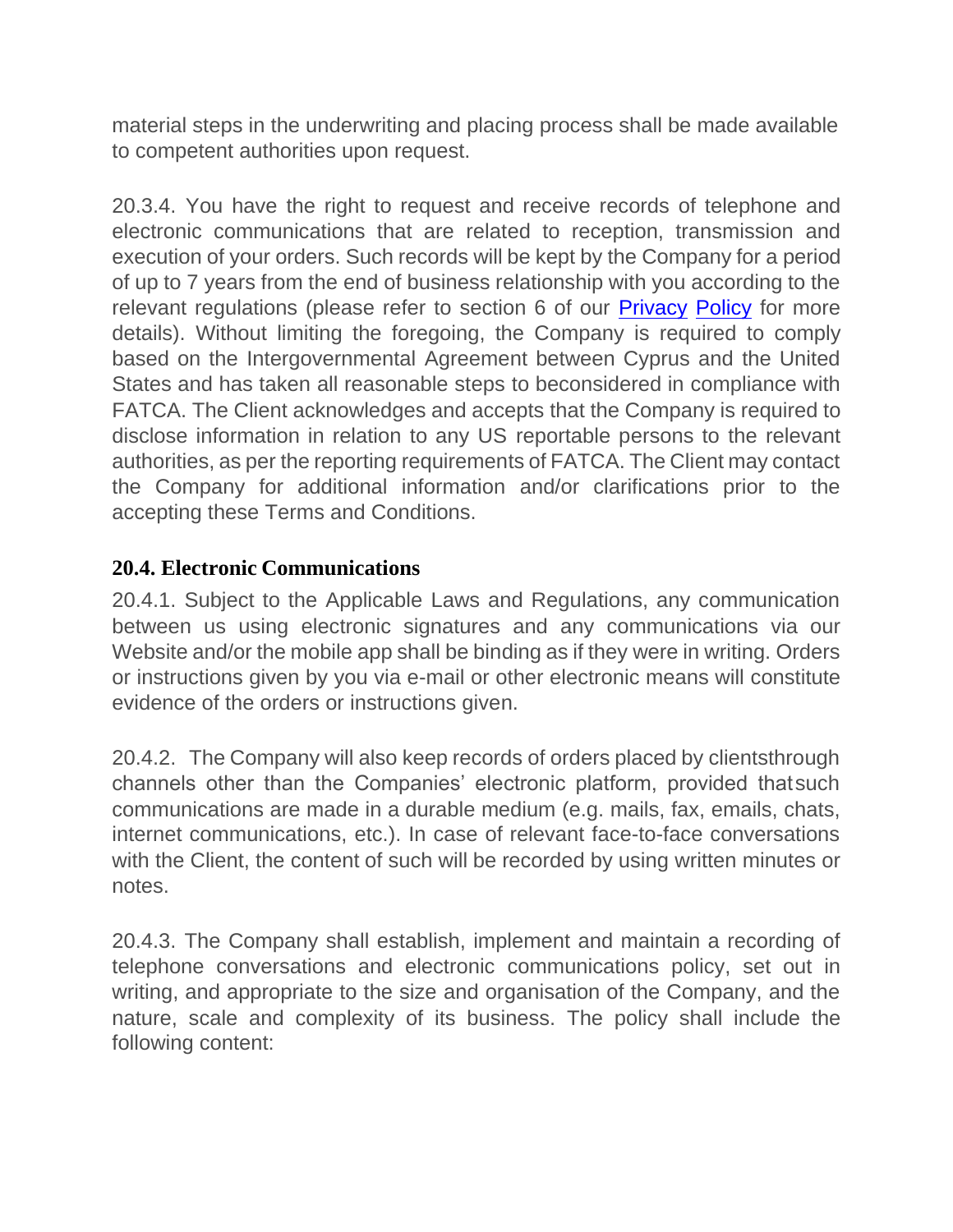material steps in the underwriting and placing process shall be made available to competent authorities upon request.

20.3.4. You have the right to request and receive records of telephone and electronic communications that are related to reception, transmission and execution of your orders. Such records will be kept by the Company for a period of up to 7 years from the end of business relationship with you according to the relevant regulations (please refer to section 6 of our Privacy Policy for more details). Without limiting the foregoing, the Company is required to comply based on the Intergovernmental Agreement between Cyprus and the United States and has taken all reasonable steps to beconsidered in compliance with FATCA. The Client acknowledges and accepts that the Company is required to disclose information in relation to any US reportable persons to the relevant authorities, as per the reporting requirements of FATCA. The Client may contact the Company for additional information and/or clarifications prior to the accepting these Terms and Conditions.

### 20.4. Electronic Communications

20.4.1. Subject to the Applicable Laws and Regulations, any communication between us using electronic signatures and any communications via our Website and/or the mobile app shall be binding as if they were in writing. Orders or instructions given by you via e-mail or other electronic means will constitute evidence of the orders or instructions given.

20.4.2. The Company will also keep records of orders placed by clientsthrough channels other than the Companies' electronic platform, provided thatsuch communications are made in a durable medium (e.g. mails, fax, emails, chats, internet communications, etc.). In case of relevant face-to-face conversations with the Client, the content of such will be recorded by using written minutes or notes.

20.4.3. The Company shall establish, implement and maintain a recording of telephone conversations and electronic communications policy, set out in writing, and appropriate to the size and organisation of the Company, and the nature, scale and complexity of its business. The policy shall include the following content: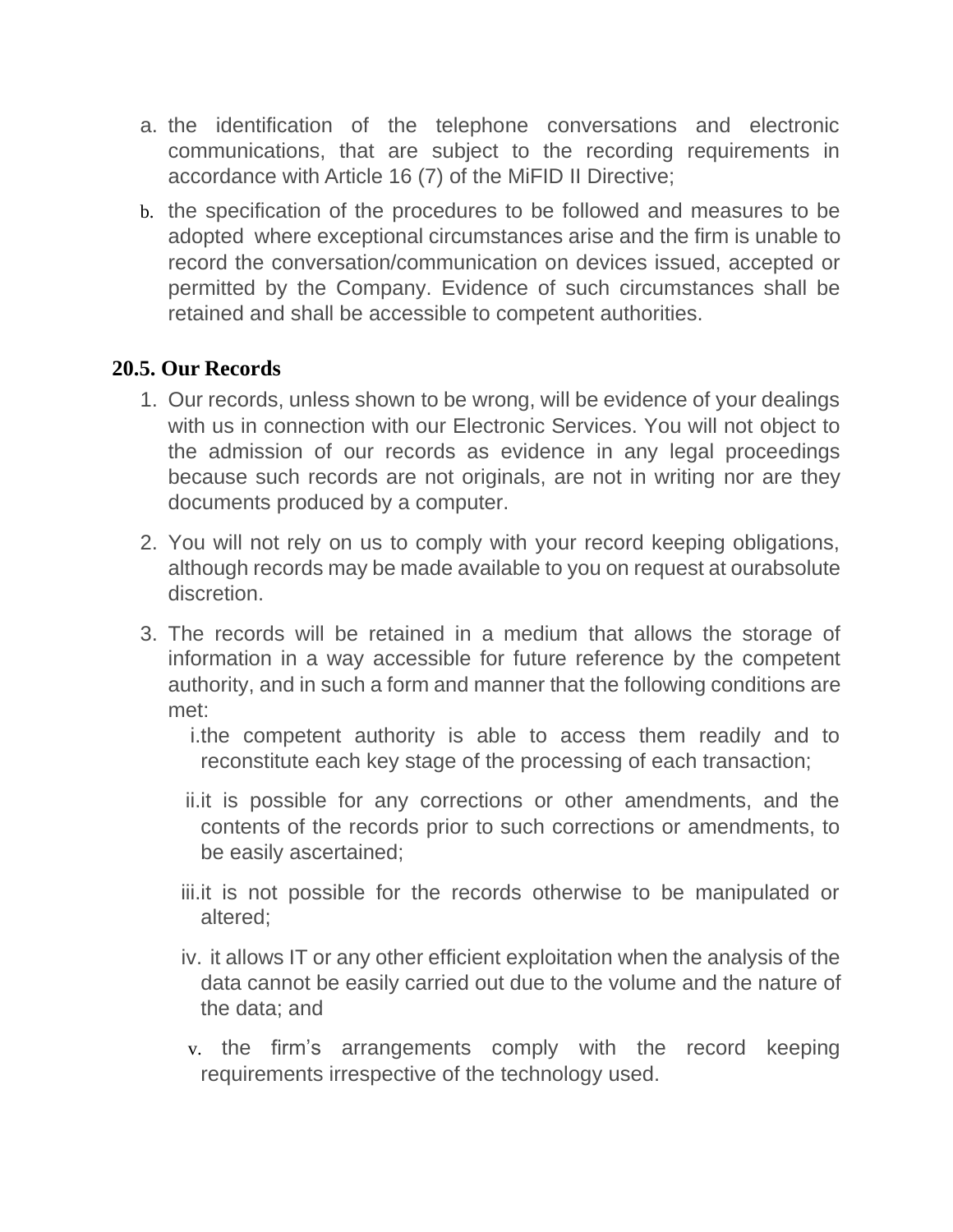a. the identification of the telephone conversations and electronic communications, that are subject to the recording requirements in accordance with Article 16 (7) of the MiFID II Directive;

b. the specification of the procedures to be followed and measures to be adopted where exceptional circumstances arise and the firm is unable to record the conversation/communication on devices issued, accepted or permitted by the Company. Evidence of such circumstances shall be retained and shall be accessible to competent authorities.

### 20.5. Our Records

1. Our records, unless shown to be wrong, will be evidence of your dealings with us in connection with our Electronic Services. You will not object to the admission of our records as evidence in any legal proceedings because such records are not originals, are not in writing nor are they documents produced by a computer.

2. You will not rely on us to comply with your record keeping obligations, although records may be made available to you on request at ourabsolute discretion.

3. The records will be retained in a medium that allows the storage of information in a way accessible for future reference by the competent authority, and in such a form and manner that the following conditions are met:

   i. the competent authority is able to access them readily and to reconstitute each key stage of the processing of each transaction;

   ii. it is possible for any corrections or other amendments, and the contents of the records prior to such corrections or amendments, to be easily ascertained;

   iii. it is not possible for the records otherwise to be manipulated or altered;

   iv. it allows IT or any other efficient exploitation when the analysis of the data cannot be easily carried out due to the volume and the nature of the data; and

   v. the firm's arrangements comply with the record keeping requirements irrespective of the technology used.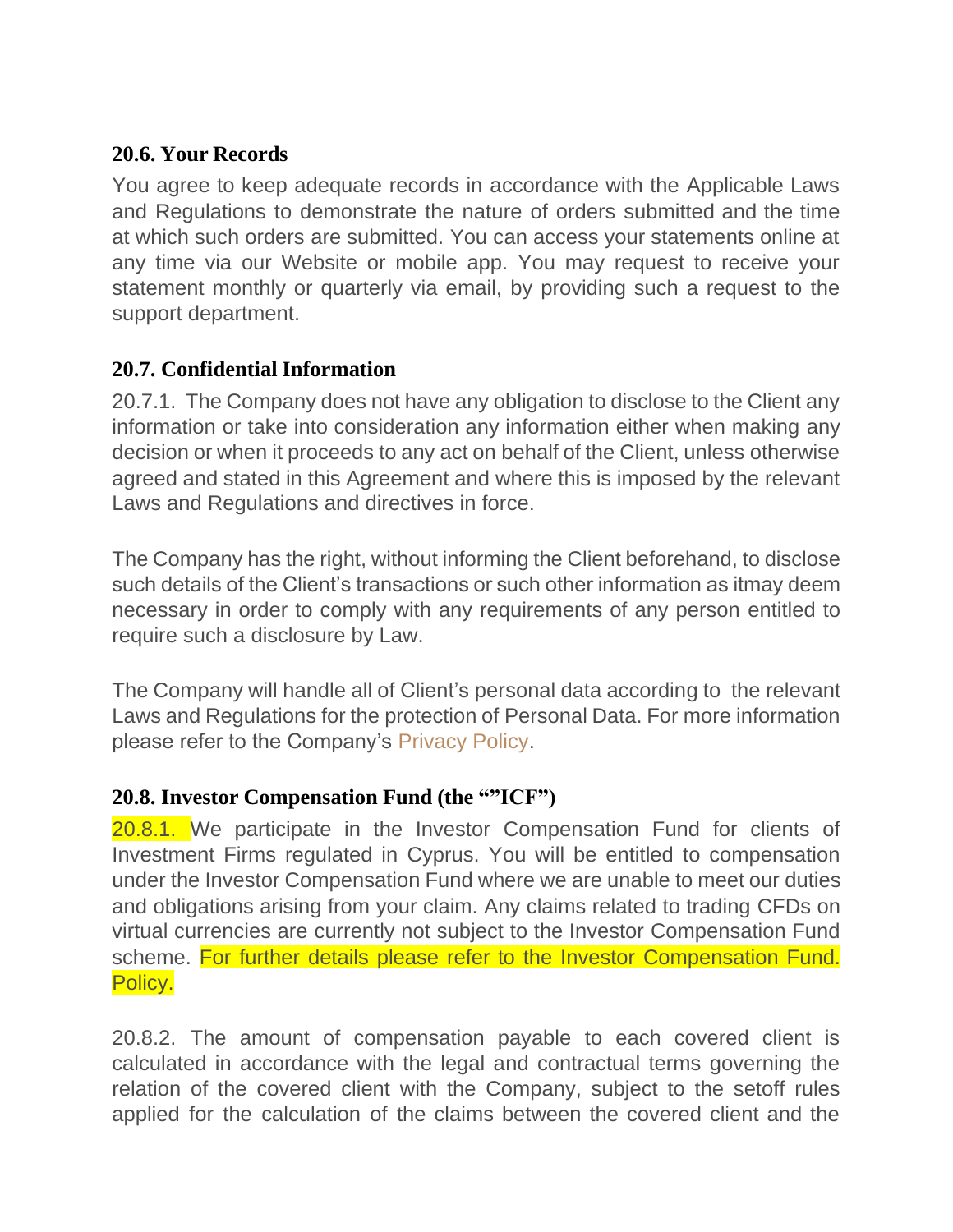### 20.6. Your Records

You agree to keep adequate records in accordance with the Applicable Laws and Regulations to demonstrate the nature of orders submitted and the time at which such orders are submitted. You can access your statements online at any time via our Website or mobile app. You may request to receive your statement monthly or quarterly via email, by providing such a request to the support department.

### 20.7. Confidential Information

20.7.1. The Company does not have any obligation to disclose to the Client any information or take into consideration any information either when making any decision or when it proceeds to any act on behalf of the Client, unless otherwise agreed and stated in this Agreement and where this is imposed by the relevant Laws and Regulations and directives in force.

The Company has the right, without informing the Client beforehand, to disclose such details of the Client's transactions or such other information as itmay deem necessary in order to comply with any requirements of any person entitled to require such a disclosure by Law.

The Company will handle all of Client's personal data according to the relevant Laws and Regulations for the protection of Personal Data. For more information please refer to the Company's Privacy Policy.

### 20.8. Investor Compensation Fund (the “”ICF”)

20.8.1. We participate in the Investor Compensation Fund for clients of Investment Firms regulated in Cyprus. You will be entitled to compensation under the Investor Compensation Fund where we are unable to meet our duties and obligations arising from your claim. Any claims related to trading CFDs on virtual currencies are currently not subject to the Investor Compensation Fund scheme. For further details please refer to the Investor Compensation Fund. Policy.

20.8.2. The amount of compensation payable to each covered client is calculated in accordance with the legal and contractual terms governing the relation of the covered client with the Company, subject to the setoff rules applied for the calculation of the claims between the covered client and the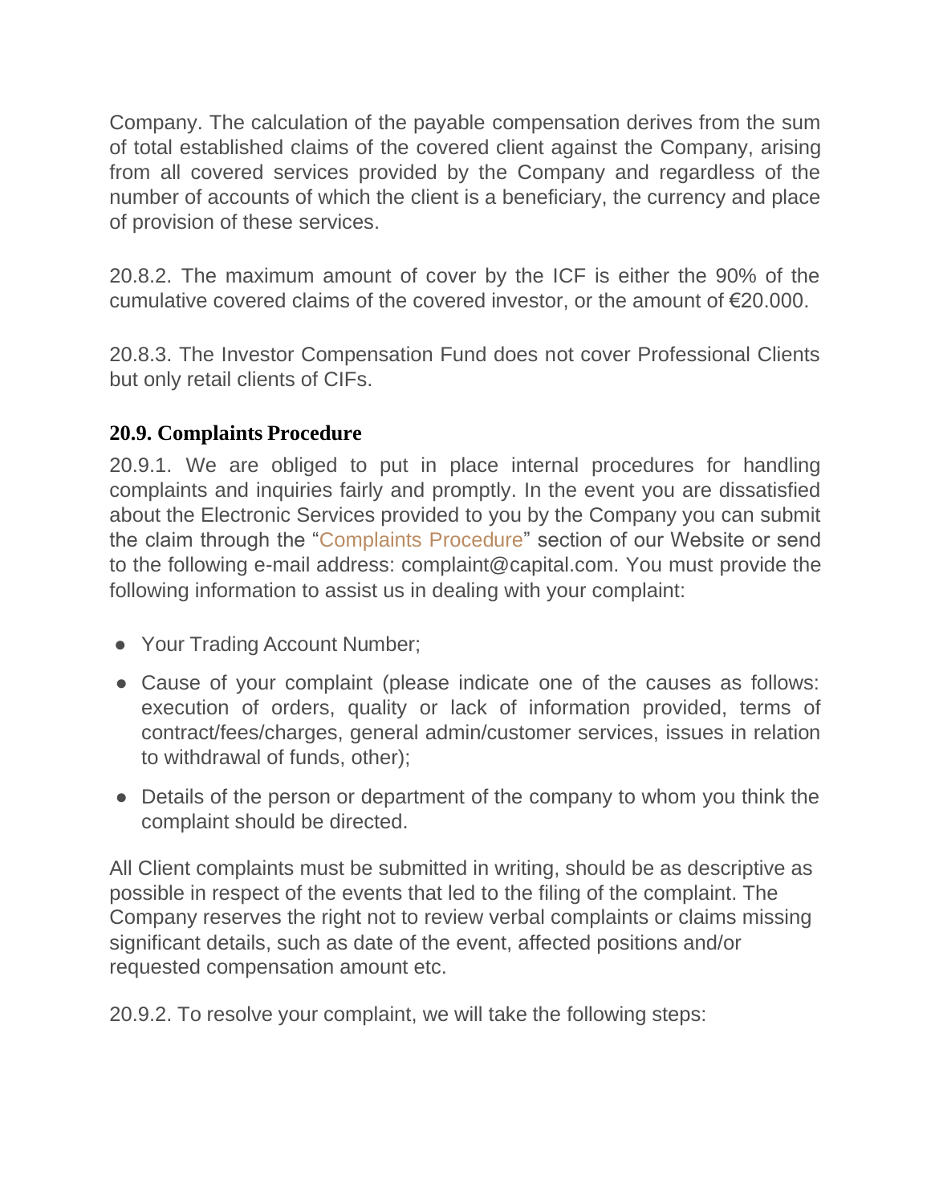Company. The calculation of the payable compensation derives from the sum of total established claims of the covered client against the Company, arising from all covered services provided by the Company and regardless of the number of accounts of which the client is a beneficiary, the currency and place of provision of these services.

20.8.2. The maximum amount of cover by the ICF is either the 90% of the cumulative covered claims of the covered investor, or the amount of €20.000.

20.8.3. The Investor Compensation Fund does not cover Professional Clients but only retail clients of CIFs.

### 20.9. Complaints Procedure

20.9.1. We are obliged to put in place internal procedures for handling complaints and inquiries fairly and promptly. In the event you are dissatisfied about the Electronic Services provided to you by the Company you can submit the claim through the "Complaints Procedure" section of our Website or send to the following e-mail address: complaint@capital.com. You must provide the following information to assist us in dealing with your complaint:

- Your Trading Account Number;
- Cause of your complaint (please indicate one of the causes as follows: execution of orders, quality or lack of information provided, terms of contract/fees/charges, general admin/customer services, issues in relation to withdrawal of funds, other);
- Details of the person or department of the company to whom you think the complaint should be directed.

All Client complaints must be submitted in writing, should be as descriptive as possible in respect of the events that led to the filing of the complaint. The Company reserves the right not to review verbal complaints or claims missing significant details, such as date of the event, affected positions and/or requested compensation amount etc.

20.9.2. To resolve your complaint, we will take the following steps: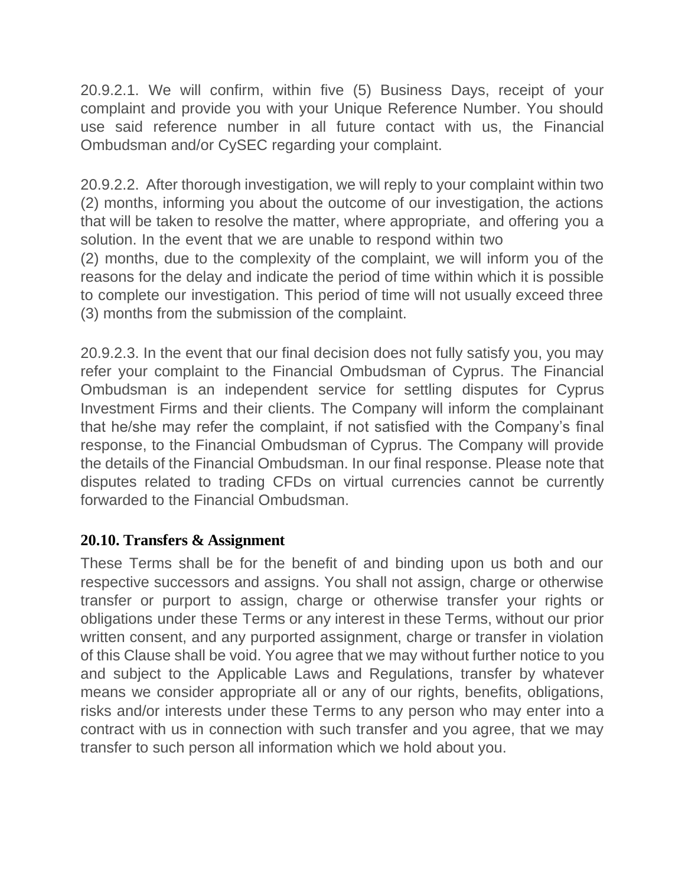20.9.2.1. We will confirm, within five (5) Business Days, receipt of your complaint and provide you with your Unique Reference Number. You should use said reference number in all future contact with us, the Financial Ombudsman and/or CySEC regarding your complaint.

20.9.2.2. After thorough investigation, we will reply to your complaint within two (2) months, informing you about the outcome of our investigation, the actions that will be taken to resolve the matter, where appropriate, and offering you a solution. In the event that we are unable to respond within two (2) months, due to the complexity of the complaint, we will inform you of the reasons for the delay and indicate the period of time within which it is possible to complete our investigation. This period of time will not usually exceed three (3) months from the submission of the complaint.

20.9.2.3. In the event that our final decision does not fully satisfy you, you may refer your complaint to the Financial Ombudsman of Cyprus. The Financial Ombudsman is an independent service for settling disputes for Cyprus Investment Firms and their clients. The Company will inform the complainant that he/she may refer the complaint, if not satisfied with the Company's final response, to the Financial Ombudsman of Cyprus. The Company will provide the details of the Financial Ombudsman. In our final response. Please note that disputes related to trading CFDs on virtual currencies cannot be currently forwarded to the Financial Ombudsman.

### 20.10. Transfers & Assignment

These Terms shall be for the benefit of and binding upon us both and our respective successors and assigns. You shall not assign, charge or otherwise transfer or purport to assign, charge or otherwise transfer your rights or obligations under these Terms or any interest in these Terms, without our prior written consent, and any purported assignment, charge or transfer in violation of this Clause shall be void. You agree that we may without further notice to you and subject to the Applicable Laws and Regulations, transfer by whatever means we consider appropriate all or any of our rights, benefits, obligations, risks and/or interests under these Terms to any person who may enter into a contract with us in connection with such transfer and you agree, that we may transfer to such person all information which we hold about you.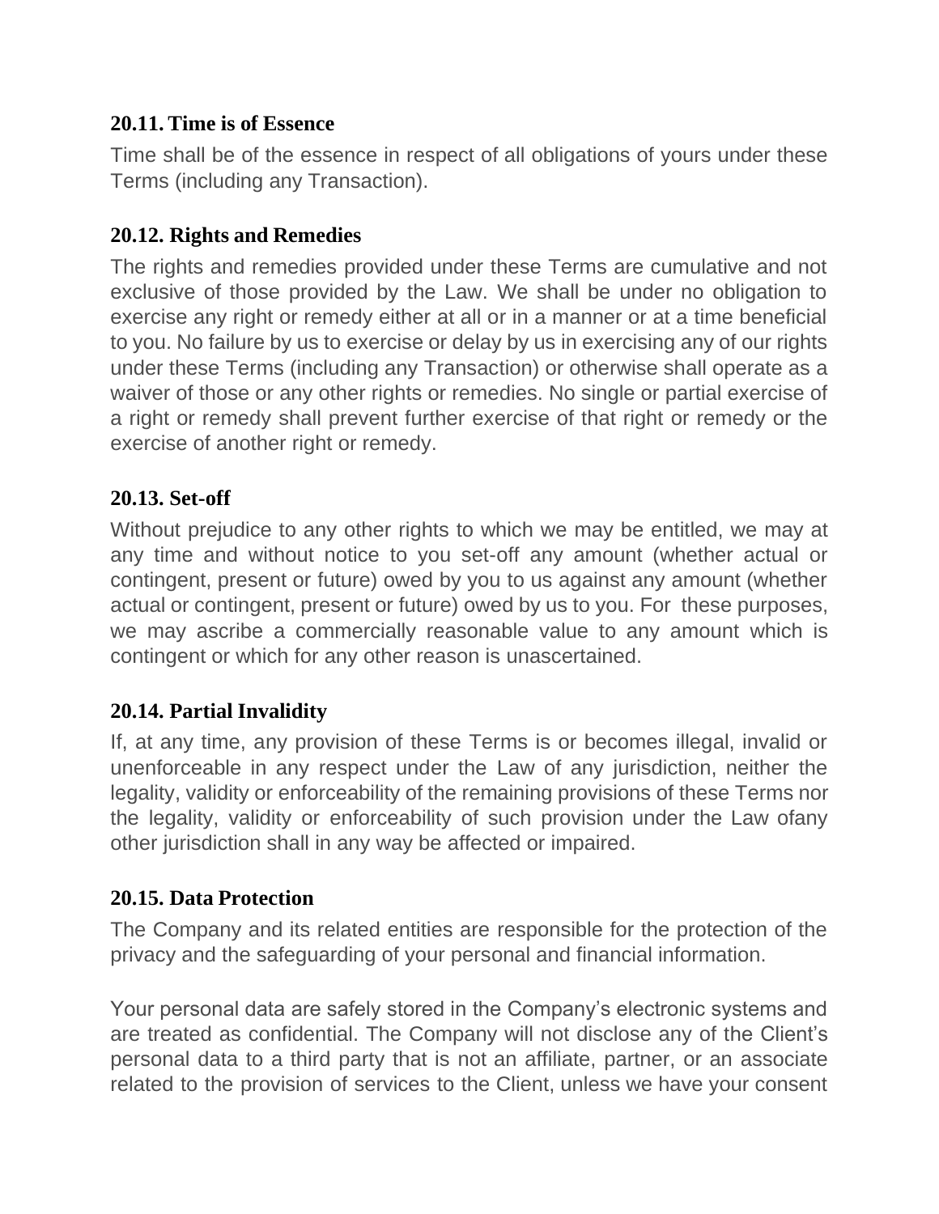### 20.11. Time is of Essence

Time shall be of the essence in respect of all obligations of yours under these Terms (including any Transaction).

### 20.12. Rights and Remedies

The rights and remedies provided under these Terms are cumulative and not exclusive of those provided by the Law. We shall be under no obligation to exercise any right or remedy either at all or in a manner or at a time beneficial to you. No failure by us to exercise or delay by us in exercising any of our rights under these Terms (including any Transaction) or otherwise shall operate as a waiver of those or any other rights or remedies. No single or partial exercise of a right or remedy shall prevent further exercise of that right or remedy or the exercise of another right or remedy.

### 20.13. Set-off

Without prejudice to any other rights to which we may be entitled, we may at any time and without notice to you set-off any amount (whether actual or contingent, present or future) owed by you to us against any amount (whether actual or contingent, present or future) owed by us to you. For these purposes, we may ascribe a commercially reasonable value to any amount which is contingent or which for any other reason is unascertained.

### 20.14. Partial Invalidity

If, at any time, any provision of these Terms is or becomes illegal, invalid or unenforceable in any respect under the Law of any jurisdiction, neither the legality, validity or enforceability of the remaining provisions of these Terms nor the legality, validity or enforceability of such provision under the Law ofany other jurisdiction shall in any way be affected or impaired.

### 20.15. Data Protection

The Company and its related entities are responsible for the protection of the privacy and the safeguarding of your personal and financial information.

Your personal data are safely stored in the Company's electronic systems and are treated as confidential. The Company will not disclose any of the Client's personal data to a third party that is not an affiliate, partner, or an associate related to the provision of services to the Client, unless we have your consent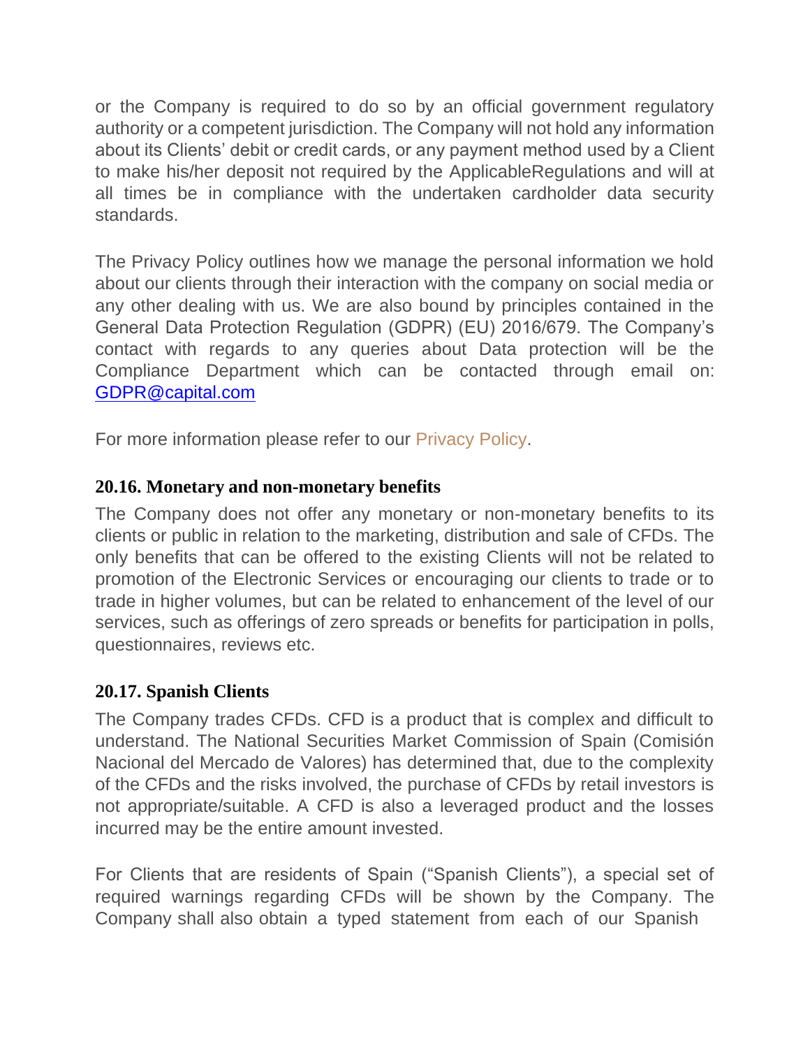or the Company is required to do so by an official government regulatory authority or a competent jurisdiction. The Company will not hold any information about its Clients' debit or credit cards, or any payment method used by a Client to make his/her deposit not required by the ApplicableRegulations and will at all times be in compliance with the undertaken cardholder data security standards.

The Privacy Policy outlines how we manage the personal information we hold about our clients through their interaction with the company on social media or any other dealing with us. We are also bound by principles contained in the General Data Protection Regulation (GDPR) (EU) 2016/679. The Company's contact with regards to any queries about Data protection will be the Compliance Department which can be contacted through email on: GDPR@capital.com

For more information please refer to our Privacy Policy.

### 20.16. Monetary and non-monetary benefits

The Company does not offer any monetary or non-monetary benefits to its clients or public in relation to the marketing, distribution and sale of CFDs. The only benefits that can be offered to the existing Clients will not be related to promotion of the Electronic Services or encouraging our clients to trade or to trade in higher volumes, but can be related to enhancement of the level of our services, such as offerings of zero spreads or benefits for participation in polls, questionnaires, reviews etc.

### 20.17. Spanish Clients

The Company trades CFDs. CFD is a product that is complex and difficult to understand. The National Securities Market Commission of Spain (Comisión Nacional del Mercado de Valores) has determined that, due to the complexity of the CFDs and the risks involved, the purchase of CFDs by retail investors is not appropriate/suitable. A CFD is also a leveraged product and the losses incurred may be the entire amount invested.

For Clients that are residents of Spain ("Spanish Clients"), a special set of required warnings regarding CFDs will be shown by the Company. The Company shall also obtain a typed statement from each of our Spanish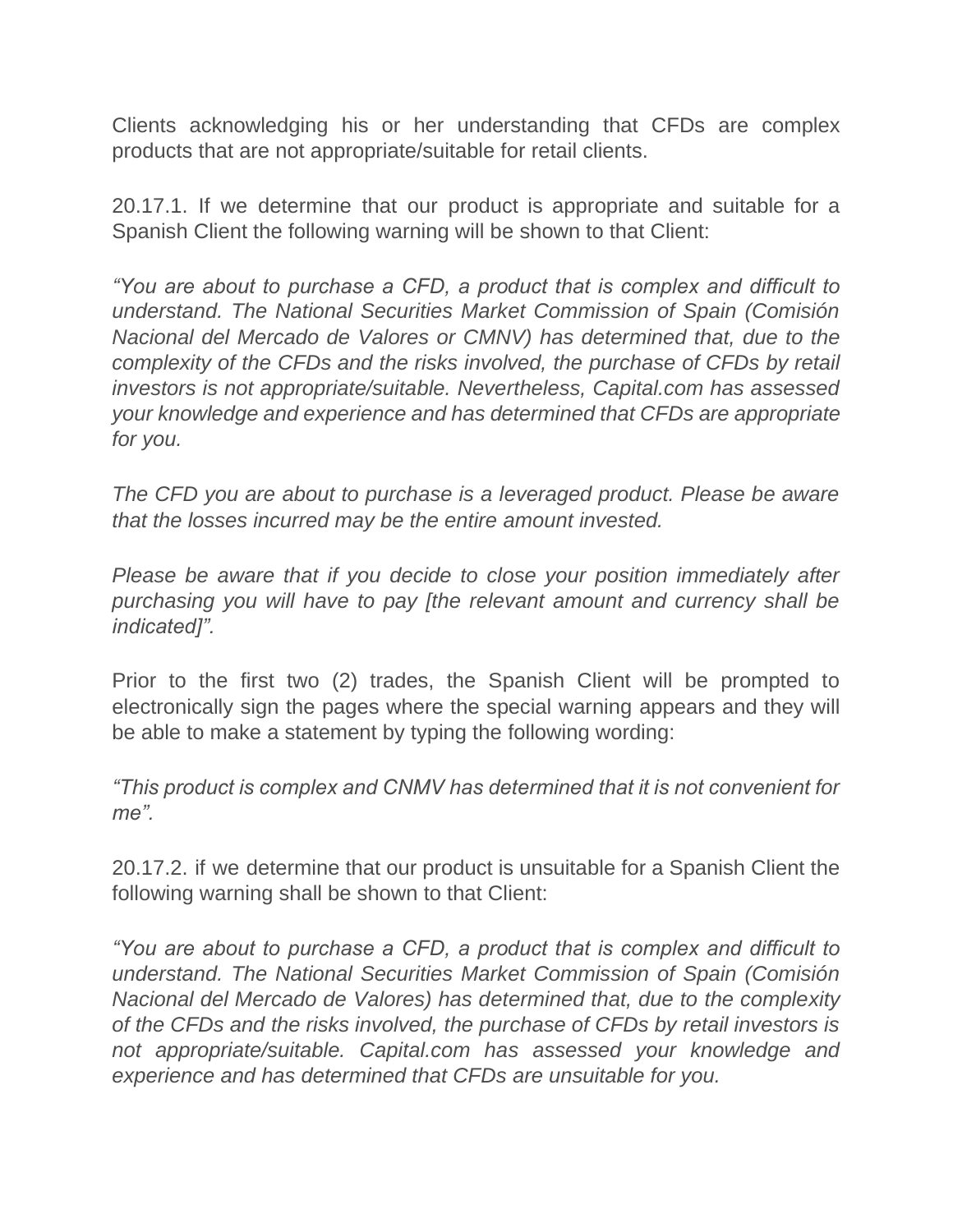Clients acknowledging his or her understanding that CFDs are complex products that are not appropriate/suitable for retail clients.

20.17.1. If we determine that our product is appropriate and suitable for a Spanish Client the following warning will be shown to that Client:

*“You are about to purchase a CFD, a product that is complex and difficult to understand. The National Securities Market Commission of Spain (Comisión Nacional del Mercado de Valores or CMNV) has determined that, due to the complexity of the CFDs and the risks involved, the purchase of CFDs by retail investors is not appropriate/suitable. Nevertheless, Capital.com has assessed your knowledge and experience and has determined that CFDs are appropriate for you.*

*The CFD you are about to purchase is a leveraged product. Please be aware that the losses incurred may be the entire amount invested.*

*Please be aware that if you decide to close your position immediately after purchasing you will have to pay [the relevant amount and currency shall be indicated]”.*

Prior to the first two (2) trades, the Spanish Client will be prompted to electronically sign the pages where the special warning appears and they will be able to make a statement by typing the following wording:

*“This product is complex and CNMV has determined that it is not convenient for me”.*

20.17.2. if we determine that our product is unsuitable for a Spanish Client the following warning shall be shown to that Client:

*“You are about to purchase a CFD, a product that is complex and difficult to understand. The National Securities Market Commission of Spain (Comisión Nacional del Mercado de Valores) has determined that, due to the complexity of the CFDs and the risks involved, the purchase of CFDs by retail investors is not appropriate/suitable. Capital.com has assessed your knowledge and experience and has determined that CFDs are unsuitable for you.*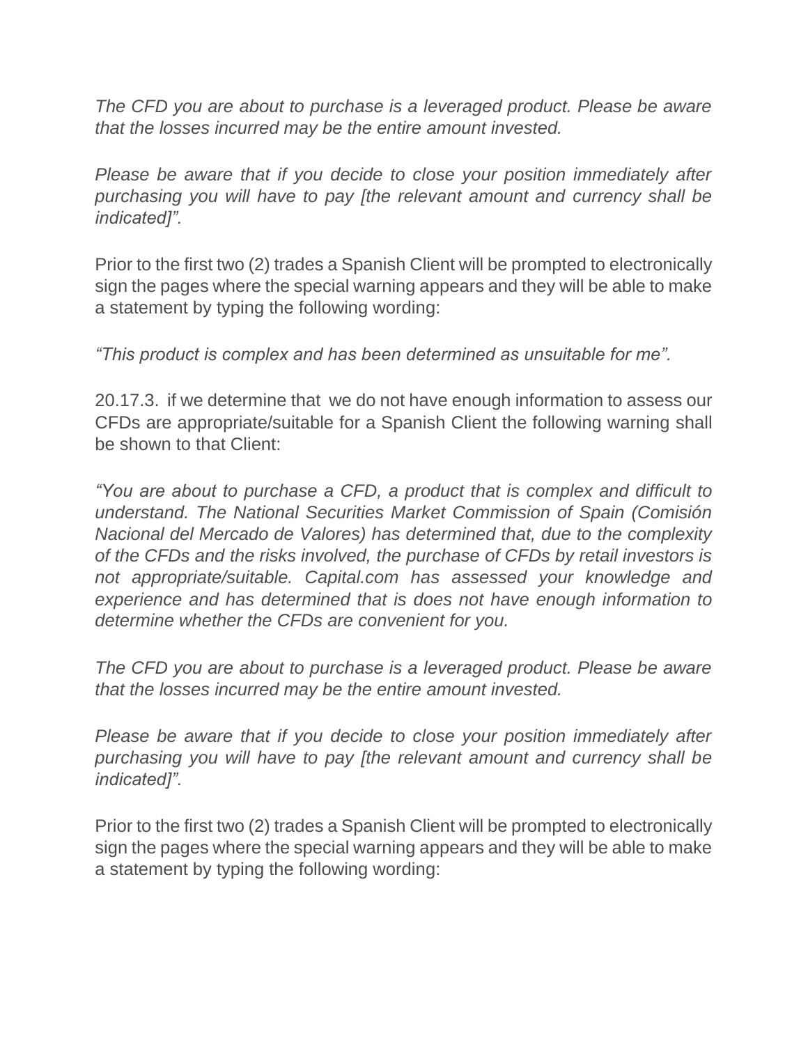*The CFD you are about to purchase is a leveraged product. Please be aware that the losses incurred may be the entire amount invested.*

*Please be aware that if you decide to close your position immediately after purchasing you will have to pay [the relevant amount and currency shall be indicated]".*

Prior to the first two (2) trades a Spanish Client will be prompted to electronically sign the pages where the special warning appears and they will be able to make a statement by typing the following wording:

*"This product is complex and has been determined as unsuitable for me".*

20.17.3. if we determine that we do not have enough information to assess our CFDs are appropriate/suitable for a Spanish Client the following warning shall be shown to that Client:

*"You are about to purchase a CFD, a product that is complex and difficult to understand. The National Securities Market Commission of Spain (Comisión Nacional del Mercado de Valores) has determined that, due to the complexity of the CFDs and the risks involved, the purchase of CFDs by retail investors is not appropriate/suitable. Capital.com has assessed your knowledge and experience and has determined that is does not have enough information to determine whether the CFDs are convenient for you.*

*The CFD you are about to purchase is a leveraged product. Please be aware that the losses incurred may be the entire amount invested.*

*Please be aware that if you decide to close your position immediately after purchasing you will have to pay [the relevant amount and currency shall be indicated]".*

Prior to the first two (2) trades a Spanish Client will be prompted to electronically sign the pages where the special warning appears and they will be able to make a statement by typing the following wording: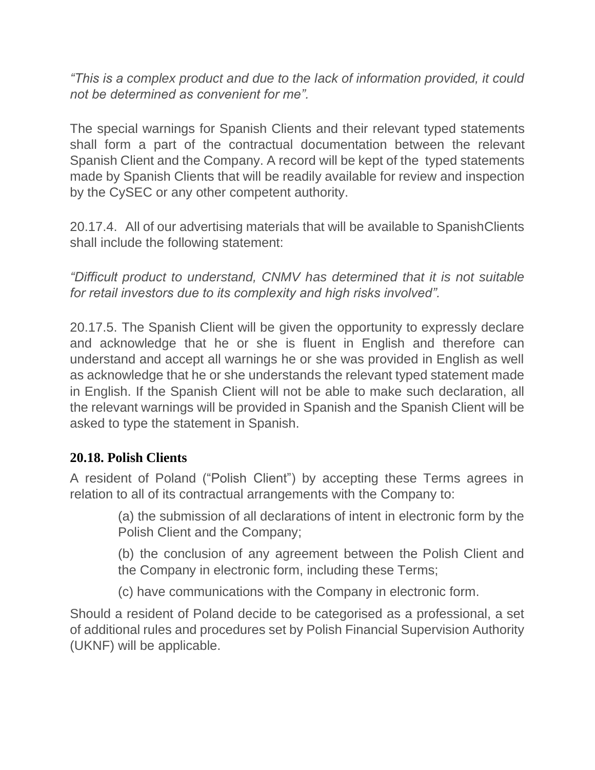*"This is a complex product and due to the lack of information provided, it could not be determined as convenient for me".*

The special warnings for Spanish Clients and their relevant typed statements shall form a part of the contractual documentation between the relevant Spanish Client and the Company. A record will be kept of the typed statements made by Spanish Clients that will be readily available for review and inspection by the CySEC or any other competent authority.

20.17.4. All of our advertising materials that will be available to SpanishClients shall include the following statement:

*"Difficult product to understand, CNMV has determined that it is not suitable for retail investors due to its complexity and high risks involved".*

20.17.5. The Spanish Client will be given the opportunity to expressly declare and acknowledge that he or she is fluent in English and therefore can understand and accept all warnings he or she was provided in English as well as acknowledge that he or she understands the relevant typed statement made in English. If the Spanish Client will not be able to make such declaration, all the relevant warnings will be provided in Spanish and the Spanish Client will be asked to type the statement in Spanish.

### 20.18. Polish Clients

A resident of Poland ("Polish Client") by accepting these Terms agrees in relation to all of its contractual arrangements with the Company to:

(a) the submission of all declarations of intent in electronic form by the Polish Client and the Company;

(b) the conclusion of any agreement between the Polish Client and the Company in electronic form, including these Terms;

(c) have communications with the Company in electronic form.

Should a resident of Poland decide to be categorised as a professional, a set of additional rules and procedures set by Polish Financial Supervision Authority (UKNF) will be applicable.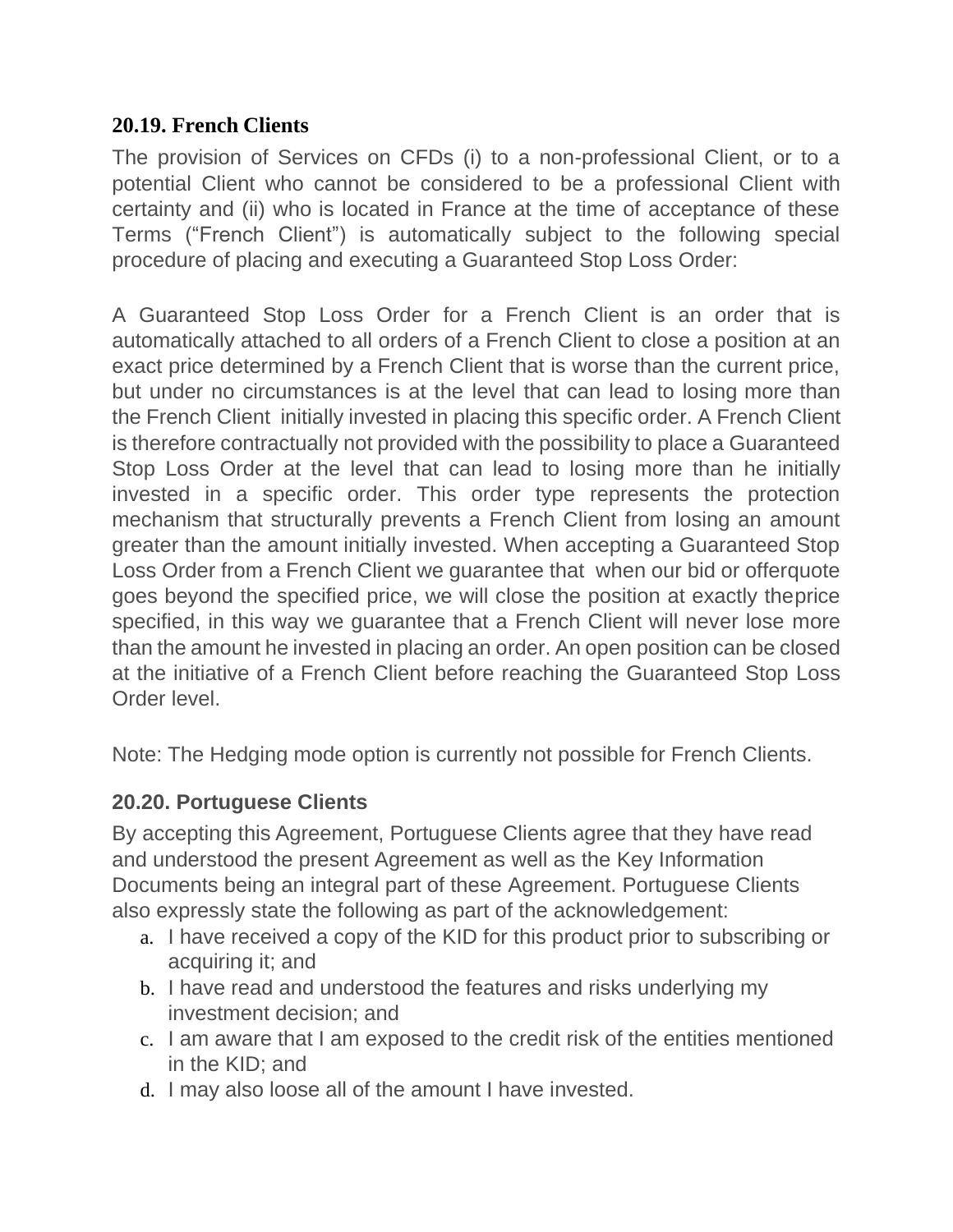### 20.19. French Clients

The provision of Services on CFDs (i) to a non-professional Client, or to a potential Client who cannot be considered to be a professional Client with certainty and (ii) who is located in France at the time of acceptance of these Terms ("French Client") is automatically subject to the following special procedure of placing and executing a Guaranteed Stop Loss Order:

A Guaranteed Stop Loss Order for a French Client is an order that is automatically attached to all orders of a French Client to close a position at an exact price determined by a French Client that is worse than the current price, but under no circumstances is at the level that can lead to losing more than the French Client initially invested in placing this specific order. A French Client is therefore contractually not provided with the possibility to place a Guaranteed Stop Loss Order at the level that can lead to losing more than he initially invested in a specific order. This order type represents the protection mechanism that structurally prevents a French Client from losing an amount greater than the amount initially invested. When accepting a Guaranteed Stop Loss Order from a French Client we guarantee that when our bid or offerquote goes beyond the specified price, we will close the position at exactly theprice specified, in this way we guarantee that a French Client will never lose more than the amount he invested in placing an order. An open position can be closed at the initiative of a French Client before reaching the Guaranteed Stop Loss Order level.

Note: The Hedging mode option is currently not possible for French Clients.

### 20.20. Portuguese Clients

By accepting this Agreement, Portuguese Clients agree that they have read and understood the present Agreement as well as the Key Information Documents being an integral part of these Agreement. Portuguese Clients also expressly state the following as part of the acknowledgement:

a. I have received a copy of the KID for this product prior to subscribing or acquiring it; and
b. I have read and understood the features and risks underlying my investment decision; and
c. I am aware that I am exposed to the credit risk of the entities mentioned in the KID; and
d. I may also loose all of the amount I have invested.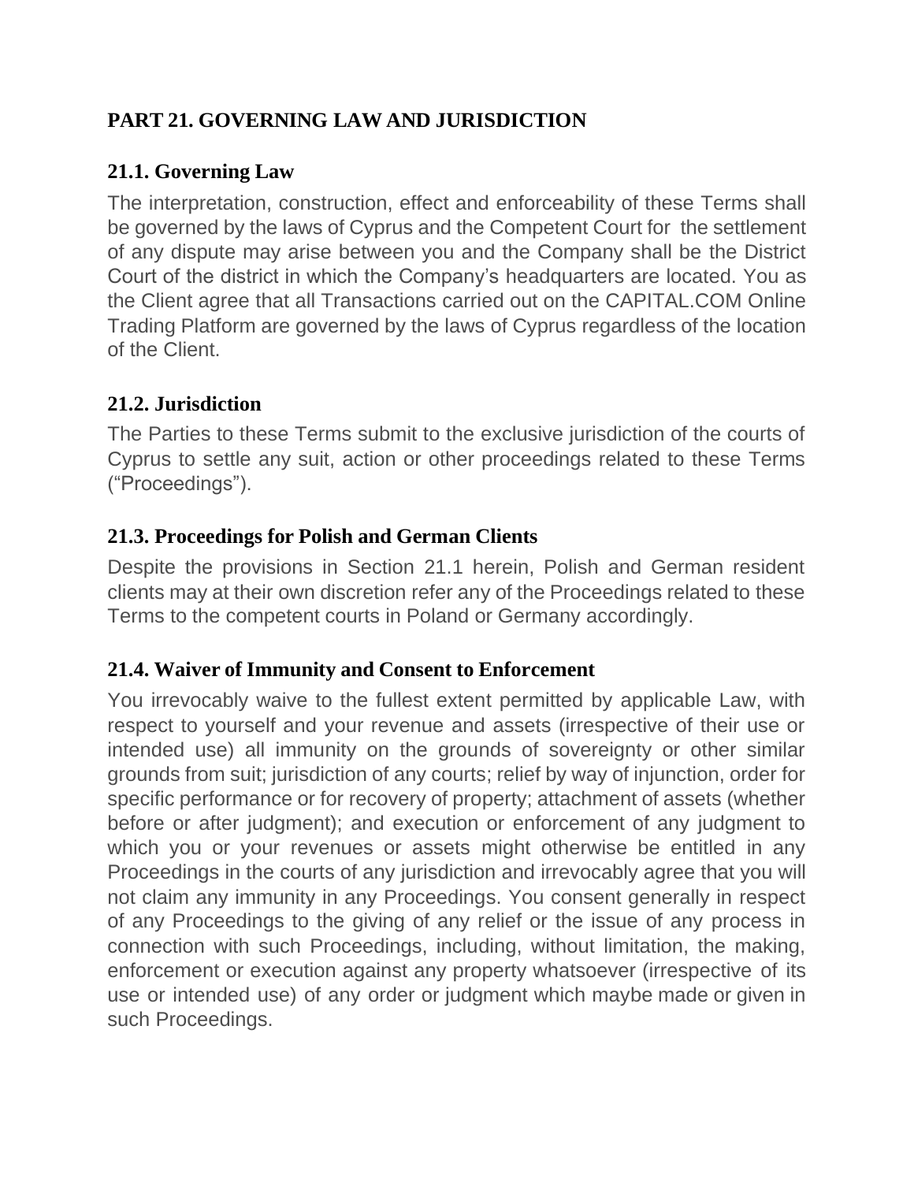## PART 21. GOVERNING LAW AND JURISDICTION

### 21.1. Governing Law

The interpretation, construction, effect and enforceability of these Terms shall be governed by the laws of Cyprus and the Competent Court for the settlement of any dispute may arise between you and the Company shall be the District Court of the district in which the Company's headquarters are located. You as the Client agree that all Transactions carried out on the CAPITAL.COM Online Trading Platform are governed by the laws of Cyprus regardless of the location of the Client.

### 21.2. Jurisdiction

The Parties to these Terms submit to the exclusive jurisdiction of the courts of Cyprus to settle any suit, action or other proceedings related to these Terms ("Proceedings").

### 21.3. Proceedings for Polish and German Clients

Despite the provisions in Section 21.1 herein, Polish and German resident clients may at their own discretion refer any of the Proceedings related to these Terms to the competent courts in Poland or Germany accordingly.

### 21.4. Waiver of Immunity and Consent to Enforcement

You irrevocably waive to the fullest extent permitted by applicable Law, with respect to yourself and your revenue and assets (irrespective of their use or intended use) all immunity on the grounds of sovereignty or other similar grounds from suit; jurisdiction of any courts; relief by way of injunction, order for specific performance or for recovery of property; attachment of assets (whether before or after judgment); and execution or enforcement of any judgment to which you or your revenues or assets might otherwise be entitled in any Proceedings in the courts of any jurisdiction and irrevocably agree that you will not claim any immunity in any Proceedings. You consent generally in respect of any Proceedings to the giving of any relief or the issue of any process in connection with such Proceedings, including, without limitation, the making, enforcement or execution against any property whatsoever (irrespective of its use or intended use) of any order or judgment which maybe made or given in such Proceedings.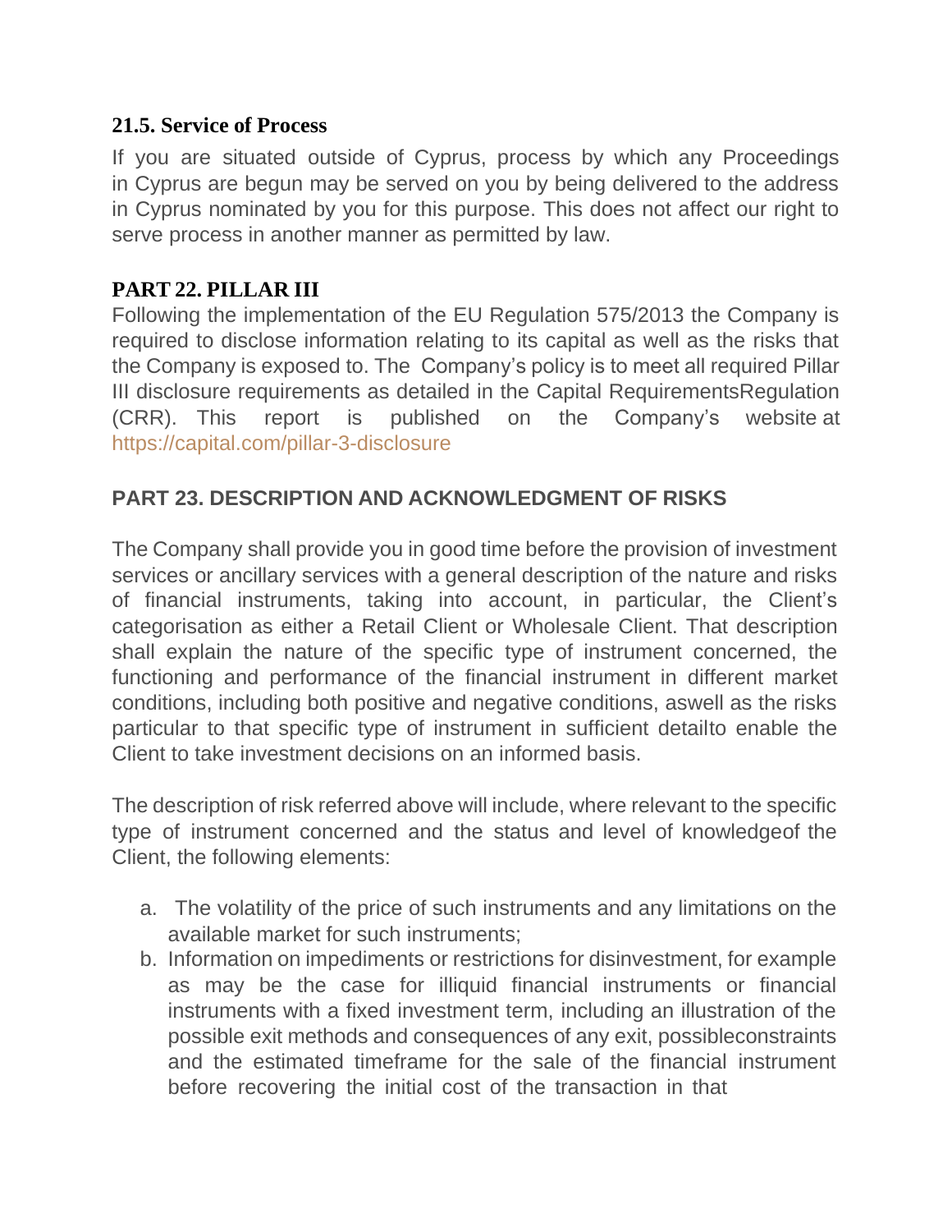### 21.5. Service of Process

If you are situated outside of Cyprus, process by which any Proceedings in Cyprus are begun may be served on you by being delivered to the address in Cyprus nominated by you for this purpose. This does not affect our right to serve process in another manner as permitted by law.

## PART 22. PILLAR III

Following the implementation of the EU Regulation 575/2013 the Company is required to disclose information relating to its capital as well as the risks that the Company is exposed to. The Company's policy is to meet all required Pillar III disclosure requirements as detailed in the Capital RequirementsRegulation (CRR). This report is published on the Company's website at https://capital.com/pillar-3-disclosure

## PART 23. DESCRIPTION AND ACKNOWLEDGMENT OF RISKS

The Company shall provide you in good time before the provision of investment services or ancillary services with a general description of the nature and risks of financial instruments, taking into account, in particular, the Client's categorisation as either a Retail Client or Wholesale Client. That description shall explain the nature of the specific type of instrument concerned, the functioning and performance of the financial instrument in different market conditions, including both positive and negative conditions, aswell as the risks particular to that specific type of instrument in sufficient detailto enable the Client to take investment decisions on an informed basis.

The description of risk referred above will include, where relevant to the specific type of instrument concerned and the status and level of knowledgeof the Client, the following elements:

a. The volatility of the price of such instruments and any limitations on the available market for such instruments;
b. Information on impediments or restrictions for disinvestment, for example as may be the case for illiquid financial instruments or financial instruments with a fixed investment term, including an illustration of the possible exit methods and consequences of any exit, possibleconstraints and the estimated timeframe for the sale of the financial instrument before recovering the initial cost of the transaction in that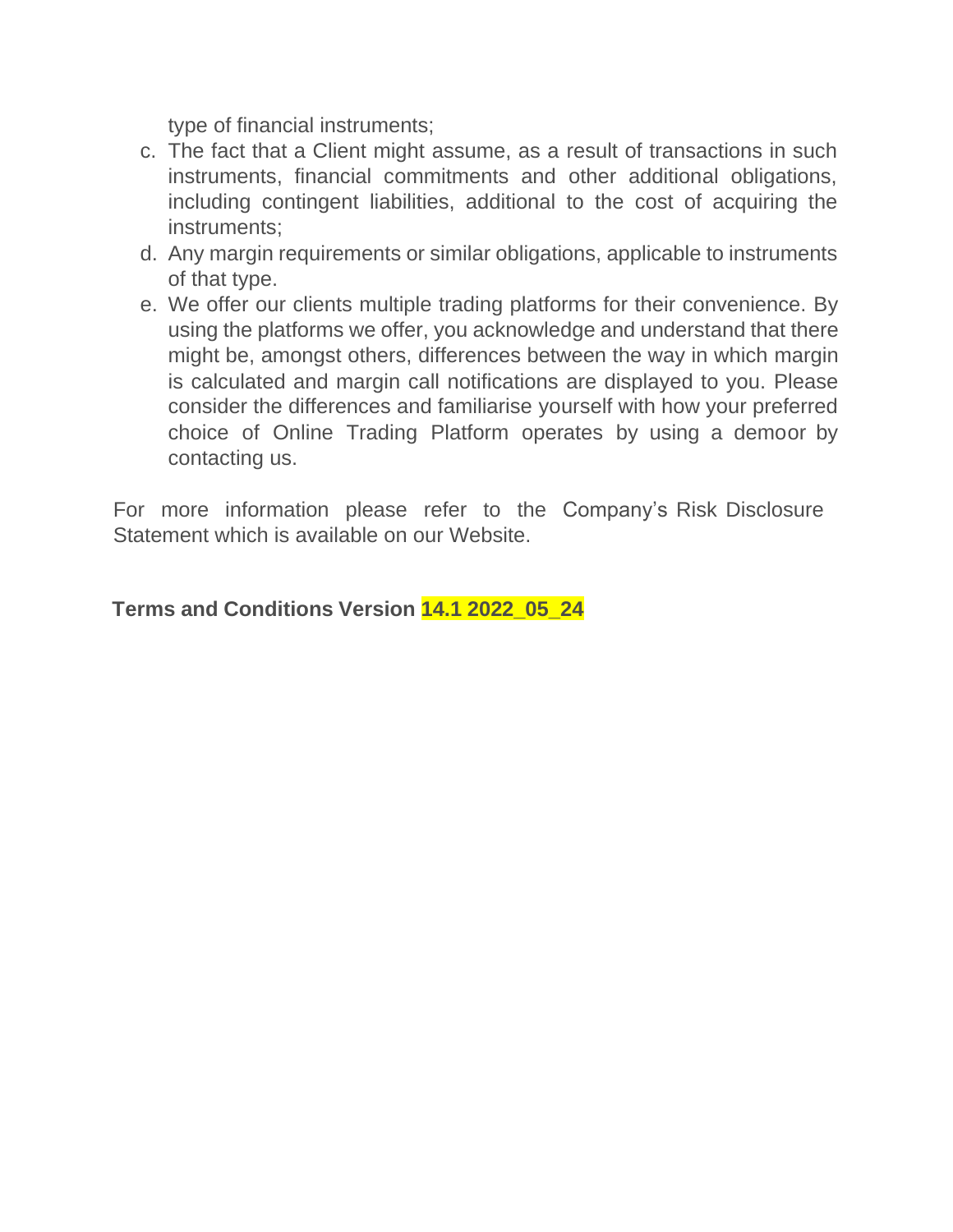type of financial instruments;

c. The fact that a Client might assume, as a result of transactions in such instruments, financial commitments and other additional obligations, including contingent liabilities, additional to the cost of acquiring the instruments;
d. Any margin requirements or similar obligations, applicable to instruments of that type.
e. We offer our clients multiple trading platforms for their convenience. By using the platforms we offer, you acknowledge and understand that there might be, amongst others, differences between the way in which margin is calculated and margin call notifications are displayed to you. Please consider the differences and familiarise yourself with how your preferred choice of Online Trading Platform operates by using a demoor by contacting us.

For more information please refer to the Company's Risk Disclosure Statement which is available on our Website.

**Terms and Conditions Version 14.1 2022_05_24**